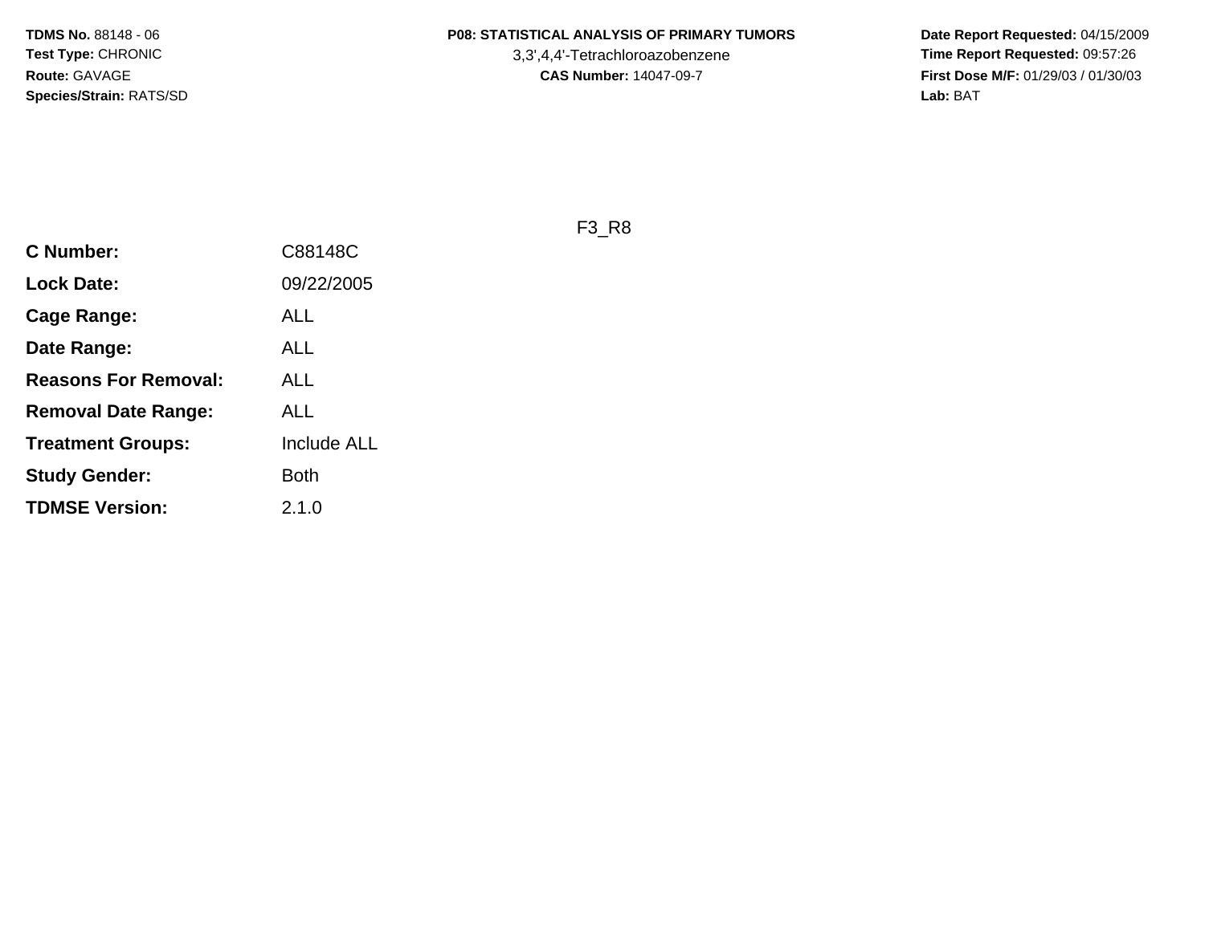**TDMS No.** 88148 - 06
**Test Type:** CHRONIC
**Route:** GAVAGE
**Species/Strain:** RATS/SD

**P08: STATISTICAL ANALYSIS OF PRIMARY TUMORS**
3,3',4,4'-Tetrachloroazobenzene
**CAS Number:** 14047-09-7

**Date Report Requested:** 04/15/2009
**Time Report Requested:** 09:57:26
**First Dose M/F:** 01/29/03 / 01/30/03
**Lab:** BAT

F3_R8

| | |
|---|---|
| **C Number:** | C88148C |
| **Lock Date:** | 09/22/2005 |
| **Cage Range:** | ALL |
| **Date Range:** | ALL |
| **Reasons For Removal:** | ALL |
| **Removal Date Range:** | ALL |
| **Treatment Groups:** | Include ALL |
| **Study Gender:** | Both |
| **TDMSE Version:** | 2.1.0 |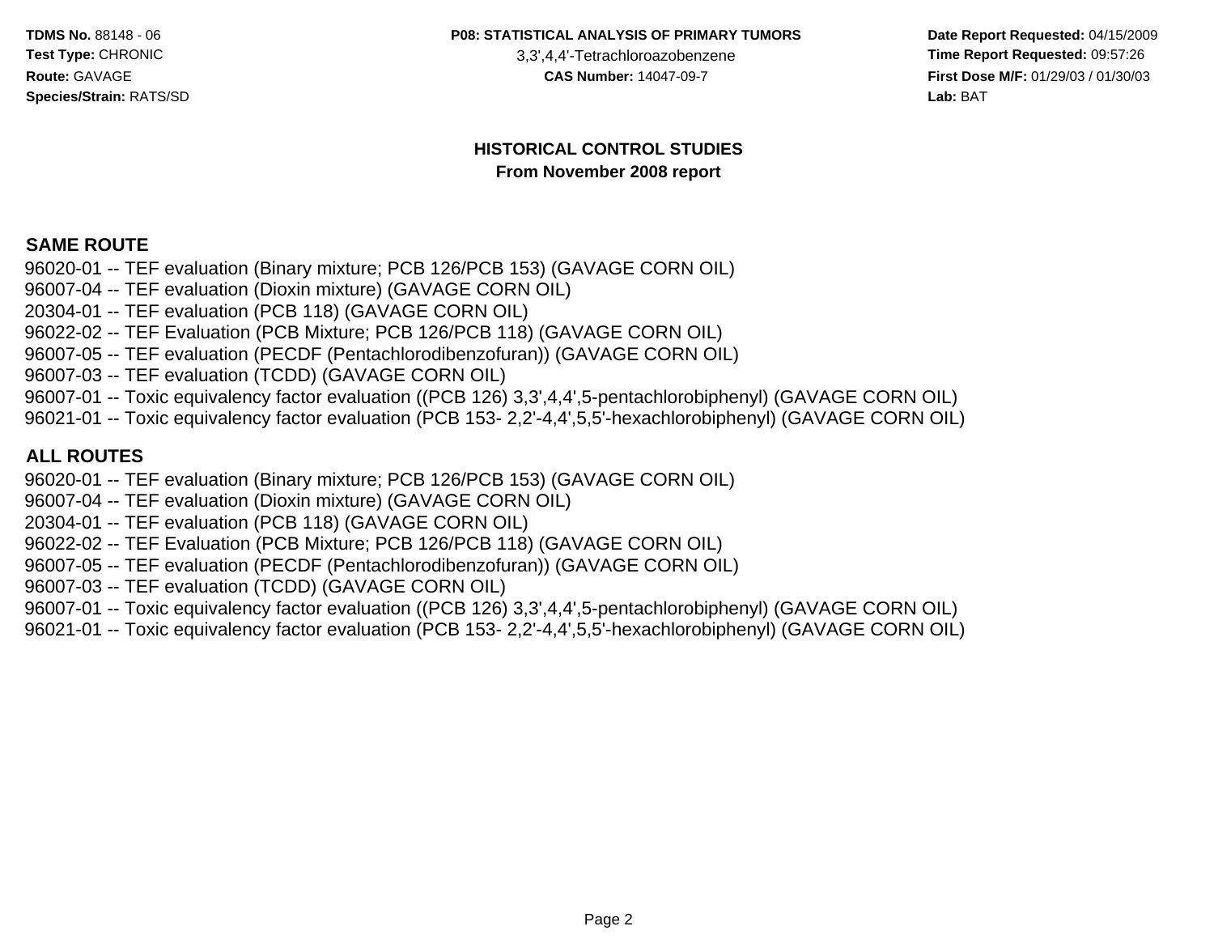## HISTORICAL CONTROL STUDIES

**From November 2008 report**

### SAME ROUTE

96020-01 -- TEF evaluation (Binary mixture; PCB 126/PCB 153) (GAVAGE CORN OIL)
96007-04 -- TEF evaluation (Dioxin mixture) (GAVAGE CORN OIL)
20304-01 -- TEF evaluation (PCB 118) (GAVAGE CORN OIL)
96022-02 -- TEF Evaluation (PCB Mixture; PCB 126/PCB 118) (GAVAGE CORN OIL)
96007-05 -- TEF evaluation (PECDF (Pentachlorodibenzofuran)) (GAVAGE CORN OIL)
96007-03 -- TEF evaluation (TCDD) (GAVAGE CORN OIL)
96007-01 -- Toxic equivalency factor evaluation ((PCB 126) 3,3',4,4',5-pentachlorobiphenyl) (GAVAGE CORN OIL)
96021-01 -- Toxic equivalency factor evaluation (PCB 153- 2,2'-4,4',5,5'-hexachlorobiphenyl) (GAVAGE CORN OIL)

### ALL ROUTES

96020-01 -- TEF evaluation (Binary mixture; PCB 126/PCB 153) (GAVAGE CORN OIL)
96007-04 -- TEF evaluation (Dioxin mixture) (GAVAGE CORN OIL)
20304-01 -- TEF evaluation (PCB 118) (GAVAGE CORN OIL)
96022-02 -- TEF Evaluation (PCB Mixture; PCB 126/PCB 118) (GAVAGE CORN OIL)
96007-05 -- TEF evaluation (PECDF (Pentachlorodibenzofuran)) (GAVAGE CORN OIL)
96007-03 -- TEF evaluation (TCDD) (GAVAGE CORN OIL)
96007-01 -- Toxic equivalency factor evaluation ((PCB 126) 3,3',4,4',5-pentachlorobiphenyl) (GAVAGE CORN OIL)
96021-01 -- Toxic equivalency factor evaluation (PCB 153- 2,2'-4,4',5,5'-hexachlorobiphenyl) (GAVAGE CORN OIL)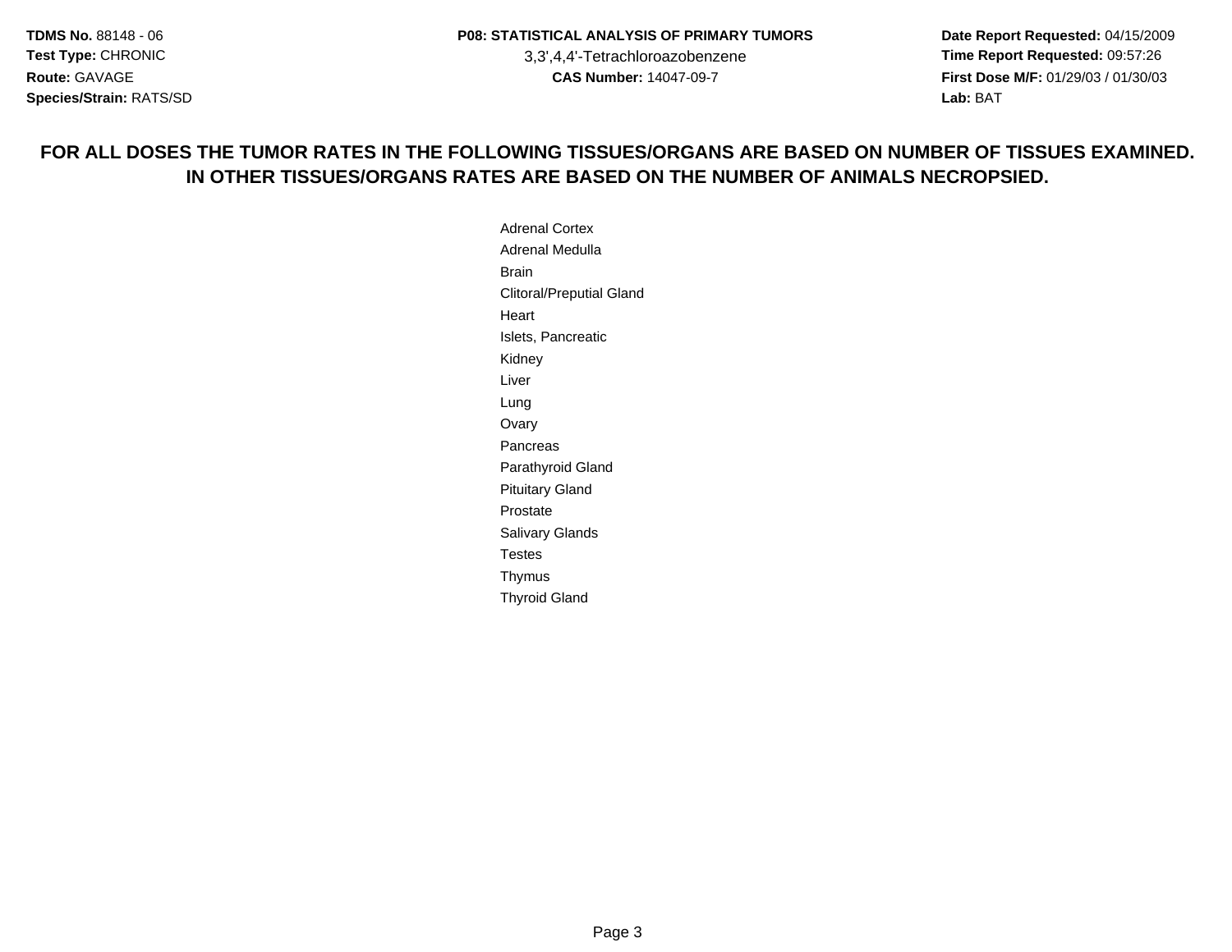**TDMS No.** 88148 - 06
**Test Type:** CHRONIC
**Route:** GAVAGE
**Species/Strain:** RATS/SD

**P08: STATISTICAL ANALYSIS OF PRIMARY TUMORS**
3,3',4,4'-Tetrachloroazobenzene
**CAS Number:** 14047-09-7

**Date Report Requested:** 04/15/2009
**Time Report Requested:** 09:57:26
**First Dose M/F:** 01/29/03 / 01/30/03
**Lab:** BAT

**FOR ALL DOSES THE TUMOR RATES IN THE FOLLOWING TISSUES/ORGANS ARE BASED ON NUMBER OF TISSUES EXAMINED. IN OTHER TISSUES/ORGANS RATES ARE BASED ON THE NUMBER OF ANIMALS NECROPSIED.**

Adrenal Cortex
Adrenal Medulla
Brain
Clitoral/Preputial Gland
Heart
Islets, Pancreatic
Kidney
Liver
Lung
Ovary
Pancreas
Parathyroid Gland
Pituitary Gland
Prostate
Salivary Glands
Testes
Thymus
Thyroid Gland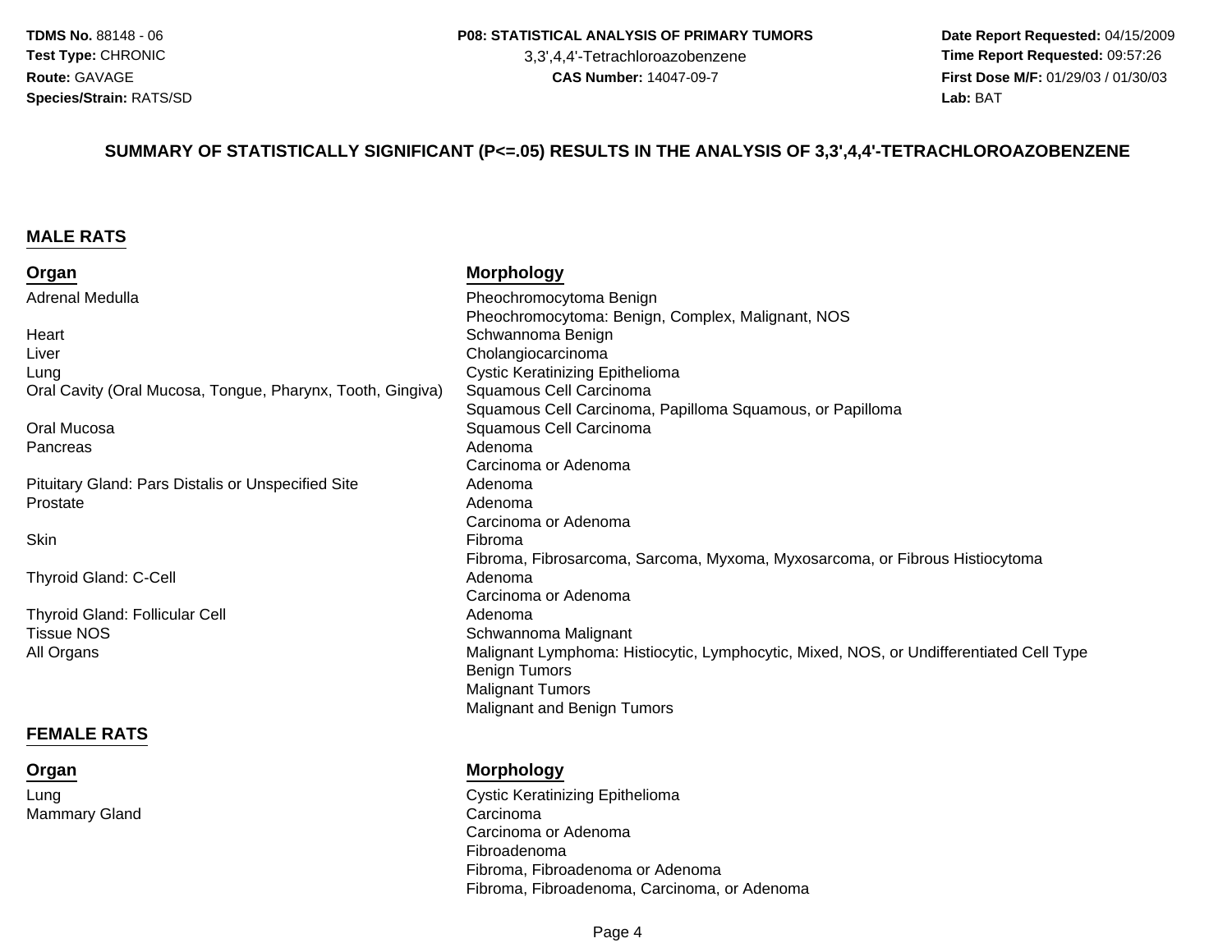## SUMMARY OF STATISTICALLY SIGNIFICANT (P<=.05) RESULTS IN THE ANALYSIS OF 3,3',4,4'-TETRACHLOROAZOBENZENE

### MALE RATS

| Organ | Morphology |
|---|---|
| Adrenal Medulla | Pheochromocytoma Benign |
| | Pheochromocytoma: Benign, Complex, Malignant, NOS |
| Heart | Schwannoma Benign |
| Liver | Cholangiocarcinoma |
| Lung | Cystic Keratinizing Epithelioma |
| Oral Cavity (Oral Mucosa, Tongue, Pharynx, Tooth, Gingiva) | Squamous Cell Carcinoma |
| | Squamous Cell Carcinoma, Papilloma Squamous, or Papilloma |
| Oral Mucosa | Squamous Cell Carcinoma |
| Pancreas | Adenoma |
| | Carcinoma or Adenoma |
| Pituitary Gland: Pars Distalis or Unspecified Site | Adenoma |
| Prostate | Adenoma |
| | Carcinoma or Adenoma |
| Skin | Fibroma |
| | Fibroma, Fibrosarcoma, Sarcoma, Myxoma, Myxosarcoma, or Fibrous Histiocytoma |
| Thyroid Gland: C-Cell | Adenoma |
| | Carcinoma or Adenoma |
| Thyroid Gland: Follicular Cell | Adenoma |
| Tissue NOS | Schwannoma Malignant |
| All Organs | Malignant Lymphoma: Histiocytic, Lymphocytic, Mixed, NOS, or Undifferentiated Cell Type |
| | Benign Tumors |
| | Malignant Tumors |
| | Malignant and Benign Tumors |

### FEMALE RATS

| Organ | Morphology |
|---|---|
| Lung | Cystic Keratinizing Epithelioma |
| Mammary Gland | Carcinoma |
| | Carcinoma or Adenoma |
| | Fibroadenoma |
| | Fibroma, Fibroadenoma or Adenoma |
| | Fibroma, Fibroadenoma, Carcinoma, or Adenoma |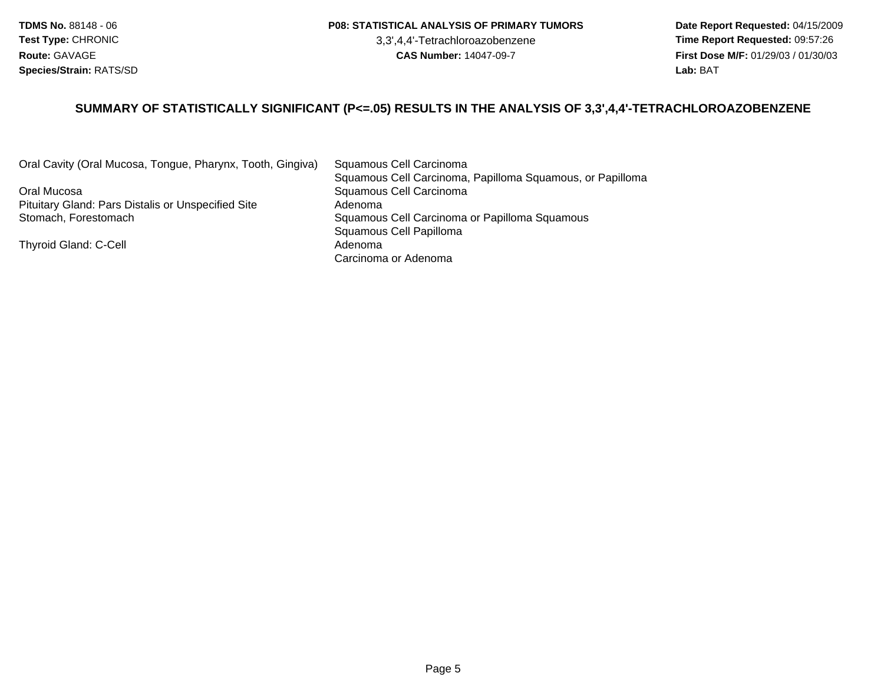**TDMS No.** 88148 - 06
**Test Type:** CHRONIC
**Route:** GAVAGE
**Species/Strain:** RATS/SD

**P08: STATISTICAL ANALYSIS OF PRIMARY TUMORS**
3,3',4,4'-Tetrachloroazobenzene
**CAS Number:** 14047-09-7

**Date Report Requested:** 04/15/2009
**Time Report Requested:** 09:57:26
**First Dose M/F:** 01/29/03 / 01/30/03
**Lab:** BAT

## SUMMARY OF STATISTICALLY SIGNIFICANT (P<=.05) RESULTS IN THE ANALYSIS OF 3,3',4,4'-TETRACHLOROAZOBENZENE

| Site | Tumor |
|---|---|
| Oral Cavity (Oral Mucosa, Tongue, Pharynx, Tooth, Gingiva) | Squamous Cell Carcinoma |
| | Squamous Cell Carcinoma, Papilloma Squamous, or Papilloma |
| Oral Mucosa | Squamous Cell Carcinoma |
| Pituitary Gland: Pars Distalis or Unspecified Site | Adenoma |
| Stomach, Forestomach | Squamous Cell Carcinoma or Papilloma Squamous |
| | Squamous Cell Papilloma |
| Thyroid Gland: C-Cell | Adenoma |
| | Carcinoma or Adenoma |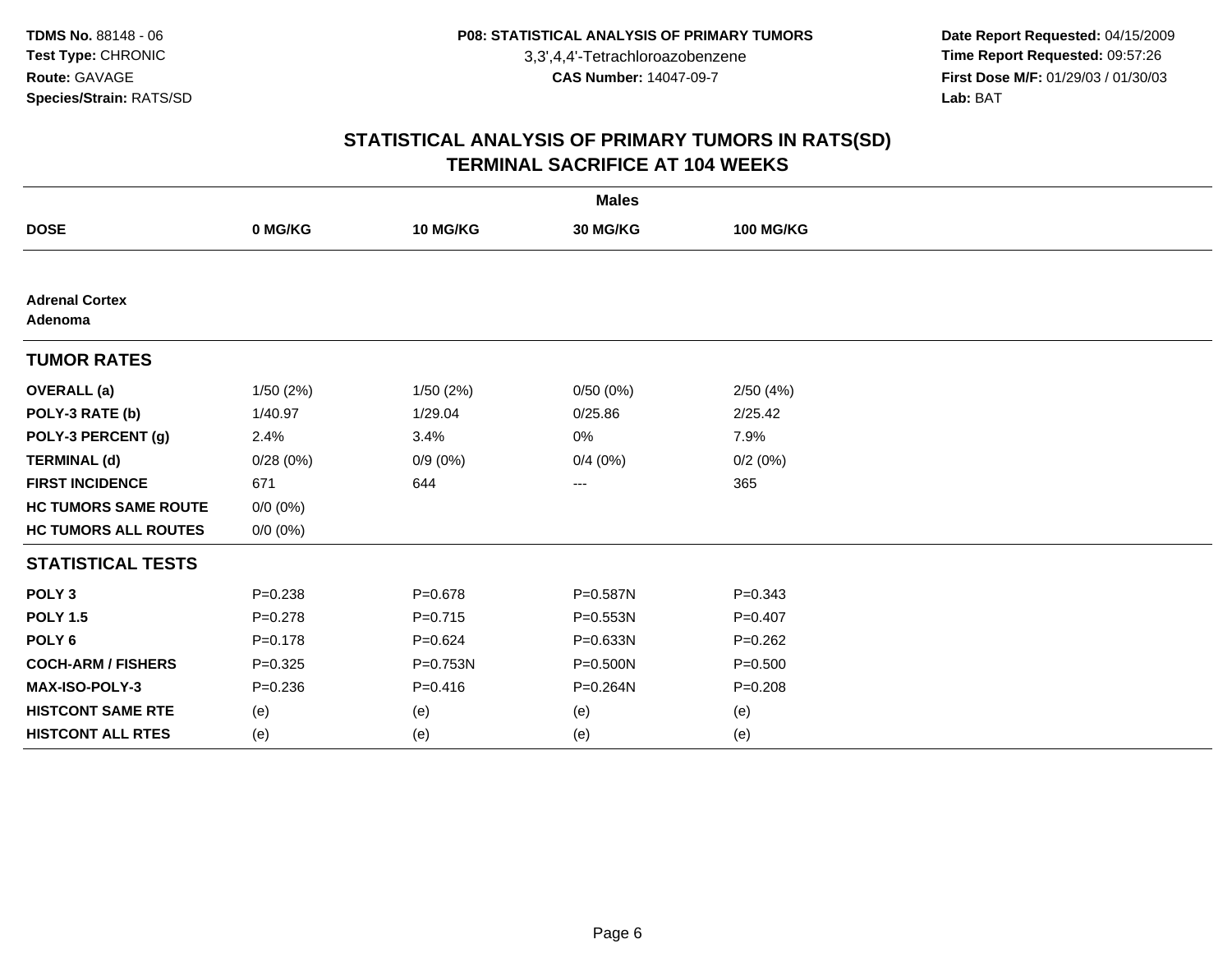# STATISTICAL ANALYSIS OF PRIMARY TUMORS IN RATS(SD)
## TERMINAL SACRIFICE AT 104 WEEKS

| | **Males** | | | |
|---|---|---|---|---|
| **DOSE** | **0 MG/KG** | **10 MG/KG** | **30 MG/KG** | **100 MG/KG** |
| **Adrenal Cortex** | | | | |
| **Adenoma** | | | | |
| **TUMOR RATES** | | | | |
| **OVERALL (a)** | 1/50 (2%) | 1/50 (2%) | 0/50 (0%) | 2/50 (4%) |
| **POLY-3 RATE (b)** | 1/40.97 | 1/29.04 | 0/25.86 | 2/25.42 |
| **POLY-3 PERCENT (g)** | 2.4% | 3.4% | 0% | 7.9% |
| **TERMINAL (d)** | 0/28 (0%) | 0/9 (0%) | 0/4 (0%) | 0/2 (0%) |
| **FIRST INCIDENCE** | 671 | 644 | --- | 365 |
| **HC TUMORS SAME ROUTE** | 0/0 (0%) | | | |
| **HC TUMORS ALL ROUTES** | 0/0 (0%) | | | |
| **STATISTICAL TESTS** | | | | |
| **POLY 3** | P=0.238 | P=0.678 | P=0.587N | P=0.343 |
| **POLY 1.5** | P=0.278 | P=0.715 | P=0.553N | P=0.407 |
| **POLY 6** | P=0.178 | P=0.624 | P=0.633N | P=0.262 |
| **COCH-ARM / FISHERS** | P=0.325 | P=0.753N | P=0.500N | P=0.500 |
| **MAX-ISO-POLY-3** | P=0.236 | P=0.416 | P=0.264N | P=0.208 |
| **HISTCONT SAME RTE** | (e) | (e) | (e) | (e) |
| **HISTCONT ALL RTES** | (e) | (e) | (e) | (e) |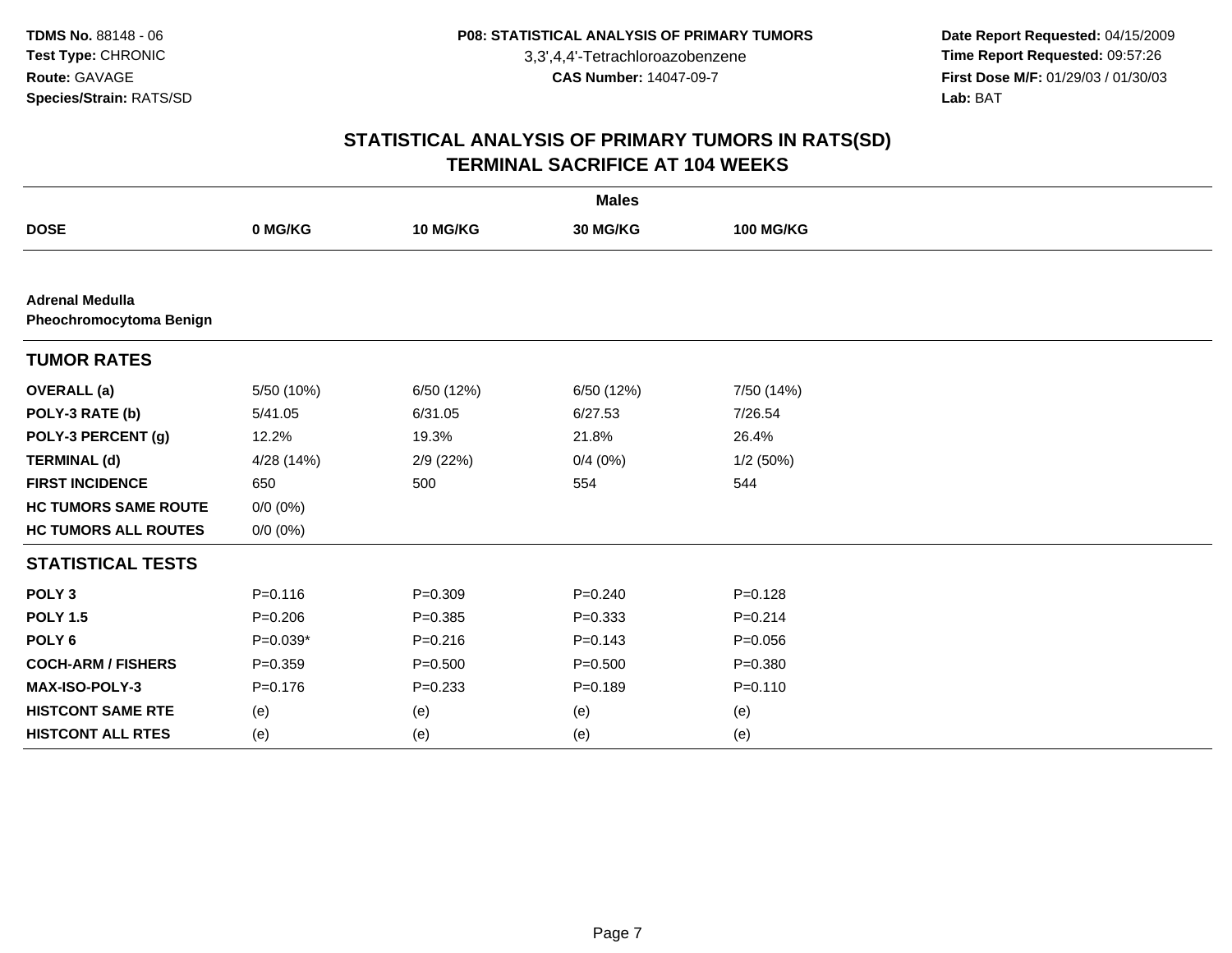## STATISTICAL ANALYSIS OF PRIMARY TUMORS IN RATS(SD)
## TERMINAL SACRIFICE AT 104 WEEKS

| | Males | | | |
|---|---|---|---|---|
| **DOSE** | **0 MG/KG** | **10 MG/KG** | **30 MG/KG** | **100 MG/KG** |
| **Adrenal Medulla** | | | | |
| **Pheochromocytoma Benign** | | | | |
| **TUMOR RATES** | | | | |
| **OVERALL (a)** | 5/50 (10%) | 6/50 (12%) | 6/50 (12%) | 7/50 (14%) |
| **POLY-3 RATE (b)** | 5/41.05 | 6/31.05 | 6/27.53 | 7/26.54 |
| **POLY-3 PERCENT (g)** | 12.2% | 19.3% | 21.8% | 26.4% |
| **TERMINAL (d)** | 4/28 (14%) | 2/9 (22%) | 0/4 (0%) | 1/2 (50%) |
| **FIRST INCIDENCE** | 650 | 500 | 554 | 544 |
| **HC TUMORS SAME ROUTE** | 0/0 (0%) | | | |
| **HC TUMORS ALL ROUTES** | 0/0 (0%) | | | |
| **STATISTICAL TESTS** | | | | |
| **POLY 3** | P=0.116 | P=0.309 | P=0.240 | P=0.128 |
| **POLY 1.5** | P=0.206 | P=0.385 | P=0.333 | P=0.214 |
| **POLY 6** | P=0.039* | P=0.216 | P=0.143 | P=0.056 |
| **COCH-ARM / FISHERS** | P=0.359 | P=0.500 | P=0.500 | P=0.380 |
| **MAX-ISO-POLY-3** | P=0.176 | P=0.233 | P=0.189 | P=0.110 |
| **HISTCONT SAME RTE** | (e) | (e) | (e) | (e) |
| **HISTCONT ALL RTES** | (e) | (e) | (e) | (e) |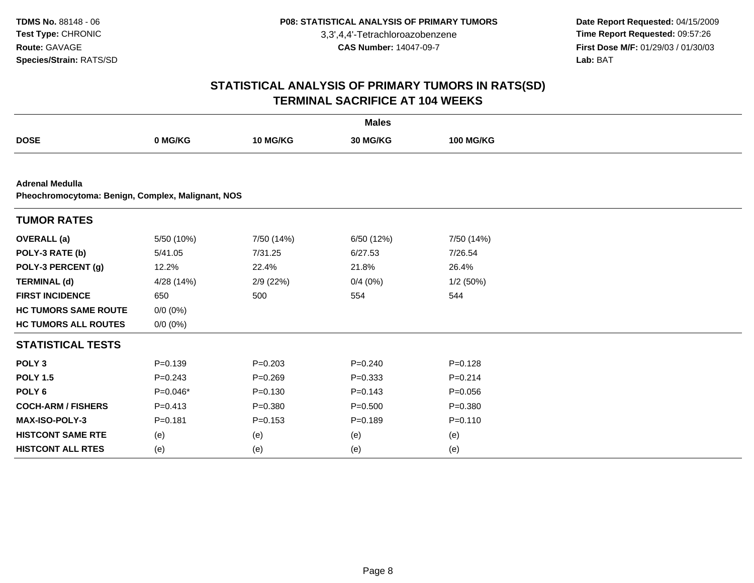**TDMS No.** 88148 - 06
**Test Type:** CHRONIC
**Route:** GAVAGE
**Species/Strain:** RATS/SD

**P08: STATISTICAL ANALYSIS OF PRIMARY TUMORS**
3,3',4,4'-Tetrachloroazobenzene
**CAS Number:** 14047-09-7

**Date Report Requested:** 04/15/2009
**Time Report Requested:** 09:57:26
**First Dose M/F:** 01/29/03 / 01/30/03
**Lab:** BAT

## STATISTICAL ANALYSIS OF PRIMARY TUMORS IN RATS(SD)
## TERMINAL SACRIFICE AT 104 WEEKS

| | Males | | | |
|---|---|---|---|---|
| **DOSE** | **0 MG/KG** | **10 MG/KG** | **30 MG/KG** | **100 MG/KG** |
| **Adrenal Medulla** | | | | |
| **Pheochromocytoma: Benign, Complex, Malignant, NOS** | | | | |
| **TUMOR RATES** | | | | |
| **OVERALL (a)** | 5/50 (10%) | 7/50 (14%) | 6/50 (12%) | 7/50 (14%) |
| **POLY-3 RATE (b)** | 5/41.05 | 7/31.25 | 6/27.53 | 7/26.54 |
| **POLY-3 PERCENT (g)** | 12.2% | 22.4% | 21.8% | 26.4% |
| **TERMINAL (d)** | 4/28 (14%) | 2/9 (22%) | 0/4 (0%) | 1/2 (50%) |
| **FIRST INCIDENCE** | 650 | 500 | 554 | 544 |
| **HC TUMORS SAME ROUTE** | 0/0 (0%) | | | |
| **HC TUMORS ALL ROUTES** | 0/0 (0%) | | | |
| **STATISTICAL TESTS** | | | | |
| **POLY 3** | P=0.139 | P=0.203 | P=0.240 | P=0.128 |
| **POLY 1.5** | P=0.243 | P=0.269 | P=0.333 | P=0.214 |
| **POLY 6** | P=0.046* | P=0.130 | P=0.143 | P=0.056 |
| **COCH-ARM / FISHERS** | P=0.413 | P=0.380 | P=0.500 | P=0.380 |
| **MAX-ISO-POLY-3** | P=0.181 | P=0.153 | P=0.189 | P=0.110 |
| **HISTCONT SAME RTE** | (e) | (e) | (e) | (e) |
| **HISTCONT ALL RTES** | (e) | (e) | (e) | (e) |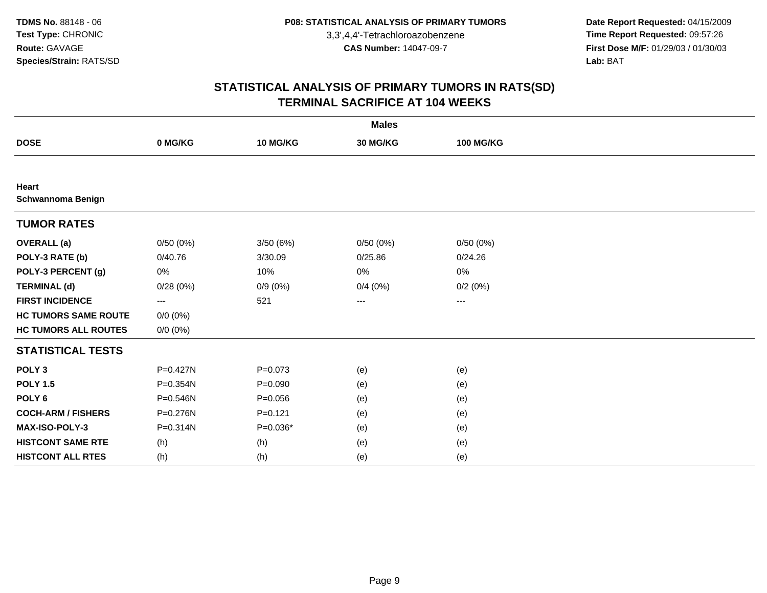**TDMS No.** 88148 - 06
**Test Type:** CHRONIC
**Route:** GAVAGE
**Species/Strain:** RATS/SD

**P08: STATISTICAL ANALYSIS OF PRIMARY TUMORS**
3,3',4,4'-Tetrachloroazobenzene
**CAS Number:** 14047-09-7

**Date Report Requested:** 04/15/2009
**Time Report Requested:** 09:57:26
**First Dose M/F:** 01/29/03 / 01/30/03
**Lab:** BAT

# STATISTICAL ANALYSIS OF PRIMARY TUMORS IN RATS(SD)
## TERMINAL SACRIFICE AT 104 WEEKS

| | Males | | | |
|---|---|---|---|---|
| **DOSE** | **0 MG/KG** | **10 MG/KG** | **30 MG/KG** | **100 MG/KG** |
| **Heart** | | | | |
| **Schwannoma Benign** | | | | |
| **TUMOR RATES** | | | | |
| **OVERALL (a)** | 0/50 (0%) | 3/50 (6%) | 0/50 (0%) | 0/50 (0%) |
| **POLY-3 RATE (b)** | 0/40.76 | 3/30.09 | 0/25.86 | 0/24.26 |
| **POLY-3 PERCENT (g)** | 0% | 10% | 0% | 0% |
| **TERMINAL (d)** | 0/28 (0%) | 0/9 (0%) | 0/4 (0%) | 0/2 (0%) |
| **FIRST INCIDENCE** | --- | 521 | --- | --- |
| **HC TUMORS SAME ROUTE** | 0/0 (0%) | | | |
| **HC TUMORS ALL ROUTES** | 0/0 (0%) | | | |
| **STATISTICAL TESTS** | | | | |
| **POLY 3** | P=0.427N | P=0.073 | (e) | (e) |
| **POLY 1.5** | P=0.354N | P=0.090 | (e) | (e) |
| **POLY 6** | P=0.546N | P=0.056 | (e) | (e) |
| **COCH-ARM / FISHERS** | P=0.276N | P=0.121 | (e) | (e) |
| **MAX-ISO-POLY-3** | P=0.314N | P=0.036* | (e) | (e) |
| **HISTCONT SAME RTE** | (h) | (h) | (e) | (e) |
| **HISTCONT ALL RTES** | (h) | (h) | (e) | (e) |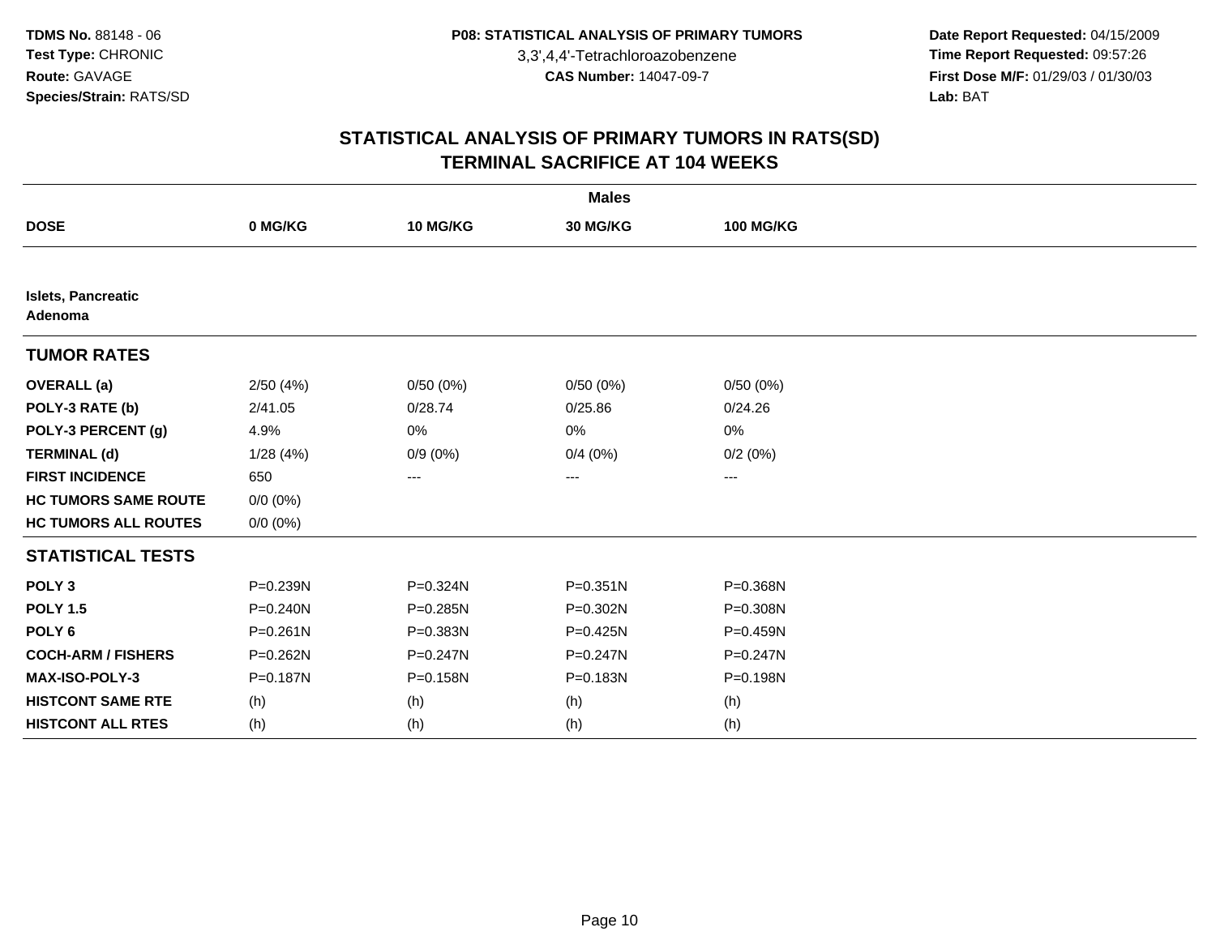**TDMS No.** 88148 - 06
**Test Type:** CHRONIC
**Route:** GAVAGE
**Species/Strain:** RATS/SD

**P08: STATISTICAL ANALYSIS OF PRIMARY TUMORS**
3,3',4,4'-Tetrachloroazobenzene
**CAS Number:** 14047-09-7

**Date Report Requested:** 04/15/2009
**Time Report Requested:** 09:57:26
**First Dose M/F:** 01/29/03 / 01/30/03
**Lab:** BAT

# STATISTICAL ANALYSIS OF PRIMARY TUMORS IN RATS(SD)
## TERMINAL SACRIFICE AT 104 WEEKS

| | Males | | | |
|---|---|---|---|---|
| **DOSE** | **0 MG/KG** | **10 MG/KG** | **30 MG/KG** | **100 MG/KG** |
| **Islets, Pancreatic** | | | | |
| **Adenoma** | | | | |
| **TUMOR RATES** | | | | |
| **OVERALL (a)** | 2/50 (4%) | 0/50 (0%) | 0/50 (0%) | 0/50 (0%) |
| **POLY-3 RATE (b)** | 2/41.05 | 0/28.74 | 0/25.86 | 0/24.26 |
| **POLY-3 PERCENT (g)** | 4.9% | 0% | 0% | 0% |
| **TERMINAL (d)** | 1/28 (4%) | 0/9 (0%) | 0/4 (0%) | 0/2 (0%) |
| **FIRST INCIDENCE** | 650 | --- | --- | --- |
| **HC TUMORS SAME ROUTE** | 0/0 (0%) | | | |
| **HC TUMORS ALL ROUTES** | 0/0 (0%) | | | |
| **STATISTICAL TESTS** | | | | |
| **POLY 3** | P=0.239N | P=0.324N | P=0.351N | P=0.368N |
| **POLY 1.5** | P=0.240N | P=0.285N | P=0.302N | P=0.308N |
| **POLY 6** | P=0.261N | P=0.383N | P=0.425N | P=0.459N |
| **COCH-ARM / FISHERS** | P=0.262N | P=0.247N | P=0.247N | P=0.247N |
| **MAX-ISO-POLY-3** | P=0.187N | P=0.158N | P=0.183N | P=0.198N |
| **HISTCONT SAME RTE** | (h) | (h) | (h) | (h) |
| **HISTCONT ALL RTES** | (h) | (h) | (h) | (h) |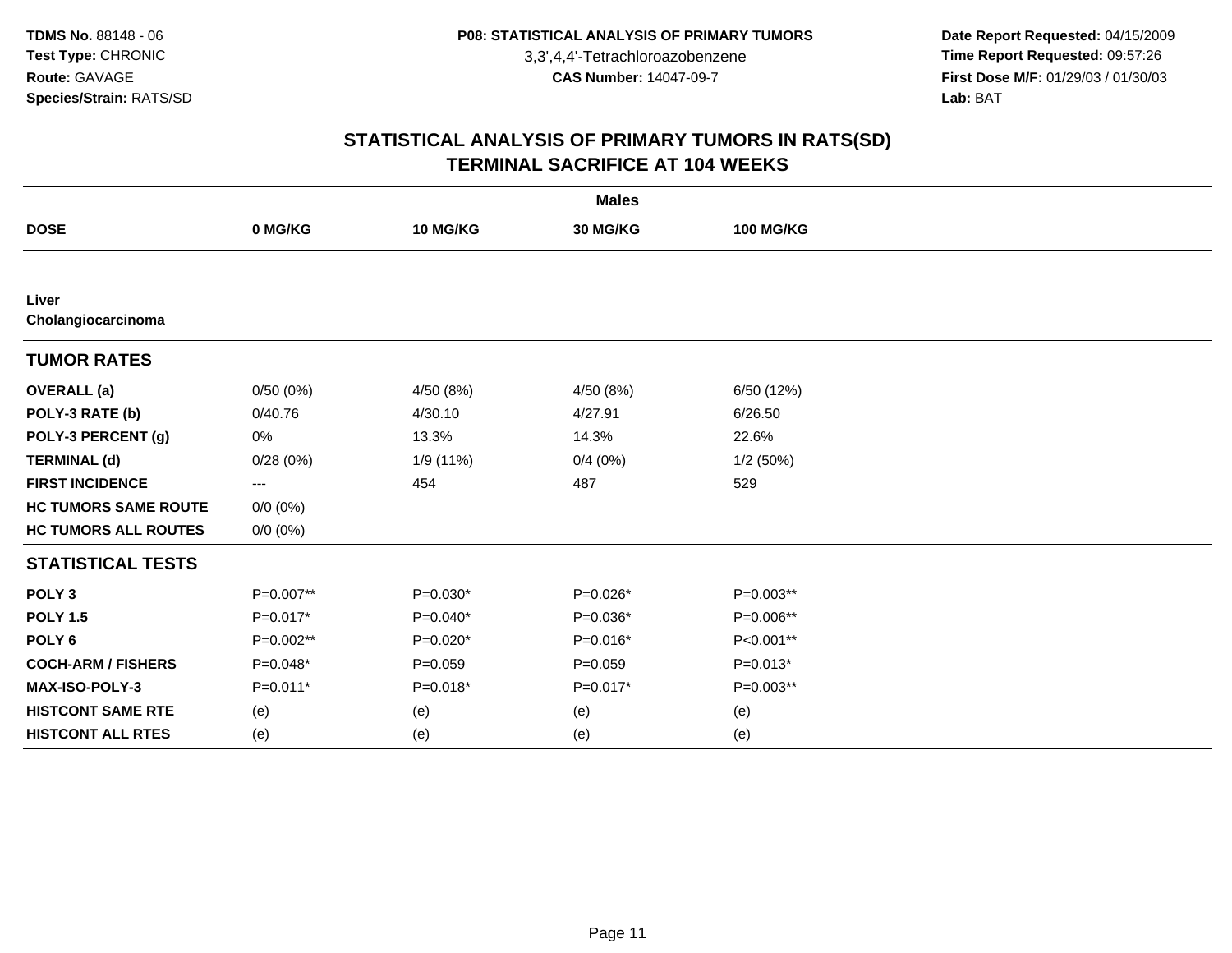**TDMS No.** 88148 - 06
**Test Type:** CHRONIC
**Route:** GAVAGE
**Species/Strain:** RATS/SD

**P08: STATISTICAL ANALYSIS OF PRIMARY TUMORS**
3,3',4,4'-Tetrachloroazobenzene
**CAS Number:** 14047-09-7

**Date Report Requested:** 04/15/2009
**Time Report Requested:** 09:57:26
**First Dose M/F:** 01/29/03 / 01/30/03
**Lab:** BAT

## STATISTICAL ANALYSIS OF PRIMARY TUMORS IN RATS(SD)
## TERMINAL SACRIFICE AT 104 WEEKS

| | Males | | | |
|---|---|---|---|---|
| **DOSE** | **0 MG/KG** | **10 MG/KG** | **30 MG/KG** | **100 MG/KG** |
| **Liver** | | | | |
| **Cholangiocarcinoma** | | | | |
| **TUMOR RATES** | | | | |
| **OVERALL (a)** | 0/50 (0%) | 4/50 (8%) | 4/50 (8%) | 6/50 (12%) |
| **POLY-3 RATE (b)** | 0/40.76 | 4/30.10 | 4/27.91 | 6/26.50 |
| **POLY-3 PERCENT (g)** | 0% | 13.3% | 14.3% | 22.6% |
| **TERMINAL (d)** | 0/28 (0%) | 1/9 (11%) | 0/4 (0%) | 1/2 (50%) |
| **FIRST INCIDENCE** | --- | 454 | 487 | 529 |
| **HC TUMORS SAME ROUTE** | 0/0 (0%) | | | |
| **HC TUMORS ALL ROUTES** | 0/0 (0%) | | | |
| **STATISTICAL TESTS** | | | | |
| **POLY 3** | P=0.007** | P=0.030* | P=0.026* | P=0.003** |
| **POLY 1.5** | P=0.017* | P=0.040* | P=0.036* | P=0.006** |
| **POLY 6** | P=0.002** | P=0.020* | P=0.016* | P<0.001** |
| **COCH-ARM / FISHERS** | P=0.048* | P=0.059 | P=0.059 | P=0.013* |
| **MAX-ISO-POLY-3** | P=0.011* | P=0.018* | P=0.017* | P=0.003** |
| **HISTCONT SAME RTE** | (e) | (e) | (e) | (e) |
| **HISTCONT ALL RTES** | (e) | (e) | (e) | (e) |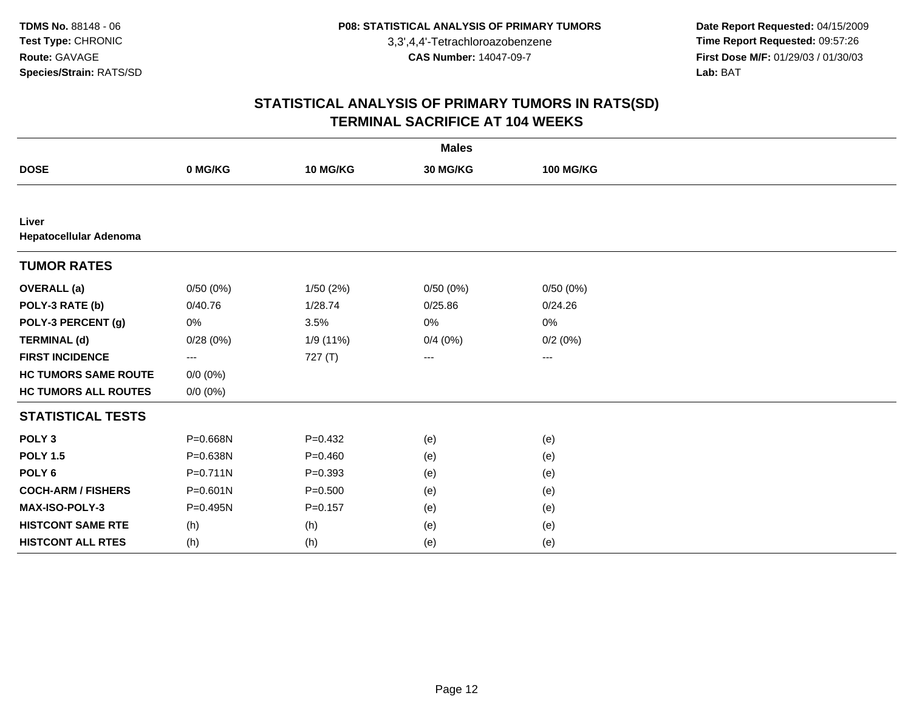## STATISTICAL ANALYSIS OF PRIMARY TUMORS IN RATS(SD)
## TERMINAL SACRIFICE AT 104 WEEKS

| | Males | | | |
|---|---|---|---|---|
| **DOSE** | **0 MG/KG** | **10 MG/KG** | **30 MG/KG** | **100 MG/KG** |
| **Liver** | | | | |
| **Hepatocellular Adenoma** | | | | |
| **TUMOR RATES** | | | | |
| **OVERALL (a)** | 0/50 (0%) | 1/50 (2%) | 0/50 (0%) | 0/50 (0%) |
| **POLY-3 RATE (b)** | 0/40.76 | 1/28.74 | 0/25.86 | 0/24.26 |
| **POLY-3 PERCENT (g)** | 0% | 3.5% | 0% | 0% |
| **TERMINAL (d)** | 0/28 (0%) | 1/9 (11%) | 0/4 (0%) | 0/2 (0%) |
| **FIRST INCIDENCE** | --- | 727 (T) | --- | --- |
| **HC TUMORS SAME ROUTE** | 0/0 (0%) | | | |
| **HC TUMORS ALL ROUTES** | 0/0 (0%) | | | |
| **STATISTICAL TESTS** | | | | |
| **POLY 3** | P=0.668N | P=0.432 | (e) | (e) |
| **POLY 1.5** | P=0.638N | P=0.460 | (e) | (e) |
| **POLY 6** | P=0.711N | P=0.393 | (e) | (e) |
| **COCH-ARM / FISHERS** | P=0.601N | P=0.500 | (e) | (e) |
| **MAX-ISO-POLY-3** | P=0.495N | P=0.157 | (e) | (e) |
| **HISTCONT SAME RTE** | (h) | (h) | (e) | (e) |
| **HISTCONT ALL RTES** | (h) | (h) | (e) | (e) |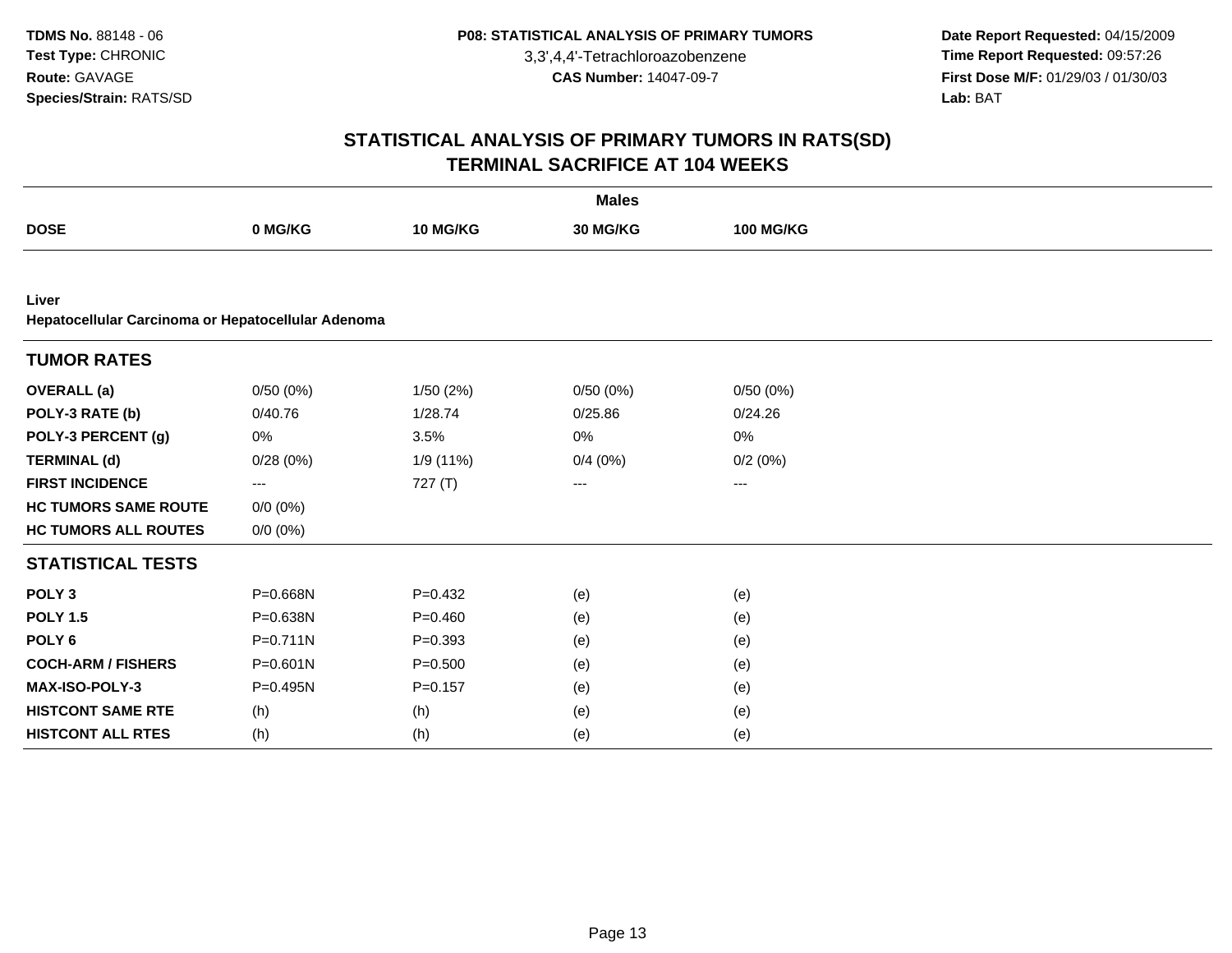TDMS No. 88148 - 06
Test Type: CHRONIC
Route: GAVAGE
Species/Strain: RATS/SD

P08: STATISTICAL ANALYSIS OF PRIMARY TUMORS
3,3',4,4'-Tetrachloroazobenzene
CAS Number: 14047-09-7

Date Report Requested: 04/15/2009
Time Report Requested: 09:57:26
First Dose M/F: 01/29/03 / 01/30/03
Lab: BAT

# STATISTICAL ANALYSIS OF PRIMARY TUMORS IN RATS(SD)
## TERMINAL SACRIFICE AT 104 WEEKS

| | Males | | | |
|---|---|---|---|---|
| **DOSE** | **0 MG/KG** | **10 MG/KG** | **30 MG/KG** | **100 MG/KG** |

**Liver**
**Hepatocellular Carcinoma or Hepatocellular Adenoma**

| **TUMOR RATES** | | | | |
|---|---|---|---|---|
| **OVERALL (a)** | 0/50 (0%) | 1/50 (2%) | 0/50 (0%) | 0/50 (0%) |
| **POLY-3 RATE (b)** | 0/40.76 | 1/28.74 | 0/25.86 | 0/24.26 |
| **POLY-3 PERCENT (g)** | 0% | 3.5% | 0% | 0% |
| **TERMINAL (d)** | 0/28 (0%) | 1/9 (11%) | 0/4 (0%) | 0/2 (0%) |
| **FIRST INCIDENCE** | --- | 727 (T) | --- | --- |
| **HC TUMORS SAME ROUTE** | 0/0 (0%) | | | |
| **HC TUMORS ALL ROUTES** | 0/0 (0%) | | | |
| **STATISTICAL TESTS** | | | | |
| **POLY 3** | P=0.668N | P=0.432 | (e) | (e) |
| **POLY 1.5** | P=0.638N | P=0.460 | (e) | (e) |
| **POLY 6** | P=0.711N | P=0.393 | (e) | (e) |
| **COCH-ARM / FISHERS** | P=0.601N | P=0.500 | (e) | (e) |
| **MAX-ISO-POLY-3** | P=0.495N | P=0.157 | (e) | (e) |
| **HISTCONT SAME RTE** | (h) | (h) | (e) | (e) |
| **HISTCONT ALL RTES** | (h) | (h) | (e) | (e) |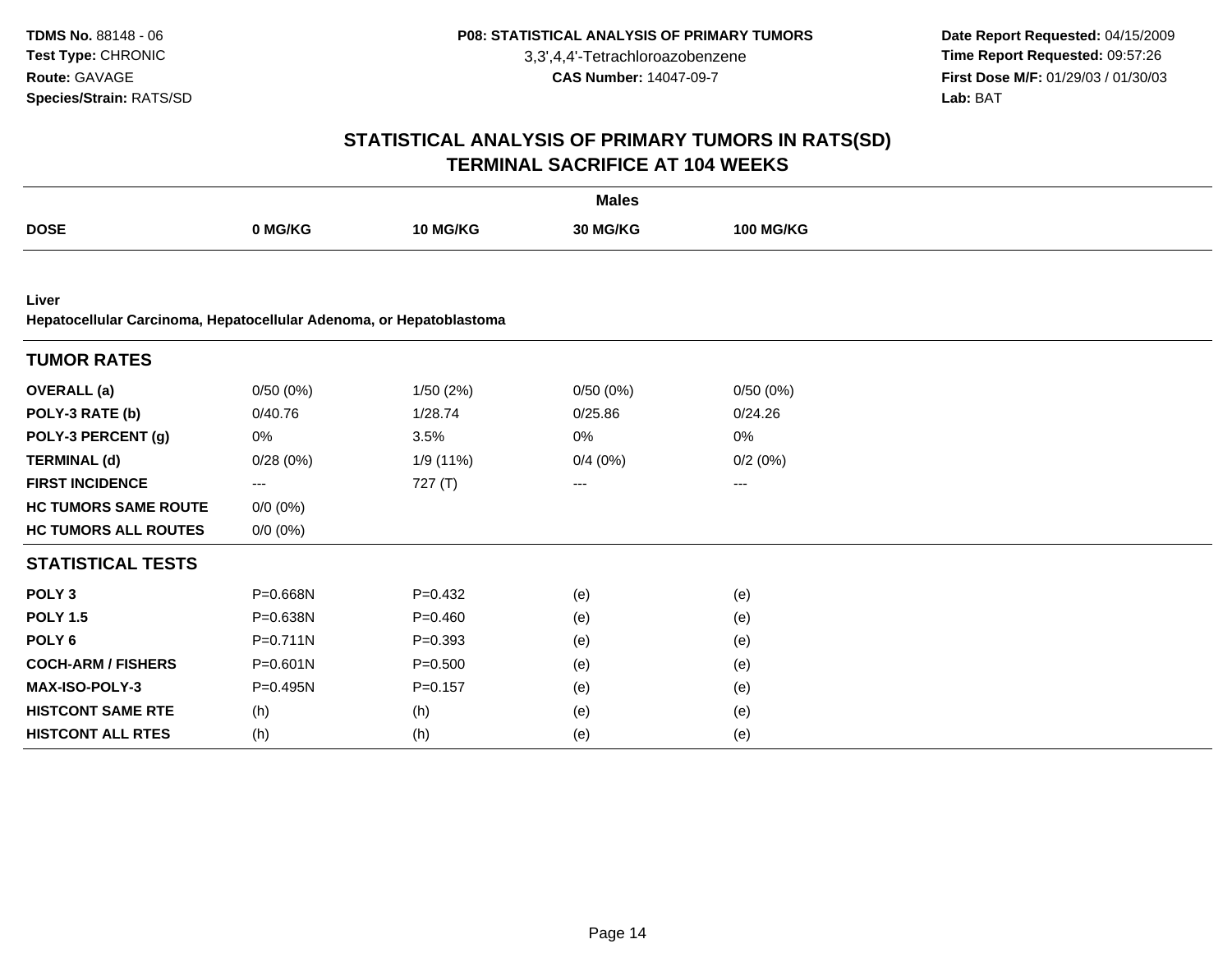**TDMS No.** 88148 - 06
**Test Type:** CHRONIC
**Route:** GAVAGE
**Species/Strain:** RATS/SD

**P08: STATISTICAL ANALYSIS OF PRIMARY TUMORS**
3,3',4,4'-Tetrachloroazobenzene
**CAS Number:** 14047-09-7

**Date Report Requested:** 04/15/2009
**Time Report Requested:** 09:57:26
**First Dose M/F:** 01/29/03 / 01/30/03
**Lab:** BAT

# STATISTICAL ANALYSIS OF PRIMARY TUMORS IN RATS(SD)
## TERMINAL SACRIFICE AT 104 WEEKS

| | **Males** | | | |
|---|---|---|---|---|
| **DOSE** | **0 MG/KG** | **10 MG/KG** | **30 MG/KG** | **100 MG/KG** |
| **Liver** | | | | |
| **Hepatocellular Carcinoma, Hepatocellular Adenoma, or Hepatoblastoma** | | | | |
| **TUMOR RATES** | | | | |
| **OVERALL (a)** | 0/50 (0%) | 1/50 (2%) | 0/50 (0%) | 0/50 (0%) |
| **POLY-3 RATE (b)** | 0/40.76 | 1/28.74 | 0/25.86 | 0/24.26 |
| **POLY-3 PERCENT (g)** | 0% | 3.5% | 0% | 0% |
| **TERMINAL (d)** | 0/28 (0%) | 1/9 (11%) | 0/4 (0%) | 0/2 (0%) |
| **FIRST INCIDENCE** | --- | 727 (T) | --- | --- |
| **HC TUMORS SAME ROUTE** | 0/0 (0%) | | | |
| **HC TUMORS ALL ROUTES** | 0/0 (0%) | | | |
| **STATISTICAL TESTS** | | | | |
| **POLY 3** | P=0.668N | P=0.432 | (e) | (e) |
| **POLY 1.5** | P=0.638N | P=0.460 | (e) | (e) |
| **POLY 6** | P=0.711N | P=0.393 | (e) | (e) |
| **COCH-ARM / FISHERS** | P=0.601N | P=0.500 | (e) | (e) |
| **MAX-ISO-POLY-3** | P=0.495N | P=0.157 | (e) | (e) |
| **HISTCONT SAME RTE** | (h) | (h) | (e) | (e) |
| **HISTCONT ALL RTES** | (h) | (h) | (e) | (e) |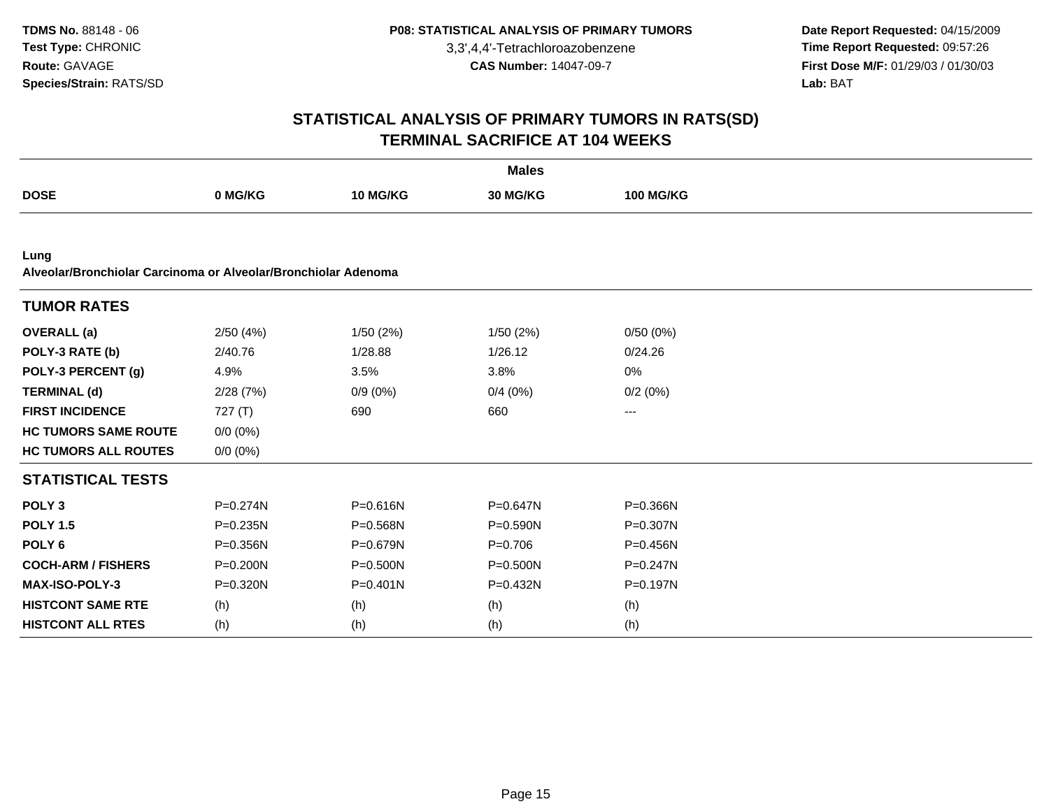TDMS No. 88148 - 06
Test Type: CHRONIC
Route: GAVAGE
Species/Strain: RATS/SD

P08: STATISTICAL ANALYSIS OF PRIMARY TUMORS
3,3',4,4'-Tetrachloroazobenzene
CAS Number: 14047-09-7

Date Report Requested: 04/15/2009
Time Report Requested: 09:57:26
First Dose M/F: 01/29/03 / 01/30/03
Lab: BAT

## STATISTICAL ANALYSIS OF PRIMARY TUMORS IN RATS(SD)
## TERMINAL SACRIFICE AT 104 WEEKS

| | Males | | | |
|---|---|---|---|---|
| **DOSE** | **0 MG/KG** | **10 MG/KG** | **30 MG/KG** | **100 MG/KG** |
| **Lung** | | | | |
| **Alveolar/Bronchiolar Carcinoma or Alveolar/Bronchiolar Adenoma** | | | | |
| **TUMOR RATES** | | | | |
| **OVERALL (a)** | 2/50 (4%) | 1/50 (2%) | 1/50 (2%) | 0/50 (0%) |
| **POLY-3 RATE (b)** | 2/40.76 | 1/28.88 | 1/26.12 | 0/24.26 |
| **POLY-3 PERCENT (g)** | 4.9% | 3.5% | 3.8% | 0% |
| **TERMINAL (d)** | 2/28 (7%) | 0/9 (0%) | 0/4 (0%) | 0/2 (0%) |
| **FIRST INCIDENCE** | 727 (T) | 690 | 660 | --- |
| **HC TUMORS SAME ROUTE** | 0/0 (0%) | | | |
| **HC TUMORS ALL ROUTES** | 0/0 (0%) | | | |
| **STATISTICAL TESTS** | | | | |
| **POLY 3** | P=0.274N | P=0.616N | P=0.647N | P=0.366N |
| **POLY 1.5** | P=0.235N | P=0.568N | P=0.590N | P=0.307N |
| **POLY 6** | P=0.356N | P=0.679N | P=0.706 | P=0.456N |
| **COCH-ARM / FISHERS** | P=0.200N | P=0.500N | P=0.500N | P=0.247N |
| **MAX-ISO-POLY-3** | P=0.320N | P=0.401N | P=0.432N | P=0.197N |
| **HISTCONT SAME RTE** | (h) | (h) | (h) | (h) |
| **HISTCONT ALL RTES** | (h) | (h) | (h) | (h) |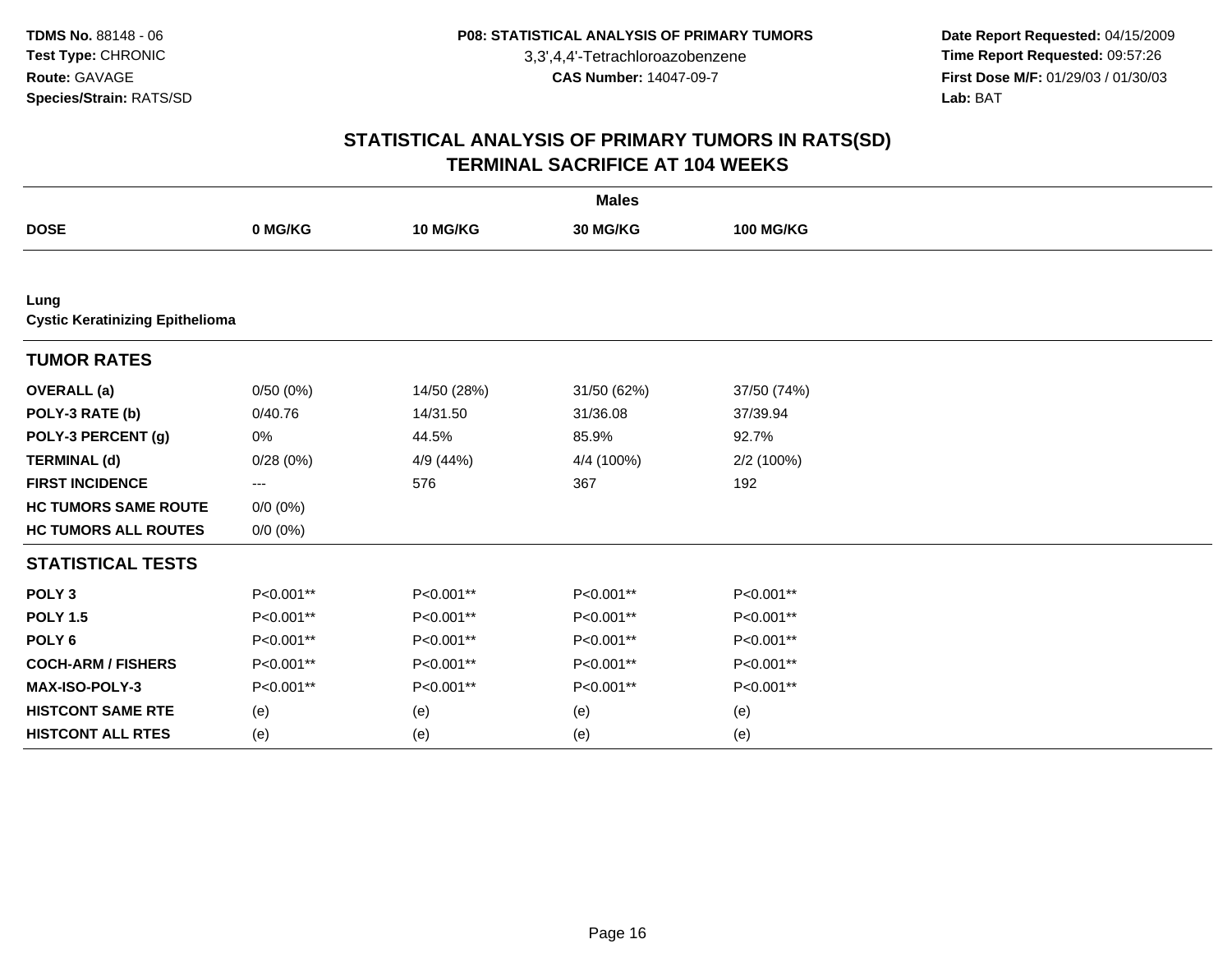**TDMS No.** 88148 - 06
**Test Type:** CHRONIC
**Route:** GAVAGE
**Species/Strain:** RATS/SD

**P08: STATISTICAL ANALYSIS OF PRIMARY TUMORS**
3,3',4,4'-Tetrachloroazobenzene
**CAS Number:** 14047-09-7

**Date Report Requested:** 04/15/2009
**Time Report Requested:** 09:57:26
**First Dose M/F:** 01/29/03 / 01/30/03
**Lab:** BAT

## STATISTICAL ANALYSIS OF PRIMARY TUMORS IN RATS(SD)
## TERMINAL SACRIFICE AT 104 WEEKS

| | Males | | | |
|---|---|---|---|---|
| **DOSE** | **0 MG/KG** | **10 MG/KG** | **30 MG/KG** | **100 MG/KG** |
| **Lung** | | | | |
| **Cystic Keratinizing Epithelioma** | | | | |
| **TUMOR RATES** | | | | |
| **OVERALL (a)** | 0/50 (0%) | 14/50 (28%) | 31/50 (62%) | 37/50 (74%) |
| **POLY-3 RATE (b)** | 0/40.76 | 14/31.50 | 31/36.08 | 37/39.94 |
| **POLY-3 PERCENT (g)** | 0% | 44.5% | 85.9% | 92.7% |
| **TERMINAL (d)** | 0/28 (0%) | 4/9 (44%) | 4/4 (100%) | 2/2 (100%) |
| **FIRST INCIDENCE** | --- | 576 | 367 | 192 |
| **HC TUMORS SAME ROUTE** | 0/0 (0%) | | | |
| **HC TUMORS ALL ROUTES** | 0/0 (0%) | | | |
| **STATISTICAL TESTS** | | | | |
| **POLY 3** | P<0.001** | P<0.001** | P<0.001** | P<0.001** |
| **POLY 1.5** | P<0.001** | P<0.001** | P<0.001** | P<0.001** |
| **POLY 6** | P<0.001** | P<0.001** | P<0.001** | P<0.001** |
| **COCH-ARM / FISHERS** | P<0.001** | P<0.001** | P<0.001** | P<0.001** |
| **MAX-ISO-POLY-3** | P<0.001** | P<0.001** | P<0.001** | P<0.001** |
| **HISTCONT SAME RTE** | (e) | (e) | (e) | (e) |
| **HISTCONT ALL RTES** | (e) | (e) | (e) | (e) |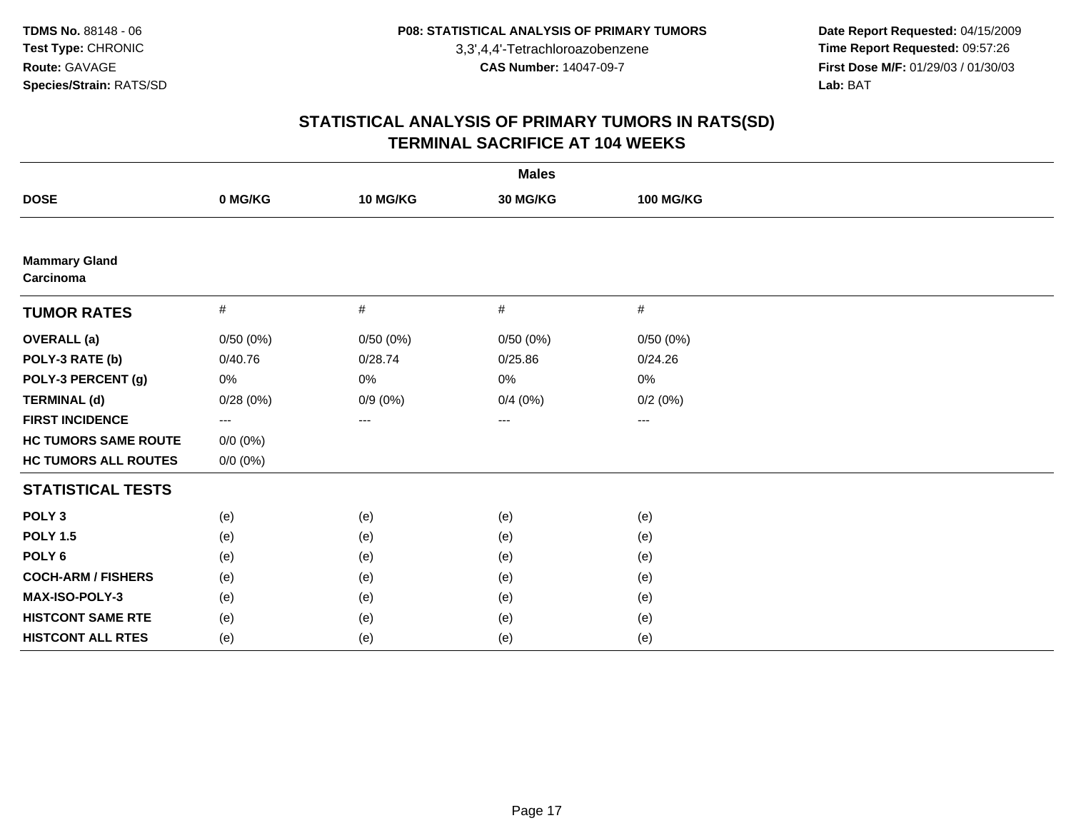**TDMS No.** 88148 - 06
**Test Type:** CHRONIC
**Route:** GAVAGE
**Species/Strain:** RATS/SD

**P08: STATISTICAL ANALYSIS OF PRIMARY TUMORS**
3,3',4,4'-Tetrachloroazobenzene
**CAS Number:** 14047-09-7

**Date Report Requested:** 04/15/2009
**Time Report Requested:** 09:57:26
**First Dose M/F:** 01/29/03 / 01/30/03
**Lab:** BAT

## STATISTICAL ANALYSIS OF PRIMARY TUMORS IN RATS(SD)
## TERMINAL SACRIFICE AT 104 WEEKS

| | Males | | | |
|---|---|---|---|---|
| **DOSE** | **0 MG/KG** | **10 MG/KG** | **30 MG/KG** | **100 MG/KG** |
| **Mammary Gland** | | | | |
| **Carcinoma** | | | | |
| **TUMOR RATES** | # | # | # | # |
| **OVERALL (a)** | 0/50 (0%) | 0/50 (0%) | 0/50 (0%) | 0/50 (0%) |
| **POLY-3 RATE (b)** | 0/40.76 | 0/28.74 | 0/25.86 | 0/24.26 |
| **POLY-3 PERCENT (g)** | 0% | 0% | 0% | 0% |
| **TERMINAL (d)** | 0/28 (0%) | 0/9 (0%) | 0/4 (0%) | 0/2 (0%) |
| **FIRST INCIDENCE** | --- | --- | --- | --- |
| **HC TUMORS SAME ROUTE** | 0/0 (0%) | | | |
| **HC TUMORS ALL ROUTES** | 0/0 (0%) | | | |
| **STATISTICAL TESTS** | | | | |
| **POLY 3** | (e) | (e) | (e) | (e) |
| **POLY 1.5** | (e) | (e) | (e) | (e) |
| **POLY 6** | (e) | (e) | (e) | (e) |
| **COCH-ARM / FISHERS** | (e) | (e) | (e) | (e) |
| **MAX-ISO-POLY-3** | (e) | (e) | (e) | (e) |
| **HISTCONT SAME RTE** | (e) | (e) | (e) | (e) |
| **HISTCONT ALL RTES** | (e) | (e) | (e) | (e) |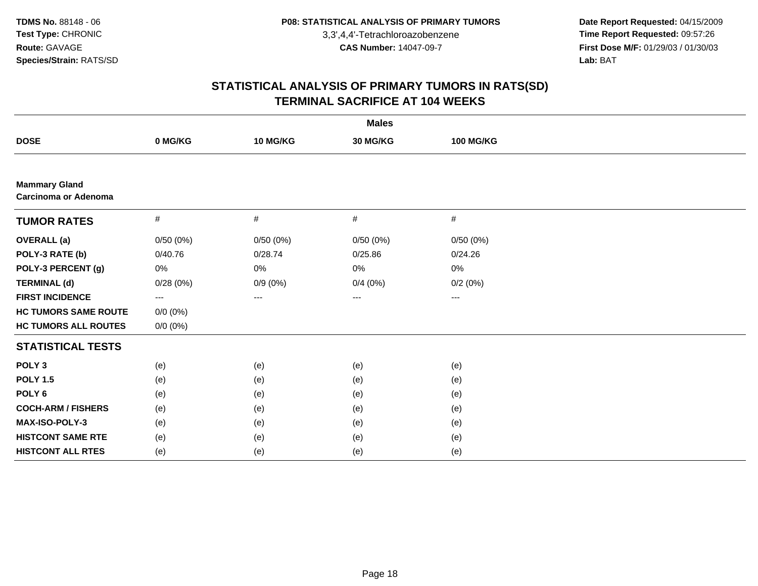**TDMS No.** 88148 - 06
**Test Type:** CHRONIC
**Route:** GAVAGE
**Species/Strain:** RATS/SD

**P08: STATISTICAL ANALYSIS OF PRIMARY TUMORS**
3,3',4,4'-Tetrachloroazobenzene
**CAS Number:** 14047-09-7

**Date Report Requested:** 04/15/2009
**Time Report Requested:** 09:57:26
**First Dose M/F:** 01/29/03 / 01/30/03
**Lab:** BAT

## STATISTICAL ANALYSIS OF PRIMARY TUMORS IN RATS(SD)
## TERMINAL SACRIFICE AT 104 WEEKS

**Males**

| DOSE | 0 MG/KG | 10 MG/KG | 30 MG/KG | 100 MG/KG |
|---|---|---|---|---|
| **Mammary Gland** | | | | |
| **Carcinoma or Adenoma** | | | | |
| **TUMOR RATES** | # | # | # | # |
| **OVERALL (a)** | 0/50 (0%) | 0/50 (0%) | 0/50 (0%) | 0/50 (0%) |
| **POLY-3 RATE (b)** | 0/40.76 | 0/28.74 | 0/25.86 | 0/24.26 |
| **POLY-3 PERCENT (g)** | 0% | 0% | 0% | 0% |
| **TERMINAL (d)** | 0/28 (0%) | 0/9 (0%) | 0/4 (0%) | 0/2 (0%) |
| **FIRST INCIDENCE** | --- | --- | --- | --- |
| **HC TUMORS SAME ROUTE** | 0/0 (0%) | | | |
| **HC TUMORS ALL ROUTES** | 0/0 (0%) | | | |
| **STATISTICAL TESTS** | | | | |
| **POLY 3** | (e) | (e) | (e) | (e) |
| **POLY 1.5** | (e) | (e) | (e) | (e) |
| **POLY 6** | (e) | (e) | (e) | (e) |
| **COCH-ARM / FISHERS** | (e) | (e) | (e) | (e) |
| **MAX-ISO-POLY-3** | (e) | (e) | (e) | (e) |
| **HISTCONT SAME RTE** | (e) | (e) | (e) | (e) |
| **HISTCONT ALL RTES** | (e) | (e) | (e) | (e) |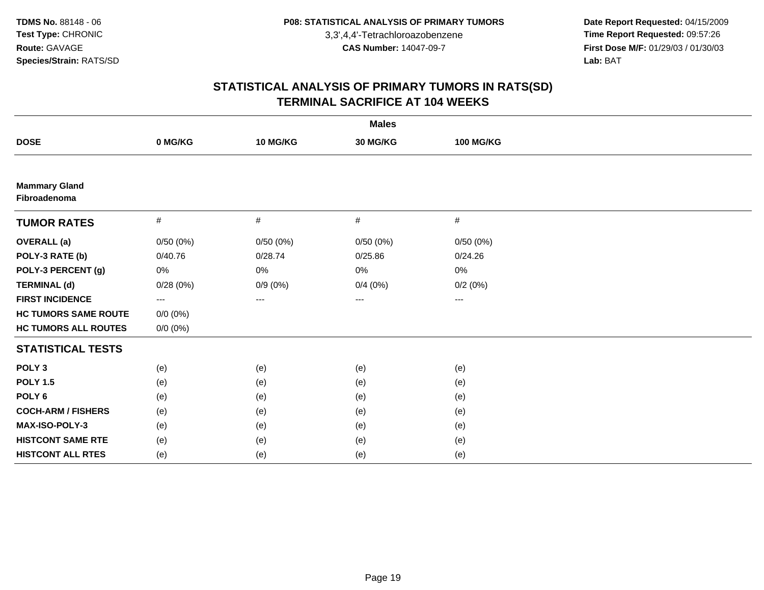**TDMS No.** 88148 - 06
**Test Type:** CHRONIC
**Route:** GAVAGE
**Species/Strain:** RATS/SD

**P08: STATISTICAL ANALYSIS OF PRIMARY TUMORS**
3,3',4,4'-Tetrachloroazobenzene
**CAS Number:** 14047-09-7

**Date Report Requested:** 04/15/2009
**Time Report Requested:** 09:57:26
**First Dose M/F:** 01/29/03 / 01/30/03
**Lab:** BAT

## STATISTICAL ANALYSIS OF PRIMARY TUMORS IN RATS(SD)
## TERMINAL SACRIFICE AT 104 WEEKS

| | **Males** | | | |
|---|---|---|---|---|
| **DOSE** | **0 MG/KG** | **10 MG/KG** | **30 MG/KG** | **100 MG/KG** |
| **Mammary Gland Fibroadenoma** | | | | |
| **TUMOR RATES** | # | # | # | # |
| **OVERALL (a)** | 0/50 (0%) | 0/50 (0%) | 0/50 (0%) | 0/50 (0%) |
| **POLY-3 RATE (b)** | 0/40.76 | 0/28.74 | 0/25.86 | 0/24.26 |
| **POLY-3 PERCENT (g)** | 0% | 0% | 0% | 0% |
| **TERMINAL (d)** | 0/28 (0%) | 0/9 (0%) | 0/4 (0%) | 0/2 (0%) |
| **FIRST INCIDENCE** | --- | --- | --- | --- |
| **HC TUMORS SAME ROUTE** | 0/0 (0%) | | | |
| **HC TUMORS ALL ROUTES** | 0/0 (0%) | | | |
| **STATISTICAL TESTS** | | | | |
| **POLY 3** | (e) | (e) | (e) | (e) |
| **POLY 1.5** | (e) | (e) | (e) | (e) |
| **POLY 6** | (e) | (e) | (e) | (e) |
| **COCH-ARM / FISHERS** | (e) | (e) | (e) | (e) |
| **MAX-ISO-POLY-3** | (e) | (e) | (e) | (e) |
| **HISTCONT SAME RTE** | (e) | (e) | (e) | (e) |
| **HISTCONT ALL RTES** | (e) | (e) | (e) | (e) |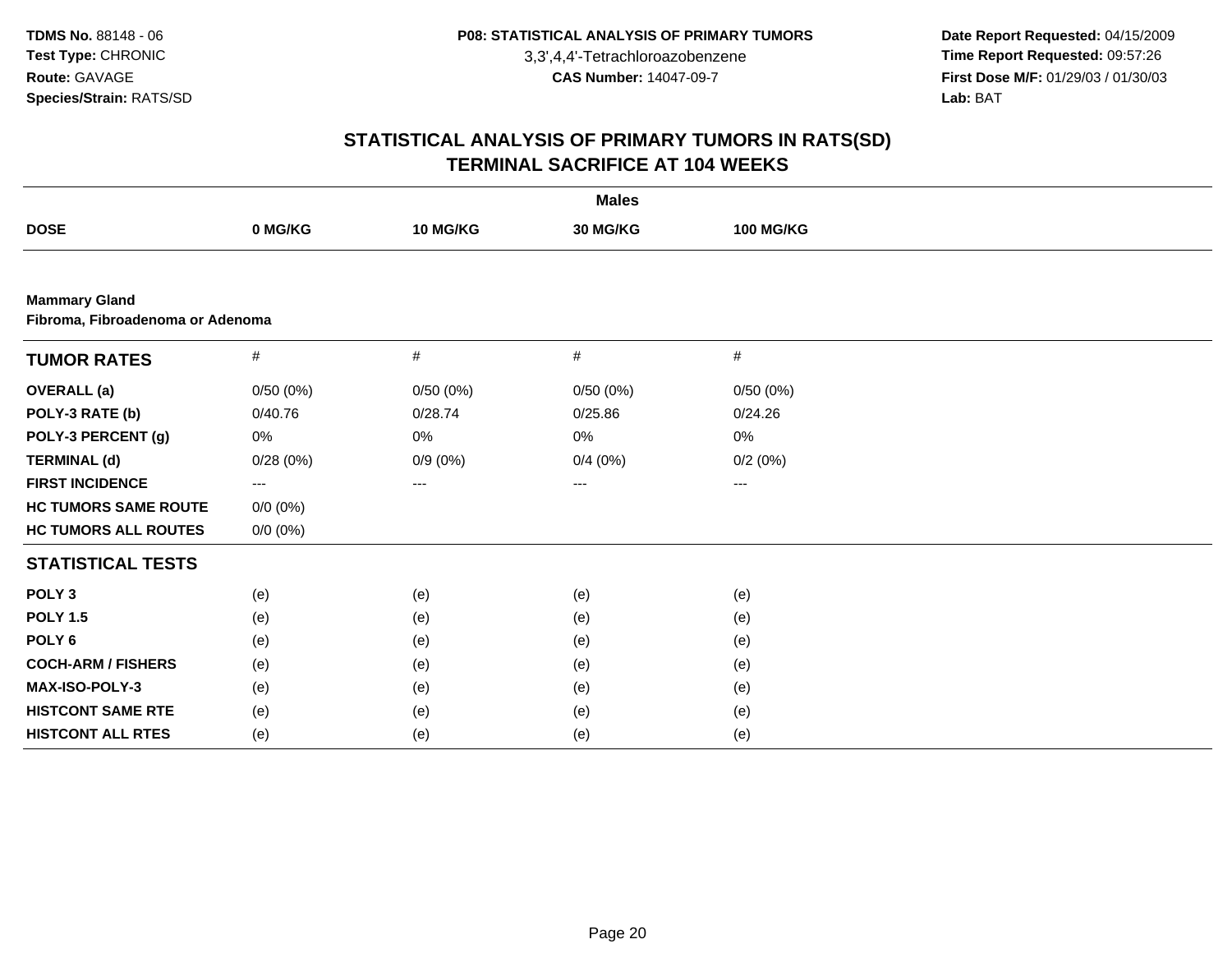**TDMS No.** 88148 - 06
**Test Type:** CHRONIC
**Route:** GAVAGE
**Species/Strain:** RATS/SD

**P08: STATISTICAL ANALYSIS OF PRIMARY TUMORS**
3,3',4,4'-Tetrachloroazobenzene
**CAS Number:** 14047-09-7

**Date Report Requested:** 04/15/2009
**Time Report Requested:** 09:57:26
**First Dose M/F:** 01/29/03 / 01/30/03
**Lab:** BAT

## STATISTICAL ANALYSIS OF PRIMARY TUMORS IN RATS(SD)
## TERMINAL SACRIFICE AT 104 WEEKS

| | Males | | | |
|---|---|---|---|---|
| **DOSE** | **0 MG/KG** | **10 MG/KG** | **30 MG/KG** | **100 MG/KG** |
| **Mammary Gland** | | | | |
| **Fibroma, Fibroadenoma or Adenoma** | | | | |
| **TUMOR RATES** | # | # | # | # |
| **OVERALL (a)** | 0/50 (0%) | 0/50 (0%) | 0/50 (0%) | 0/50 (0%) |
| **POLY-3 RATE (b)** | 0/40.76 | 0/28.74 | 0/25.86 | 0/24.26 |
| **POLY-3 PERCENT (g)** | 0% | 0% | 0% | 0% |
| **TERMINAL (d)** | 0/28 (0%) | 0/9 (0%) | 0/4 (0%) | 0/2 (0%) |
| **FIRST INCIDENCE** | --- | --- | --- | --- |
| **HC TUMORS SAME ROUTE** | 0/0 (0%) | | | |
| **HC TUMORS ALL ROUTES** | 0/0 (0%) | | | |
| **STATISTICAL TESTS** | | | | |
| **POLY 3** | (e) | (e) | (e) | (e) |
| **POLY 1.5** | (e) | (e) | (e) | (e) |
| **POLY 6** | (e) | (e) | (e) | (e) |
| **COCH-ARM / FISHERS** | (e) | (e) | (e) | (e) |
| **MAX-ISO-POLY-3** | (e) | (e) | (e) | (e) |
| **HISTCONT SAME RTE** | (e) | (e) | (e) | (e) |
| **HISTCONT ALL RTES** | (e) | (e) | (e) | (e) |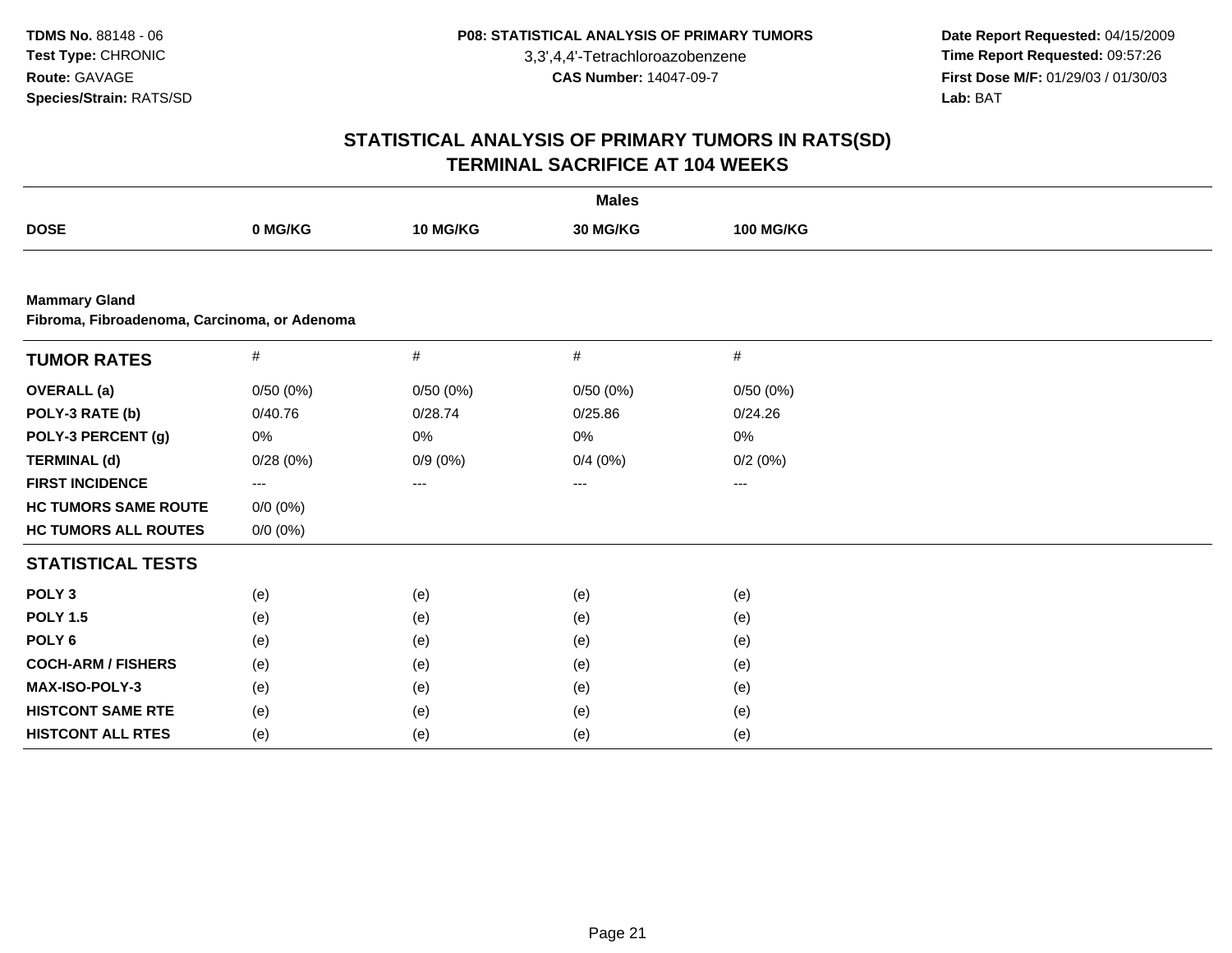**TDMS No.** 88148 - 06
**Test Type:** CHRONIC
**Route:** GAVAGE
**Species/Strain:** RATS/SD

**P08: STATISTICAL ANALYSIS OF PRIMARY TUMORS**
3,3',4,4'-Tetrachloroazobenzene
**CAS Number:** 14047-09-7

**Date Report Requested:** 04/15/2009
**Time Report Requested:** 09:57:26
**First Dose M/F:** 01/29/03 / 01/30/03
**Lab:** BAT

## STATISTICAL ANALYSIS OF PRIMARY TUMORS IN RATS(SD)
## TERMINAL SACRIFICE AT 104 WEEKS

| | Males | | | |
|---|---|---|---|---|
| **DOSE** | **0 MG/KG** | **10 MG/KG** | **30 MG/KG** | **100 MG/KG** |

**Mammary Gland**
**Fibroma, Fibroadenoma, Carcinoma, or Adenoma**

| **TUMOR RATES** | # | # | # | # |
|---|---|---|---|---|
| **OVERALL (a)** | 0/50 (0%) | 0/50 (0%) | 0/50 (0%) | 0/50 (0%) |
| **POLY-3 RATE (b)** | 0/40.76 | 0/28.74 | 0/25.86 | 0/24.26 |
| **POLY-3 PERCENT (g)** | 0% | 0% | 0% | 0% |
| **TERMINAL (d)** | 0/28 (0%) | 0/9 (0%) | 0/4 (0%) | 0/2 (0%) |
| **FIRST INCIDENCE** | --- | --- | --- | --- |
| **HC TUMORS SAME ROUTE** | 0/0 (0%) | | | |
| **HC TUMORS ALL ROUTES** | 0/0 (0%) | | | |
| **STATISTICAL TESTS** | | | | |
| **POLY 3** | (e) | (e) | (e) | (e) |
| **POLY 1.5** | (e) | (e) | (e) | (e) |
| **POLY 6** | (e) | (e) | (e) | (e) |
| **COCH-ARM / FISHERS** | (e) | (e) | (e) | (e) |
| **MAX-ISO-POLY-3** | (e) | (e) | (e) | (e) |
| **HISTCONT SAME RTE** | (e) | (e) | (e) | (e) |
| **HISTCONT ALL RTES** | (e) | (e) | (e) | (e) |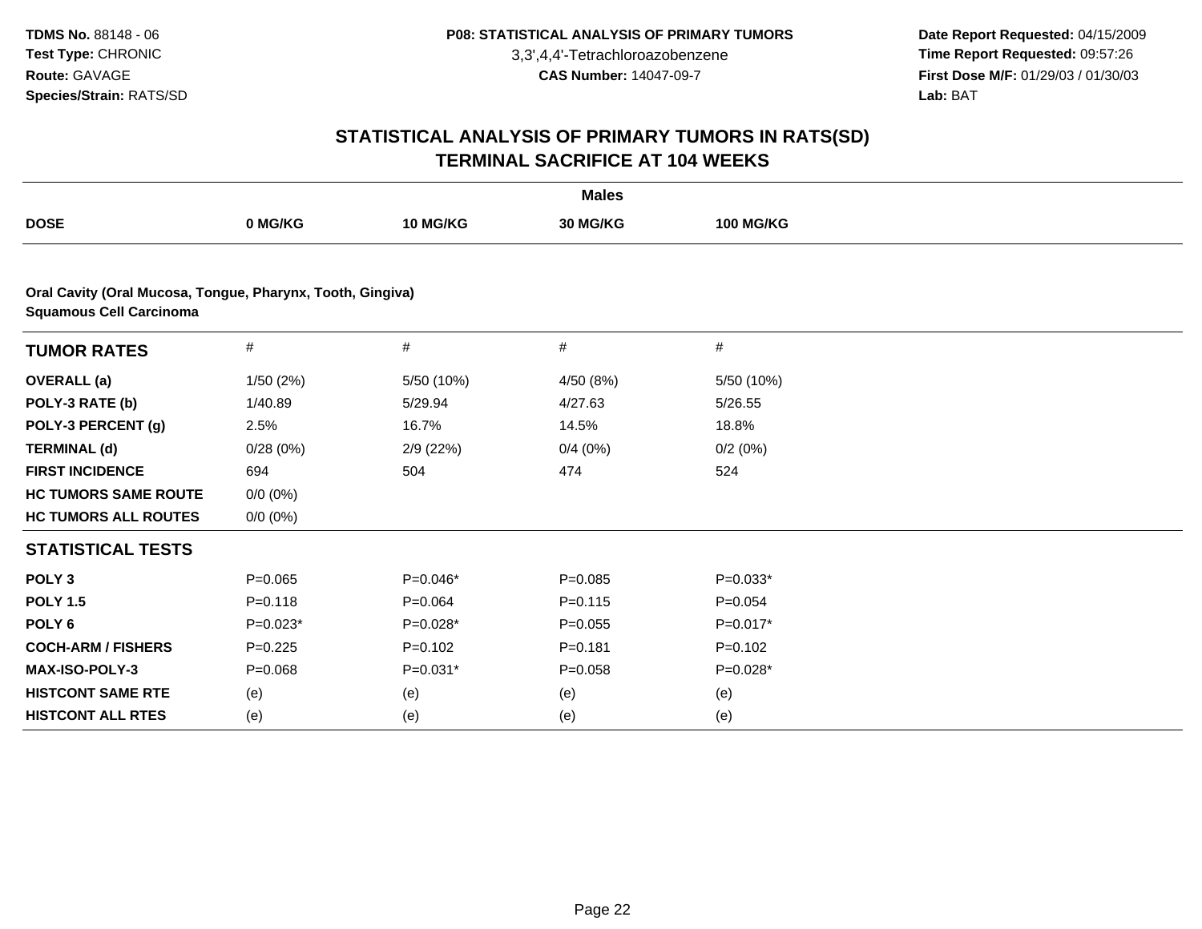## STATISTICAL ANALYSIS OF PRIMARY TUMORS IN RATS(SD)
## TERMINAL SACRIFICE AT 104 WEEKS

| | Males | | | |
|---|---|---|---|---|
| **DOSE** | **0 MG/KG** | **10 MG/KG** | **30 MG/KG** | **100 MG/KG** |

**Oral Cavity (Oral Mucosa, Tongue, Pharynx, Tooth, Gingiva)**
**Squamous Cell Carcinoma**

| **TUMOR RATES** | # | # | # | # |
|---|---|---|---|---|
| **OVERALL (a)** | 1/50 (2%) | 5/50 (10%) | 4/50 (8%) | 5/50 (10%) |
| **POLY-3 RATE (b)** | 1/40.89 | 5/29.94 | 4/27.63 | 5/26.55 |
| **POLY-3 PERCENT (g)** | 2.5% | 16.7% | 14.5% | 18.8% |
| **TERMINAL (d)** | 0/28 (0%) | 2/9 (22%) | 0/4 (0%) | 0/2 (0%) |
| **FIRST INCIDENCE** | 694 | 504 | 474 | 524 |
| **HC TUMORS SAME ROUTE** | 0/0 (0%) | | | |
| **HC TUMORS ALL ROUTES** | 0/0 (0%) | | | |
| **STATISTICAL TESTS** | | | | |
| **POLY 3** | P=0.065 | P=0.046* | P=0.085 | P=0.033* |
| **POLY 1.5** | P=0.118 | P=0.064 | P=0.115 | P=0.054 |
| **POLY 6** | P=0.023* | P=0.028* | P=0.055 | P=0.017* |
| **COCH-ARM / FISHERS** | P=0.225 | P=0.102 | P=0.181 | P=0.102 |
| **MAX-ISO-POLY-3** | P=0.068 | P=0.031* | P=0.058 | P=0.028* |
| **HISTCONT SAME RTE** | (e) | (e) | (e) | (e) |
| **HISTCONT ALL RTES** | (e) | (e) | (e) | (e) |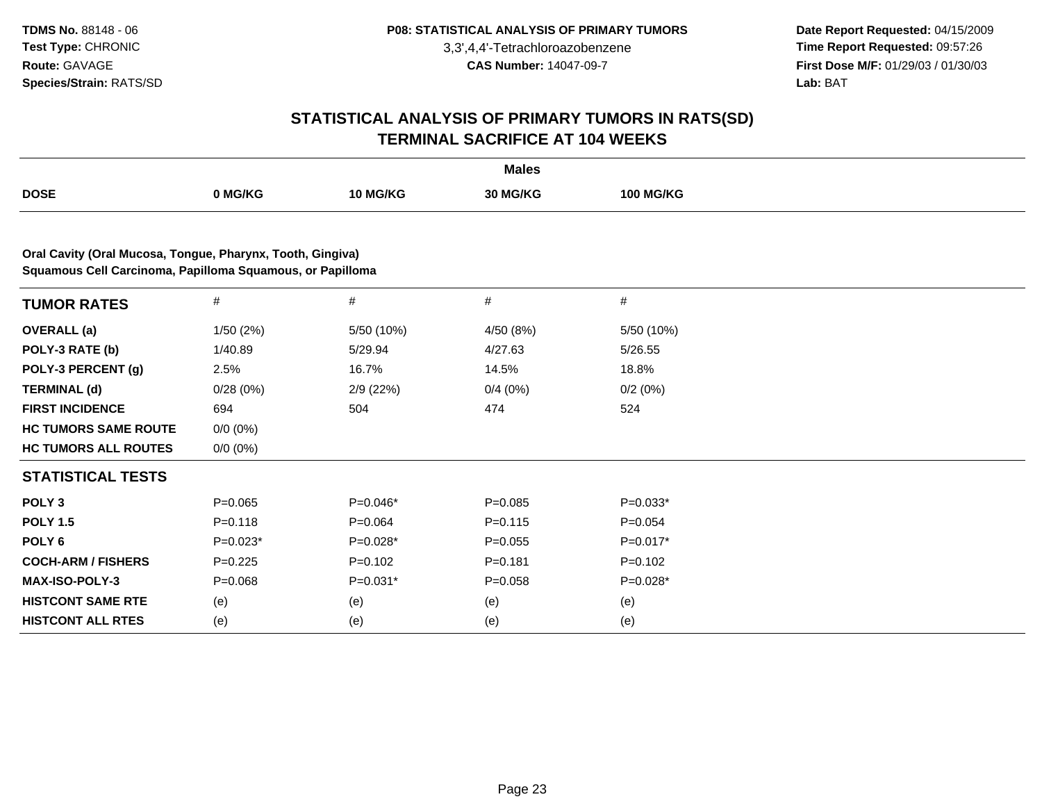# STATISTICAL ANALYSIS OF PRIMARY TUMORS IN RATS(SD) TERMINAL SACRIFICE AT 104 WEEKS

| | Males | | | |
|---|---|---|---|---|
| **DOSE** | **0 MG/KG** | **10 MG/KG** | **30 MG/KG** | **100 MG/KG** |

**Oral Cavity (Oral Mucosa, Tongue, Pharynx, Tooth, Gingiva)**
**Squamous Cell Carcinoma, Papilloma Squamous, or Papilloma**

| **TUMOR RATES** | # | # | # | # |
|---|---|---|---|---|
| **OVERALL (a)** | 1/50 (2%) | 5/50 (10%) | 4/50 (8%) | 5/50 (10%) |
| **POLY-3 RATE (b)** | 1/40.89 | 5/29.94 | 4/27.63 | 5/26.55 |
| **POLY-3 PERCENT (g)** | 2.5% | 16.7% | 14.5% | 18.8% |
| **TERMINAL (d)** | 0/28 (0%) | 2/9 (22%) | 0/4 (0%) | 0/2 (0%) |
| **FIRST INCIDENCE** | 694 | 504 | 474 | 524 |
| **HC TUMORS SAME ROUTE** | 0/0 (0%) | | | |
| **HC TUMORS ALL ROUTES** | 0/0 (0%) | | | |
| **STATISTICAL TESTS** | | | | |
| **POLY 3** | P=0.065 | P=0.046* | P=0.085 | P=0.033* |
| **POLY 1.5** | P=0.118 | P=0.064 | P=0.115 | P=0.054 |
| **POLY 6** | P=0.023* | P=0.028* | P=0.055 | P=0.017* |
| **COCH-ARM / FISHERS** | P=0.225 | P=0.102 | P=0.181 | P=0.102 |
| **MAX-ISO-POLY-3** | P=0.068 | P=0.031* | P=0.058 | P=0.028* |
| **HISTCONT SAME RTE** | (e) | (e) | (e) | (e) |
| **HISTCONT ALL RTES** | (e) | (e) | (e) | (e) |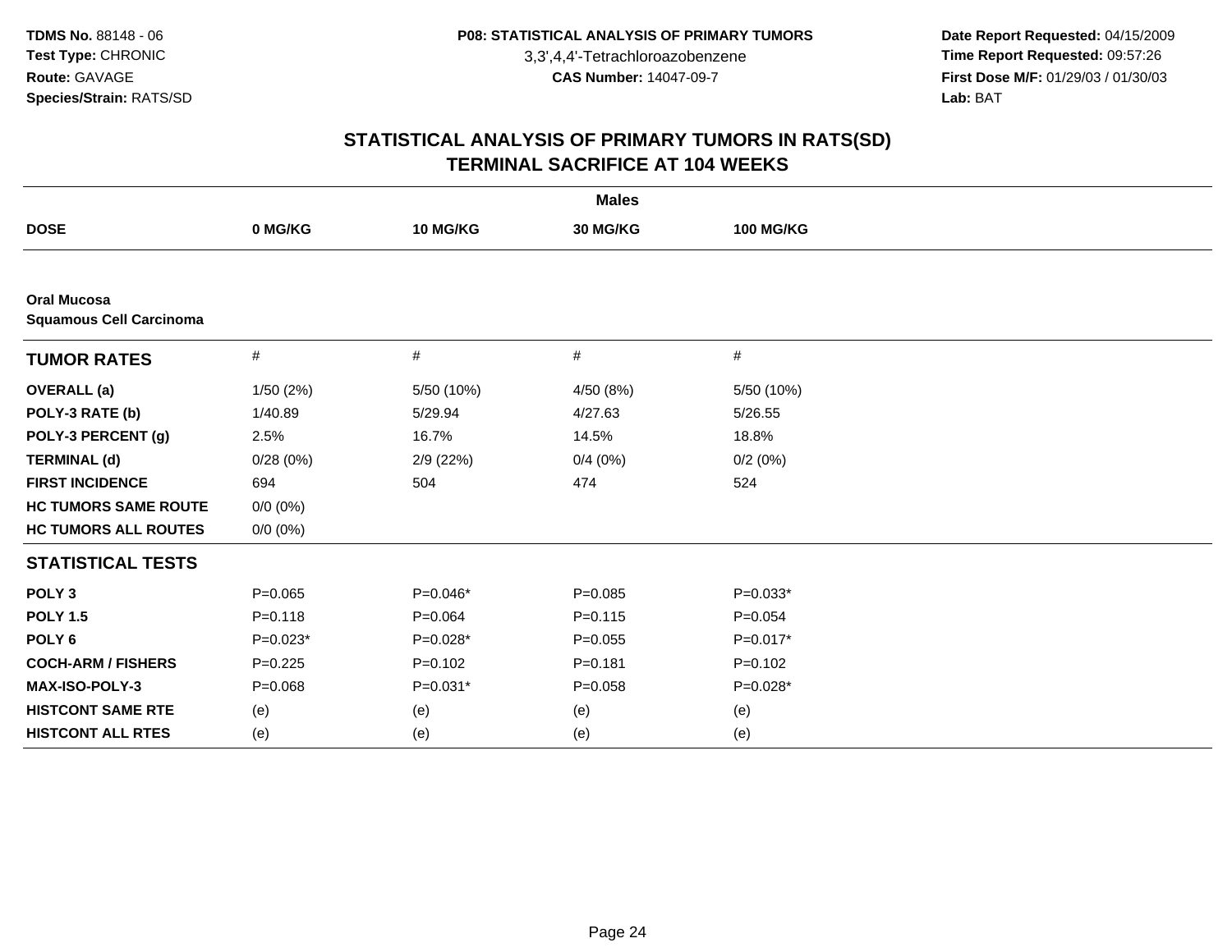**TDMS No.** 88148 - 06
**Test Type:** CHRONIC
**Route:** GAVAGE
**Species/Strain:** RATS/SD

**P08: STATISTICAL ANALYSIS OF PRIMARY TUMORS**
3,3',4,4'-Tetrachloroazobenzene
**CAS Number:** 14047-09-7

**Date Report Requested:** 04/15/2009
**Time Report Requested:** 09:57:26
**First Dose M/F:** 01/29/03 / 01/30/03
**Lab:** BAT

## STATISTICAL ANALYSIS OF PRIMARY TUMORS IN RATS(SD)
## TERMINAL SACRIFICE AT 104 WEEKS

| | Males | | | |
|---|---|---|---|---|
| **DOSE** | **0 MG/KG** | **10 MG/KG** | **30 MG/KG** | **100 MG/KG** |
| **Oral Mucosa** | | | | |
| **Squamous Cell Carcinoma** | | | | |
| **TUMOR RATES** | # | # | # | # |
| **OVERALL (a)** | 1/50 (2%) | 5/50 (10%) | 4/50 (8%) | 5/50 (10%) |
| **POLY-3 RATE (b)** | 1/40.89 | 5/29.94 | 4/27.63 | 5/26.55 |
| **POLY-3 PERCENT (g)** | 2.5% | 16.7% | 14.5% | 18.8% |
| **TERMINAL (d)** | 0/28 (0%) | 2/9 (22%) | 0/4 (0%) | 0/2 (0%) |
| **FIRST INCIDENCE** | 694 | 504 | 474 | 524 |
| **HC TUMORS SAME ROUTE** | 0/0 (0%) | | | |
| **HC TUMORS ALL ROUTES** | 0/0 (0%) | | | |
| **STATISTICAL TESTS** | | | | |
| **POLY 3** | P=0.065 | P=0.046* | P=0.085 | P=0.033* |
| **POLY 1.5** | P=0.118 | P=0.064 | P=0.115 | P=0.054 |
| **POLY 6** | P=0.023* | P=0.028* | P=0.055 | P=0.017* |
| **COCH-ARM / FISHERS** | P=0.225 | P=0.102 | P=0.181 | P=0.102 |
| **MAX-ISO-POLY-3** | P=0.068 | P=0.031* | P=0.058 | P=0.028* |
| **HISTCONT SAME RTE** | (e) | (e) | (e) | (e) |
| **HISTCONT ALL RTES** | (e) | (e) | (e) | (e) |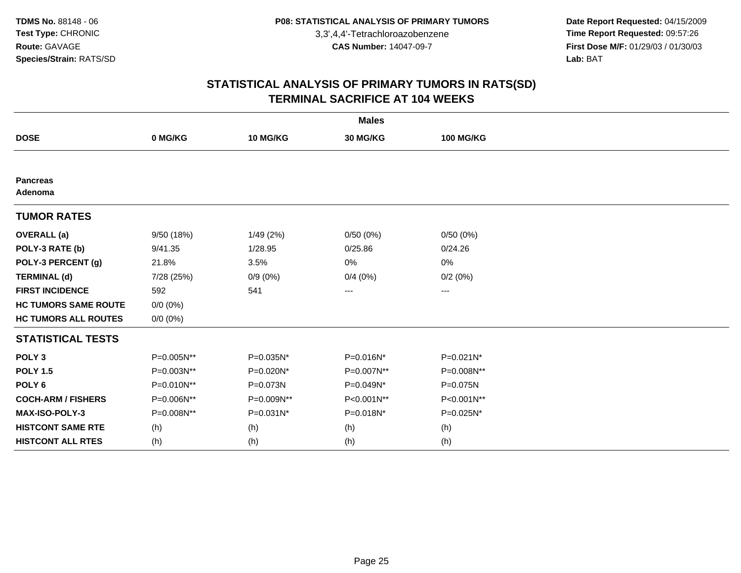TDMS No. 88148 - 06
Test Type: CHRONIC
Route: GAVAGE
Species/Strain: RATS/SD

**P08: STATISTICAL ANALYSIS OF PRIMARY TUMORS**
3,3',4,4'-Tetrachloroazobenzene
**CAS Number:** 14047-09-7

**Date Report Requested:** 04/15/2009
**Time Report Requested:** 09:57:26
**First Dose M/F:** 01/29/03 / 01/30/03
**Lab:** BAT

# STATISTICAL ANALYSIS OF PRIMARY TUMORS IN RATS(SD)
## TERMINAL SACRIFICE AT 104 WEEKS

| | Males | | | |
|---|---|---|---|---|
| **DOSE** | **0 MG/KG** | **10 MG/KG** | **30 MG/KG** | **100 MG/KG** |
| **Pancreas** | | | | |
| **Adenoma** | | | | |
| **TUMOR RATES** | | | | |
| **OVERALL (a)** | 9/50 (18%) | 1/49 (2%) | 0/50 (0%) | 0/50 (0%) |
| **POLY-3 RATE (b)** | 9/41.35 | 1/28.95 | 0/25.86 | 0/24.26 |
| **POLY-3 PERCENT (g)** | 21.8% | 3.5% | 0% | 0% |
| **TERMINAL (d)** | 7/28 (25%) | 0/9 (0%) | 0/4 (0%) | 0/2 (0%) |
| **FIRST INCIDENCE** | 592 | 541 | --- | --- |
| **HC TUMORS SAME ROUTE** | 0/0 (0%) | | | |
| **HC TUMORS ALL ROUTES** | 0/0 (0%) | | | |
| **STATISTICAL TESTS** | | | | |
| **POLY 3** | P=0.005N** | P=0.035N* | P=0.016N* | P=0.021N* |
| **POLY 1.5** | P=0.003N** | P=0.020N* | P=0.007N** | P=0.008N** |
| **POLY 6** | P=0.010N** | P=0.073N | P=0.049N* | P=0.075N |
| **COCH-ARM / FISHERS** | P=0.006N** | P=0.009N** | P<0.001N** | P<0.001N** |
| **MAX-ISO-POLY-3** | P=0.008N** | P=0.031N* | P=0.018N* | P=0.025N* |
| **HISTCONT SAME RTE** | (h) | (h) | (h) | (h) |
| **HISTCONT ALL RTES** | (h) | (h) | (h) | (h) |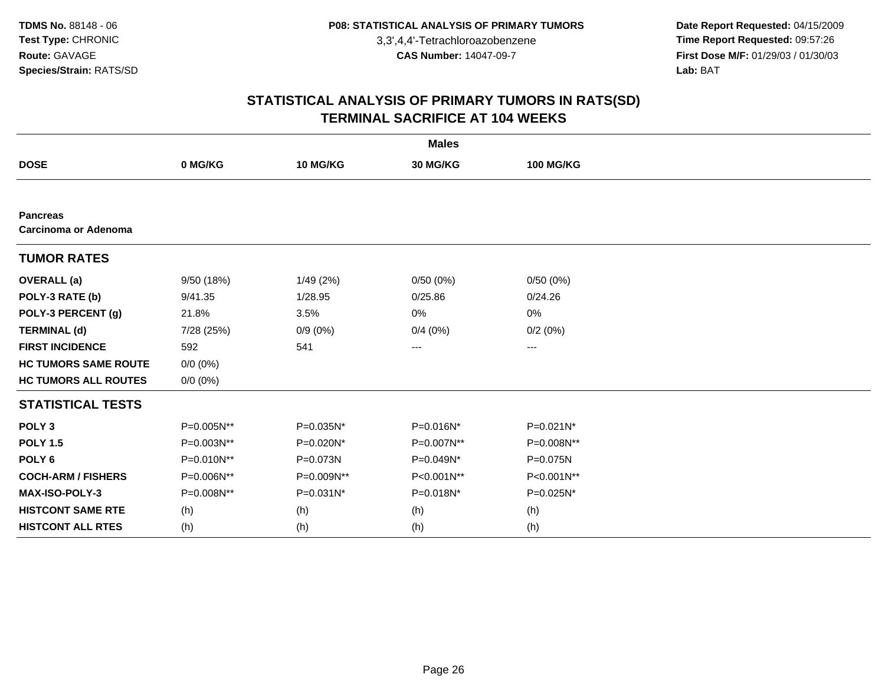TDMS No. 88148 - 06
Test Type: CHRONIC
Route: GAVAGE
Species/Strain: RATS/SD

P08: STATISTICAL ANALYSIS OF PRIMARY TUMORS
3,3',4,4'-Tetrachloroazobenzene
CAS Number: 14047-09-7

Date Report Requested: 04/15/2009
Time Report Requested: 09:57:26
First Dose M/F: 01/29/03 / 01/30/03
Lab: BAT

## STATISTICAL ANALYSIS OF PRIMARY TUMORS IN RATS(SD)
## TERMINAL SACRIFICE AT 104 WEEKS

| | Males | | | |
|---|---|---|---|---|
| **DOSE** | **0 MG/KG** | **10 MG/KG** | **30 MG/KG** | **100 MG/KG** |
| **Pancreas** | | | | |
| **Carcinoma or Adenoma** | | | | |
| **TUMOR RATES** | | | | |
| **OVERALL (a)** | 9/50 (18%) | 1/49 (2%) | 0/50 (0%) | 0/50 (0%) |
| **POLY-3 RATE (b)** | 9/41.35 | 1/28.95 | 0/25.86 | 0/24.26 |
| **POLY-3 PERCENT (g)** | 21.8% | 3.5% | 0% | 0% |
| **TERMINAL (d)** | 7/28 (25%) | 0/9 (0%) | 0/4 (0%) | 0/2 (0%) |
| **FIRST INCIDENCE** | 592 | 541 | --- | --- |
| **HC TUMORS SAME ROUTE** | 0/0 (0%) | | | |
| **HC TUMORS ALL ROUTES** | 0/0 (0%) | | | |
| **STATISTICAL TESTS** | | | | |
| **POLY 3** | P=0.005N** | P=0.035N* | P=0.016N* | P=0.021N* |
| **POLY 1.5** | P=0.003N** | P=0.020N* | P=0.007N** | P=0.008N** |
| **POLY 6** | P=0.010N** | P=0.073N | P=0.049N* | P=0.075N |
| **COCH-ARM / FISHERS** | P=0.006N** | P=0.009N** | P<0.001N** | P<0.001N** |
| **MAX-ISO-POLY-3** | P=0.008N** | P=0.031N* | P=0.018N* | P=0.025N* |
| **HISTCONT SAME RTE** | (h) | (h) | (h) | (h) |
| **HISTCONT ALL RTES** | (h) | (h) | (h) | (h) |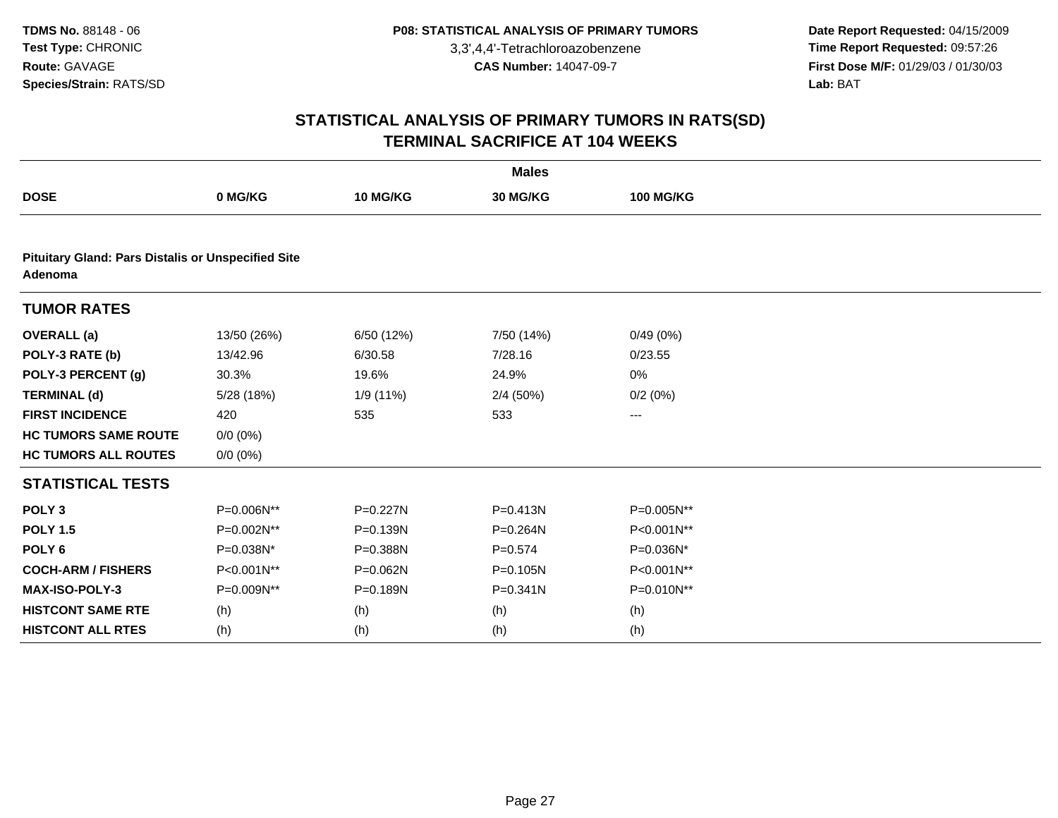TDMS No. 88148 - 06
Test Type: CHRONIC
Route: GAVAGE
Species/Strain: RATS/SD

P08: STATISTICAL ANALYSIS OF PRIMARY TUMORS
3,3',4,4'-Tetrachloroazobenzene
CAS Number: 14047-09-7

Date Report Requested: 04/15/2009
Time Report Requested: 09:57:26
First Dose M/F: 01/29/03 / 01/30/03
Lab: BAT

## STATISTICAL ANALYSIS OF PRIMARY TUMORS IN RATS(SD)
## TERMINAL SACRIFICE AT 104 WEEKS

| | Males | | | |
|---|---|---|---|---|
| **DOSE** | **0 MG/KG** | **10 MG/KG** | **30 MG/KG** | **100 MG/KG** |
| **Pituitary Gland: Pars Distalis or Unspecified Site Adenoma** | | | | |
| **TUMOR RATES** | | | | |
| **OVERALL (a)** | 13/50 (26%) | 6/50 (12%) | 7/50 (14%) | 0/49 (0%) |
| **POLY-3 RATE (b)** | 13/42.96 | 6/30.58 | 7/28.16 | 0/23.55 |
| **POLY-3 PERCENT (g)** | 30.3% | 19.6% | 24.9% | 0% |
| **TERMINAL (d)** | 5/28 (18%) | 1/9 (11%) | 2/4 (50%) | 0/2 (0%) |
| **FIRST INCIDENCE** | 420 | 535 | 533 | --- |
| **HC TUMORS SAME ROUTE** | 0/0 (0%) | | | |
| **HC TUMORS ALL ROUTES** | 0/0 (0%) | | | |
| **STATISTICAL TESTS** | | | | |
| **POLY 3** | P=0.006N** | P=0.227N | P=0.413N | P=0.005N** |
| **POLY 1.5** | P=0.002N** | P=0.139N | P=0.264N | P<0.001N** |
| **POLY 6** | P=0.038N* | P=0.388N | P=0.574 | P=0.036N* |
| **COCH-ARM / FISHERS** | P<0.001N** | P=0.062N | P=0.105N | P<0.001N** |
| **MAX-ISO-POLY-3** | P=0.009N** | P=0.189N | P=0.341N | P=0.010N** |
| **HISTCONT SAME RTE** | (h) | (h) | (h) | (h) |
| **HISTCONT ALL RTES** | (h) | (h) | (h) | (h) |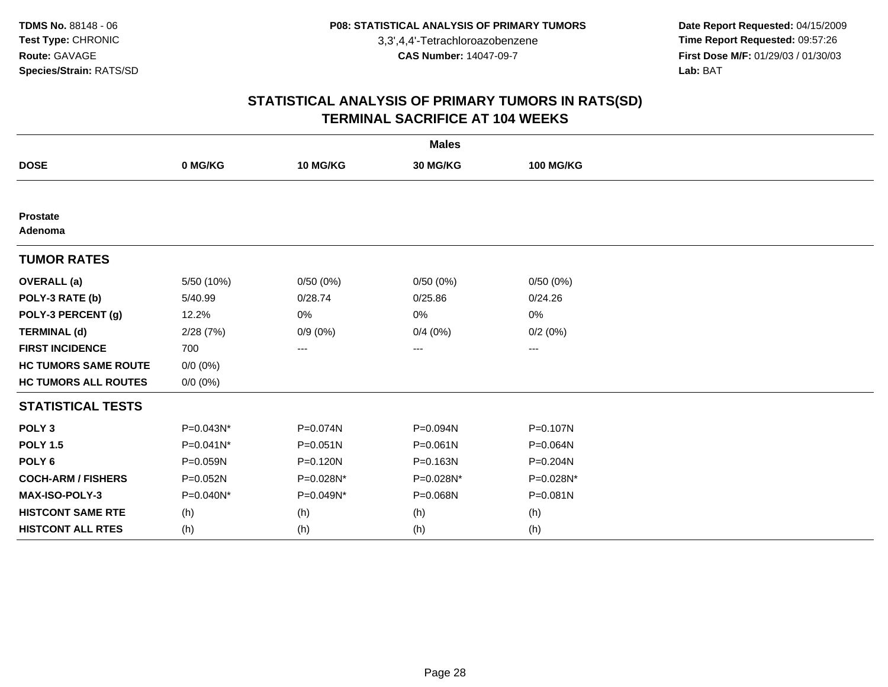TDMS No. 88148 - 06
Test Type: CHRONIC
Route: GAVAGE
Species/Strain: RATS/SD

P08: STATISTICAL ANALYSIS OF PRIMARY TUMORS
3,3',4,4'-Tetrachloroazobenzene
CAS Number: 14047-09-7

Date Report Requested: 04/15/2009
Time Report Requested: 09:57:26
First Dose M/F: 01/29/03 / 01/30/03
Lab: BAT

## STATISTICAL ANALYSIS OF PRIMARY TUMORS IN RATS(SD)
## TERMINAL SACRIFICE AT 104 WEEKS

| Males | | | | |
|---|---|---|---|---|
| **DOSE** | **0 MG/KG** | **10 MG/KG** | **30 MG/KG** | **100 MG/KG** |
| **Prostate** | | | | |
| **Adenoma** | | | | |
| **TUMOR RATES** | | | | |
| **OVERALL (a)** | 5/50 (10%) | 0/50 (0%) | 0/50 (0%) | 0/50 (0%) |
| **POLY-3 RATE (b)** | 5/40.99 | 0/28.74 | 0/25.86 | 0/24.26 |
| **POLY-3 PERCENT (g)** | 12.2% | 0% | 0% | 0% |
| **TERMINAL (d)** | 2/28 (7%) | 0/9 (0%) | 0/4 (0%) | 0/2 (0%) |
| **FIRST INCIDENCE** | 700 | --- | --- | --- |
| **HC TUMORS SAME ROUTE** | 0/0 (0%) | | | |
| **HC TUMORS ALL ROUTES** | 0/0 (0%) | | | |
| **STATISTICAL TESTS** | | | | |
| **POLY 3** | P=0.043N* | P=0.074N | P=0.094N | P=0.107N |
| **POLY 1.5** | P=0.041N* | P=0.051N | P=0.061N | P=0.064N |
| **POLY 6** | P=0.059N | P=0.120N | P=0.163N | P=0.204N |
| **COCH-ARM / FISHERS** | P=0.052N | P=0.028N* | P=0.028N* | P=0.028N* |
| **MAX-ISO-POLY-3** | P=0.040N* | P=0.049N* | P=0.068N | P=0.081N |
| **HISTCONT SAME RTE** | (h) | (h) | (h) | (h) |
| **HISTCONT ALL RTES** | (h) | (h) | (h) | (h) |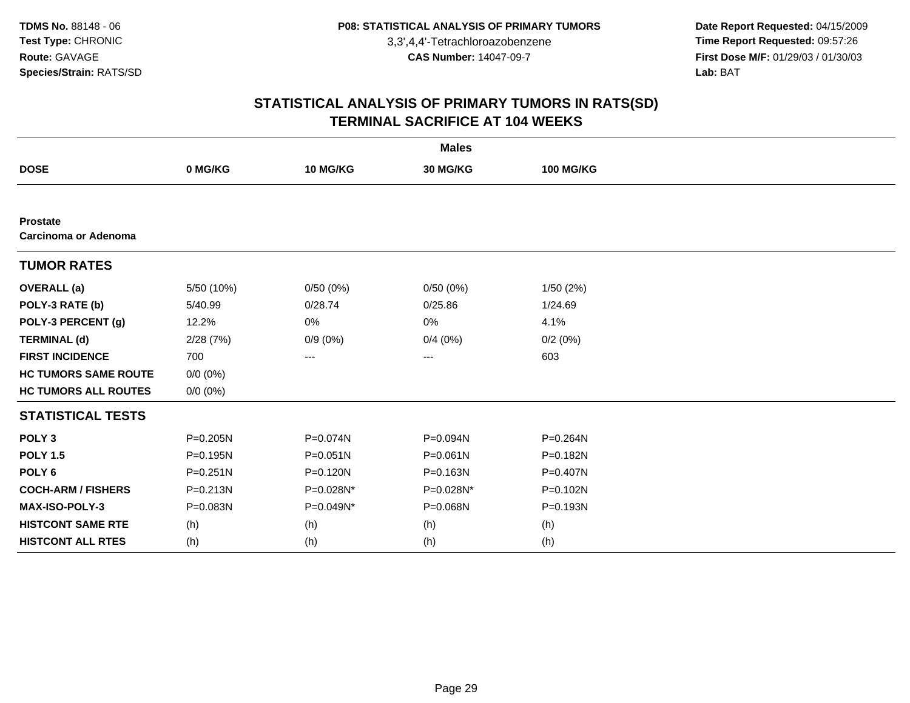**TDMS No.** 88148 - 06
**Test Type:** CHRONIC
**Route:** GAVAGE
**Species/Strain:** RATS/SD

**P08: STATISTICAL ANALYSIS OF PRIMARY TUMORS**
3,3',4,4'-Tetrachloroazobenzene
**CAS Number:** 14047-09-7

**Date Report Requested:** 04/15/2009
**Time Report Requested:** 09:57:26
**First Dose M/F:** 01/29/03 / 01/30/03
**Lab:** BAT

## STATISTICAL ANALYSIS OF PRIMARY TUMORS IN RATS(SD)
## TERMINAL SACRIFICE AT 104 WEEKS

| | Males | | | |
|---|---|---|---|---|
| **DOSE** | **0 MG/KG** | **10 MG/KG** | **30 MG/KG** | **100 MG/KG** |
| **Prostate** | | | | |
| **Carcinoma or Adenoma** | | | | |
| **TUMOR RATES** | | | | |
| **OVERALL (a)** | 5/50 (10%) | 0/50 (0%) | 0/50 (0%) | 1/50 (2%) |
| **POLY-3 RATE (b)** | 5/40.99 | 0/28.74 | 0/25.86 | 1/24.69 |
| **POLY-3 PERCENT (g)** | 12.2% | 0% | 0% | 4.1% |
| **TERMINAL (d)** | 2/28 (7%) | 0/9 (0%) | 0/4 (0%) | 0/2 (0%) |
| **FIRST INCIDENCE** | 700 | --- | --- | 603 |
| **HC TUMORS SAME ROUTE** | 0/0 (0%) | | | |
| **HC TUMORS ALL ROUTES** | 0/0 (0%) | | | |
| **STATISTICAL TESTS** | | | | |
| **POLY 3** | P=0.205N | P=0.074N | P=0.094N | P=0.264N |
| **POLY 1.5** | P=0.195N | P=0.051N | P=0.061N | P=0.182N |
| **POLY 6** | P=0.251N | P=0.120N | P=0.163N | P=0.407N |
| **COCH-ARM / FISHERS** | P=0.213N | P=0.028N* | P=0.028N* | P=0.102N |
| **MAX-ISO-POLY-3** | P=0.083N | P=0.049N* | P=0.068N | P=0.193N |
| **HISTCONT SAME RTE** | (h) | (h) | (h) | (h) |
| **HISTCONT ALL RTES** | (h) | (h) | (h) | (h) |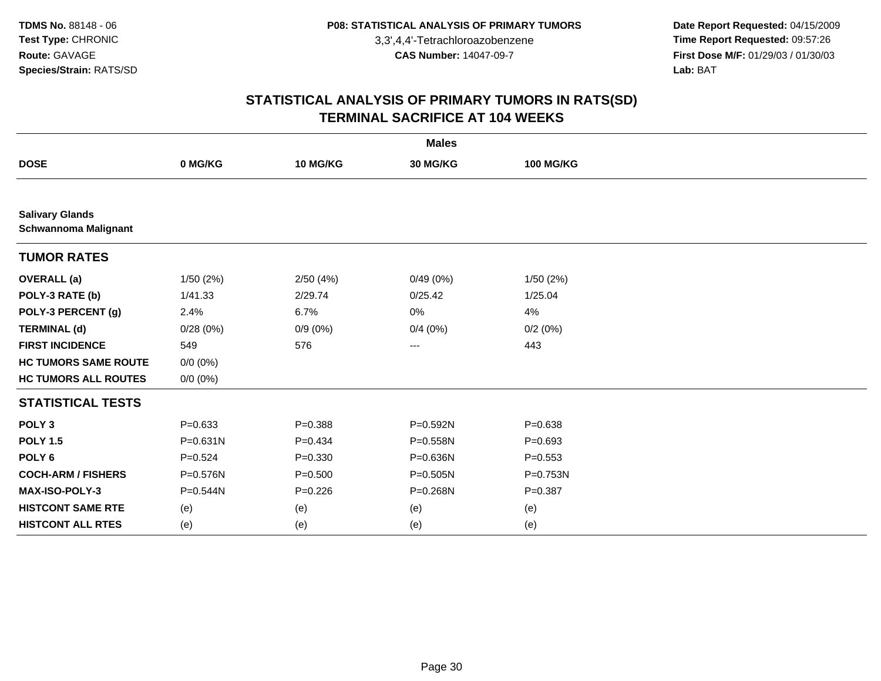TDMS No. 88148 - 06
Test Type: CHRONIC
Route: GAVAGE
Species/Strain: RATS/SD

P08: STATISTICAL ANALYSIS OF PRIMARY TUMORS
3,3',4,4'-Tetrachloroazobenzene
CAS Number: 14047-09-7

Date Report Requested: 04/15/2009
Time Report Requested: 09:57:26
First Dose M/F: 01/29/03 / 01/30/03
Lab: BAT

## STATISTICAL ANALYSIS OF PRIMARY TUMORS IN RATS(SD)
## TERMINAL SACRIFICE AT 104 WEEKS

| | Males | | | |
|---|---|---|---|---|
| **DOSE** | **0 MG/KG** | **10 MG/KG** | **30 MG/KG** | **100 MG/KG** |
| **Salivary Glands**<br>**Schwannoma Malignant** | | | | |
| **TUMOR RATES** | | | | |
| **OVERALL (a)** | 1/50 (2%) | 2/50 (4%) | 0/49 (0%) | 1/50 (2%) |
| **POLY-3 RATE (b)** | 1/41.33 | 2/29.74 | 0/25.42 | 1/25.04 |
| **POLY-3 PERCENT (g)** | 2.4% | 6.7% | 0% | 4% |
| **TERMINAL (d)** | 0/28 (0%) | 0/9 (0%) | 0/4 (0%) | 0/2 (0%) |
| **FIRST INCIDENCE** | 549 | 576 | --- | 443 |
| **HC TUMORS SAME ROUTE** | 0/0 (0%) | | | |
| **HC TUMORS ALL ROUTES** | 0/0 (0%) | | | |
| **STATISTICAL TESTS** | | | | |
| **POLY 3** | P=0.633 | P=0.388 | P=0.592N | P=0.638 |
| **POLY 1.5** | P=0.631N | P=0.434 | P=0.558N | P=0.693 |
| **POLY 6** | P=0.524 | P=0.330 | P=0.636N | P=0.553 |
| **COCH-ARM / FISHERS** | P=0.576N | P=0.500 | P=0.505N | P=0.753N |
| **MAX-ISO-POLY-3** | P=0.544N | P=0.226 | P=0.268N | P=0.387 |
| **HISTCONT SAME RTE** | (e) | (e) | (e) | (e) |
| **HISTCONT ALL RTES** | (e) | (e) | (e) | (e) |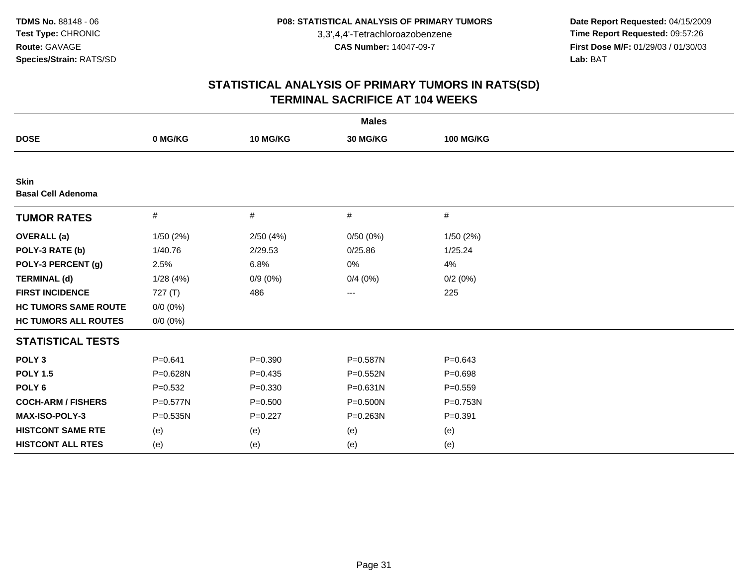**TDMS No.** 88148 - 06
**Test Type:** CHRONIC
**Route:** GAVAGE
**Species/Strain:** RATS/SD

**P08: STATISTICAL ANALYSIS OF PRIMARY TUMORS**
3,3',4,4'-Tetrachloroazobenzene
**CAS Number:** 14047-09-7

**Date Report Requested:** 04/15/2009
**Time Report Requested:** 09:57:26
**First Dose M/F:** 01/29/03 / 01/30/03
**Lab:** BAT

# STATISTICAL ANALYSIS OF PRIMARY TUMORS IN RATS(SD)
## TERMINAL SACRIFICE AT 104 WEEKS

| | Males | | | |
|---|---|---|---|---|
| **DOSE** | **0 MG/KG** | **10 MG/KG** | **30 MG/KG** | **100 MG/KG** |
| **Skin** | | | | |
| **Basal Cell Adenoma** | | | | |
| **TUMOR RATES** | # | # | # | # |
| **OVERALL (a)** | 1/50 (2%) | 2/50 (4%) | 0/50 (0%) | 1/50 (2%) |
| **POLY-3 RATE (b)** | 1/40.76 | 2/29.53 | 0/25.86 | 1/25.24 |
| **POLY-3 PERCENT (g)** | 2.5% | 6.8% | 0% | 4% |
| **TERMINAL (d)** | 1/28 (4%) | 0/9 (0%) | 0/4 (0%) | 0/2 (0%) |
| **FIRST INCIDENCE** | 727 (T) | 486 | --- | 225 |
| **HC TUMORS SAME ROUTE** | 0/0 (0%) | | | |
| **HC TUMORS ALL ROUTES** | 0/0 (0%) | | | |
| **STATISTICAL TESTS** | | | | |
| **POLY 3** | P=0.641 | P=0.390 | P=0.587N | P=0.643 |
| **POLY 1.5** | P=0.628N | P=0.435 | P=0.552N | P=0.698 |
| **POLY 6** | P=0.532 | P=0.330 | P=0.631N | P=0.559 |
| **COCH-ARM / FISHERS** | P=0.577N | P=0.500 | P=0.500N | P=0.753N |
| **MAX-ISO-POLY-3** | P=0.535N | P=0.227 | P=0.263N | P=0.391 |
| **HISTCONT SAME RTE** | (e) | (e) | (e) | (e) |
| **HISTCONT ALL RTES** | (e) | (e) | (e) | (e) |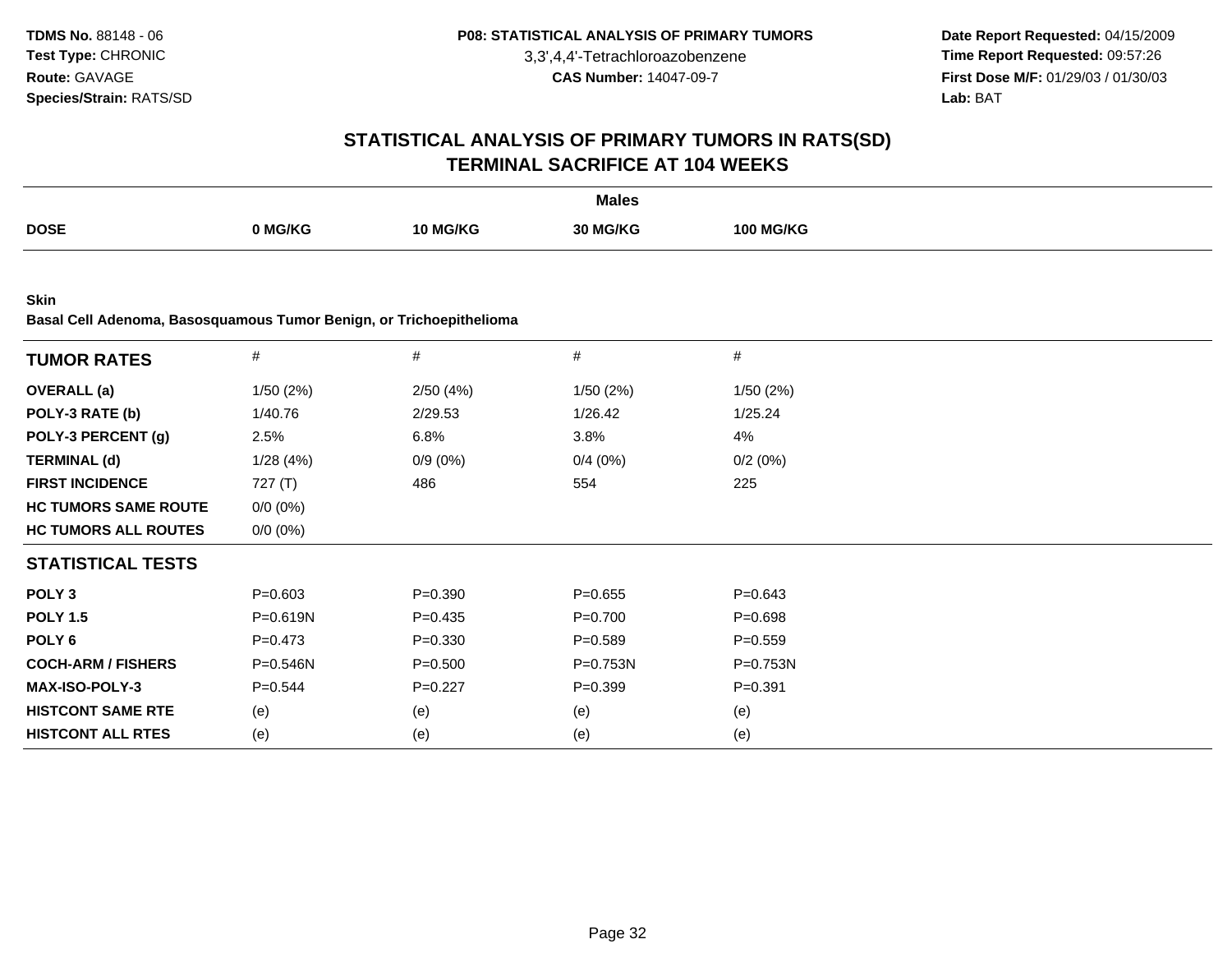**TDMS No.** 88148 - 06
**Test Type:** CHRONIC
**Route:** GAVAGE
**Species/Strain:** RATS/SD

**P08: STATISTICAL ANALYSIS OF PRIMARY TUMORS**
3,3',4,4'-Tetrachloroazobenzene
**CAS Number:** 14047-09-7

**Date Report Requested:** 04/15/2009
**Time Report Requested:** 09:57:26
**First Dose M/F:** 01/29/03 / 01/30/03
**Lab:** BAT

## STATISTICAL ANALYSIS OF PRIMARY TUMORS IN RATS(SD) TERMINAL SACRIFICE AT 104 WEEKS

**Males**

| DOSE | 0 MG/KG | 10 MG/KG | 30 MG/KG | 100 MG/KG |
|---|---|---|---|---|

**Skin**
**Basal Cell Adenoma, Basosquamous Tumor Benign, or Trichoepithelioma**

| TUMOR RATES | # | # | # | # |
|---|---|---|---|---|
| **OVERALL (a)** | 1/50 (2%) | 2/50 (4%) | 1/50 (2%) | 1/50 (2%) |
| **POLY-3 RATE (b)** | 1/40.76 | 2/29.53 | 1/26.42 | 1/25.24 |
| **POLY-3 PERCENT (g)** | 2.5% | 6.8% | 3.8% | 4% |
| **TERMINAL (d)** | 1/28 (4%) | 0/9 (0%) | 0/4 (0%) | 0/2 (0%) |
| **FIRST INCIDENCE** | 727 (T) | 486 | 554 | 225 |
| **HC TUMORS SAME ROUTE** | 0/0 (0%) | | | |
| **HC TUMORS ALL ROUTES** | 0/0 (0%) | | | |
| **STATISTICAL TESTS** | | | | |
| **POLY 3** | P=0.603 | P=0.390 | P=0.655 | P=0.643 |
| **POLY 1.5** | P=0.619N | P=0.435 | P=0.700 | P=0.698 |
| **POLY 6** | P=0.473 | P=0.330 | P=0.589 | P=0.559 |
| **COCH-ARM / FISHERS** | P=0.546N | P=0.500 | P=0.753N | P=0.753N |
| **MAX-ISO-POLY-3** | P=0.544 | P=0.227 | P=0.399 | P=0.391 |
| **HISTCONT SAME RTE** | (e) | (e) | (e) | (e) |
| **HISTCONT ALL RTES** | (e) | (e) | (e) | (e) |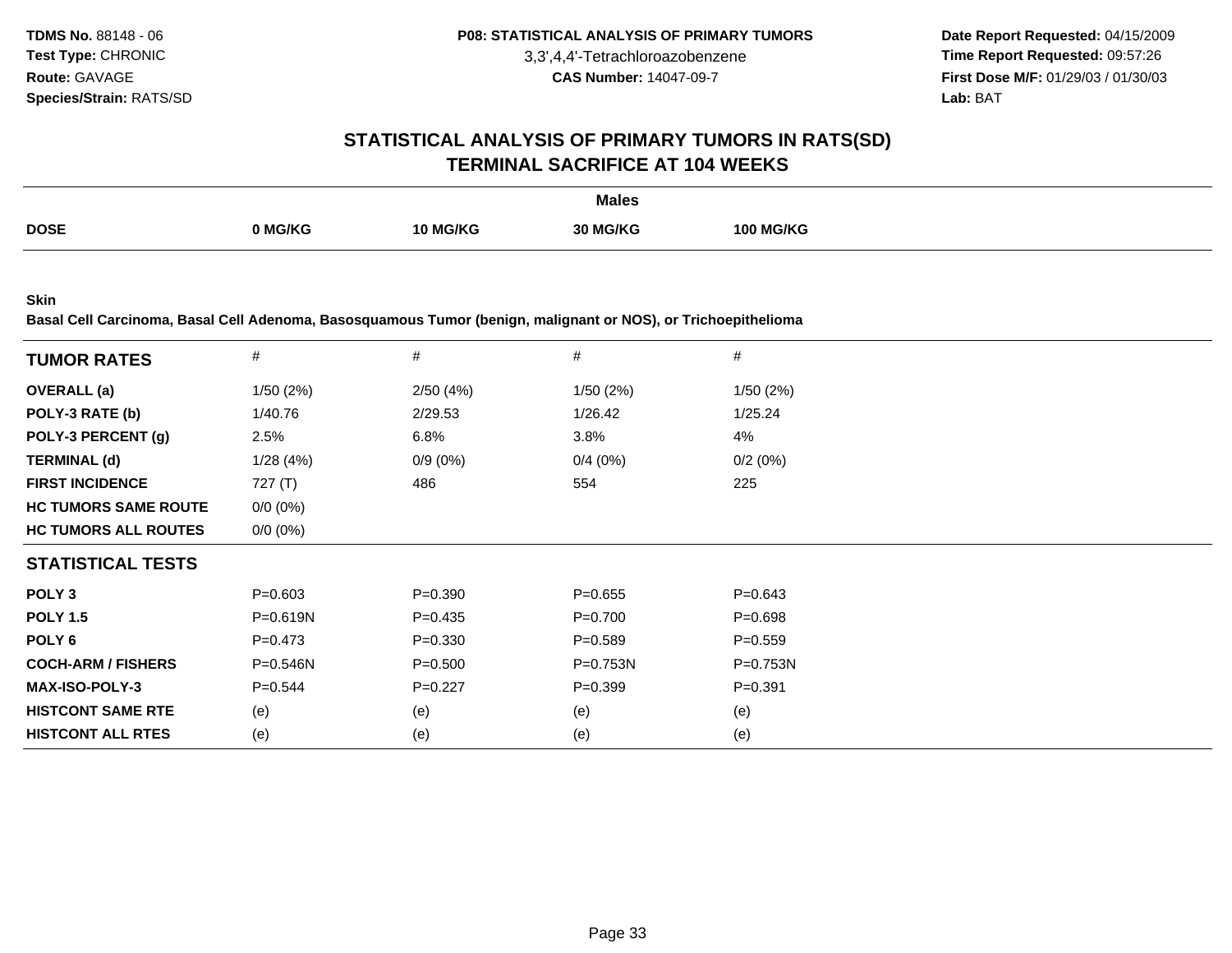**TDMS No.** 88148 - 06
**Test Type:** CHRONIC
**Route:** GAVAGE
**Species/Strain:** RATS/SD

**P08: STATISTICAL ANALYSIS OF PRIMARY TUMORS**
3,3',4,4'-Tetrachloroazobenzene
**CAS Number:** 14047-09-7

**Date Report Requested:** 04/15/2009
**Time Report Requested:** 09:57:26
**First Dose M/F:** 01/29/03 / 01/30/03
**Lab:** BAT

# STATISTICAL ANALYSIS OF PRIMARY TUMORS IN RATS(SD) TERMINAL SACRIFICE AT 104 WEEKS

| | Males | | | |
|---|---|---|---|---|
| **DOSE** | **0 MG/KG** | **10 MG/KG** | **30 MG/KG** | **100 MG/KG** |

**Skin**
**Basal Cell Carcinoma, Basal Cell Adenoma, Basosquamous Tumor (benign, malignant or NOS), or Trichoepithelioma**

| **TUMOR RATES** | # | # | # | # |
|---|---|---|---|---|
| **OVERALL (a)** | 1/50 (2%) | 2/50 (4%) | 1/50 (2%) | 1/50 (2%) |
| **POLY-3 RATE (b)** | 1/40.76 | 2/29.53 | 1/26.42 | 1/25.24 |
| **POLY-3 PERCENT (g)** | 2.5% | 6.8% | 3.8% | 4% |
| **TERMINAL (d)** | 1/28 (4%) | 0/9 (0%) | 0/4 (0%) | 0/2 (0%) |
| **FIRST INCIDENCE** | 727 (T) | 486 | 554 | 225 |
| **HC TUMORS SAME ROUTE** | 0/0 (0%) | | | |
| **HC TUMORS ALL ROUTES** | 0/0 (0%) | | | |
| **STATISTICAL TESTS** | | | | |
| **POLY 3** | P=0.603 | P=0.390 | P=0.655 | P=0.643 |
| **POLY 1.5** | P=0.619N | P=0.435 | P=0.700 | P=0.698 |
| **POLY 6** | P=0.473 | P=0.330 | P=0.589 | P=0.559 |
| **COCH-ARM / FISHERS** | P=0.546N | P=0.500 | P=0.753N | P=0.753N |
| **MAX-ISO-POLY-3** | P=0.544 | P=0.227 | P=0.399 | P=0.391 |
| **HISTCONT SAME RTE** | (e) | (e) | (e) | (e) |
| **HISTCONT ALL RTES** | (e) | (e) | (e) | (e) |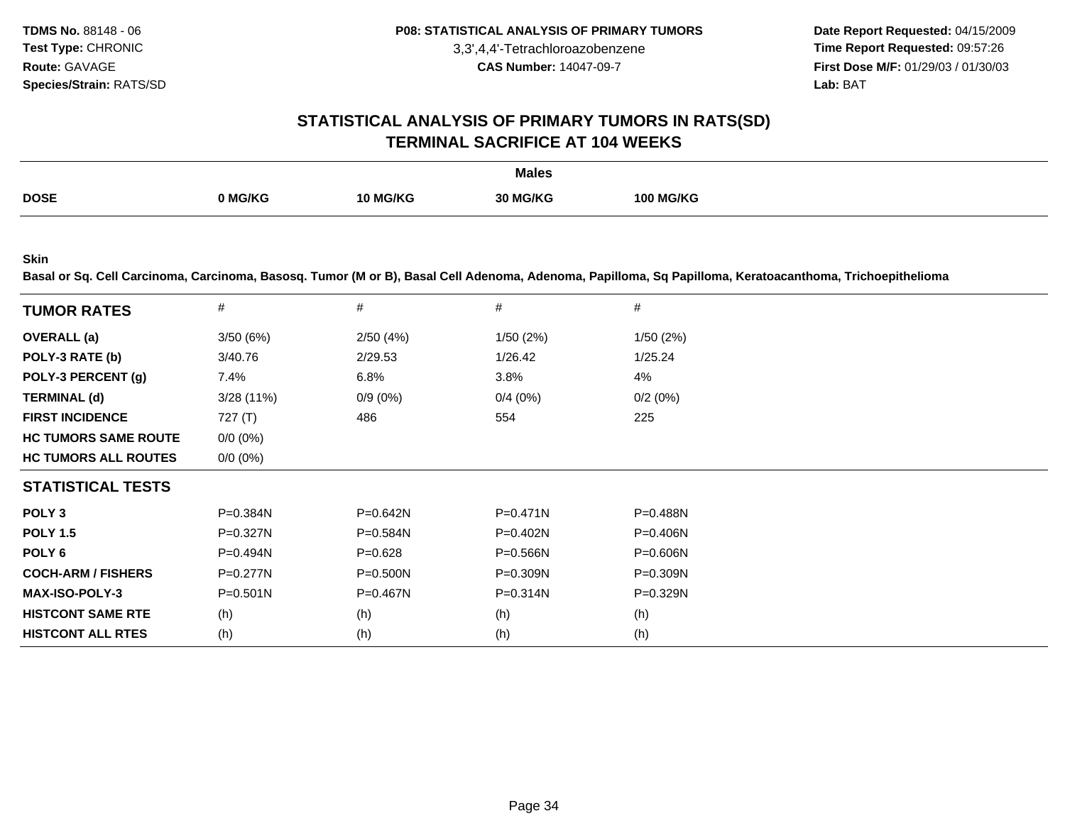**TDMS No.** 88148 - 06
**Test Type:** CHRONIC
**Route:** GAVAGE
**Species/Strain:** RATS/SD

**P08: STATISTICAL ANALYSIS OF PRIMARY TUMORS**
3,3',4,4'-Tetrachloroazobenzene
**CAS Number:** 14047-09-7

**Date Report Requested:** 04/15/2009
**Time Report Requested:** 09:57:26
**First Dose M/F:** 01/29/03 / 01/30/03
**Lab:** BAT

## STATISTICAL ANALYSIS OF PRIMARY TUMORS IN RATS(SD)
## TERMINAL SACRIFICE AT 104 WEEKS

**Males**

| DOSE | 0 MG/KG | 10 MG/KG | 30 MG/KG | 100 MG/KG |
|---|---|---|---|---|

**Skin**
**Basal or Sq. Cell Carcinoma, Carcinoma, Basosq. Tumor (M or B), Basal Cell Adenoma, Adenoma, Papilloma, Sq Papilloma, Keratoacanthoma, Trichoepithelioma**

| TUMOR RATES | # | # | # | # |
|---|---|---|---|---|
| OVERALL (a) | 3/50 (6%) | 2/50 (4%) | 1/50 (2%) | 1/50 (2%) |
| POLY-3 RATE (b) | 3/40.76 | 2/29.53 | 1/26.42 | 1/25.24 |
| POLY-3 PERCENT (g) | 7.4% | 6.8% | 3.8% | 4% |
| TERMINAL (d) | 3/28 (11%) | 0/9 (0%) | 0/4 (0%) | 0/2 (0%) |
| FIRST INCIDENCE | 727 (T) | 486 | 554 | 225 |
| HC TUMORS SAME ROUTE | 0/0 (0%) | | | |
| HC TUMORS ALL ROUTES | 0/0 (0%) | | | |
| **STATISTICAL TESTS** | | | | |
| POLY 3 | P=0.384N | P=0.642N | P=0.471N | P=0.488N |
| POLY 1.5 | P=0.327N | P=0.584N | P=0.402N | P=0.406N |
| POLY 6 | P=0.494N | P=0.628 | P=0.566N | P=0.606N |
| COCH-ARM / FISHERS | P=0.277N | P=0.500N | P=0.309N | P=0.309N |
| MAX-ISO-POLY-3 | P=0.501N | P=0.467N | P=0.314N | P=0.329N |
| HISTCONT SAME RTE | (h) | (h) | (h) | (h) |
| HISTCONT ALL RTES | (h) | (h) | (h) | (h) |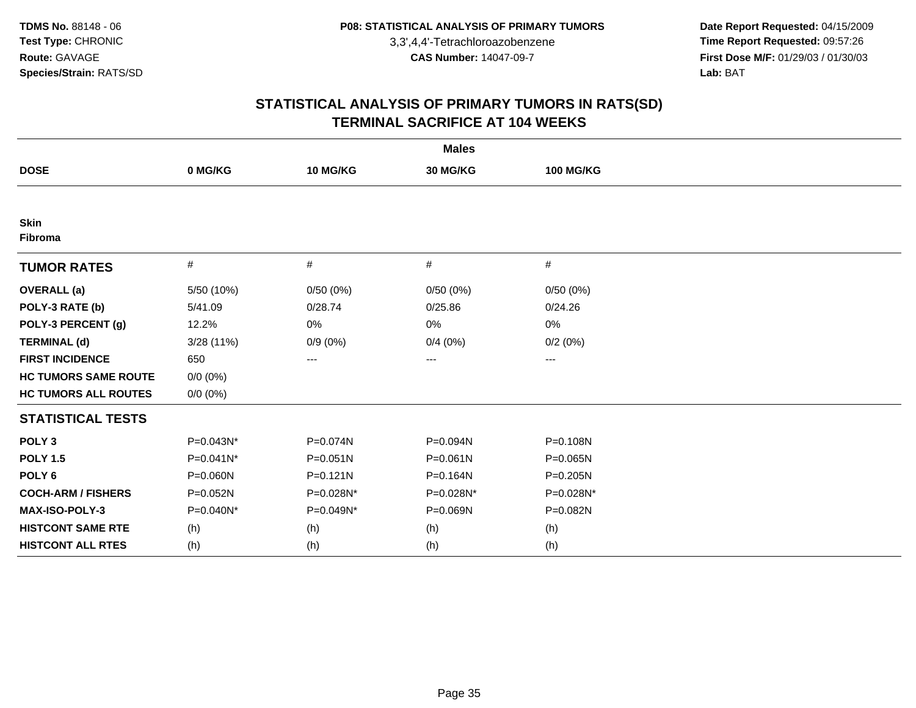**TDMS No.** 88148 - 06
**Test Type:** CHRONIC
**Route:** GAVAGE
**Species/Strain:** RATS/SD

**P08: STATISTICAL ANALYSIS OF PRIMARY TUMORS**
3,3',4,4'-Tetrachloroazobenzene
**CAS Number:** 14047-09-7

**Date Report Requested:** 04/15/2009
**Time Report Requested:** 09:57:26
**First Dose M/F:** 01/29/03 / 01/30/03
**Lab:** BAT

## STATISTICAL ANALYSIS OF PRIMARY TUMORS IN RATS(SD)
## TERMINAL SACRIFICE AT 104 WEEKS

| | Males | | | |
|---|---|---|---|---|
| **DOSE** | **0 MG/KG** | **10 MG/KG** | **30 MG/KG** | **100 MG/KG** |
| **Skin** | | | | |
| **Fibroma** | | | | |
| **TUMOR RATES** | # | # | # | # |
| **OVERALL (a)** | 5/50 (10%) | 0/50 (0%) | 0/50 (0%) | 0/50 (0%) |
| **POLY-3 RATE (b)** | 5/41.09 | 0/28.74 | 0/25.86 | 0/24.26 |
| **POLY-3 PERCENT (g)** | 12.2% | 0% | 0% | 0% |
| **TERMINAL (d)** | 3/28 (11%) | 0/9 (0%) | 0/4 (0%) | 0/2 (0%) |
| **FIRST INCIDENCE** | 650 | --- | --- | --- |
| **HC TUMORS SAME ROUTE** | 0/0 (0%) | | | |
| **HC TUMORS ALL ROUTES** | 0/0 (0%) | | | |
| **STATISTICAL TESTS** | | | | |
| **POLY 3** | P=0.043N* | P=0.074N | P=0.094N | P=0.108N |
| **POLY 1.5** | P=0.041N* | P=0.051N | P=0.061N | P=0.065N |
| **POLY 6** | P=0.060N | P=0.121N | P=0.164N | P=0.205N |
| **COCH-ARM / FISHERS** | P=0.052N | P=0.028N* | P=0.028N* | P=0.028N* |
| **MAX-ISO-POLY-3** | P=0.040N* | P=0.049N* | P=0.069N | P=0.082N |
| **HISTCONT SAME RTE** | (h) | (h) | (h) | (h) |
| **HISTCONT ALL RTES** | (h) | (h) | (h) | (h) |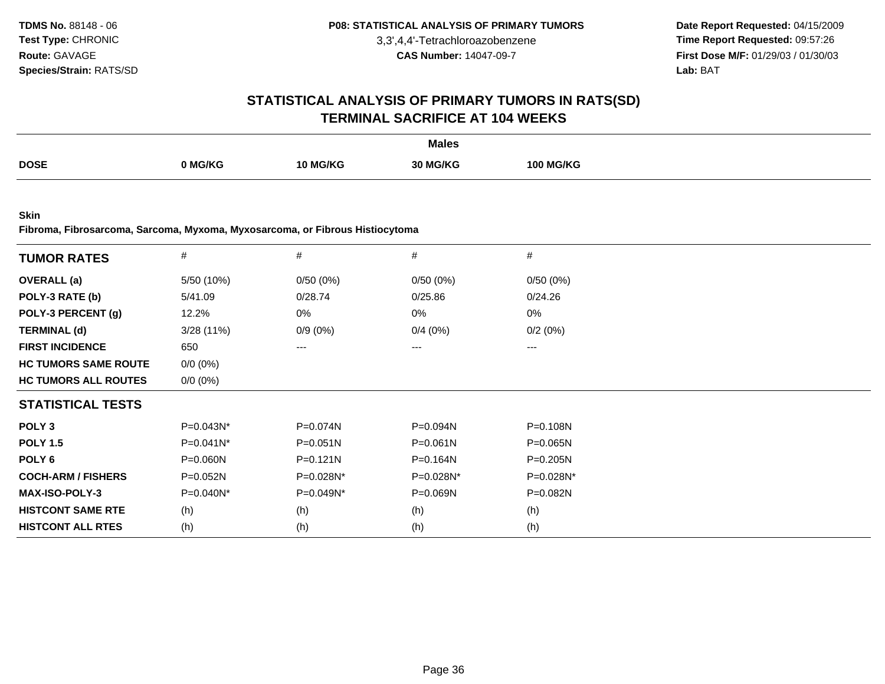## STATISTICAL ANALYSIS OF PRIMARY TUMORS IN RATS(SD)
## TERMINAL SACRIFICE AT 104 WEEKS

| | Males | | | |
|---|---|---|---|---|
| **DOSE** | **0 MG/KG** | **10 MG/KG** | **30 MG/KG** | **100 MG/KG** |

**Skin**
**Fibroma, Fibrosarcoma, Sarcoma, Myxoma, Myxosarcoma, or Fibrous Histiocytoma**

| **TUMOR RATES** | # | # | # | # |
|---|---|---|---|---|
| **OVERALL (a)** | 5/50 (10%) | 0/50 (0%) | 0/50 (0%) | 0/50 (0%) |
| **POLY-3 RATE (b)** | 5/41.09 | 0/28.74 | 0/25.86 | 0/24.26 |
| **POLY-3 PERCENT (g)** | 12.2% | 0% | 0% | 0% |
| **TERMINAL (d)** | 3/28 (11%) | 0/9 (0%) | 0/4 (0%) | 0/2 (0%) |
| **FIRST INCIDENCE** | 650 | --- | --- | --- |
| **HC TUMORS SAME ROUTE** | 0/0 (0%) | | | |
| **HC TUMORS ALL ROUTES** | 0/0 (0%) | | | |
| **STATISTICAL TESTS** | | | | |
| **POLY 3** | P=0.043N* | P=0.074N | P=0.094N | P=0.108N |
| **POLY 1.5** | P=0.041N* | P=0.051N | P=0.061N | P=0.065N |
| **POLY 6** | P=0.060N | P=0.121N | P=0.164N | P=0.205N |
| **COCH-ARM / FISHERS** | P=0.052N | P=0.028N* | P=0.028N* | P=0.028N* |
| **MAX-ISO-POLY-3** | P=0.040N* | P=0.049N* | P=0.069N | P=0.082N |
| **HISTCONT SAME RTE** | (h) | (h) | (h) | (h) |
| **HISTCONT ALL RTES** | (h) | (h) | (h) | (h) |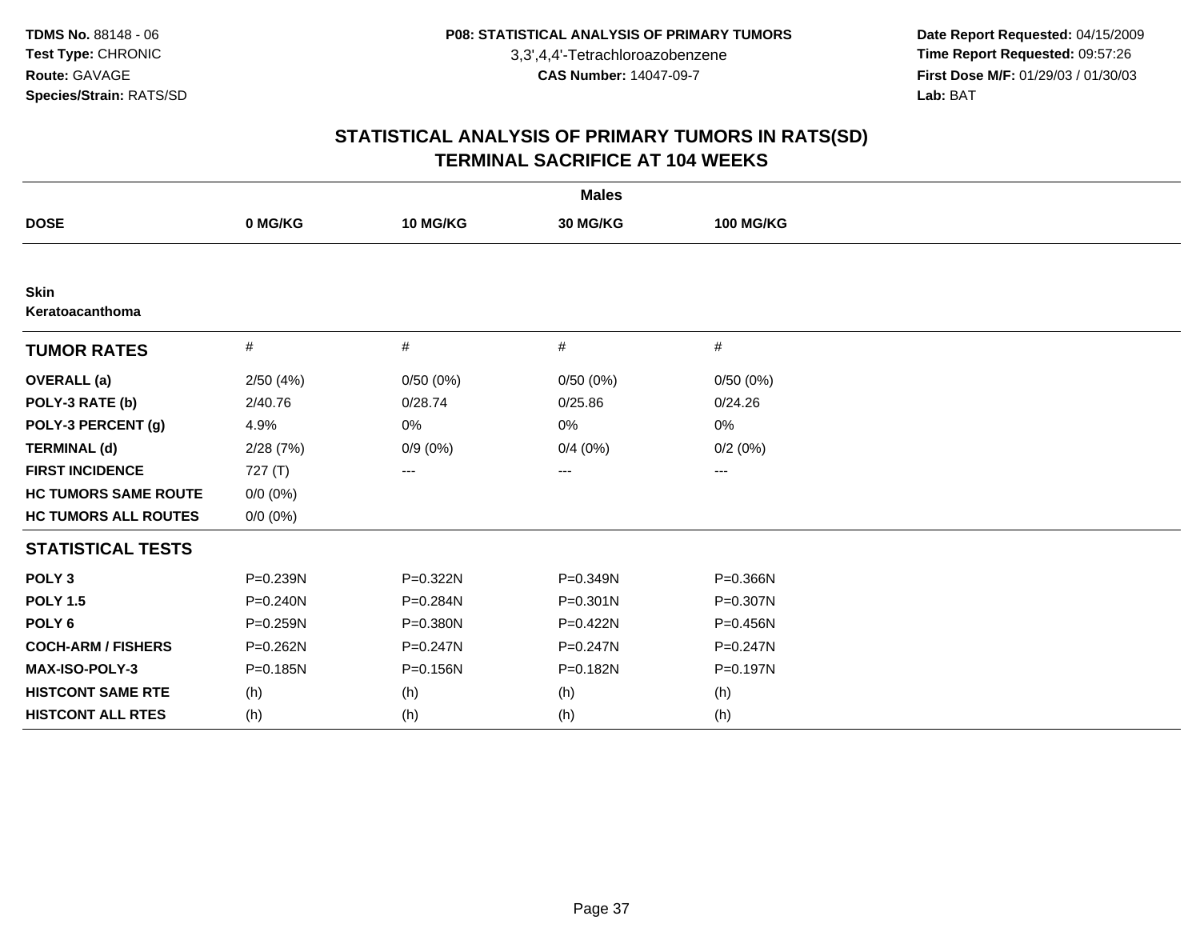**TDMS No.** 88148 - 06
**Test Type:** CHRONIC
**Route:** GAVAGE
**Species/Strain:** RATS/SD

**P08: STATISTICAL ANALYSIS OF PRIMARY TUMORS**
3,3',4,4'-Tetrachloroazobenzene
**CAS Number:** 14047-09-7

**Date Report Requested:** 04/15/2009
**Time Report Requested:** 09:57:26
**First Dose M/F:** 01/29/03 / 01/30/03
**Lab:** BAT

## STATISTICAL ANALYSIS OF PRIMARY TUMORS IN RATS(SD)
## TERMINAL SACRIFICE AT 104 WEEKS

| | Males | | | |
|---|---|---|---|---|
| **DOSE** | **0 MG/KG** | **10 MG/KG** | **30 MG/KG** | **100 MG/KG** |
| **Skin** | | | | |
| **Keratoacanthoma** | | | | |
| **TUMOR RATES** | # | # | # | # |
| **OVERALL (a)** | 2/50 (4%) | 0/50 (0%) | 0/50 (0%) | 0/50 (0%) |
| **POLY-3 RATE (b)** | 2/40.76 | 0/28.74 | 0/25.86 | 0/24.26 |
| **POLY-3 PERCENT (g)** | 4.9% | 0% | 0% | 0% |
| **TERMINAL (d)** | 2/28 (7%) | 0/9 (0%) | 0/4 (0%) | 0/2 (0%) |
| **FIRST INCIDENCE** | 727 (T) | --- | --- | --- |
| **HC TUMORS SAME ROUTE** | 0/0 (0%) | | | |
| **HC TUMORS ALL ROUTES** | 0/0 (0%) | | | |
| **STATISTICAL TESTS** | | | | |
| **POLY 3** | P=0.239N | P=0.322N | P=0.349N | P=0.366N |
| **POLY 1.5** | P=0.240N | P=0.284N | P=0.301N | P=0.307N |
| **POLY 6** | P=0.259N | P=0.380N | P=0.422N | P=0.456N |
| **COCH-ARM / FISHERS** | P=0.262N | P=0.247N | P=0.247N | P=0.247N |
| **MAX-ISO-POLY-3** | P=0.185N | P=0.156N | P=0.182N | P=0.197N |
| **HISTCONT SAME RTE** | (h) | (h) | (h) | (h) |
| **HISTCONT ALL RTES** | (h) | (h) | (h) | (h) |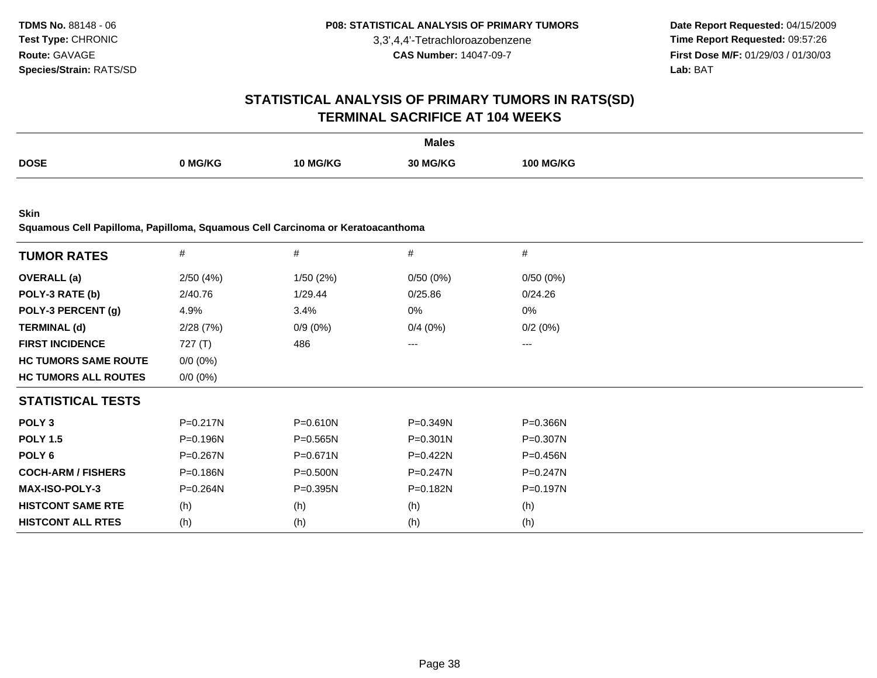**TDMS No.** 88148 - 06
**Test Type:** CHRONIC
**Route:** GAVAGE
**Species/Strain:** RATS/SD

**P08: STATISTICAL ANALYSIS OF PRIMARY TUMORS**
3,3',4,4'-Tetrachloroazobenzene
**CAS Number:** 14047-09-7

**Date Report Requested:** 04/15/2009
**Time Report Requested:** 09:57:26
**First Dose M/F:** 01/29/03 / 01/30/03
**Lab:** BAT

## STATISTICAL ANALYSIS OF PRIMARY TUMORS IN RATS(SD)
## TERMINAL SACRIFICE AT 104 WEEKS

**Males**

| DOSE | 0 MG/KG | 10 MG/KG | 30 MG/KG | 100 MG/KG |
|---|---|---|---|---|

**Skin**
**Squamous Cell Papilloma, Papilloma, Squamous Cell Carcinoma or Keratoacanthoma**

| TUMOR RATES | # | # | # | # |
|---|---|---|---|---|
| **OVERALL (a)** | 2/50 (4%) | 1/50 (2%) | 0/50 (0%) | 0/50 (0%) |
| **POLY-3 RATE (b)** | 2/40.76 | 1/29.44 | 0/25.86 | 0/24.26 |
| **POLY-3 PERCENT (g)** | 4.9% | 3.4% | 0% | 0% |
| **TERMINAL (d)** | 2/28 (7%) | 0/9 (0%) | 0/4 (0%) | 0/2 (0%) |
| **FIRST INCIDENCE** | 727 (T) | 486 | --- | --- |
| **HC TUMORS SAME ROUTE** | 0/0 (0%) | | | |
| **HC TUMORS ALL ROUTES** | 0/0 (0%) | | | |
| **STATISTICAL TESTS** | | | | |
| **POLY 3** | P=0.217N | P=0.610N | P=0.349N | P=0.366N |
| **POLY 1.5** | P=0.196N | P=0.565N | P=0.301N | P=0.307N |
| **POLY 6** | P=0.267N | P=0.671N | P=0.422N | P=0.456N |
| **COCH-ARM / FISHERS** | P=0.186N | P=0.500N | P=0.247N | P=0.247N |
| **MAX-ISO-POLY-3** | P=0.264N | P=0.395N | P=0.182N | P=0.197N |
| **HISTCONT SAME RTE** | (h) | (h) | (h) | (h) |
| **HISTCONT ALL RTES** | (h) | (h) | (h) | (h) |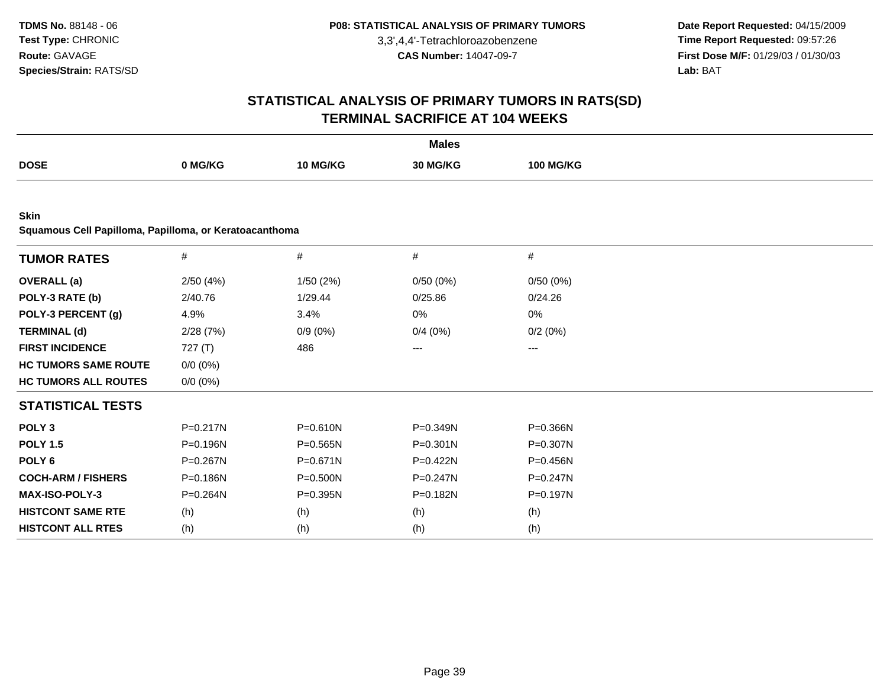**TDMS No.** 88148 - 06
**Test Type:** CHRONIC
**Route:** GAVAGE
**Species/Strain:** RATS/SD

**P08: STATISTICAL ANALYSIS OF PRIMARY TUMORS**
3,3',4,4'-Tetrachloroazobenzene
**CAS Number:** 14047-09-7

**Date Report Requested:** 04/15/2009
**Time Report Requested:** 09:57:26
**First Dose M/F:** 01/29/03 / 01/30/03
**Lab:** BAT

# STATISTICAL ANALYSIS OF PRIMARY TUMORS IN RATS(SD)
## TERMINAL SACRIFICE AT 104 WEEKS

| | Males | | | |
|---|---|---|---|---|
| **DOSE** | **0 MG/KG** | **10 MG/KG** | **30 MG/KG** | **100 MG/KG** |

**Skin**
**Squamous Cell Papilloma, Papilloma, or Keratoacanthoma**

| **TUMOR RATES** | # | # | # | # |
|---|---|---|---|---|
| **OVERALL (a)** | 2/50 (4%) | 1/50 (2%) | 0/50 (0%) | 0/50 (0%) |
| **POLY-3 RATE (b)** | 2/40.76 | 1/29.44 | 0/25.86 | 0/24.26 |
| **POLY-3 PERCENT (g)** | 4.9% | 3.4% | 0% | 0% |
| **TERMINAL (d)** | 2/28 (7%) | 0/9 (0%) | 0/4 (0%) | 0/2 (0%) |
| **FIRST INCIDENCE** | 727 (T) | 486 | --- | --- |
| **HC TUMORS SAME ROUTE** | 0/0 (0%) | | | |
| **HC TUMORS ALL ROUTES** | 0/0 (0%) | | | |
| **STATISTICAL TESTS** | | | | |
| **POLY 3** | P=0.217N | P=0.610N | P=0.349N | P=0.366N |
| **POLY 1.5** | P=0.196N | P=0.565N | P=0.301N | P=0.307N |
| **POLY 6** | P=0.267N | P=0.671N | P=0.422N | P=0.456N |
| **COCH-ARM / FISHERS** | P=0.186N | P=0.500N | P=0.247N | P=0.247N |
| **MAX-ISO-POLY-3** | P=0.264N | P=0.395N | P=0.182N | P=0.197N |
| **HISTCONT SAME RTE** | (h) | (h) | (h) | (h) |
| **HISTCONT ALL RTES** | (h) | (h) | (h) | (h) |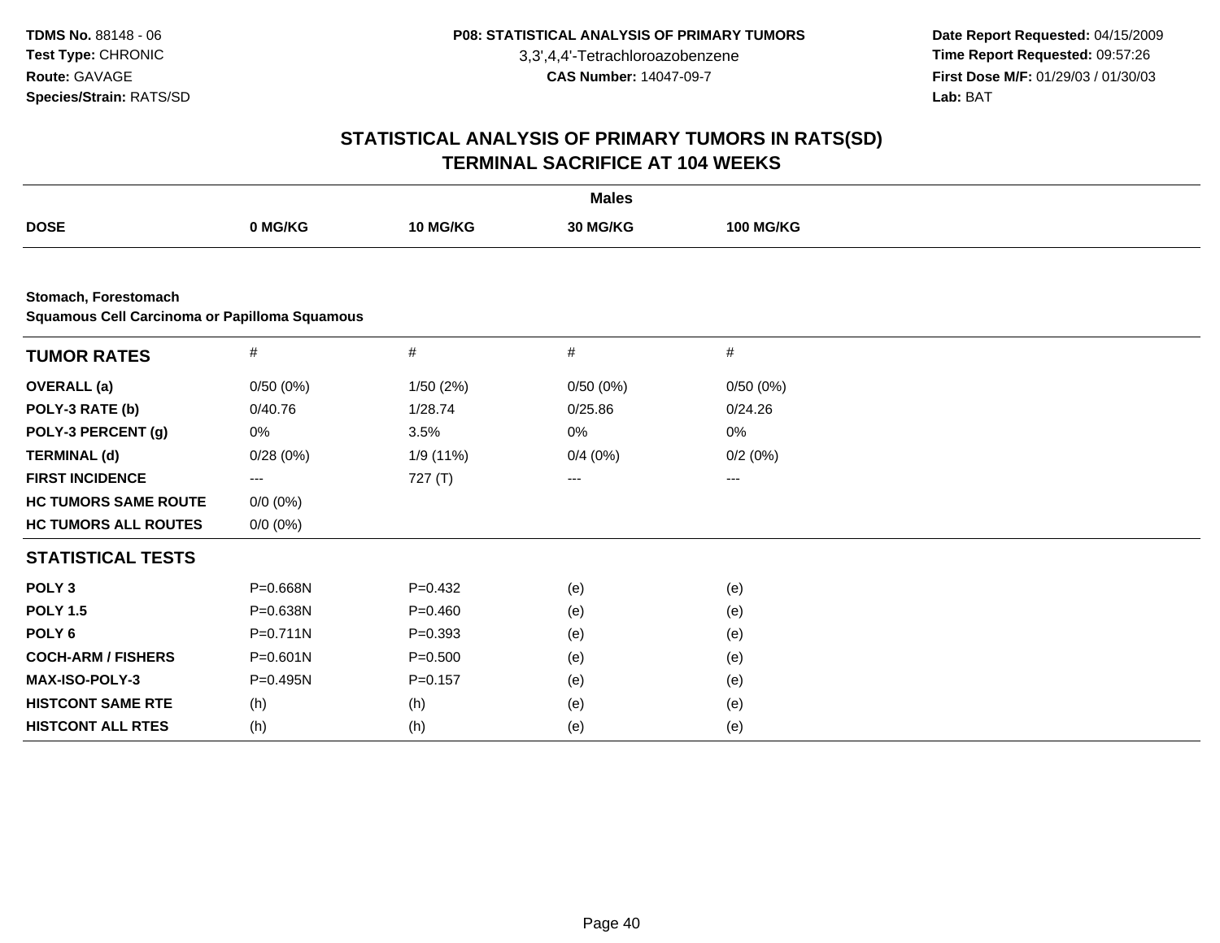TDMS No. 88148 - 06
Test Type: CHRONIC
Route: GAVAGE
Species/Strain: RATS/SD

P08: STATISTICAL ANALYSIS OF PRIMARY TUMORS
3,3',4,4'-Tetrachloroazobenzene
CAS Number: 14047-09-7

Date Report Requested: 04/15/2009
Time Report Requested: 09:57:26
First Dose M/F: 01/29/03 / 01/30/03
Lab: BAT

# STATISTICAL ANALYSIS OF PRIMARY TUMORS IN RATS(SD)
## TERMINAL SACRIFICE AT 104 WEEKS

| | Males | | | |
|---|---|---|---|---|
| **DOSE** | **0 MG/KG** | **10 MG/KG** | **30 MG/KG** | **100 MG/KG** |

**Stomach, Forestomach**
**Squamous Cell Carcinoma or Papilloma Squamous**

| **TUMOR RATES** | # | # | # | # |
|---|---|---|---|---|
| **OVERALL (a)** | 0/50 (0%) | 1/50 (2%) | 0/50 (0%) | 0/50 (0%) |
| **POLY-3 RATE (b)** | 0/40.76 | 1/28.74 | 0/25.86 | 0/24.26 |
| **POLY-3 PERCENT (g)** | 0% | 3.5% | 0% | 0% |
| **TERMINAL (d)** | 0/28 (0%) | 1/9 (11%) | 0/4 (0%) | 0/2 (0%) |
| **FIRST INCIDENCE** | --- | 727 (T) | --- | --- |
| **HC TUMORS SAME ROUTE** | 0/0 (0%) | | | |
| **HC TUMORS ALL ROUTES** | 0/0 (0%) | | | |
| **STATISTICAL TESTS** | | | | |
| **POLY 3** | P=0.668N | P=0.432 | (e) | (e) |
| **POLY 1.5** | P=0.638N | P=0.460 | (e) | (e) |
| **POLY 6** | P=0.711N | P=0.393 | (e) | (e) |
| **COCH-ARM / FISHERS** | P=0.601N | P=0.500 | (e) | (e) |
| **MAX-ISO-POLY-3** | P=0.495N | P=0.157 | (e) | (e) |
| **HISTCONT SAME RTE** | (h) | (h) | (e) | (e) |
| **HISTCONT ALL RTES** | (h) | (h) | (e) | (e) |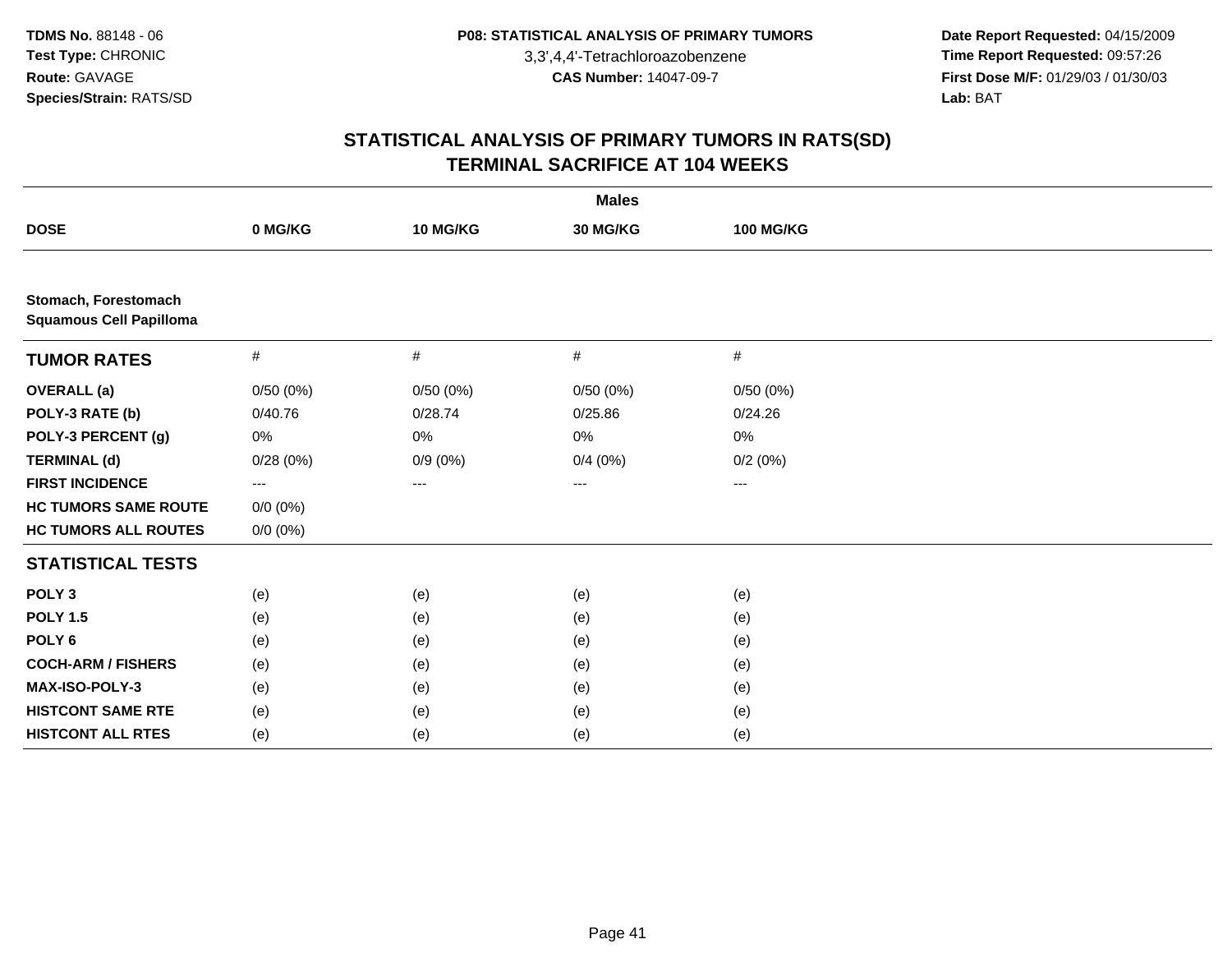TDMS No. 88148 - 06
Test Type: CHRONIC
Route: GAVAGE
Species/Strain: RATS/SD

P08: STATISTICAL ANALYSIS OF PRIMARY TUMORS
3,3',4,4'-Tetrachloroazobenzene
CAS Number: 14047-09-7

Date Report Requested: 04/15/2009
Time Report Requested: 09:57:26
First Dose M/F: 01/29/03 / 01/30/03
Lab: BAT

## STATISTICAL ANALYSIS OF PRIMARY TUMORS IN RATS(SD)
## TERMINAL SACRIFICE AT 104 WEEKS

| | Males | | | |
|---|---|---|---|---|
| **DOSE** | **0 MG/KG** | **10 MG/KG** | **30 MG/KG** | **100 MG/KG** |
| **Stomach, Forestomach** **Squamous Cell Papilloma** | | | | |
| **TUMOR RATES** | # | # | # | # |
| **OVERALL (a)** | 0/50 (0%) | 0/50 (0%) | 0/50 (0%) | 0/50 (0%) |
| **POLY-3 RATE (b)** | 0/40.76 | 0/28.74 | 0/25.86 | 0/24.26 |
| **POLY-3 PERCENT (g)** | 0% | 0% | 0% | 0% |
| **TERMINAL (d)** | 0/28 (0%) | 0/9 (0%) | 0/4 (0%) | 0/2 (0%) |
| **FIRST INCIDENCE** | --- | --- | --- | --- |
| **HC TUMORS SAME ROUTE** | 0/0 (0%) | | | |
| **HC TUMORS ALL ROUTES** | 0/0 (0%) | | | |
| **STATISTICAL TESTS** | | | | |
| **POLY 3** | (e) | (e) | (e) | (e) |
| **POLY 1.5** | (e) | (e) | (e) | (e) |
| **POLY 6** | (e) | (e) | (e) | (e) |
| **COCH-ARM / FISHERS** | (e) | (e) | (e) | (e) |
| **MAX-ISO-POLY-3** | (e) | (e) | (e) | (e) |
| **HISTCONT SAME RTE** | (e) | (e) | (e) | (e) |
| **HISTCONT ALL RTES** | (e) | (e) | (e) | (e) |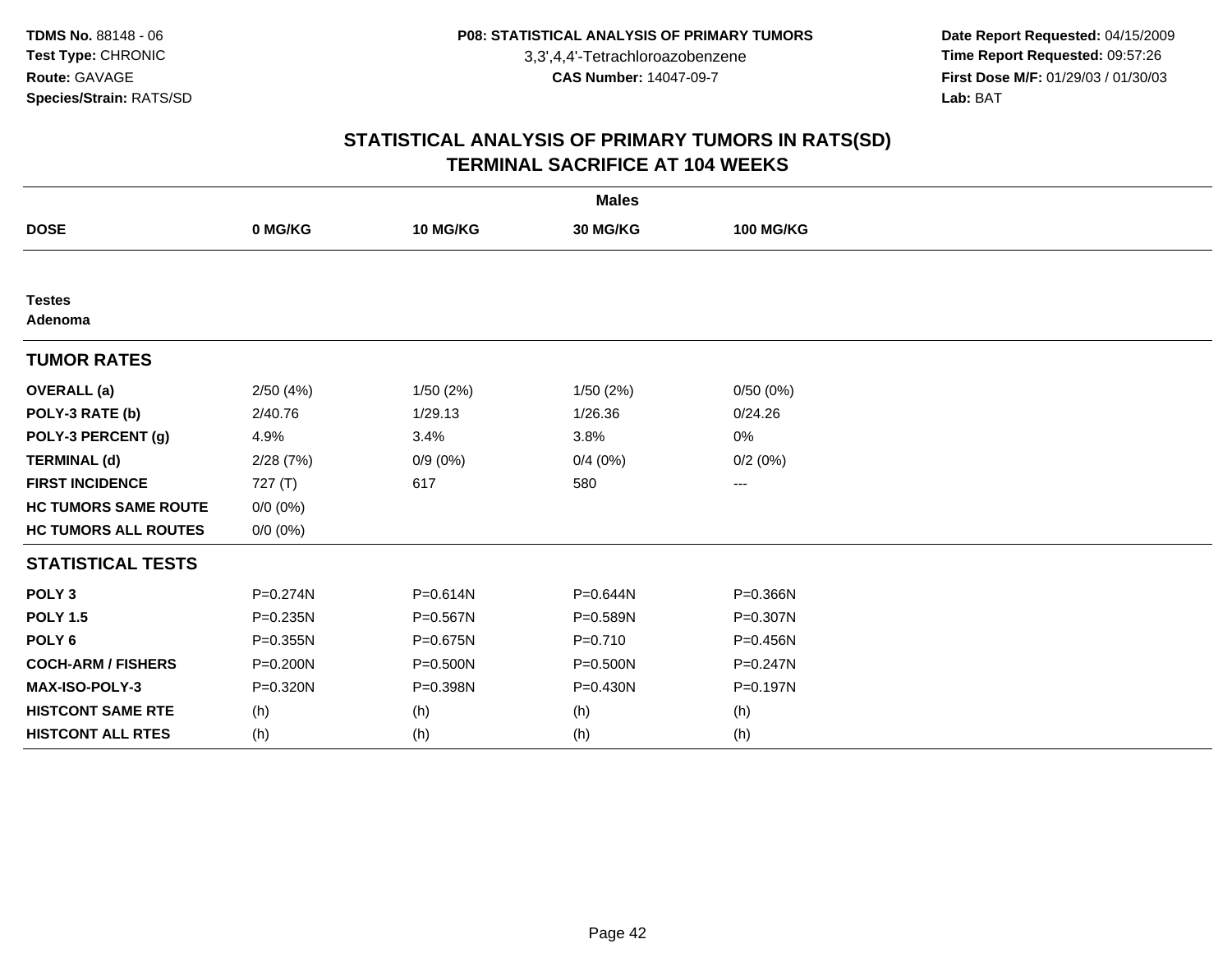# STATISTICAL ANALYSIS OF PRIMARY TUMORS IN RATS(SD)
## TERMINAL SACRIFICE AT 104 WEEKS

| | Males | | | |
|---|---|---|---|---|
| **DOSE** | **0 MG/KG** | **10 MG/KG** | **30 MG/KG** | **100 MG/KG** |
| **Testes** | | | | |
| **Adenoma** | | | | |
| **TUMOR RATES** | | | | |
| **OVERALL (a)** | 2/50 (4%) | 1/50 (2%) | 1/50 (2%) | 0/50 (0%) |
| **POLY-3 RATE (b)** | 2/40.76 | 1/29.13 | 1/26.36 | 0/24.26 |
| **POLY-3 PERCENT (g)** | 4.9% | 3.4% | 3.8% | 0% |
| **TERMINAL (d)** | 2/28 (7%) | 0/9 (0%) | 0/4 (0%) | 0/2 (0%) |
| **FIRST INCIDENCE** | 727 (T) | 617 | 580 | --- |
| **HC TUMORS SAME ROUTE** | 0/0 (0%) | | | |
| **HC TUMORS ALL ROUTES** | 0/0 (0%) | | | |
| **STATISTICAL TESTS** | | | | |
| **POLY 3** | P=0.274N | P=0.614N | P=0.644N | P=0.366N |
| **POLY 1.5** | P=0.235N | P=0.567N | P=0.589N | P=0.307N |
| **POLY 6** | P=0.355N | P=0.675N | P=0.710 | P=0.456N |
| **COCH-ARM / FISHERS** | P=0.200N | P=0.500N | P=0.500N | P=0.247N |
| **MAX-ISO-POLY-3** | P=0.320N | P=0.398N | P=0.430N | P=0.197N |
| **HISTCONT SAME RTE** | (h) | (h) | (h) | (h) |
| **HISTCONT ALL RTES** | (h) | (h) | (h) | (h) |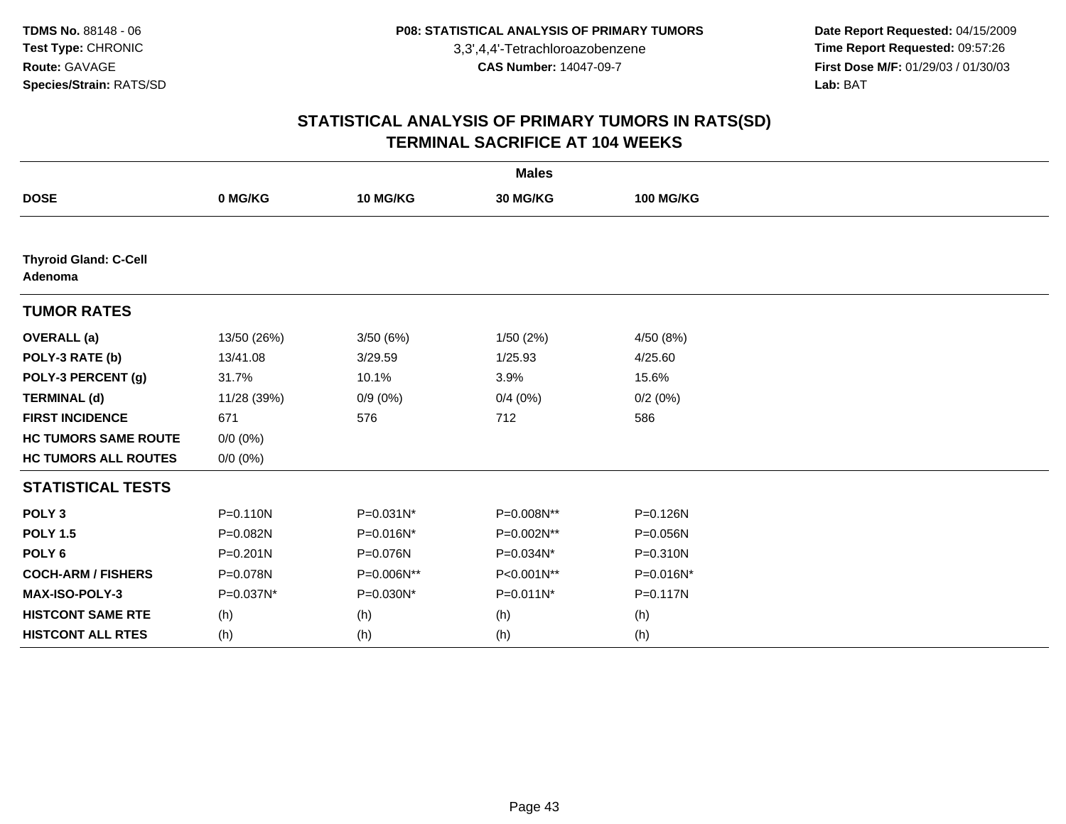TDMS No. 88148 - 06
Test Type: CHRONIC
Route: GAVAGE
Species/Strain: RATS/SD

P08: STATISTICAL ANALYSIS OF PRIMARY TUMORS
3,3',4,4'-Tetrachloroazobenzene
CAS Number: 14047-09-7

Date Report Requested: 04/15/2009
Time Report Requested: 09:57:26
First Dose M/F: 01/29/03 / 01/30/03
Lab: BAT

# STATISTICAL ANALYSIS OF PRIMARY TUMORS IN RATS(SD)
# TERMINAL SACRIFICE AT 104 WEEKS

| | Males | | | |
|---|---|---|---|---|
| **DOSE** | **0 MG/KG** | **10 MG/KG** | **30 MG/KG** | **100 MG/KG** |
| **Thyroid Gland: C-Cell Adenoma** | | | | |
| **TUMOR RATES** | | | | |
| **OVERALL (a)** | 13/50 (26%) | 3/50 (6%) | 1/50 (2%) | 4/50 (8%) |
| **POLY-3 RATE (b)** | 13/41.08 | 3/29.59 | 1/25.93 | 4/25.60 |
| **POLY-3 PERCENT (g)** | 31.7% | 10.1% | 3.9% | 15.6% |
| **TERMINAL (d)** | 11/28 (39%) | 0/9 (0%) | 0/4 (0%) | 0/2 (0%) |
| **FIRST INCIDENCE** | 671 | 576 | 712 | 586 |
| **HC TUMORS SAME ROUTE** | 0/0 (0%) | | | |
| **HC TUMORS ALL ROUTES** | 0/0 (0%) | | | |
| **STATISTICAL TESTS** | | | | |
| **POLY 3** | P=0.110N | P=0.031N* | P=0.008N** | P=0.126N |
| **POLY 1.5** | P=0.082N | P=0.016N* | P=0.002N** | P=0.056N |
| **POLY 6** | P=0.201N | P=0.076N | P=0.034N* | P=0.310N |
| **COCH-ARM / FISHERS** | P=0.078N | P=0.006N** | P<0.001N** | P=0.016N* |
| **MAX-ISO-POLY-3** | P=0.037N* | P=0.030N* | P=0.011N* | P=0.117N |
| **HISTCONT SAME RTE** | (h) | (h) | (h) | (h) |
| **HISTCONT ALL RTES** | (h) | (h) | (h) | (h) |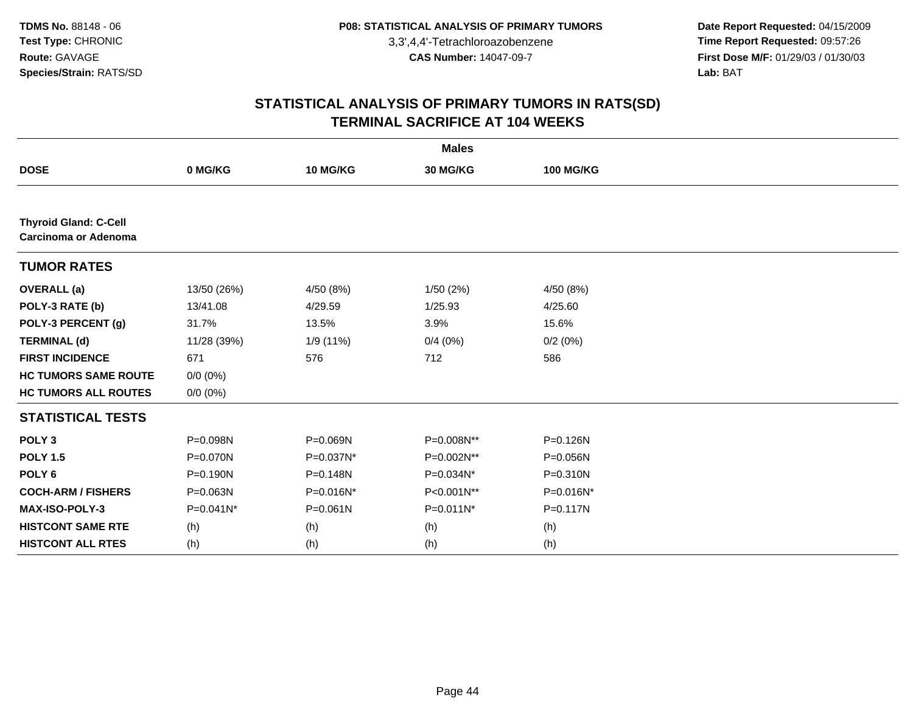**TDMS No.** 88148 - 06
**Test Type:** CHRONIC
**Route:** GAVAGE
**Species/Strain:** RATS/SD

**P08: STATISTICAL ANALYSIS OF PRIMARY TUMORS**
3,3',4,4'-Tetrachloroazobenzene
**CAS Number:** 14047-09-7

**Date Report Requested:** 04/15/2009
**Time Report Requested:** 09:57:26
**First Dose M/F:** 01/29/03 / 01/30/03
**Lab:** BAT

## STATISTICAL ANALYSIS OF PRIMARY TUMORS IN RATS(SD)
## TERMINAL SACRIFICE AT 104 WEEKS

| | Males | | | |
|---|---|---|---|---|
| **DOSE** | **0 MG/KG** | **10 MG/KG** | **30 MG/KG** | **100 MG/KG** |
| **Thyroid Gland: C-Cell Carcinoma or Adenoma** | | | | |
| **TUMOR RATES** | | | | |
| **OVERALL (a)** | 13/50 (26%) | 4/50 (8%) | 1/50 (2%) | 4/50 (8%) |
| **POLY-3 RATE (b)** | 13/41.08 | 4/29.59 | 1/25.93 | 4/25.60 |
| **POLY-3 PERCENT (g)** | 31.7% | 13.5% | 3.9% | 15.6% |
| **TERMINAL (d)** | 11/28 (39%) | 1/9 (11%) | 0/4 (0%) | 0/2 (0%) |
| **FIRST INCIDENCE** | 671 | 576 | 712 | 586 |
| **HC TUMORS SAME ROUTE** | 0/0 (0%) | | | |
| **HC TUMORS ALL ROUTES** | 0/0 (0%) | | | |
| **STATISTICAL TESTS** | | | | |
| **POLY 3** | P=0.098N | P=0.069N | P=0.008N** | P=0.126N |
| **POLY 1.5** | P=0.070N | P=0.037N* | P=0.002N** | P=0.056N |
| **POLY 6** | P=0.190N | P=0.148N | P=0.034N* | P=0.310N |
| **COCH-ARM / FISHERS** | P=0.063N | P=0.016N* | P<0.001N** | P=0.016N* |
| **MAX-ISO-POLY-3** | P=0.041N* | P=0.061N | P=0.011N* | P=0.117N |
| **HISTCONT SAME RTE** | (h) | (h) | (h) | (h) |
| **HISTCONT ALL RTES** | (h) | (h) | (h) | (h) |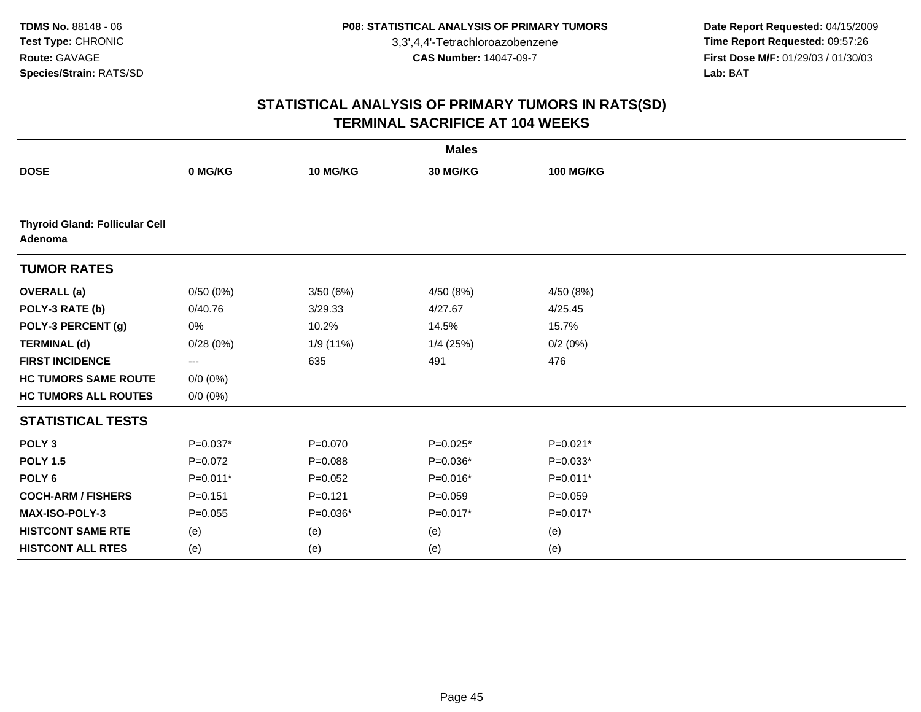# STATISTICAL ANALYSIS OF PRIMARY TUMORS IN RATS(SD)
## TERMINAL SACRIFICE AT 104 WEEKS

| | Males | | | |
|---|---|---|---|---|
| **DOSE** | **0 MG/KG** | **10 MG/KG** | **30 MG/KG** | **100 MG/KG** |
| **Thyroid Gland: Follicular Cell Adenoma** | | | | |
| **TUMOR RATES** | | | | |
| **OVERALL (a)** | 0/50 (0%) | 3/50 (6%) | 4/50 (8%) | 4/50 (8%) |
| **POLY-3 RATE (b)** | 0/40.76 | 3/29.33 | 4/27.67 | 4/25.45 |
| **POLY-3 PERCENT (g)** | 0% | 10.2% | 14.5% | 15.7% |
| **TERMINAL (d)** | 0/28 (0%) | 1/9 (11%) | 1/4 (25%) | 0/2 (0%) |
| **FIRST INCIDENCE** | --- | 635 | 491 | 476 |
| **HC TUMORS SAME ROUTE** | 0/0 (0%) | | | |
| **HC TUMORS ALL ROUTES** | 0/0 (0%) | | | |
| **STATISTICAL TESTS** | | | | |
| **POLY 3** | P=0.037* | P=0.070 | P=0.025* | P=0.021* |
| **POLY 1.5** | P=0.072 | P=0.088 | P=0.036* | P=0.033* |
| **POLY 6** | P=0.011* | P=0.052 | P=0.016* | P=0.011* |
| **COCH-ARM / FISHERS** | P=0.151 | P=0.121 | P=0.059 | P=0.059 |
| **MAX-ISO-POLY-3** | P=0.055 | P=0.036* | P=0.017* | P=0.017* |
| **HISTCONT SAME RTE** | (e) | (e) | (e) | (e) |
| **HISTCONT ALL RTES** | (e) | (e) | (e) | (e) |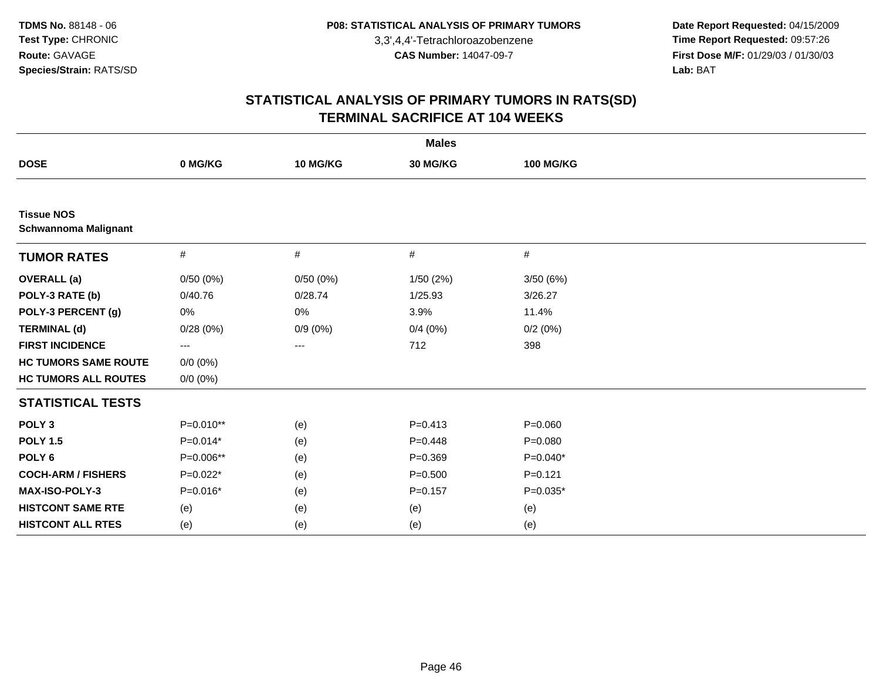TDMS No. 88148 - 06
Test Type: CHRONIC
Route: GAVAGE
Species/Strain: RATS/SD

P08: STATISTICAL ANALYSIS OF PRIMARY TUMORS
3,3',4,4'-Tetrachloroazobenzene
CAS Number: 14047-09-7

Date Report Requested: 04/15/2009
Time Report Requested: 09:57:26
First Dose M/F: 01/29/03 / 01/30/03
Lab: BAT

## STATISTICAL ANALYSIS OF PRIMARY TUMORS IN RATS(SD)
## TERMINAL SACRIFICE AT 104 WEEKS

| | Males | | | |
|---|---|---|---|---|
| DOSE | 0 MG/KG | 10 MG/KG | 30 MG/KG | 100 MG/KG |
| **Tissue NOS** | | | | |
| **Schwannoma Malignant** | | | | |
| **TUMOR RATES** | # | # | # | # |
| **OVERALL (a)** | 0/50 (0%) | 0/50 (0%) | 1/50 (2%) | 3/50 (6%) |
| **POLY-3 RATE (b)** | 0/40.76 | 0/28.74 | 1/25.93 | 3/26.27 |
| **POLY-3 PERCENT (g)** | 0% | 0% | 3.9% | 11.4% |
| **TERMINAL (d)** | 0/28 (0%) | 0/9 (0%) | 0/4 (0%) | 0/2 (0%) |
| **FIRST INCIDENCE** | --- | --- | 712 | 398 |
| **HC TUMORS SAME ROUTE** | 0/0 (0%) | | | |
| **HC TUMORS ALL ROUTES** | 0/0 (0%) | | | |
| **STATISTICAL TESTS** | | | | |
| **POLY 3** | P=0.010** | (e) | P=0.413 | P=0.060 |
| **POLY 1.5** | P=0.014* | (e) | P=0.448 | P=0.080 |
| **POLY 6** | P=0.006** | (e) | P=0.369 | P=0.040* |
| **COCH-ARM / FISHERS** | P=0.022* | (e) | P=0.500 | P=0.121 |
| **MAX-ISO-POLY-3** | P=0.016* | (e) | P=0.157 | P=0.035* |
| **HISTCONT SAME RTE** | (e) | (e) | (e) | (e) |
| **HISTCONT ALL RTES** | (e) | (e) | (e) | (e) |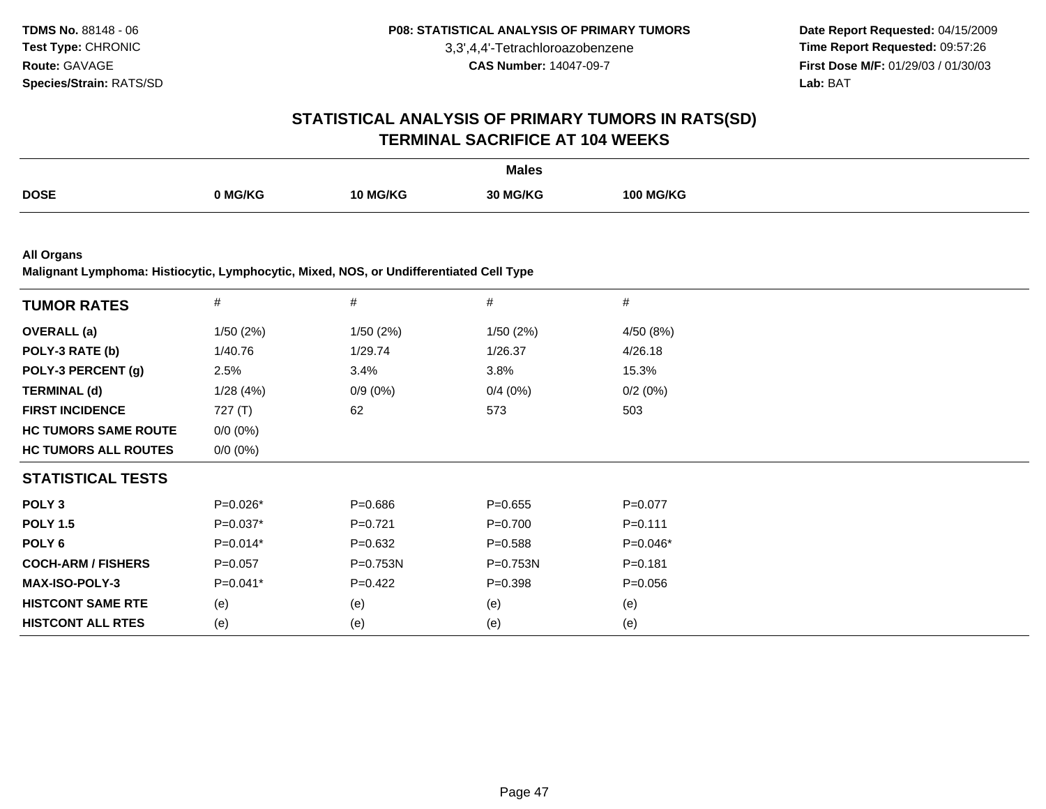# STATISTICAL ANALYSIS OF PRIMARY TUMORS IN RATS(SD)
## TERMINAL SACRIFICE AT 104 WEEKS

| | Males | | | |
|---|---|---|---|---|
| **DOSE** | **0 MG/KG** | **10 MG/KG** | **30 MG/KG** | **100 MG/KG** |

**All Organs**
**Malignant Lymphoma: Histiocytic, Lymphocytic, Mixed, NOS, or Undifferentiated Cell Type**

| **TUMOR RATES** | # | # | # | # |
|---|---|---|---|---|
| **OVERALL (a)** | 1/50 (2%) | 1/50 (2%) | 1/50 (2%) | 4/50 (8%) |
| **POLY-3 RATE (b)** | 1/40.76 | 1/29.74 | 1/26.37 | 4/26.18 |
| **POLY-3 PERCENT (g)** | 2.5% | 3.4% | 3.8% | 15.3% |
| **TERMINAL (d)** | 1/28 (4%) | 0/9 (0%) | 0/4 (0%) | 0/2 (0%) |
| **FIRST INCIDENCE** | 727 (T) | 62 | 573 | 503 |
| **HC TUMORS SAME ROUTE** | 0/0 (0%) | | | |
| **HC TUMORS ALL ROUTES** | 0/0 (0%) | | | |
| **STATISTICAL TESTS** | | | | |
| **POLY 3** | P=0.026* | P=0.686 | P=0.655 | P=0.077 |
| **POLY 1.5** | P=0.037* | P=0.721 | P=0.700 | P=0.111 |
| **POLY 6** | P=0.014* | P=0.632 | P=0.588 | P=0.046* |
| **COCH-ARM / FISHERS** | P=0.057 | P=0.753N | P=0.753N | P=0.181 |
| **MAX-ISO-POLY-3** | P=0.041* | P=0.422 | P=0.398 | P=0.056 |
| **HISTCONT SAME RTE** | (e) | (e) | (e) | (e) |
| **HISTCONT ALL RTES** | (e) | (e) | (e) | (e) |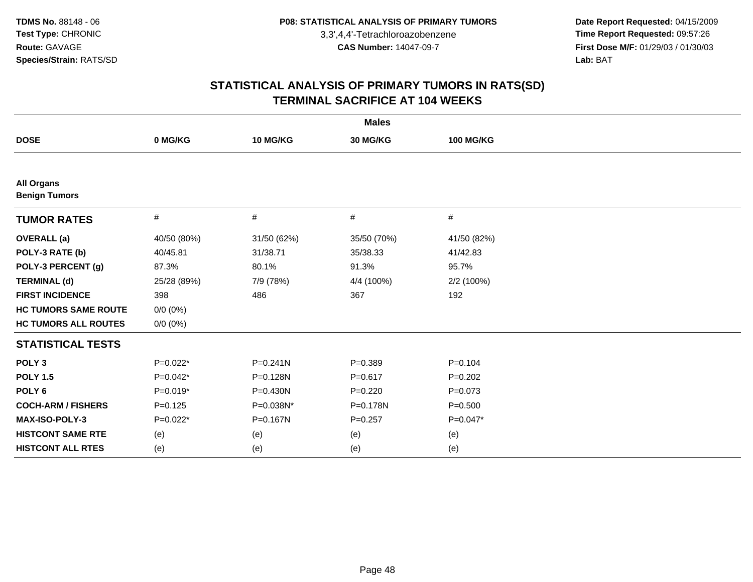**TDMS No.** 88148 - 06
**Test Type:** CHRONIC
**Route:** GAVAGE
**Species/Strain:** RATS/SD

**P08: STATISTICAL ANALYSIS OF PRIMARY TUMORS**
3,3',4,4'-Tetrachloroazobenzene
**CAS Number:** 14047-09-7

**Date Report Requested:** 04/15/2009
**Time Report Requested:** 09:57:26
**First Dose M/F:** 01/29/03 / 01/30/03
**Lab:** BAT

## STATISTICAL ANALYSIS OF PRIMARY TUMORS IN RATS(SD)
## TERMINAL SACRIFICE AT 104 WEEKS

| | Males | | | |
|---|---|---|---|---|
| **DOSE** | **0 MG/KG** | **10 MG/KG** | **30 MG/KG** | **100 MG/KG** |
| **All Organs** | | | | |
| **Benign Tumors** | | | | |
| **TUMOR RATES** | # | # | # | # |
| **OVERALL (a)** | 40/50 (80%) | 31/50 (62%) | 35/50 (70%) | 41/50 (82%) |
| **POLY-3 RATE (b)** | 40/45.81 | 31/38.71 | 35/38.33 | 41/42.83 |
| **POLY-3 PERCENT (g)** | 87.3% | 80.1% | 91.3% | 95.7% |
| **TERMINAL (d)** | 25/28 (89%) | 7/9 (78%) | 4/4 (100%) | 2/2 (100%) |
| **FIRST INCIDENCE** | 398 | 486 | 367 | 192 |
| **HC TUMORS SAME ROUTE** | 0/0 (0%) | | | |
| **HC TUMORS ALL ROUTES** | 0/0 (0%) | | | |
| **STATISTICAL TESTS** | | | | |
| **POLY 3** | P=0.022* | P=0.241N | P=0.389 | P=0.104 |
| **POLY 1.5** | P=0.042* | P=0.128N | P=0.617 | P=0.202 |
| **POLY 6** | P=0.019* | P=0.430N | P=0.220 | P=0.073 |
| **COCH-ARM / FISHERS** | P=0.125 | P=0.038N* | P=0.178N | P=0.500 |
| **MAX-ISO-POLY-3** | P=0.022* | P=0.167N | P=0.257 | P=0.047* |
| **HISTCONT SAME RTE** | (e) | (e) | (e) | (e) |
| **HISTCONT ALL RTES** | (e) | (e) | (e) | (e) |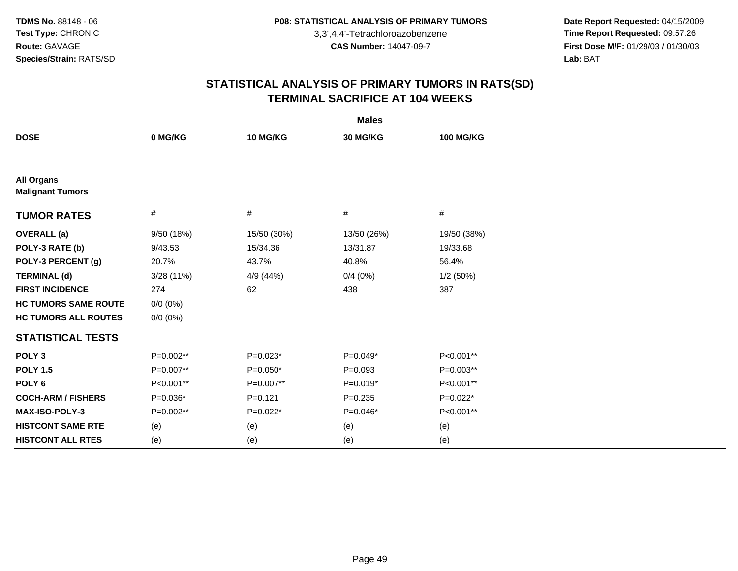TDMS No. 88148 - 06
Test Type: CHRONIC
Route: GAVAGE
Species/Strain: RATS/SD

P08: STATISTICAL ANALYSIS OF PRIMARY TUMORS
3,3',4,4'-Tetrachloroazobenzene
CAS Number: 14047-09-7

Date Report Requested: 04/15/2009
Time Report Requested: 09:57:26
First Dose M/F: 01/29/03 / 01/30/03
Lab: BAT

## STATISTICAL ANALYSIS OF PRIMARY TUMORS IN RATS(SD)
## TERMINAL SACRIFICE AT 104 WEEKS

| | Males | | | |
|---|---|---|---|---|
| DOSE | 0 MG/KG | 10 MG/KG | 30 MG/KG | 100 MG/KG |
| **All Organs** | | | | |
| **Malignant Tumors** | | | | |
| **TUMOR RATES** | # | # | # | # |
| OVERALL (a) | 9/50 (18%) | 15/50 (30%) | 13/50 (26%) | 19/50 (38%) |
| POLY-3 RATE (b) | 9/43.53 | 15/34.36 | 13/31.87 | 19/33.68 |
| POLY-3 PERCENT (g) | 20.7% | 43.7% | 40.8% | 56.4% |
| TERMINAL (d) | 3/28 (11%) | 4/9 (44%) | 0/4 (0%) | 1/2 (50%) |
| FIRST INCIDENCE | 274 | 62 | 438 | 387 |
| HC TUMORS SAME ROUTE | 0/0 (0%) | | | |
| HC TUMORS ALL ROUTES | 0/0 (0%) | | | |
| **STATISTICAL TESTS** | | | | |
| POLY 3 | P=0.002** | P=0.023* | P=0.049* | P<0.001** |
| POLY 1.5 | P=0.007** | P=0.050* | P=0.093 | P=0.003** |
| POLY 6 | P<0.001** | P=0.007** | P=0.019* | P<0.001** |
| COCH-ARM / FISHERS | P=0.036* | P=0.121 | P=0.235 | P=0.022* |
| MAX-ISO-POLY-3 | P=0.002** | P=0.022* | P=0.046* | P<0.001** |
| HISTCONT SAME RTE | (e) | (e) | (e) | (e) |
| HISTCONT ALL RTES | (e) | (e) | (e) | (e) |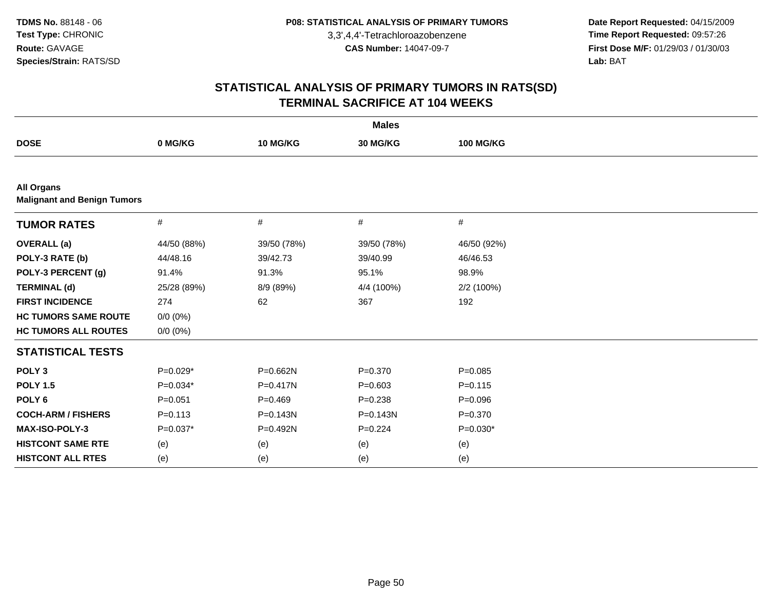TDMS No. 88148 - 06
Test Type: CHRONIC
Route: GAVAGE
Species/Strain: RATS/SD

P08: STATISTICAL ANALYSIS OF PRIMARY TUMORS
3,3',4,4'-Tetrachloroazobenzene
CAS Number: 14047-09-7

Date Report Requested: 04/15/2009
Time Report Requested: 09:57:26
First Dose M/F: 01/29/03 / 01/30/03
Lab: BAT

## STATISTICAL ANALYSIS OF PRIMARY TUMORS IN RATS(SD)
## TERMINAL SACRIFICE AT 104 WEEKS

| | Males | | | |
|---|---|---|---|---|
| **DOSE** | **0 MG/KG** | **10 MG/KG** | **30 MG/KG** | **100 MG/KG** |
| **All Organs** | | | | |
| **Malignant and Benign Tumors** | | | | |
| **TUMOR RATES** | # | # | # | # |
| **OVERALL (a)** | 44/50 (88%) | 39/50 (78%) | 39/50 (78%) | 46/50 (92%) |
| **POLY-3 RATE (b)** | 44/48.16 | 39/42.73 | 39/40.99 | 46/46.53 |
| **POLY-3 PERCENT (g)** | 91.4% | 91.3% | 95.1% | 98.9% |
| **TERMINAL (d)** | 25/28 (89%) | 8/9 (89%) | 4/4 (100%) | 2/2 (100%) |
| **FIRST INCIDENCE** | 274 | 62 | 367 | 192 |
| **HC TUMORS SAME ROUTE** | 0/0 (0%) | | | |
| **HC TUMORS ALL ROUTES** | 0/0 (0%) | | | |
| **STATISTICAL TESTS** | | | | |
| **POLY 3** | P=0.029* | P=0.662N | P=0.370 | P=0.085 |
| **POLY 1.5** | P=0.034* | P=0.417N | P=0.603 | P=0.115 |
| **POLY 6** | P=0.051 | P=0.469 | P=0.238 | P=0.096 |
| **COCH-ARM / FISHERS** | P=0.113 | P=0.143N | P=0.143N | P=0.370 |
| **MAX-ISO-POLY-3** | P=0.037* | P=0.492N | P=0.224 | P=0.030* |
| **HISTCONT SAME RTE** | (e) | (e) | (e) | (e) |
| **HISTCONT ALL RTES** | (e) | (e) | (e) | (e) |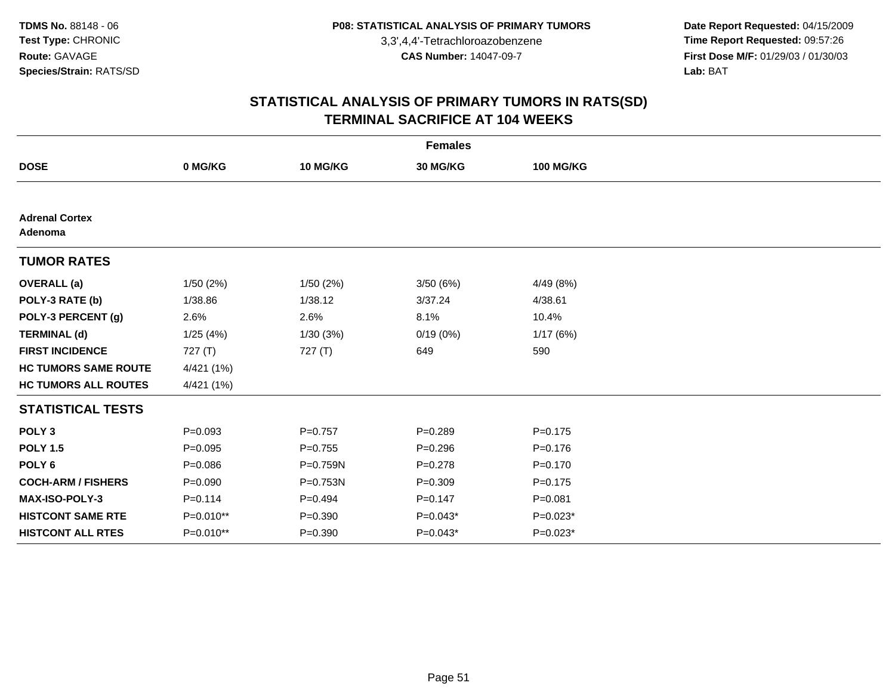TDMS No. 88148 - 06
Test Type: CHRONIC
Route: GAVAGE
Species/Strain: RATS/SD

P08: STATISTICAL ANALYSIS OF PRIMARY TUMORS
3,3',4,4'-Tetrachloroazobenzene
CAS Number: 14047-09-7

Date Report Requested: 04/15/2009
Time Report Requested: 09:57:26
First Dose M/F: 01/29/03 / 01/30/03
Lab: BAT

# STATISTICAL ANALYSIS OF PRIMARY TUMORS IN RATS(SD)
## TERMINAL SACRIFICE AT 104 WEEKS

| | Females | | | |
|---|---|---|---|---|
| **DOSE** | **0 MG/KG** | **10 MG/KG** | **30 MG/KG** | **100 MG/KG** |
| **Adrenal Cortex Adenoma** | | | | |
| **TUMOR RATES** | | | | |
| **OVERALL (a)** | 1/50 (2%) | 1/50 (2%) | 3/50 (6%) | 4/49 (8%) |
| **POLY-3 RATE (b)** | 1/38.86 | 1/38.12 | 3/37.24 | 4/38.61 |
| **POLY-3 PERCENT (g)** | 2.6% | 2.6% | 8.1% | 10.4% |
| **TERMINAL (d)** | 1/25 (4%) | 1/30 (3%) | 0/19 (0%) | 1/17 (6%) |
| **FIRST INCIDENCE** | 727 (T) | 727 (T) | 649 | 590 |
| **HC TUMORS SAME ROUTE** | 4/421 (1%) | | | |
| **HC TUMORS ALL ROUTES** | 4/421 (1%) | | | |
| **STATISTICAL TESTS** | | | | |
| **POLY 3** | P=0.093 | P=0.757 | P=0.289 | P=0.175 |
| **POLY 1.5** | P=0.095 | P=0.755 | P=0.296 | P=0.176 |
| **POLY 6** | P=0.086 | P=0.759N | P=0.278 | P=0.170 |
| **COCH-ARM / FISHERS** | P=0.090 | P=0.753N | P=0.309 | P=0.175 |
| **MAX-ISO-POLY-3** | P=0.114 | P=0.494 | P=0.147 | P=0.081 |
| **HISTCONT SAME RTE** | P=0.010** | P=0.390 | P=0.043* | P=0.023* |
| **HISTCONT ALL RTES** | P=0.010** | P=0.390 | P=0.043* | P=0.023* |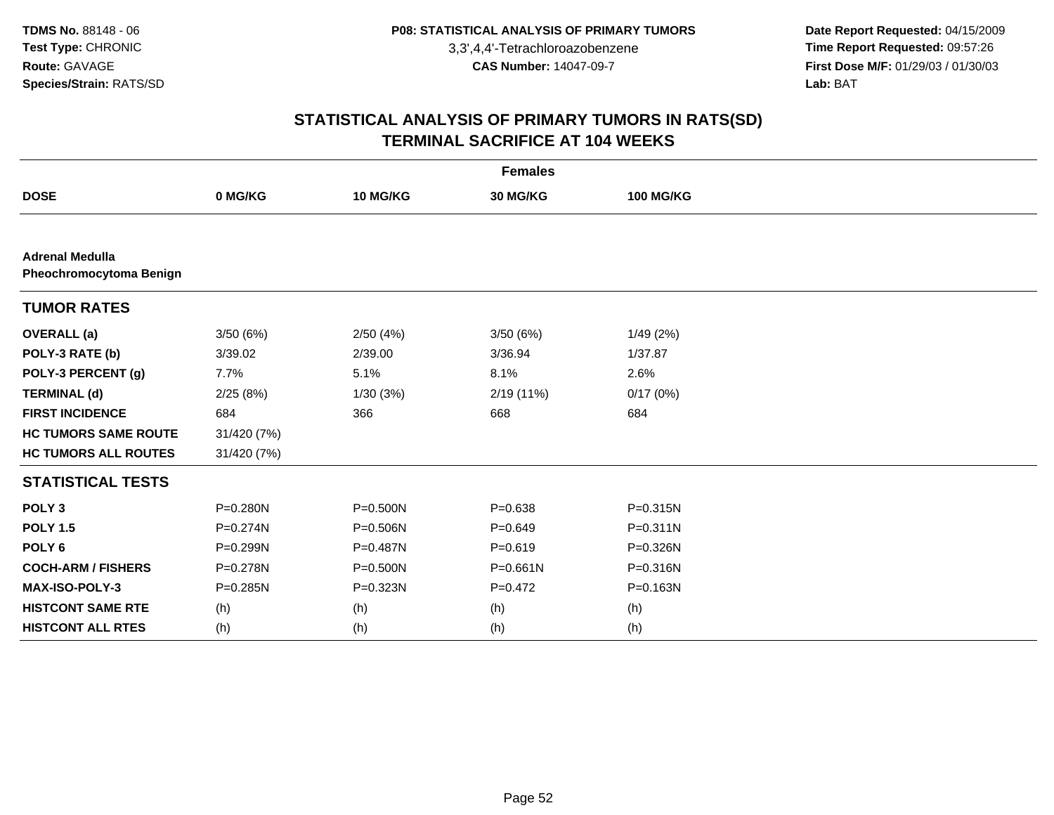**TDMS No.** 88148 - 06
**Test Type:** CHRONIC
**Route:** GAVAGE
**Species/Strain:** RATS/SD

**P08: STATISTICAL ANALYSIS OF PRIMARY TUMORS**
3,3',4,4'-Tetrachloroazobenzene
**CAS Number:** 14047-09-7

**Date Report Requested:** 04/15/2009
**Time Report Requested:** 09:57:26
**First Dose M/F:** 01/29/03 / 01/30/03
**Lab:** BAT

## STATISTICAL ANALYSIS OF PRIMARY TUMORS IN RATS(SD)
## TERMINAL SACRIFICE AT 104 WEEKS

| Females | | | | |
|---|---|---|---|---|
| **DOSE** | **0 MG/KG** | **10 MG/KG** | **30 MG/KG** | **100 MG/KG** |
| **Adrenal Medulla** | | | | |
| **Pheochromocytoma Benign** | | | | |
| **TUMOR RATES** | | | | |
| **OVERALL (a)** | 3/50 (6%) | 2/50 (4%) | 3/50 (6%) | 1/49 (2%) |
| **POLY-3 RATE (b)** | 3/39.02 | 2/39.00 | 3/36.94 | 1/37.87 |
| **POLY-3 PERCENT (g)** | 7.7% | 5.1% | 8.1% | 2.6% |
| **TERMINAL (d)** | 2/25 (8%) | 1/30 (3%) | 2/19 (11%) | 0/17 (0%) |
| **FIRST INCIDENCE** | 684 | 366 | 668 | 684 |
| **HC TUMORS SAME ROUTE** | 31/420 (7%) | | | |
| **HC TUMORS ALL ROUTES** | 31/420 (7%) | | | |
| **STATISTICAL TESTS** | | | | |
| **POLY 3** | P=0.280N | P=0.500N | P=0.638 | P=0.315N |
| **POLY 1.5** | P=0.274N | P=0.506N | P=0.649 | P=0.311N |
| **POLY 6** | P=0.299N | P=0.487N | P=0.619 | P=0.326N |
| **COCH-ARM / FISHERS** | P=0.278N | P=0.500N | P=0.661N | P=0.316N |
| **MAX-ISO-POLY-3** | P=0.285N | P=0.323N | P=0.472 | P=0.163N |
| **HISTCONT SAME RTE** | (h) | (h) | (h) | (h) |
| **HISTCONT ALL RTES** | (h) | (h) | (h) | (h) |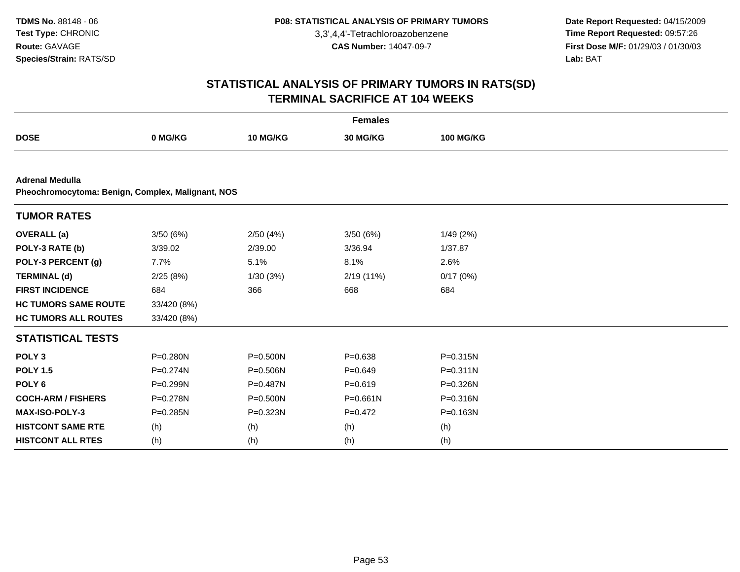TDMS No. 88148 - 06
Test Type: CHRONIC
Route: GAVAGE
Species/Strain: RATS/SD

P08: STATISTICAL ANALYSIS OF PRIMARY TUMORS
3,3',4,4'-Tetrachloroazobenzene
CAS Number: 14047-09-7

Date Report Requested: 04/15/2009
Time Report Requested: 09:57:26
First Dose M/F: 01/29/03 / 01/30/03
Lab: BAT

# STATISTICAL ANALYSIS OF PRIMARY TUMORS IN RATS(SD)
# TERMINAL SACRIFICE AT 104 WEEKS

**Females**

| DOSE | 0 MG/KG | 10 MG/KG | 30 MG/KG | 100 MG/KG |
|---|---|---|---|---|

**Adrenal Medulla**
**Pheochromocytoma: Benign, Complex, Malignant, NOS**

## TUMOR RATES

| | 0 MG/KG | 10 MG/KG | 30 MG/KG | 100 MG/KG |
|---|---|---|---|---|
| **OVERALL (a)** | 3/50 (6%) | 2/50 (4%) | 3/50 (6%) | 1/49 (2%) |
| **POLY-3 RATE (b)** | 3/39.02 | 2/39.00 | 3/36.94 | 1/37.87 |
| **POLY-3 PERCENT (g)** | 7.7% | 5.1% | 8.1% | 2.6% |
| **TERMINAL (d)** | 2/25 (8%) | 1/30 (3%) | 2/19 (11%) | 0/17 (0%) |
| **FIRST INCIDENCE** | 684 | 366 | 668 | 684 |
| **HC TUMORS SAME ROUTE** | 33/420 (8%) | | | |
| **HC TUMORS ALL ROUTES** | 33/420 (8%) | | | |

## STATISTICAL TESTS

| | 0 MG/KG | 10 MG/KG | 30 MG/KG | 100 MG/KG |
|---|---|---|---|---|
| **POLY 3** | P=0.280N | P=0.500N | P=0.638 | P=0.315N |
| **POLY 1.5** | P=0.274N | P=0.506N | P=0.649 | P=0.311N |
| **POLY 6** | P=0.299N | P=0.487N | P=0.619 | P=0.326N |
| **COCH-ARM / FISHERS** | P=0.278N | P=0.500N | P=0.661N | P=0.316N |
| **MAX-ISO-POLY-3** | P=0.285N | P=0.323N | P=0.472 | P=0.163N |
| **HISTCONT SAME RTE** | (h) | (h) | (h) | (h) |
| **HISTCONT ALL RTES** | (h) | (h) | (h) | (h) |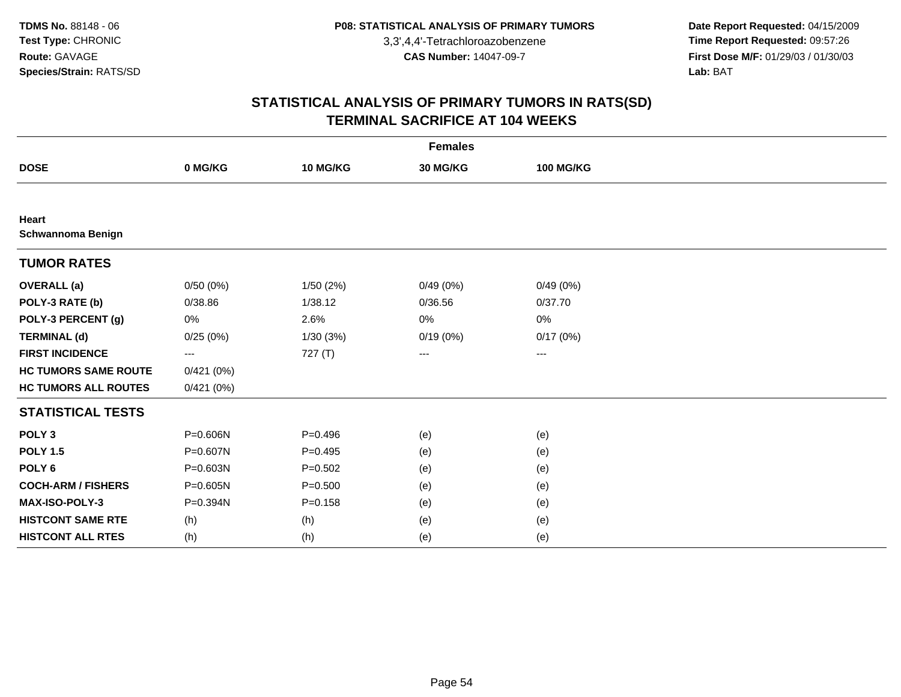## STATISTICAL ANALYSIS OF PRIMARY TUMORS IN RATS(SD)
## TERMINAL SACRIFICE AT 104 WEEKS

| | Females | | | |
|---|---|---|---|---|
| **DOSE** | **0 MG/KG** | **10 MG/KG** | **30 MG/KG** | **100 MG/KG** |
| **Heart** | | | | |
| **Schwannoma Benign** | | | | |
| **TUMOR RATES** | | | | |
| **OVERALL (a)** | 0/50 (0%) | 1/50 (2%) | 0/49 (0%) | 0/49 (0%) |
| **POLY-3 RATE (b)** | 0/38.86 | 1/38.12 | 0/36.56 | 0/37.70 |
| **POLY-3 PERCENT (g)** | 0% | 2.6% | 0% | 0% |
| **TERMINAL (d)** | 0/25 (0%) | 1/30 (3%) | 0/19 (0%) | 0/17 (0%) |
| **FIRST INCIDENCE** | --- | 727 (T) | --- | --- |
| **HC TUMORS SAME ROUTE** | 0/421 (0%) | | | |
| **HC TUMORS ALL ROUTES** | 0/421 (0%) | | | |
| **STATISTICAL TESTS** | | | | |
| **POLY 3** | P=0.606N | P=0.496 | (e) | (e) |
| **POLY 1.5** | P=0.607N | P=0.495 | (e) | (e) |
| **POLY 6** | P=0.603N | P=0.502 | (e) | (e) |
| **COCH-ARM / FISHERS** | P=0.605N | P=0.500 | (e) | (e) |
| **MAX-ISO-POLY-3** | P=0.394N | P=0.158 | (e) | (e) |
| **HISTCONT SAME RTE** | (h) | (h) | (e) | (e) |
| **HISTCONT ALL RTES** | (h) | (h) | (e) | (e) |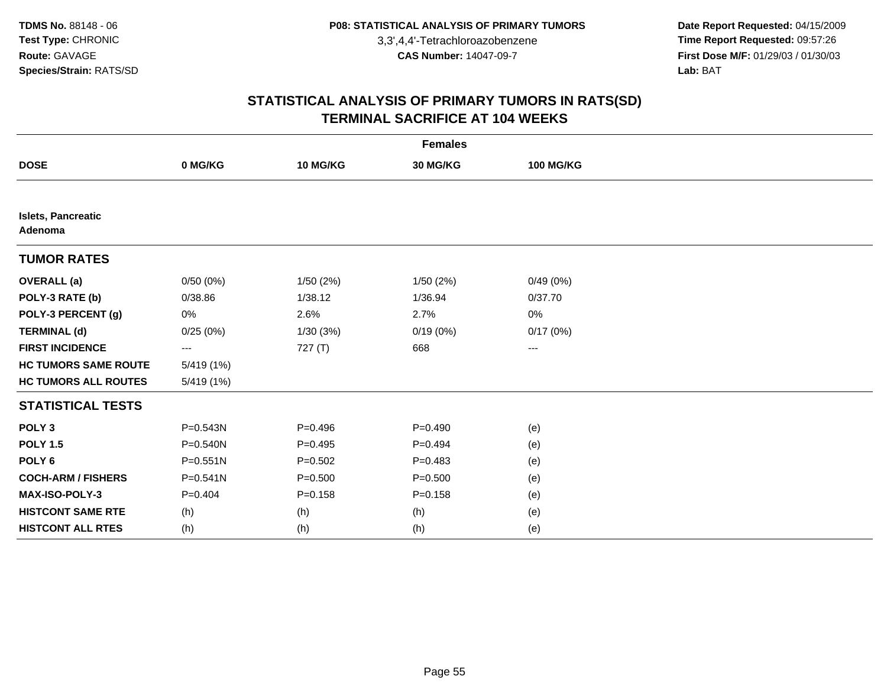TDMS No. 88148 - 06
Test Type: CHRONIC
Route: GAVAGE
Species/Strain: RATS/SD

P08: STATISTICAL ANALYSIS OF PRIMARY TUMORS
3,3',4,4'-Tetrachloroazobenzene
CAS Number: 14047-09-7

Date Report Requested: 04/15/2009
Time Report Requested: 09:57:26
First Dose M/F: 01/29/03 / 01/30/03
Lab: BAT

## STATISTICAL ANALYSIS OF PRIMARY TUMORS IN RATS(SD)
## TERMINAL SACRIFICE AT 104 WEEKS

| Females | | | | |
|---|---|---|---|---|
| **DOSE** | **0 MG/KG** | **10 MG/KG** | **30 MG/KG** | **100 MG/KG** |
| **Islets, Pancreatic Adenoma** | | | | |
| **TUMOR RATES** | | | | |
| **OVERALL (a)** | 0/50 (0%) | 1/50 (2%) | 1/50 (2%) | 0/49 (0%) |
| **POLY-3 RATE (b)** | 0/38.86 | 1/38.12 | 1/36.94 | 0/37.70 |
| **POLY-3 PERCENT (g)** | 0% | 2.6% | 2.7% | 0% |
| **TERMINAL (d)** | 0/25 (0%) | 1/30 (3%) | 0/19 (0%) | 0/17 (0%) |
| **FIRST INCIDENCE** | --- | 727 (T) | 668 | --- |
| **HC TUMORS SAME ROUTE** | 5/419 (1%) | | | |
| **HC TUMORS ALL ROUTES** | 5/419 (1%) | | | |
| **STATISTICAL TESTS** | | | | |
| **POLY 3** | P=0.543N | P=0.496 | P=0.490 | (e) |
| **POLY 1.5** | P=0.540N | P=0.495 | P=0.494 | (e) |
| **POLY 6** | P=0.551N | P=0.502 | P=0.483 | (e) |
| **COCH-ARM / FISHERS** | P=0.541N | P=0.500 | P=0.500 | (e) |
| **MAX-ISO-POLY-3** | P=0.404 | P=0.158 | P=0.158 | (e) |
| **HISTCONT SAME RTE** | (h) | (h) | (h) | (e) |
| **HISTCONT ALL RTES** | (h) | (h) | (h) | (e) |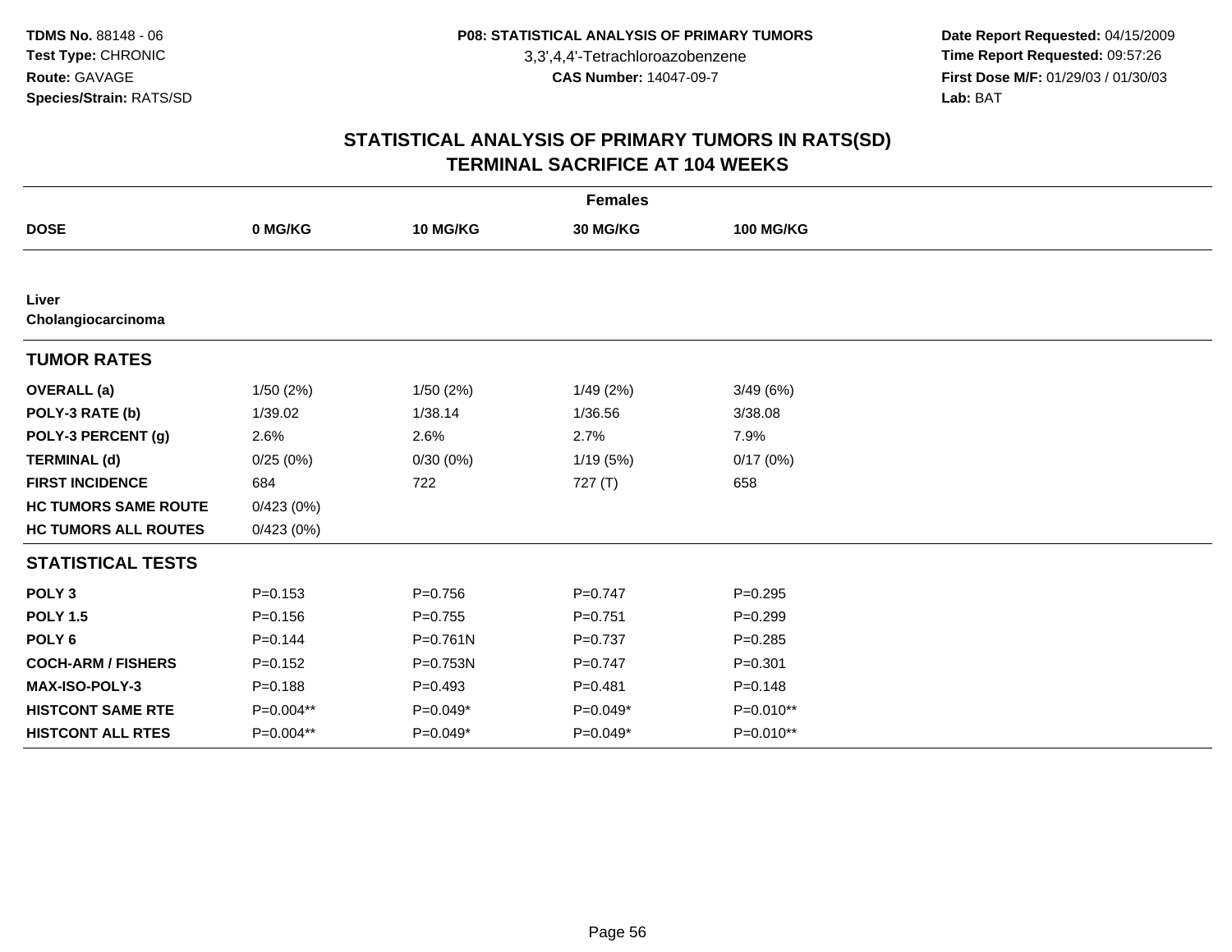TDMS No. 88148 - 06
Test Type: CHRONIC
Route: GAVAGE
Species/Strain: RATS/SD

P08: STATISTICAL ANALYSIS OF PRIMARY TUMORS
3,3',4,4'-Tetrachloroazobenzene
CAS Number: 14047-09-7

Date Report Requested: 04/15/2009
Time Report Requested: 09:57:26
First Dose M/F: 01/29/03 / 01/30/03
Lab: BAT

## STATISTICAL ANALYSIS OF PRIMARY TUMORS IN RATS(SD)
## TERMINAL SACRIFICE AT 104 WEEKS

| | Females | | | |
|---|---|---|---|---|
| **DOSE** | **0 MG/KG** | **10 MG/KG** | **30 MG/KG** | **100 MG/KG** |
| **Liver** | | | | |
| **Cholangiocarcinoma** | | | | |
| **TUMOR RATES** | | | | |
| **OVERALL (a)** | 1/50 (2%) | 1/50 (2%) | 1/49 (2%) | 3/49 (6%) |
| **POLY-3 RATE (b)** | 1/39.02 | 1/38.14 | 1/36.56 | 3/38.08 |
| **POLY-3 PERCENT (g)** | 2.6% | 2.6% | 2.7% | 7.9% |
| **TERMINAL (d)** | 0/25 (0%) | 0/30 (0%) | 1/19 (5%) | 0/17 (0%) |
| **FIRST INCIDENCE** | 684 | 722 | 727 (T) | 658 |
| **HC TUMORS SAME ROUTE** | 0/423 (0%) | | | |
| **HC TUMORS ALL ROUTES** | 0/423 (0%) | | | |
| **STATISTICAL TESTS** | | | | |
| **POLY 3** | P=0.153 | P=0.756 | P=0.747 | P=0.295 |
| **POLY 1.5** | P=0.156 | P=0.755 | P=0.751 | P=0.299 |
| **POLY 6** | P=0.144 | P=0.761N | P=0.737 | P=0.285 |
| **COCH-ARM / FISHERS** | P=0.152 | P=0.753N | P=0.747 | P=0.301 |
| **MAX-ISO-POLY-3** | P=0.188 | P=0.493 | P=0.481 | P=0.148 |
| **HISTCONT SAME RTE** | P=0.004** | P=0.049* | P=0.049* | P=0.010** |
| **HISTCONT ALL RTES** | P=0.004** | P=0.049* | P=0.049* | P=0.010** |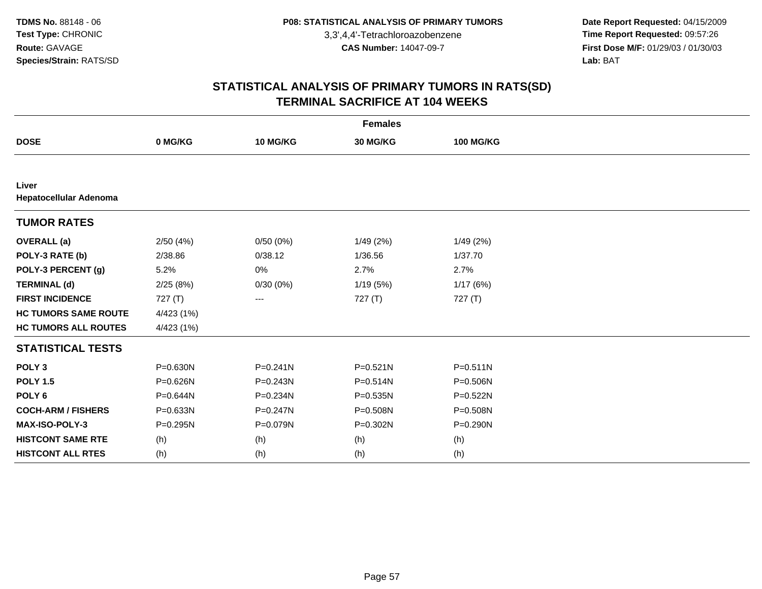**TDMS No.** 88148 - 06
**Test Type:** CHRONIC
**Route:** GAVAGE
**Species/Strain:** RATS/SD

**P08: STATISTICAL ANALYSIS OF PRIMARY TUMORS**
3,3',4,4'-Tetrachloroazobenzene
**CAS Number:** 14047-09-7

**Date Report Requested:** 04/15/2009
**Time Report Requested:** 09:57:26
**First Dose M/F:** 01/29/03 / 01/30/03
**Lab:** BAT

## STATISTICAL ANALYSIS OF PRIMARY TUMORS IN RATS(SD)
## TERMINAL SACRIFICE AT 104 WEEKS

| | Females | | | |
|---|---|---|---|---|
| **DOSE** | **0 MG/KG** | **10 MG/KG** | **30 MG/KG** | **100 MG/KG** |
| **Liver** | | | | |
| **Hepatocellular Adenoma** | | | | |
| **TUMOR RATES** | | | | |
| **OVERALL (a)** | 2/50 (4%) | 0/50 (0%) | 1/49 (2%) | 1/49 (2%) |
| **POLY-3 RATE (b)** | 2/38.86 | 0/38.12 | 1/36.56 | 1/37.70 |
| **POLY-3 PERCENT (g)** | 5.2% | 0% | 2.7% | 2.7% |
| **TERMINAL (d)** | 2/25 (8%) | 0/30 (0%) | 1/19 (5%) | 1/17 (6%) |
| **FIRST INCIDENCE** | 727 (T) | --- | 727 (T) | 727 (T) |
| **HC TUMORS SAME ROUTE** | 4/423 (1%) | | | |
| **HC TUMORS ALL ROUTES** | 4/423 (1%) | | | |
| **STATISTICAL TESTS** | | | | |
| **POLY 3** | P=0.630N | P=0.241N | P=0.521N | P=0.511N |
| **POLY 1.5** | P=0.626N | P=0.243N | P=0.514N | P=0.506N |
| **POLY 6** | P=0.644N | P=0.234N | P=0.535N | P=0.522N |
| **COCH-ARM / FISHERS** | P=0.633N | P=0.247N | P=0.508N | P=0.508N |
| **MAX-ISO-POLY-3** | P=0.295N | P=0.079N | P=0.302N | P=0.290N |
| **HISTCONT SAME RTE** | (h) | (h) | (h) | (h) |
| **HISTCONT ALL RTES** | (h) | (h) | (h) | (h) |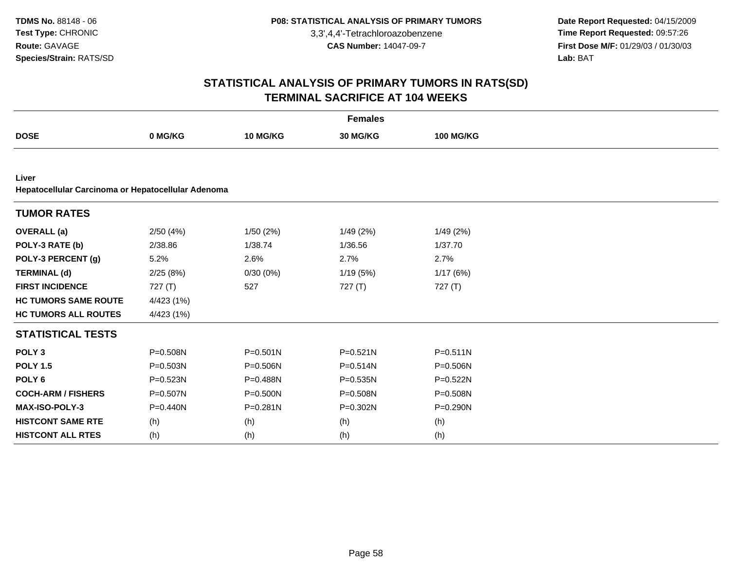# STATISTICAL ANALYSIS OF PRIMARY TUMORS IN RATS(SD)
## TERMINAL SACRIFICE AT 104 WEEKS

| | Females | | | |
|---|---|---|---|---|
| **DOSE** | **0 MG/KG** | **10 MG/KG** | **30 MG/KG** | **100 MG/KG** |
| **Liver** | | | | |
| **Hepatocellular Carcinoma or Hepatocellular Adenoma** | | | | |
| **TUMOR RATES** | | | | |
| **OVERALL (a)** | 2/50 (4%) | 1/50 (2%) | 1/49 (2%) | 1/49 (2%) |
| **POLY-3 RATE (b)** | 2/38.86 | 1/38.74 | 1/36.56 | 1/37.70 |
| **POLY-3 PERCENT (g)** | 5.2% | 2.6% | 2.7% | 2.7% |
| **TERMINAL (d)** | 2/25 (8%) | 0/30 (0%) | 1/19 (5%) | 1/17 (6%) |
| **FIRST INCIDENCE** | 727 (T) | 527 | 727 (T) | 727 (T) |
| **HC TUMORS SAME ROUTE** | 4/423 (1%) | | | |
| **HC TUMORS ALL ROUTES** | 4/423 (1%) | | | |
| **STATISTICAL TESTS** | | | | |
| **POLY 3** | P=0.508N | P=0.501N | P=0.521N | P=0.511N |
| **POLY 1.5** | P=0.503N | P=0.506N | P=0.514N | P=0.506N |
| **POLY 6** | P=0.523N | P=0.488N | P=0.535N | P=0.522N |
| **COCH-ARM / FISHERS** | P=0.507N | P=0.500N | P=0.508N | P=0.508N |
| **MAX-ISO-POLY-3** | P=0.440N | P=0.281N | P=0.302N | P=0.290N |
| **HISTCONT SAME RTE** | (h) | (h) | (h) | (h) |
| **HISTCONT ALL RTES** | (h) | (h) | (h) | (h) |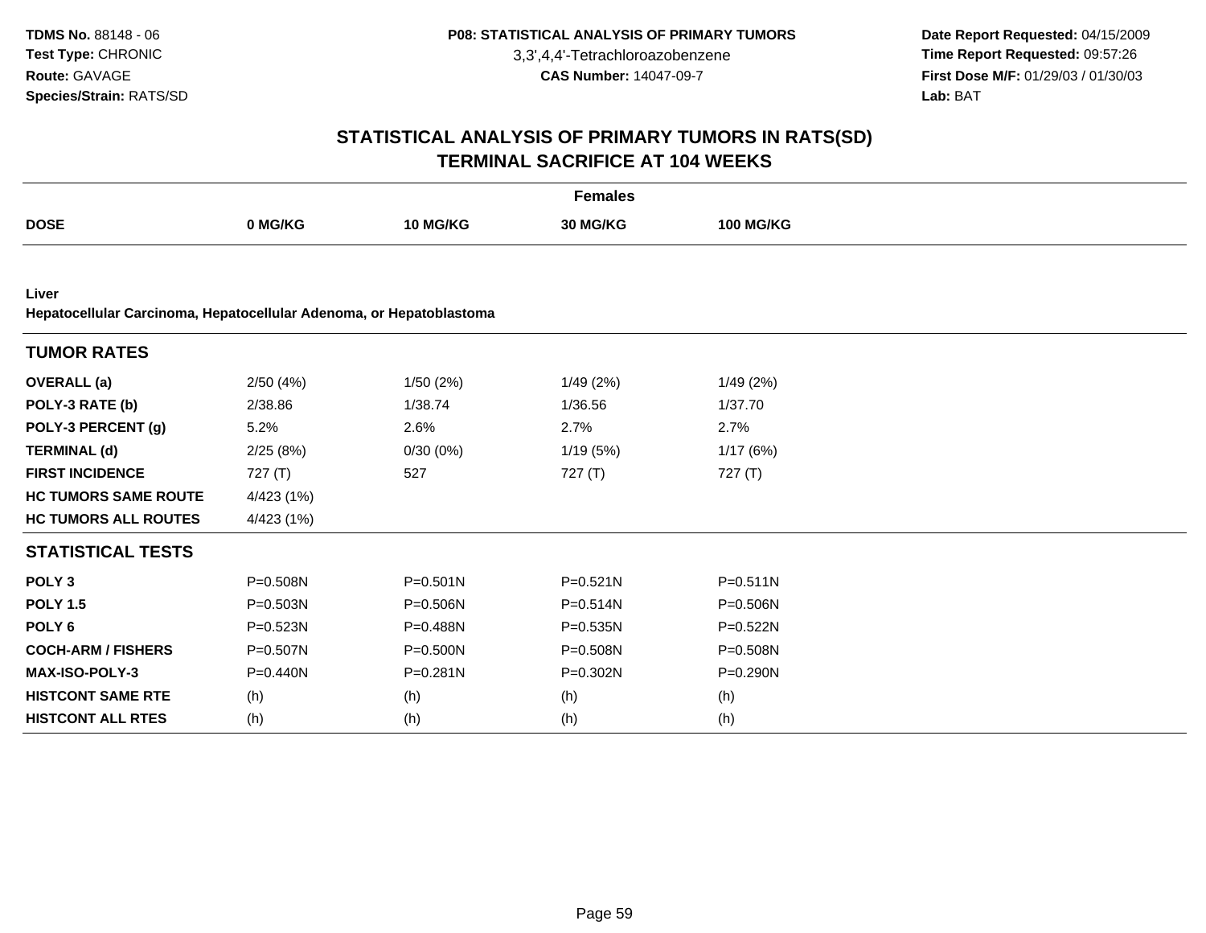**TDMS No.** 88148 - 06
**Test Type:** CHRONIC
**Route:** GAVAGE
**Species/Strain:** RATS/SD

**P08: STATISTICAL ANALYSIS OF PRIMARY TUMORS**
3,3',4,4'-Tetrachloroazobenzene
**CAS Number:** 14047-09-7

**Date Report Requested:** 04/15/2009
**Time Report Requested:** 09:57:26
**First Dose M/F:** 01/29/03 / 01/30/03
**Lab:** BAT

## STATISTICAL ANALYSIS OF PRIMARY TUMORS IN RATS(SD)
## TERMINAL SACRIFICE AT 104 WEEKS

| | Females | | | |
|---|---|---|---|---|
| **DOSE** | **0 MG/KG** | **10 MG/KG** | **30 MG/KG** | **100 MG/KG** |
| **Liver** | | | | |
| **Hepatocellular Carcinoma, Hepatocellular Adenoma, or Hepatoblastoma** | | | | |
| **TUMOR RATES** | | | | |
| **OVERALL (a)** | 2/50 (4%) | 1/50 (2%) | 1/49 (2%) | 1/49 (2%) |
| **POLY-3 RATE (b)** | 2/38.86 | 1/38.74 | 1/36.56 | 1/37.70 |
| **POLY-3 PERCENT (g)** | 5.2% | 2.6% | 2.7% | 2.7% |
| **TERMINAL (d)** | 2/25 (8%) | 0/30 (0%) | 1/19 (5%) | 1/17 (6%) |
| **FIRST INCIDENCE** | 727 (T) | 527 | 727 (T) | 727 (T) |
| **HC TUMORS SAME ROUTE** | 4/423 (1%) | | | |
| **HC TUMORS ALL ROUTES** | 4/423 (1%) | | | |
| **STATISTICAL TESTS** | | | | |
| **POLY 3** | P=0.508N | P=0.501N | P=0.521N | P=0.511N |
| **POLY 1.5** | P=0.503N | P=0.506N | P=0.514N | P=0.506N |
| **POLY 6** | P=0.523N | P=0.488N | P=0.535N | P=0.522N |
| **COCH-ARM / FISHERS** | P=0.507N | P=0.500N | P=0.508N | P=0.508N |
| **MAX-ISO-POLY-3** | P=0.440N | P=0.281N | P=0.302N | P=0.290N |
| **HISTCONT SAME RTE** | (h) | (h) | (h) | (h) |
| **HISTCONT ALL RTES** | (h) | (h) | (h) | (h) |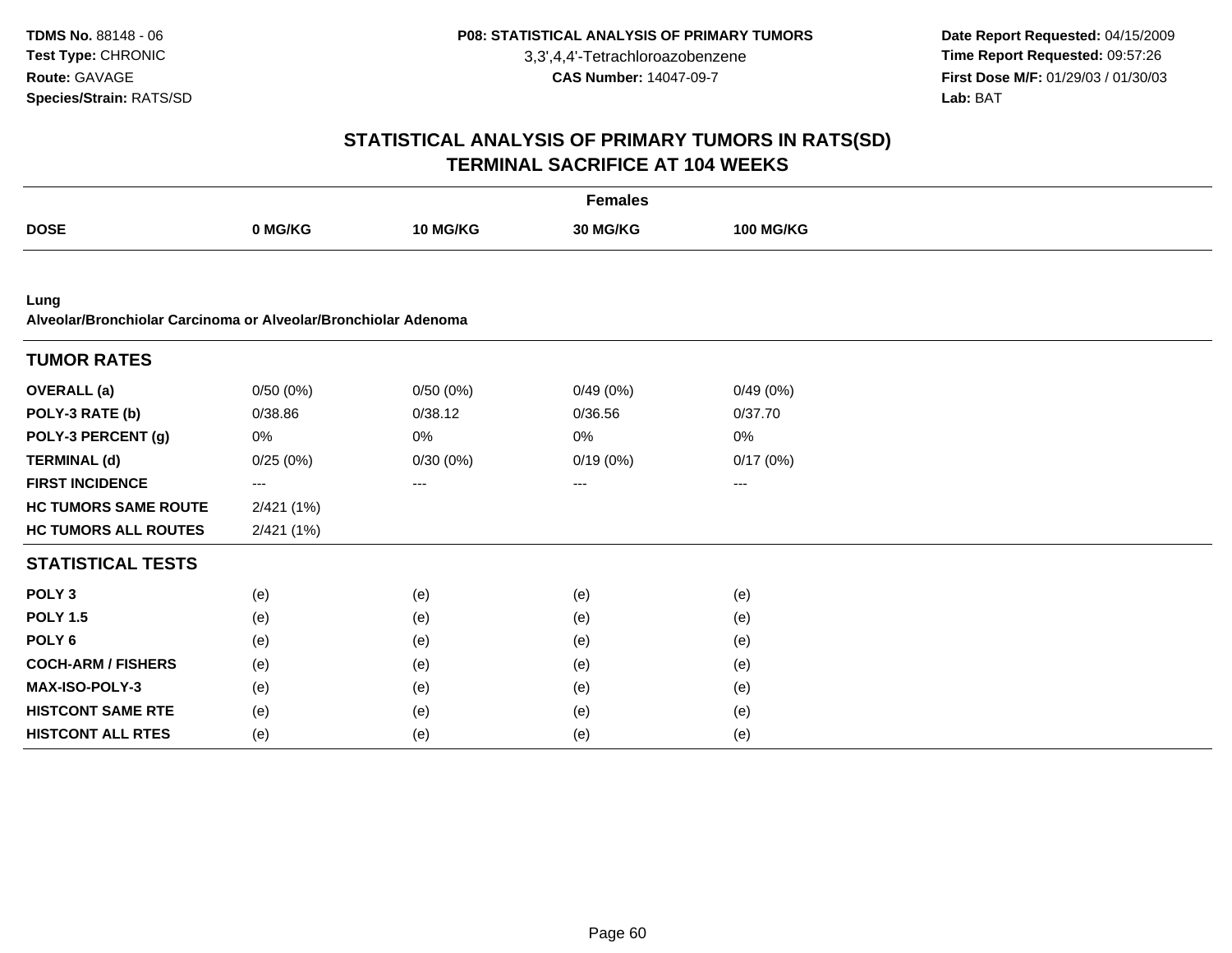**TDMS No.** 88148 - 06
**Test Type:** CHRONIC
**Route:** GAVAGE
**Species/Strain:** RATS/SD

**P08: STATISTICAL ANALYSIS OF PRIMARY TUMORS**
3,3',4,4'-Tetrachloroazobenzene
**CAS Number:** 14047-09-7

**Date Report Requested:** 04/15/2009
**Time Report Requested:** 09:57:26
**First Dose M/F:** 01/29/03 / 01/30/03
**Lab:** BAT

## STATISTICAL ANALYSIS OF PRIMARY TUMORS IN RATS(SD)
## TERMINAL SACRIFICE AT 104 WEEKS

| | Females | | | |
|---|---|---|---|---|
| **DOSE** | **0 MG/KG** | **10 MG/KG** | **30 MG/KG** | **100 MG/KG** |
| **Lung** | | | | |
| **Alveolar/Bronchiolar Carcinoma or Alveolar/Bronchiolar Adenoma** | | | | |
| **TUMOR RATES** | | | | |
| **OVERALL (a)** | 0/50 (0%) | 0/50 (0%) | 0/49 (0%) | 0/49 (0%) |
| **POLY-3 RATE (b)** | 0/38.86 | 0/38.12 | 0/36.56 | 0/37.70 |
| **POLY-3 PERCENT (g)** | 0% | 0% | 0% | 0% |
| **TERMINAL (d)** | 0/25 (0%) | 0/30 (0%) | 0/19 (0%) | 0/17 (0%) |
| **FIRST INCIDENCE** | --- | --- | --- | --- |
| **HC TUMORS SAME ROUTE** | 2/421 (1%) | | | |
| **HC TUMORS ALL ROUTES** | 2/421 (1%) | | | |
| **STATISTICAL TESTS** | | | | |
| **POLY 3** | (e) | (e) | (e) | (e) |
| **POLY 1.5** | (e) | (e) | (e) | (e) |
| **POLY 6** | (e) | (e) | (e) | (e) |
| **COCH-ARM / FISHERS** | (e) | (e) | (e) | (e) |
| **MAX-ISO-POLY-3** | (e) | (e) | (e) | (e) |
| **HISTCONT SAME RTE** | (e) | (e) | (e) | (e) |
| **HISTCONT ALL RTES** | (e) | (e) | (e) | (e) |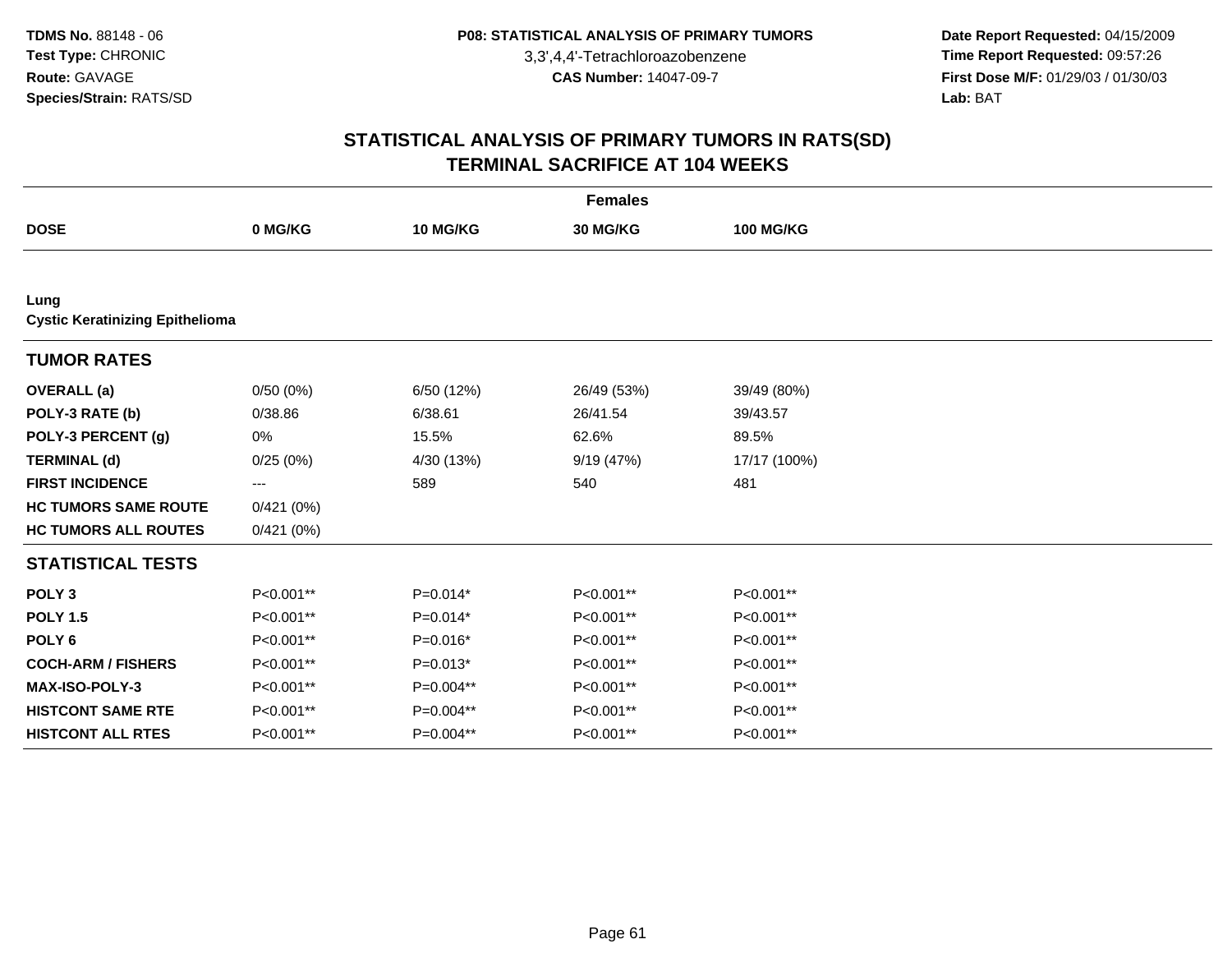# STATISTICAL ANALYSIS OF PRIMARY TUMORS IN RATS(SD)
## TERMINAL SACRIFICE AT 104 WEEKS

| | Females | | | |
|---|---|---|---|---|
| **DOSE** | **0 MG/KG** | **10 MG/KG** | **30 MG/KG** | **100 MG/KG** |
| **Lung** | | | | |
| **Cystic Keratinizing Epithelioma** | | | | |
| **TUMOR RATES** | | | | |
| **OVERALL (a)** | 0/50 (0%) | 6/50 (12%) | 26/49 (53%) | 39/49 (80%) |
| **POLY-3 RATE (b)** | 0/38.86 | 6/38.61 | 26/41.54 | 39/43.57 |
| **POLY-3 PERCENT (g)** | 0% | 15.5% | 62.6% | 89.5% |
| **TERMINAL (d)** | 0/25 (0%) | 4/30 (13%) | 9/19 (47%) | 17/17 (100%) |
| **FIRST INCIDENCE** | --- | 589 | 540 | 481 |
| **HC TUMORS SAME ROUTE** | 0/421 (0%) | | | |
| **HC TUMORS ALL ROUTES** | 0/421 (0%) | | | |
| **STATISTICAL TESTS** | | | | |
| **POLY 3** | P<0.001** | P=0.014* | P<0.001** | P<0.001** |
| **POLY 1.5** | P<0.001** | P=0.014* | P<0.001** | P<0.001** |
| **POLY 6** | P<0.001** | P=0.016* | P<0.001** | P<0.001** |
| **COCH-ARM / FISHERS** | P<0.001** | P=0.013* | P<0.001** | P<0.001** |
| **MAX-ISO-POLY-3** | P<0.001** | P=0.004** | P<0.001** | P<0.001** |
| **HISTCONT SAME RTE** | P<0.001** | P=0.004** | P<0.001** | P<0.001** |
| **HISTCONT ALL RTES** | P<0.001** | P=0.004** | P<0.001** | P<0.001** |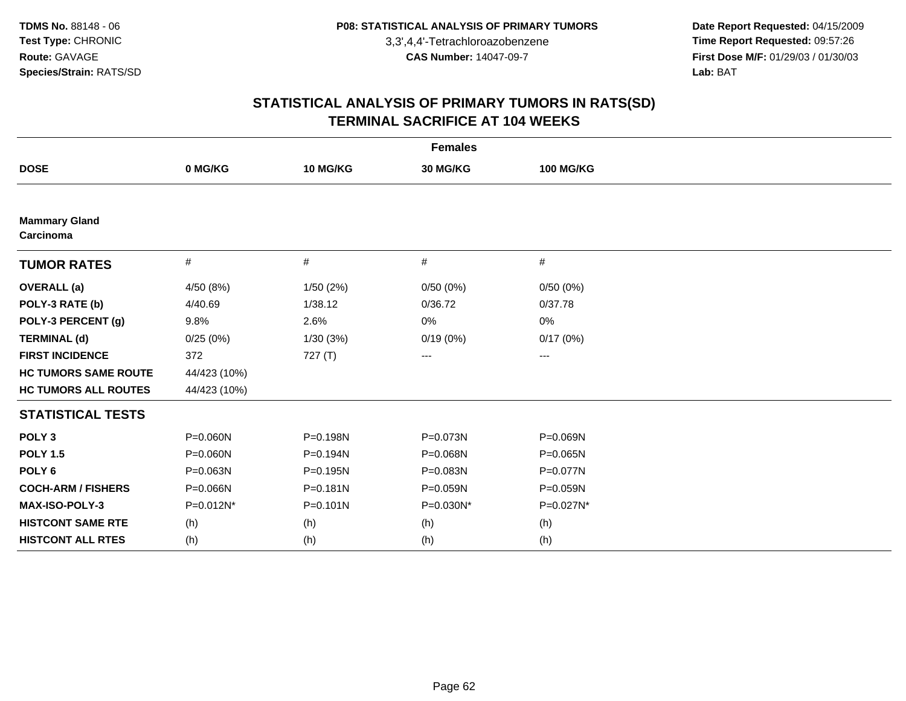**TDMS No.** 88148 - 06
**Test Type:** CHRONIC
**Route:** GAVAGE
**Species/Strain:** RATS/SD

**P08: STATISTICAL ANALYSIS OF PRIMARY TUMORS**
3,3',4,4'-Tetrachloroazobenzene
**CAS Number:** 14047-09-7

**Date Report Requested:** 04/15/2009
**Time Report Requested:** 09:57:26
**First Dose M/F:** 01/29/03 / 01/30/03
**Lab:** BAT

## STATISTICAL ANALYSIS OF PRIMARY TUMORS IN RATS(SD)
## TERMINAL SACRIFICE AT 104 WEEKS

| Females | | | | |
|---|---|---|---|---|
| **DOSE** | **0 MG/KG** | **10 MG/KG** | **30 MG/KG** | **100 MG/KG** |
| **Mammary Gland** | | | | |
| **Carcinoma** | | | | |
| **TUMOR RATES** | # | # | # | # |
| **OVERALL (a)** | 4/50 (8%) | 1/50 (2%) | 0/50 (0%) | 0/50 (0%) |
| **POLY-3 RATE (b)** | 4/40.69 | 1/38.12 | 0/36.72 | 0/37.78 |
| **POLY-3 PERCENT (g)** | 9.8% | 2.6% | 0% | 0% |
| **TERMINAL (d)** | 0/25 (0%) | 1/30 (3%) | 0/19 (0%) | 0/17 (0%) |
| **FIRST INCIDENCE** | 372 | 727 (T) | --- | --- |
| **HC TUMORS SAME ROUTE** | 44/423 (10%) | | | |
| **HC TUMORS ALL ROUTES** | 44/423 (10%) | | | |
| **STATISTICAL TESTS** | | | | |
| **POLY 3** | P=0.060N | P=0.198N | P=0.073N | P=0.069N |
| **POLY 1.5** | P=0.060N | P=0.194N | P=0.068N | P=0.065N |
| **POLY 6** | P=0.063N | P=0.195N | P=0.083N | P=0.077N |
| **COCH-ARM / FISHERS** | P=0.066N | P=0.181N | P=0.059N | P=0.059N |
| **MAX-ISO-POLY-3** | P=0.012N* | P=0.101N | P=0.030N* | P=0.027N* |
| **HISTCONT SAME RTE** | (h) | (h) | (h) | (h) |
| **HISTCONT ALL RTES** | (h) | (h) | (h) | (h) |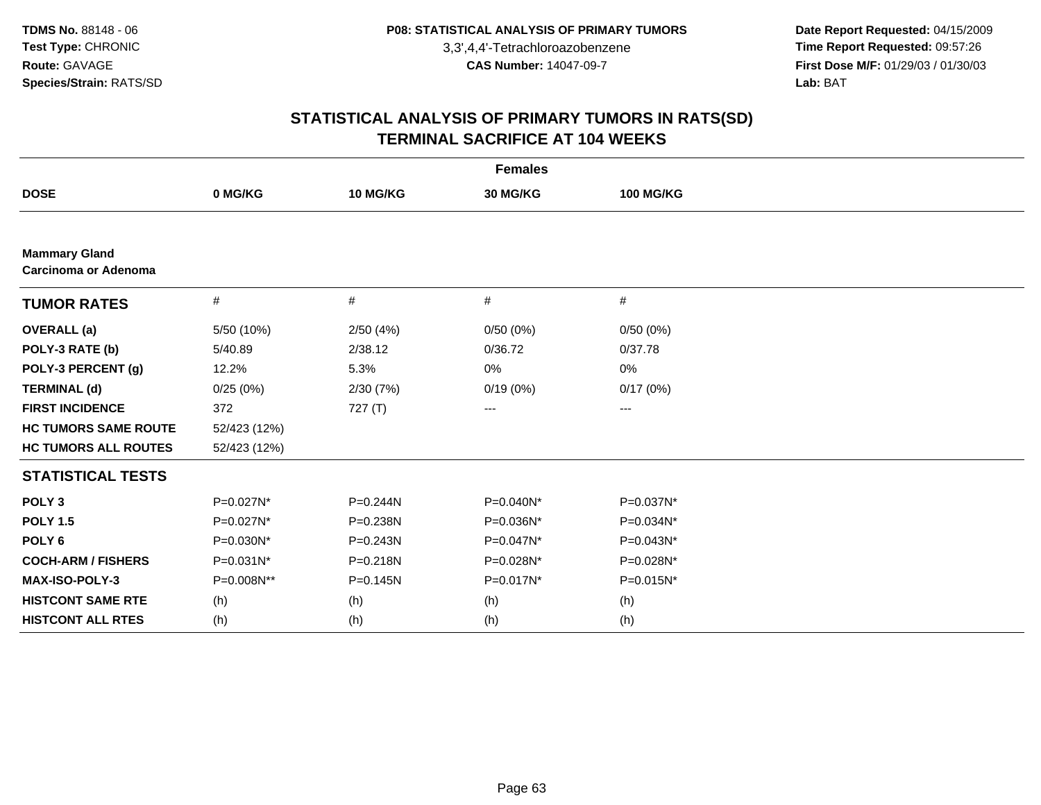**TDMS No.** 88148 - 06
**Test Type:** CHRONIC
**Route:** GAVAGE
**Species/Strain:** RATS/SD

**P08: STATISTICAL ANALYSIS OF PRIMARY TUMORS**
3,3',4,4'-Tetrachloroazobenzene
**CAS Number:** 14047-09-7

**Date Report Requested:** 04/15/2009
**Time Report Requested:** 09:57:26
**First Dose M/F:** 01/29/03 / 01/30/03
**Lab:** BAT

## STATISTICAL ANALYSIS OF PRIMARY TUMORS IN RATS(SD)
## TERMINAL SACRIFICE AT 104 WEEKS

| | Females | | | |
|---|---|---|---|---|
| **DOSE** | **0 MG/KG** | **10 MG/KG** | **30 MG/KG** | **100 MG/KG** |
| **Mammary Gland** **Carcinoma or Adenoma** | | | | |
| **TUMOR RATES** | # | # | # | # |
| **OVERALL (a)** | 5/50 (10%) | 2/50 (4%) | 0/50 (0%) | 0/50 (0%) |
| **POLY-3 RATE (b)** | 5/40.89 | 2/38.12 | 0/36.72 | 0/37.78 |
| **POLY-3 PERCENT (g)** | 12.2% | 5.3% | 0% | 0% |
| **TERMINAL (d)** | 0/25 (0%) | 2/30 (7%) | 0/19 (0%) | 0/17 (0%) |
| **FIRST INCIDENCE** | 372 | 727 (T) | --- | --- |
| **HC TUMORS SAME ROUTE** | 52/423 (12%) | | | |
| **HC TUMORS ALL ROUTES** | 52/423 (12%) | | | |
| **STATISTICAL TESTS** | | | | |
| **POLY 3** | P=0.027N* | P=0.244N | P=0.040N* | P=0.037N* |
| **POLY 1.5** | P=0.027N* | P=0.238N | P=0.036N* | P=0.034N* |
| **POLY 6** | P=0.030N* | P=0.243N | P=0.047N* | P=0.043N* |
| **COCH-ARM / FISHERS** | P=0.031N* | P=0.218N | P=0.028N* | P=0.028N* |
| **MAX-ISO-POLY-3** | P=0.008N** | P=0.145N | P=0.017N* | P=0.015N* |
| **HISTCONT SAME RTE** | (h) | (h) | (h) | (h) |
| **HISTCONT ALL RTES** | (h) | (h) | (h) | (h) |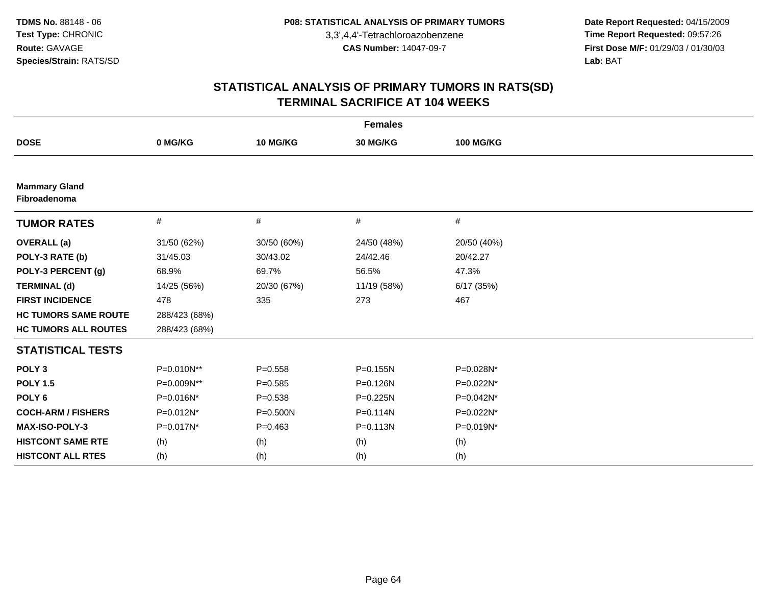**TDMS No.** 88148 - 06
**Test Type:** CHRONIC
**Route:** GAVAGE
**Species/Strain:** RATS/SD

**P08: STATISTICAL ANALYSIS OF PRIMARY TUMORS**
3,3',4,4'-Tetrachloroazobenzene
**CAS Number:** 14047-09-7

**Date Report Requested:** 04/15/2009
**Time Report Requested:** 09:57:26
**First Dose M/F:** 01/29/03 / 01/30/03
**Lab:** BAT

## STATISTICAL ANALYSIS OF PRIMARY TUMORS IN RATS(SD)
## TERMINAL SACRIFICE AT 104 WEEKS

| | Females | | | |
|---|---|---|---|---|
| **DOSE** | **0 MG/KG** | **10 MG/KG** | **30 MG/KG** | **100 MG/KG** |
| **Mammary Gland** | | | | |
| **Fibroadenoma** | | | | |
| **TUMOR RATES** | # | # | # | # |
| **OVERALL (a)** | 31/50 (62%) | 30/50 (60%) | 24/50 (48%) | 20/50 (40%) |
| **POLY-3 RATE (b)** | 31/45.03 | 30/43.02 | 24/42.46 | 20/42.27 |
| **POLY-3 PERCENT (g)** | 68.9% | 69.7% | 56.5% | 47.3% |
| **TERMINAL (d)** | 14/25 (56%) | 20/30 (67%) | 11/19 (58%) | 6/17 (35%) |
| **FIRST INCIDENCE** | 478 | 335 | 273 | 467 |
| **HC TUMORS SAME ROUTE** | 288/423 (68%) | | | |
| **HC TUMORS ALL ROUTES** | 288/423 (68%) | | | |
| **STATISTICAL TESTS** | | | | |
| **POLY 3** | P=0.010N** | P=0.558 | P=0.155N | P=0.028N* |
| **POLY 1.5** | P=0.009N** | P=0.585 | P=0.126N | P=0.022N* |
| **POLY 6** | P=0.016N* | P=0.538 | P=0.225N | P=0.042N* |
| **COCH-ARM / FISHERS** | P=0.012N* | P=0.500N | P=0.114N | P=0.022N* |
| **MAX-ISO-POLY-3** | P=0.017N* | P=0.463 | P=0.113N | P=0.019N* |
| **HISTCONT SAME RTE** | (h) | (h) | (h) | (h) |
| **HISTCONT ALL RTES** | (h) | (h) | (h) | (h) |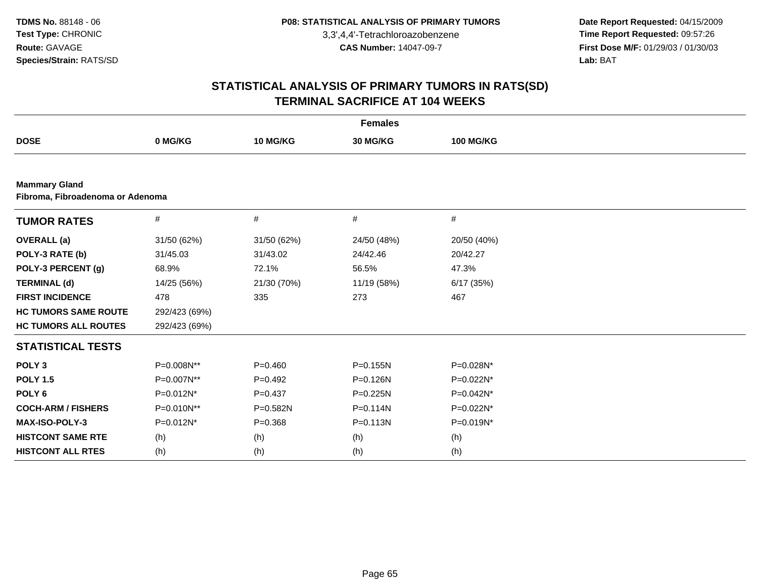**TDMS No.** 88148 - 06
**Test Type:** CHRONIC
**Route:** GAVAGE
**Species/Strain:** RATS/SD

**P08: STATISTICAL ANALYSIS OF PRIMARY TUMORS**
3,3',4,4'-Tetrachloroazobenzene
**CAS Number:** 14047-09-7

**Date Report Requested:** 04/15/2009
**Time Report Requested:** 09:57:26
**First Dose M/F:** 01/29/03 / 01/30/03
**Lab:** BAT

## STATISTICAL ANALYSIS OF PRIMARY TUMORS IN RATS(SD)
## TERMINAL SACRIFICE AT 104 WEEKS

| | Females | | | |
|---|---|---|---|---|
| **DOSE** | **0 MG/KG** | **10 MG/KG** | **30 MG/KG** | **100 MG/KG** |
| **Mammary Gland** | | | | |
| **Fibroma, Fibroadenoma or Adenoma** | | | | |
| **TUMOR RATES** | # | # | # | # |
| **OVERALL (a)** | 31/50 (62%) | 31/50 (62%) | 24/50 (48%) | 20/50 (40%) |
| **POLY-3 RATE (b)** | 31/45.03 | 31/43.02 | 24/42.46 | 20/42.27 |
| **POLY-3 PERCENT (g)** | 68.9% | 72.1% | 56.5% | 47.3% |
| **TERMINAL (d)** | 14/25 (56%) | 21/30 (70%) | 11/19 (58%) | 6/17 (35%) |
| **FIRST INCIDENCE** | 478 | 335 | 273 | 467 |
| **HC TUMORS SAME ROUTE** | 292/423 (69%) | | | |
| **HC TUMORS ALL ROUTES** | 292/423 (69%) | | | |
| **STATISTICAL TESTS** | | | | |
| **POLY 3** | P=0.008N** | P=0.460 | P=0.155N | P=0.028N* |
| **POLY 1.5** | P=0.007N** | P=0.492 | P=0.126N | P=0.022N* |
| **POLY 6** | P=0.012N* | P=0.437 | P=0.225N | P=0.042N* |
| **COCH-ARM / FISHERS** | P=0.010N** | P=0.582N | P=0.114N | P=0.022N* |
| **MAX-ISO-POLY-3** | P=0.012N* | P=0.368 | P=0.113N | P=0.019N* |
| **HISTCONT SAME RTE** | (h) | (h) | (h) | (h) |
| **HISTCONT ALL RTES** | (h) | (h) | (h) | (h) |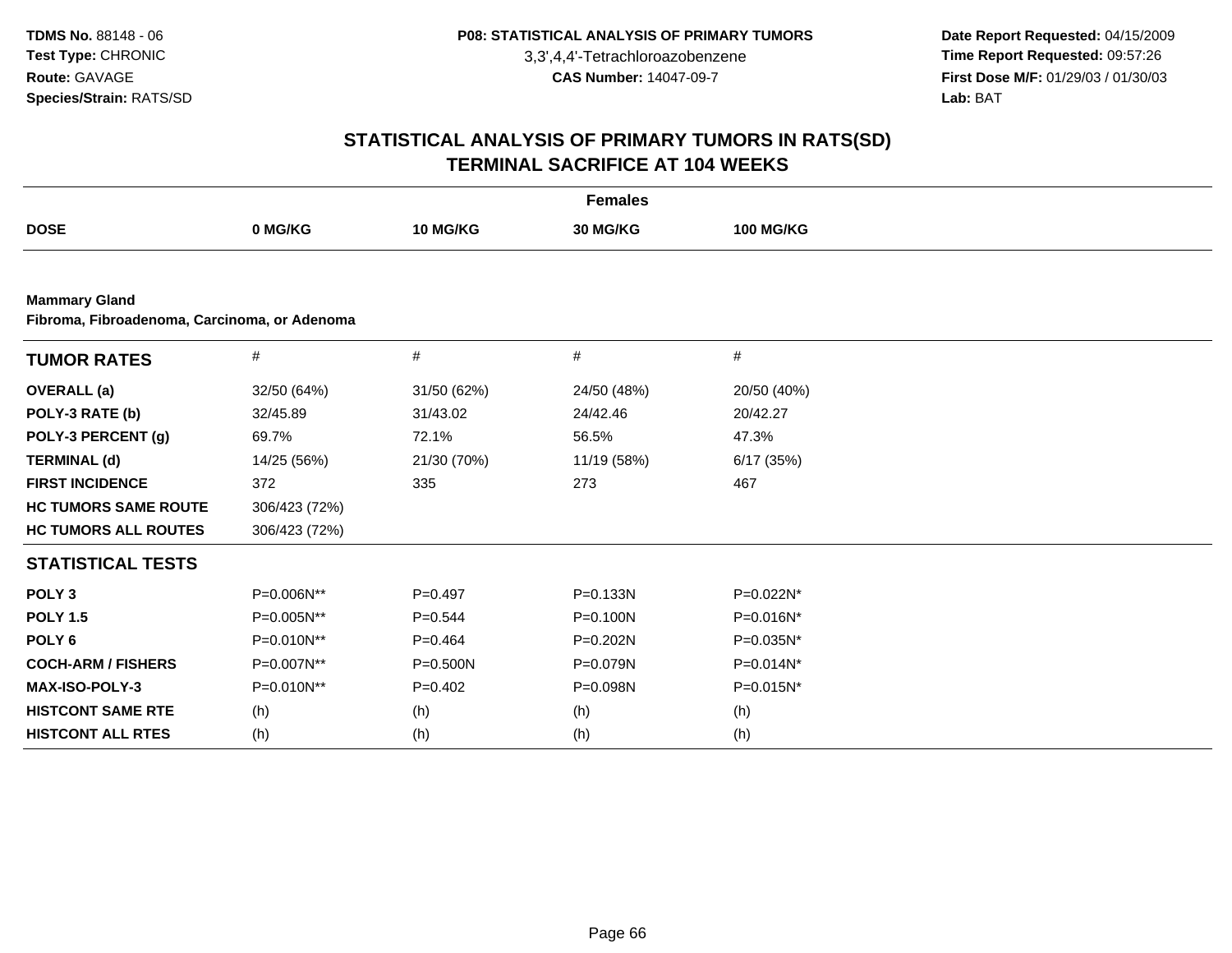**TDMS No.** 88148 - 06
**Test Type:** CHRONIC
**Route:** GAVAGE
**Species/Strain:** RATS/SD

**P08: STATISTICAL ANALYSIS OF PRIMARY TUMORS**
3,3',4,4'-Tetrachloroazobenzene
**CAS Number:** 14047-09-7

**Date Report Requested:** 04/15/2009
**Time Report Requested:** 09:57:26
**First Dose M/F:** 01/29/03 / 01/30/03
**Lab:** BAT

# STATISTICAL ANALYSIS OF PRIMARY TUMORS IN RATS(SD)
# TERMINAL SACRIFICE AT 104 WEEKS

| | Females | | | |
|---|---|---|---|---|
| **DOSE** | **0 MG/KG** | **10 MG/KG** | **30 MG/KG** | **100 MG/KG** |

**Mammary Gland**
**Fibroma, Fibroadenoma, Carcinoma, or Adenoma**

| **TUMOR RATES** | # | # | # | # |
|---|---|---|---|---|
| **OVERALL (a)** | 32/50 (64%) | 31/50 (62%) | 24/50 (48%) | 20/50 (40%) |
| **POLY-3 RATE (b)** | 32/45.89 | 31/43.02 | 24/42.46 | 20/42.27 |
| **POLY-3 PERCENT (g)** | 69.7% | 72.1% | 56.5% | 47.3% |
| **TERMINAL (d)** | 14/25 (56%) | 21/30 (70%) | 11/19 (58%) | 6/17 (35%) |
| **FIRST INCIDENCE** | 372 | 335 | 273 | 467 |
| **HC TUMORS SAME ROUTE** | 306/423 (72%) | | | |
| **HC TUMORS ALL ROUTES** | 306/423 (72%) | | | |
| **STATISTICAL TESTS** | | | | |
| **POLY 3** | P=0.006N** | P=0.497 | P=0.133N | P=0.022N* |
| **POLY 1.5** | P=0.005N** | P=0.544 | P=0.100N | P=0.016N* |
| **POLY 6** | P=0.010N** | P=0.464 | P=0.202N | P=0.035N* |
| **COCH-ARM / FISHERS** | P=0.007N** | P=0.500N | P=0.079N | P=0.014N* |
| **MAX-ISO-POLY-3** | P=0.010N** | P=0.402 | P=0.098N | P=0.015N* |
| **HISTCONT SAME RTE** | (h) | (h) | (h) | (h) |
| **HISTCONT ALL RTES** | (h) | (h) | (h) | (h) |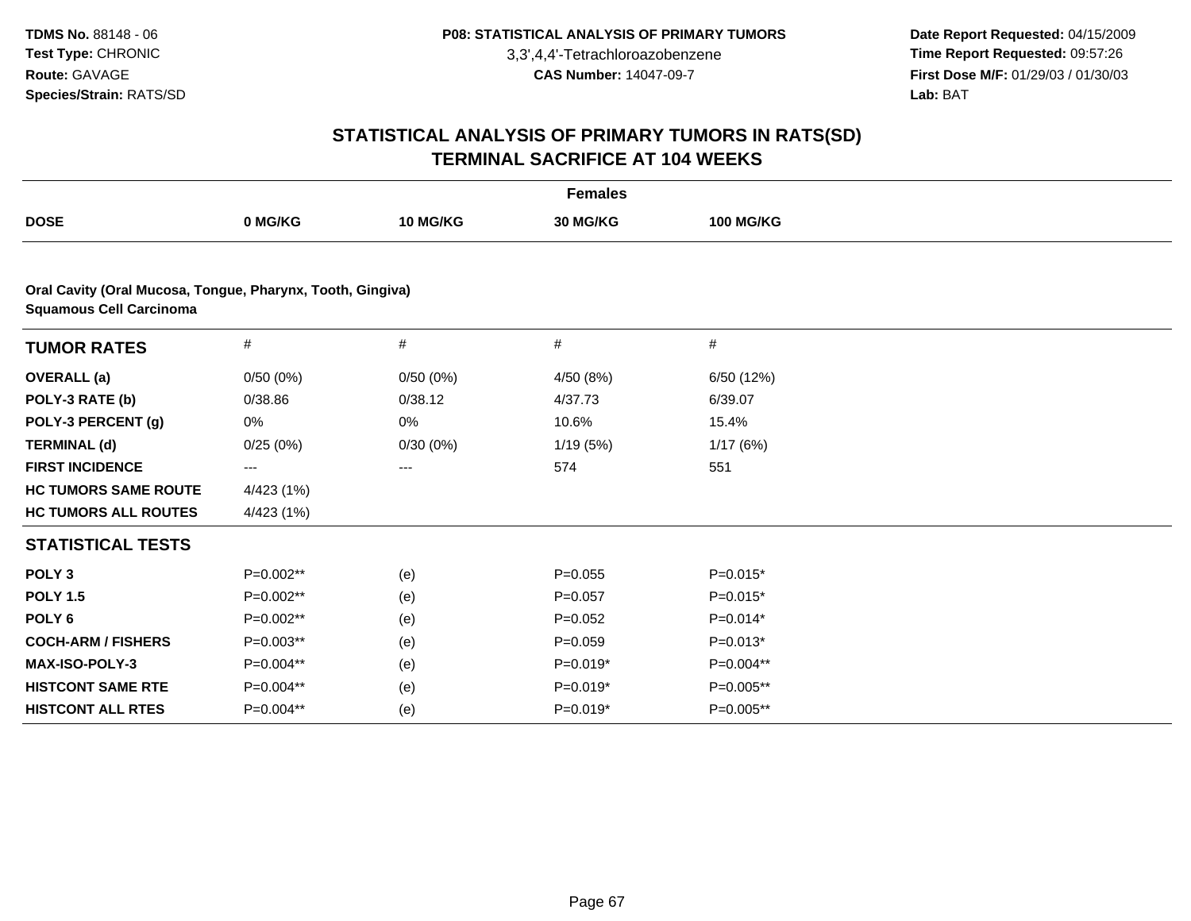**TDMS No.** 88148 - 06
**Test Type:** CHRONIC
**Route:** GAVAGE
**Species/Strain:** RATS/SD

**P08: STATISTICAL ANALYSIS OF PRIMARY TUMORS**
3,3',4,4'-Tetrachloroazobenzene
**CAS Number:** 14047-09-7

**Date Report Requested:** 04/15/2009
**Time Report Requested:** 09:57:26
**First Dose M/F:** 01/29/03 / 01/30/03
**Lab:** BAT

## STATISTICAL ANALYSIS OF PRIMARY TUMORS IN RATS(SD)
## TERMINAL SACRIFICE AT 104 WEEKS

| | Females | | | |
|---|---|---|---|---|
| **DOSE** | **0 MG/KG** | **10 MG/KG** | **30 MG/KG** | **100 MG/KG** |

**Oral Cavity (Oral Mucosa, Tongue, Pharynx, Tooth, Gingiva)**
**Squamous Cell Carcinoma**

| **TUMOR RATES** | # | # | # | # |
|---|---|---|---|---|
| **OVERALL (a)** | 0/50 (0%) | 0/50 (0%) | 4/50 (8%) | 6/50 (12%) |
| **POLY-3 RATE (b)** | 0/38.86 | 0/38.12 | 4/37.73 | 6/39.07 |
| **POLY-3 PERCENT (g)** | 0% | 0% | 10.6% | 15.4% |
| **TERMINAL (d)** | 0/25 (0%) | 0/30 (0%) | 1/19 (5%) | 1/17 (6%) |
| **FIRST INCIDENCE** | --- | --- | 574 | 551 |
| **HC TUMORS SAME ROUTE** | 4/423 (1%) | | | |
| **HC TUMORS ALL ROUTES** | 4/423 (1%) | | | |
| **STATISTICAL TESTS** | | | | |
| **POLY 3** | P=0.002** | (e) | P=0.055 | P=0.015* |
| **POLY 1.5** | P=0.002** | (e) | P=0.057 | P=0.015* |
| **POLY 6** | P=0.002** | (e) | P=0.052 | P=0.014* |
| **COCH-ARM / FISHERS** | P=0.003** | (e) | P=0.059 | P=0.013* |
| **MAX-ISO-POLY-3** | P=0.004** | (e) | P=0.019* | P=0.004** |
| **HISTCONT SAME RTE** | P=0.004** | (e) | P=0.019* | P=0.005** |
| **HISTCONT ALL RTES** | P=0.004** | (e) | P=0.019* | P=0.005** |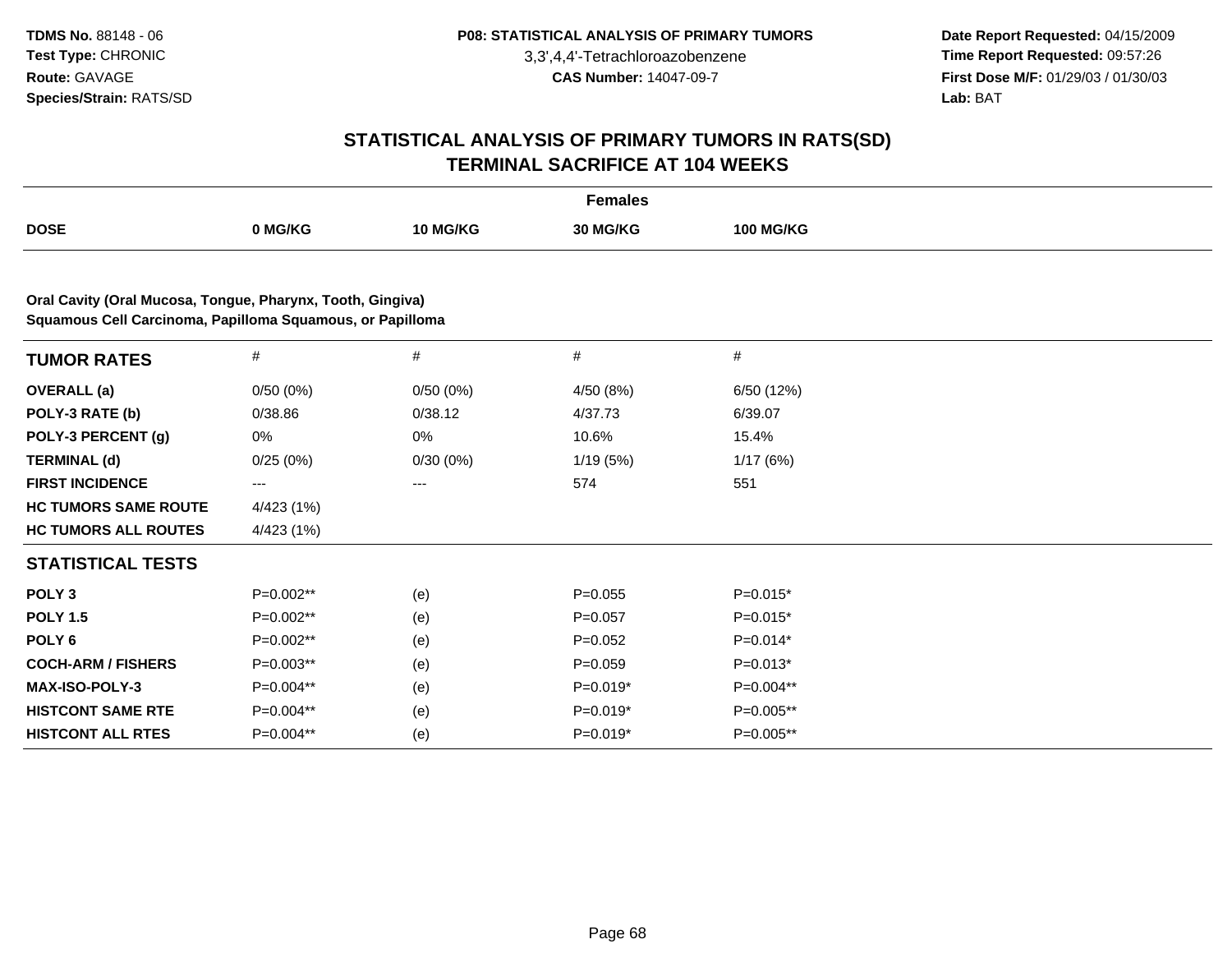# STATISTICAL ANALYSIS OF PRIMARY TUMORS IN RATS(SD)
## TERMINAL SACRIFICE AT 104 WEEKS

**Females**

| DOSE | 0 MG/KG | 10 MG/KG | 30 MG/KG | 100 MG/KG |
|---|---|---|---|---|

**Oral Cavity (Oral Mucosa, Tongue, Pharynx, Tooth, Gingiva)**
**Squamous Cell Carcinoma, Papilloma Squamous, or Papilloma**

| TUMOR RATES | # | # | # | # |
|---|---|---|---|---|
| **OVERALL (a)** | 0/50 (0%) | 0/50 (0%) | 4/50 (8%) | 6/50 (12%) |
| **POLY-3 RATE (b)** | 0/38.86 | 0/38.12 | 4/37.73 | 6/39.07 |
| **POLY-3 PERCENT (g)** | 0% | 0% | 10.6% | 15.4% |
| **TERMINAL (d)** | 0/25 (0%) | 0/30 (0%) | 1/19 (5%) | 1/17 (6%) |
| **FIRST INCIDENCE** | --- | --- | 574 | 551 |
| **HC TUMORS SAME ROUTE** | 4/423 (1%) | | | |
| **HC TUMORS ALL ROUTES** | 4/423 (1%) | | | |
| **STATISTICAL TESTS** | | | | |
| **POLY 3** | P=0.002** | (e) | P=0.055 | P=0.015* |
| **POLY 1.5** | P=0.002** | (e) | P=0.057 | P=0.015* |
| **POLY 6** | P=0.002** | (e) | P=0.052 | P=0.014* |
| **COCH-ARM / FISHERS** | P=0.003** | (e) | P=0.059 | P=0.013* |
| **MAX-ISO-POLY-3** | P=0.004** | (e) | P=0.019* | P=0.004** |
| **HISTCONT SAME RTE** | P=0.004** | (e) | P=0.019* | P=0.005** |
| **HISTCONT ALL RTES** | P=0.004** | (e) | P=0.019* | P=0.005** |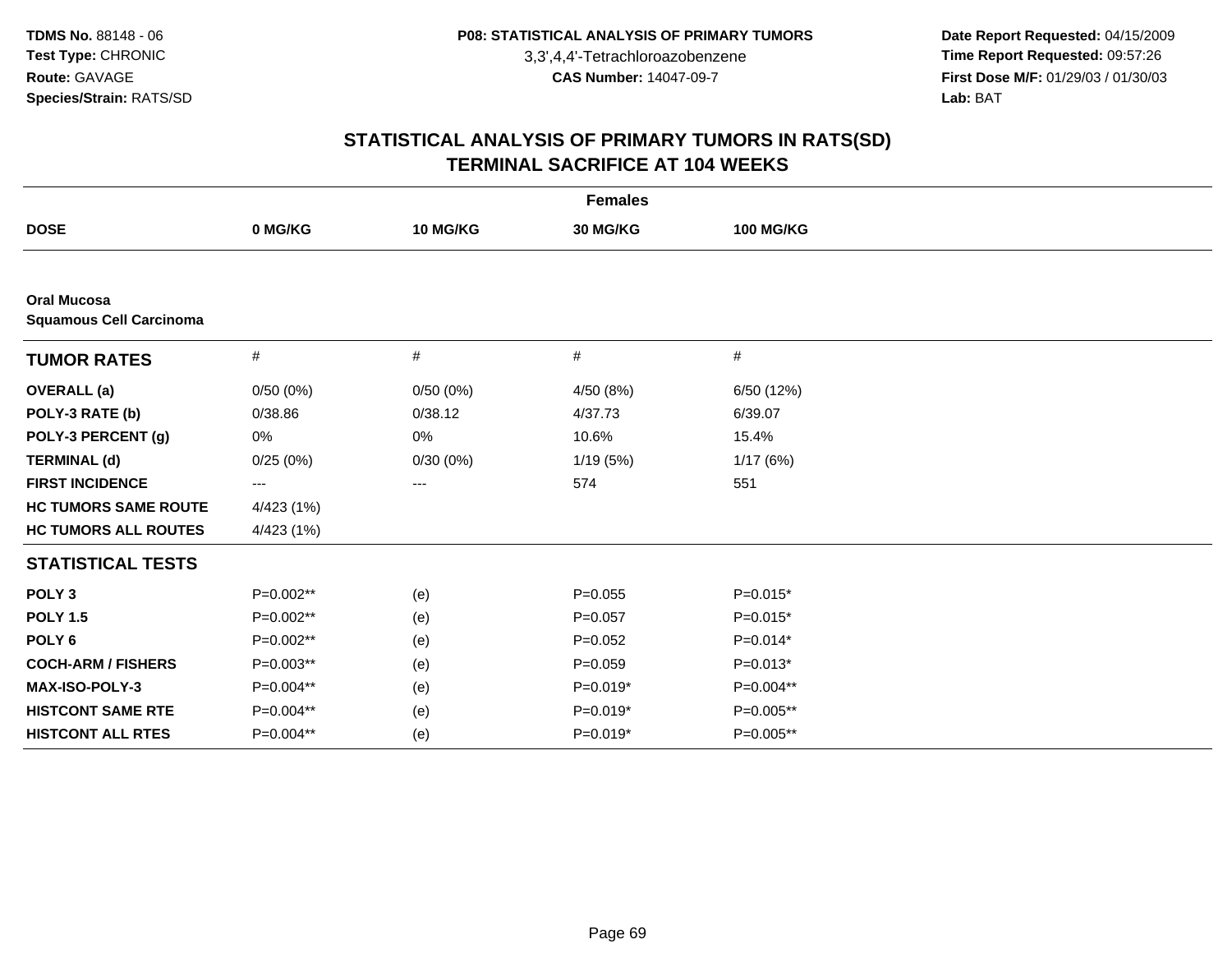TDMS No. 88148 - 06
Test Type: CHRONIC
Route: GAVAGE
Species/Strain: RATS/SD

P08: STATISTICAL ANALYSIS OF PRIMARY TUMORS
3,3',4,4'-Tetrachloroazobenzene
CAS Number: 14047-09-7

Date Report Requested: 04/15/2009
Time Report Requested: 09:57:26
First Dose M/F: 01/29/03 / 01/30/03
Lab: BAT

## STATISTICAL ANALYSIS OF PRIMARY TUMORS IN RATS(SD)
## TERMINAL SACRIFICE AT 104 WEEKS

| Females | | | | |
|---|---|---|---|---|
| **DOSE** | **0 MG/KG** | **10 MG/KG** | **30 MG/KG** | **100 MG/KG** |
| **Oral Mucosa**<br>**Squamous Cell Carcinoma** | | | | |
| **TUMOR RATES** | # | # | # | # |
| **OVERALL (a)** | 0/50 (0%) | 0/50 (0%) | 4/50 (8%) | 6/50 (12%) |
| **POLY-3 RATE (b)** | 0/38.86 | 0/38.12 | 4/37.73 | 6/39.07 |
| **POLY-3 PERCENT (g)** | 0% | 0% | 10.6% | 15.4% |
| **TERMINAL (d)** | 0/25 (0%) | 0/30 (0%) | 1/19 (5%) | 1/17 (6%) |
| **FIRST INCIDENCE** | --- | --- | 574 | 551 |
| **HC TUMORS SAME ROUTE** | 4/423 (1%) | | | |
| **HC TUMORS ALL ROUTES** | 4/423 (1%) | | | |
| **STATISTICAL TESTS** | | | | |
| **POLY 3** | P=0.002** | (e) | P=0.055 | P=0.015* |
| **POLY 1.5** | P=0.002** | (e) | P=0.057 | P=0.015* |
| **POLY 6** | P=0.002** | (e) | P=0.052 | P=0.014* |
| **COCH-ARM / FISHERS** | P=0.003** | (e) | P=0.059 | P=0.013* |
| **MAX-ISO-POLY-3** | P=0.004** | (e) | P=0.019* | P=0.004** |
| **HISTCONT SAME RTE** | P=0.004** | (e) | P=0.019* | P=0.005** |
| **HISTCONT ALL RTES** | P=0.004** | (e) | P=0.019* | P=0.005** |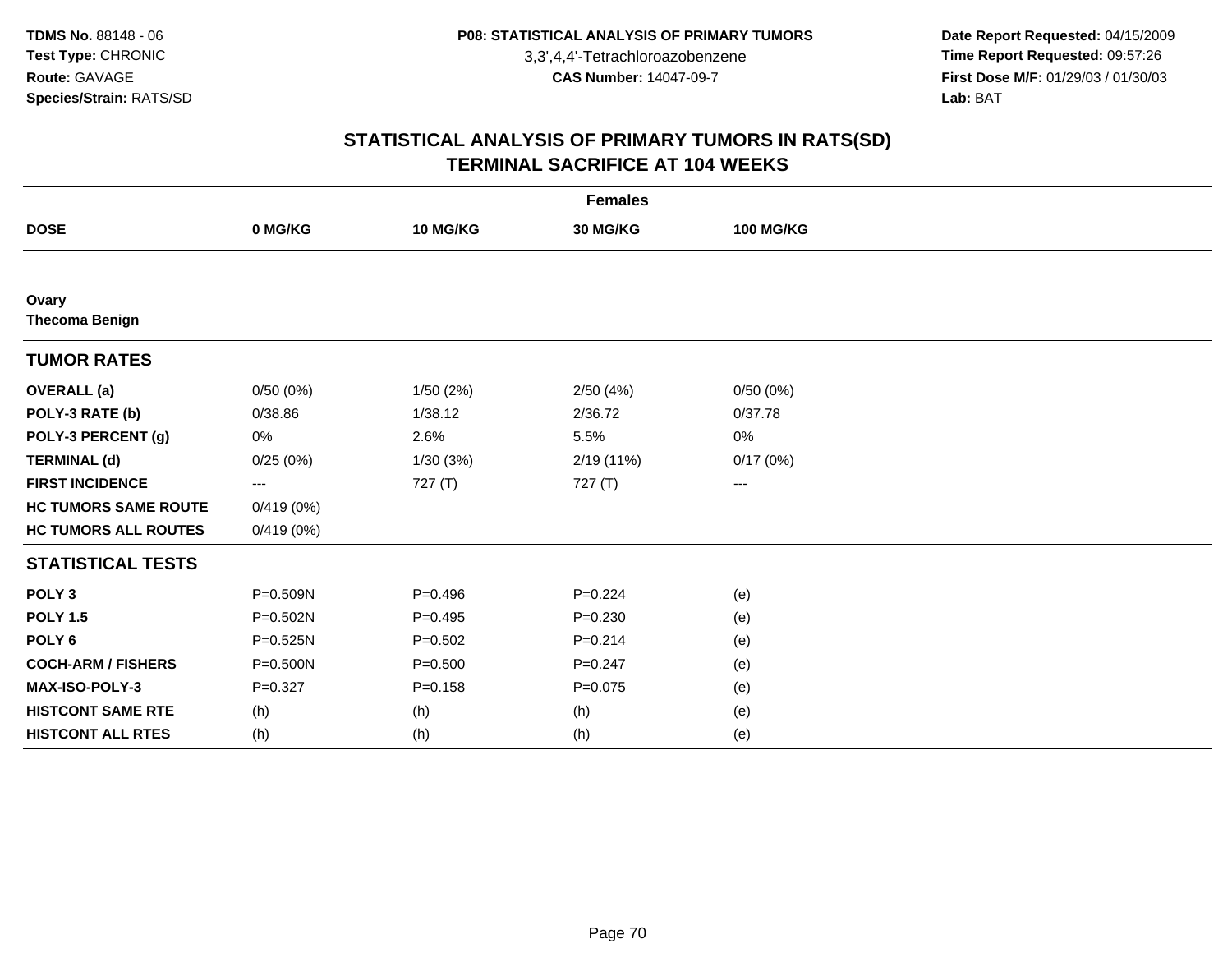**TDMS No.** 88148 - 06
**Test Type:** CHRONIC
**Route:** GAVAGE
**Species/Strain:** RATS/SD

**P08: STATISTICAL ANALYSIS OF PRIMARY TUMORS**
3,3',4,4'-Tetrachloroazobenzene
**CAS Number:** 14047-09-7

**Date Report Requested:** 04/15/2009
**Time Report Requested:** 09:57:26
**First Dose M/F:** 01/29/03 / 01/30/03
**Lab:** BAT

## STATISTICAL ANALYSIS OF PRIMARY TUMORS IN RATS(SD)
## TERMINAL SACRIFICE AT 104 WEEKS

| | Females | | | |
|---|---|---|---|---|
| **DOSE** | **0 MG/KG** | **10 MG/KG** | **30 MG/KG** | **100 MG/KG** |
| **Ovary** | | | | |
| **Thecoma Benign** | | | | |
| **TUMOR RATES** | | | | |
| **OVERALL (a)** | 0/50 (0%) | 1/50 (2%) | 2/50 (4%) | 0/50 (0%) |
| **POLY-3 RATE (b)** | 0/38.86 | 1/38.12 | 2/36.72 | 0/37.78 |
| **POLY-3 PERCENT (g)** | 0% | 2.6% | 5.5% | 0% |
| **TERMINAL (d)** | 0/25 (0%) | 1/30 (3%) | 2/19 (11%) | 0/17 (0%) |
| **FIRST INCIDENCE** | --- | 727 (T) | 727 (T) | --- |
| **HC TUMORS SAME ROUTE** | 0/419 (0%) | | | |
| **HC TUMORS ALL ROUTES** | 0/419 (0%) | | | |
| **STATISTICAL TESTS** | | | | |
| **POLY 3** | P=0.509N | P=0.496 | P=0.224 | (e) |
| **POLY 1.5** | P=0.502N | P=0.495 | P=0.230 | (e) |
| **POLY 6** | P=0.525N | P=0.502 | P=0.214 | (e) |
| **COCH-ARM / FISHERS** | P=0.500N | P=0.500 | P=0.247 | (e) |
| **MAX-ISO-POLY-3** | P=0.327 | P=0.158 | P=0.075 | (e) |
| **HISTCONT SAME RTE** | (h) | (h) | (h) | (e) |
| **HISTCONT ALL RTES** | (h) | (h) | (h) | (e) |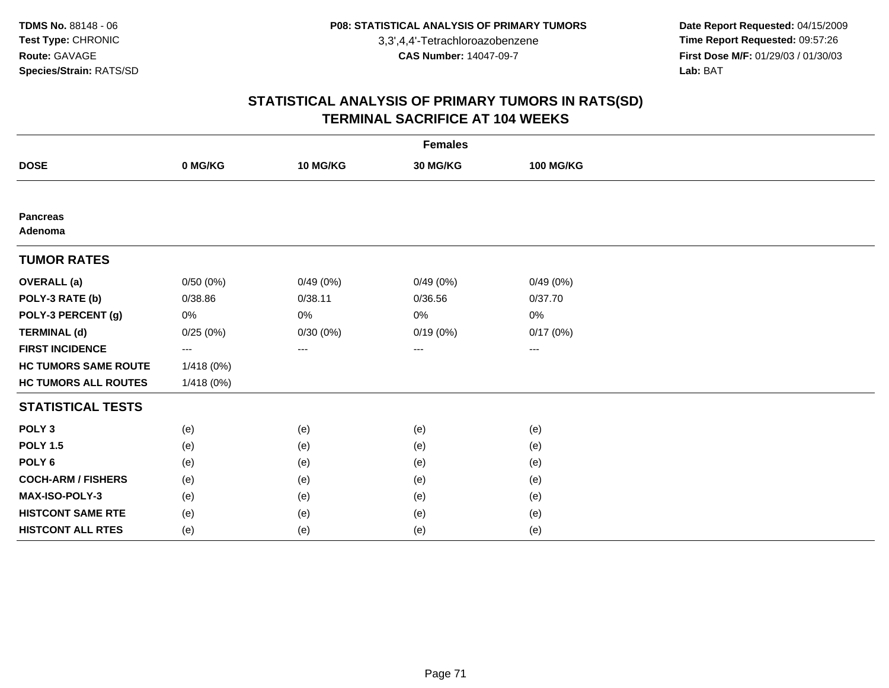**TDMS No.** 88148 - 06
**Test Type:** CHRONIC
**Route:** GAVAGE
**Species/Strain:** RATS/SD

**P08: STATISTICAL ANALYSIS OF PRIMARY TUMORS**
3,3',4,4'-Tetrachloroazobenzene
**CAS Number:** 14047-09-7

**Date Report Requested:** 04/15/2009
**Time Report Requested:** 09:57:26
**First Dose M/F:** 01/29/03 / 01/30/03
**Lab:** BAT

## STATISTICAL ANALYSIS OF PRIMARY TUMORS IN RATS(SD)
## TERMINAL SACRIFICE AT 104 WEEKS

| | Females | | | |
|---|---|---|---|---|
| **DOSE** | **0 MG/KG** | **10 MG/KG** | **30 MG/KG** | **100 MG/KG** |
| **Pancreas** | | | | |
| **Adenoma** | | | | |
| **TUMOR RATES** | | | | |
| **OVERALL (a)** | 0/50 (0%) | 0/49 (0%) | 0/49 (0%) | 0/49 (0%) |
| **POLY-3 RATE (b)** | 0/38.86 | 0/38.11 | 0/36.56 | 0/37.70 |
| **POLY-3 PERCENT (g)** | 0% | 0% | 0% | 0% |
| **TERMINAL (d)** | 0/25 (0%) | 0/30 (0%) | 0/19 (0%) | 0/17 (0%) |
| **FIRST INCIDENCE** | --- | --- | --- | --- |
| **HC TUMORS SAME ROUTE** | 1/418 (0%) | | | |
| **HC TUMORS ALL ROUTES** | 1/418 (0%) | | | |
| **STATISTICAL TESTS** | | | | |
| **POLY 3** | (e) | (e) | (e) | (e) |
| **POLY 1.5** | (e) | (e) | (e) | (e) |
| **POLY 6** | (e) | (e) | (e) | (e) |
| **COCH-ARM / FISHERS** | (e) | (e) | (e) | (e) |
| **MAX-ISO-POLY-3** | (e) | (e) | (e) | (e) |
| **HISTCONT SAME RTE** | (e) | (e) | (e) | (e) |
| **HISTCONT ALL RTES** | (e) | (e) | (e) | (e) |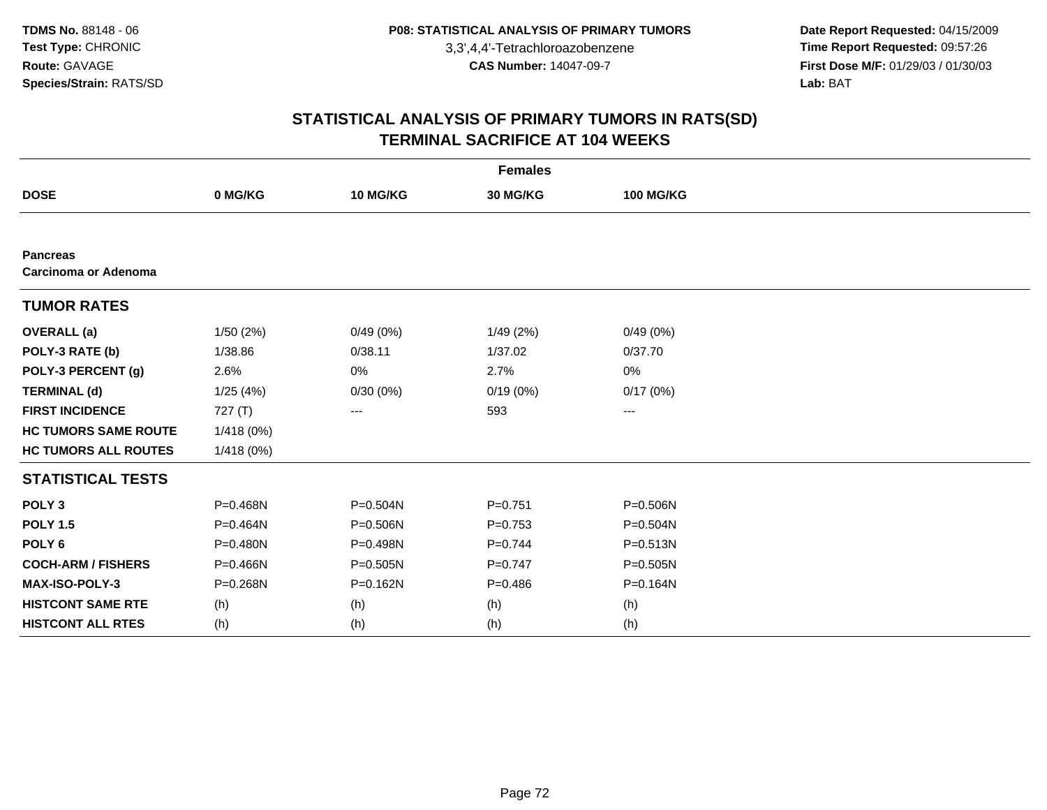**TDMS No.** 88148 - 06
**Test Type:** CHRONIC
**Route:** GAVAGE
**Species/Strain:** RATS/SD

**P08: STATISTICAL ANALYSIS OF PRIMARY TUMORS**
3,3',4,4'-Tetrachloroazobenzene
**CAS Number:** 14047-09-7

**Date Report Requested:** 04/15/2009
**Time Report Requested:** 09:57:26
**First Dose M/F:** 01/29/03 / 01/30/03
**Lab:** BAT

## STATISTICAL ANALYSIS OF PRIMARY TUMORS IN RATS(SD)
## TERMINAL SACRIFICE AT 104 WEEKS

| | Females | | | |
|---|---|---|---|---|
| **DOSE** | **0 MG/KG** | **10 MG/KG** | **30 MG/KG** | **100 MG/KG** |
| **Pancreas** | | | | |
| **Carcinoma or Adenoma** | | | | |
| **TUMOR RATES** | | | | |
| **OVERALL (a)** | 1/50 (2%) | 0/49 (0%) | 1/49 (2%) | 0/49 (0%) |
| **POLY-3 RATE (b)** | 1/38.86 | 0/38.11 | 1/37.02 | 0/37.70 |
| **POLY-3 PERCENT (g)** | 2.6% | 0% | 2.7% | 0% |
| **TERMINAL (d)** | 1/25 (4%) | 0/30 (0%) | 0/19 (0%) | 0/17 (0%) |
| **FIRST INCIDENCE** | 727 (T) | --- | 593 | --- |
| **HC TUMORS SAME ROUTE** | 1/418 (0%) | | | |
| **HC TUMORS ALL ROUTES** | 1/418 (0%) | | | |
| **STATISTICAL TESTS** | | | | |
| **POLY 3** | P=0.468N | P=0.504N | P=0.751 | P=0.506N |
| **POLY 1.5** | P=0.464N | P=0.506N | P=0.753 | P=0.504N |
| **POLY 6** | P=0.480N | P=0.498N | P=0.744 | P=0.513N |
| **COCH-ARM / FISHERS** | P=0.466N | P=0.505N | P=0.747 | P=0.505N |
| **MAX-ISO-POLY-3** | P=0.268N | P=0.162N | P=0.486 | P=0.164N |
| **HISTCONT SAME RTE** | (h) | (h) | (h) | (h) |
| **HISTCONT ALL RTES** | (h) | (h) | (h) | (h) |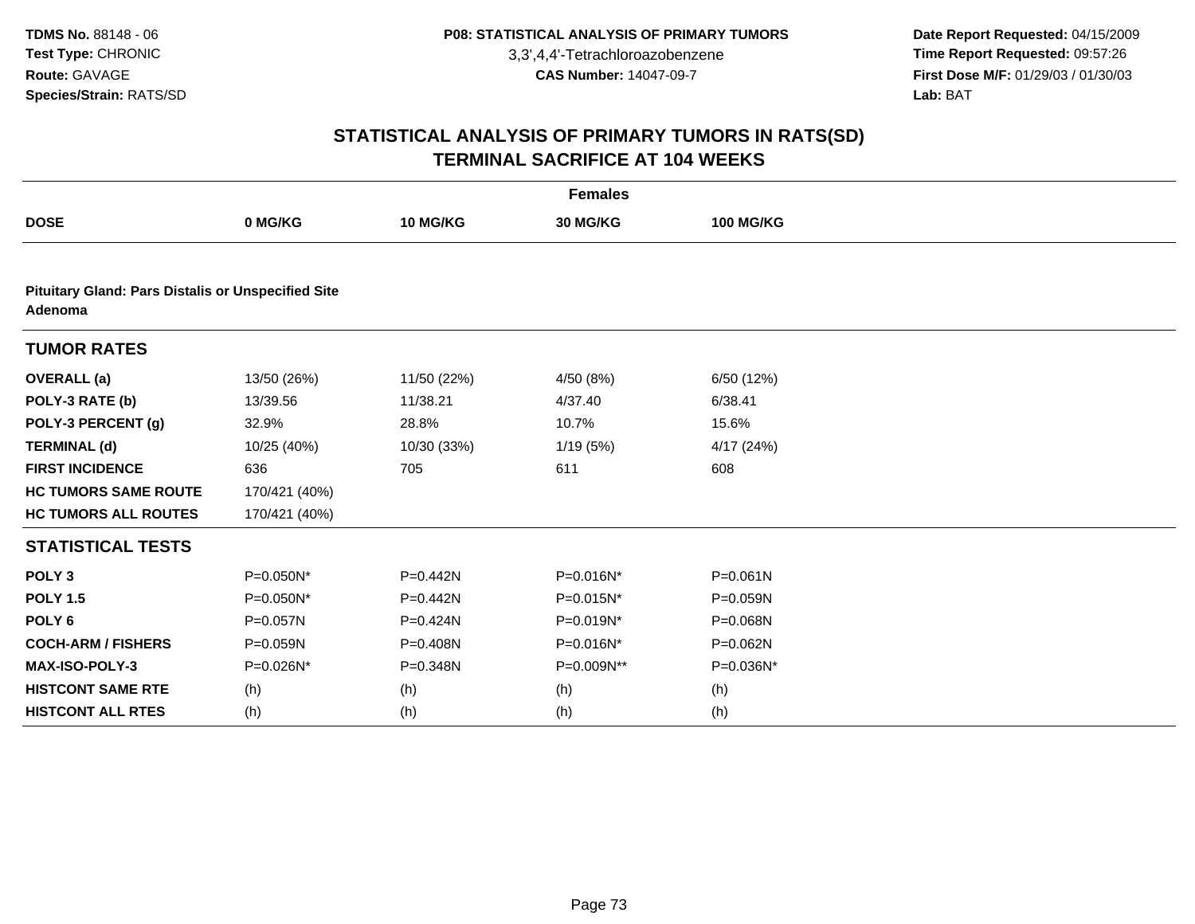# STATISTICAL ANALYSIS OF PRIMARY TUMORS IN RATS(SD)
## TERMINAL SACRIFICE AT 104 WEEKS

| | Females | | | |
|---|---|---|---|---|
| **DOSE** | **0 MG/KG** | **10 MG/KG** | **30 MG/KG** | **100 MG/KG** |
| **Pituitary Gland: Pars Distalis or Unspecified Site Adenoma** | | | | |
| **TUMOR RATES** | | | | |
| **OVERALL (a)** | 13/50 (26%) | 11/50 (22%) | 4/50 (8%) | 6/50 (12%) |
| **POLY-3 RATE (b)** | 13/39.56 | 11/38.21 | 4/37.40 | 6/38.41 |
| **POLY-3 PERCENT (g)** | 32.9% | 28.8% | 10.7% | 15.6% |
| **TERMINAL (d)** | 10/25 (40%) | 10/30 (33%) | 1/19 (5%) | 4/17 (24%) |
| **FIRST INCIDENCE** | 636 | 705 | 611 | 608 |
| **HC TUMORS SAME ROUTE** | 170/421 (40%) | | | |
| **HC TUMORS ALL ROUTES** | 170/421 (40%) | | | |
| **STATISTICAL TESTS** | | | | |
| **POLY 3** | P=0.050N* | P=0.442N | P=0.016N* | P=0.061N |
| **POLY 1.5** | P=0.050N* | P=0.442N | P=0.015N* | P=0.059N |
| **POLY 6** | P=0.057N | P=0.424N | P=0.019N* | P=0.068N |
| **COCH-ARM / FISHERS** | P=0.059N | P=0.408N | P=0.016N* | P=0.062N |
| **MAX-ISO-POLY-3** | P=0.026N* | P=0.348N | P=0.009N** | P=0.036N* |
| **HISTCONT SAME RTE** | (h) | (h) | (h) | (h) |
| **HISTCONT ALL RTES** | (h) | (h) | (h) | (h) |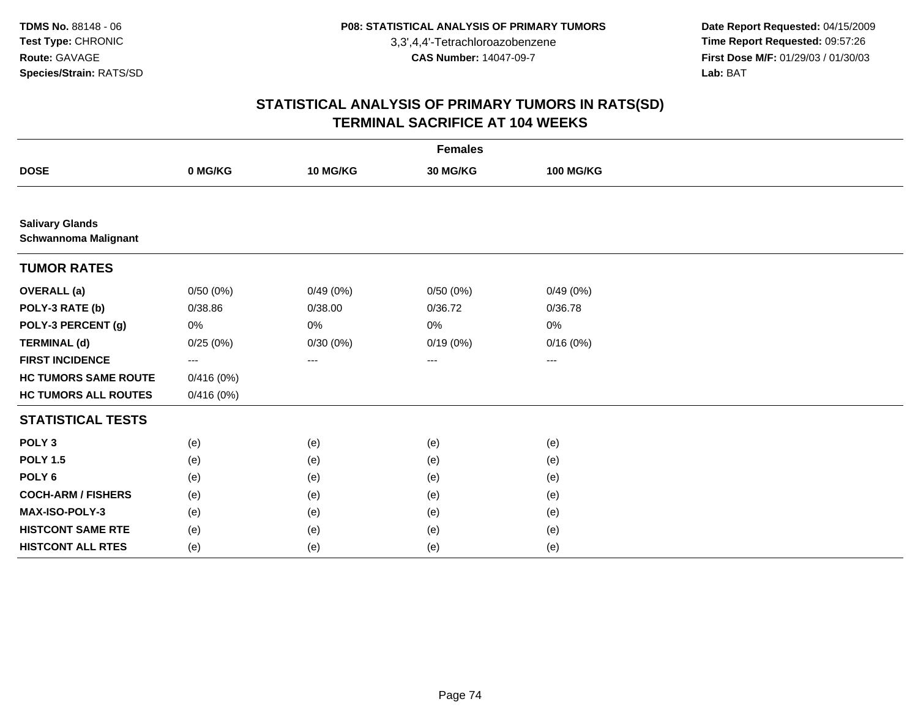# STATISTICAL ANALYSIS OF PRIMARY TUMORS IN RATS(SD)
## TERMINAL SACRIFICE AT 104 WEEKS

| | Females | | | |
|---|---|---|---|---|
| **DOSE** | **0 MG/KG** | **10 MG/KG** | **30 MG/KG** | **100 MG/KG** |
| **Salivary Glands** **Schwannoma Malignant** | | | | |
| **TUMOR RATES** | | | | |
| **OVERALL (a)** | 0/50 (0%) | 0/49 (0%) | 0/50 (0%) | 0/49 (0%) |
| **POLY-3 RATE (b)** | 0/38.86 | 0/38.00 | 0/36.72 | 0/36.78 |
| **POLY-3 PERCENT (g)** | 0% | 0% | 0% | 0% |
| **TERMINAL (d)** | 0/25 (0%) | 0/30 (0%) | 0/19 (0%) | 0/16 (0%) |
| **FIRST INCIDENCE** | --- | --- | --- | --- |
| **HC TUMORS SAME ROUTE** | 0/416 (0%) | | | |
| **HC TUMORS ALL ROUTES** | 0/416 (0%) | | | |
| **STATISTICAL TESTS** | | | | |
| **POLY 3** | (e) | (e) | (e) | (e) |
| **POLY 1.5** | (e) | (e) | (e) | (e) |
| **POLY 6** | (e) | (e) | (e) | (e) |
| **COCH-ARM / FISHERS** | (e) | (e) | (e) | (e) |
| **MAX-ISO-POLY-3** | (e) | (e) | (e) | (e) |
| **HISTCONT SAME RTE** | (e) | (e) | (e) | (e) |
| **HISTCONT ALL RTES** | (e) | (e) | (e) | (e) |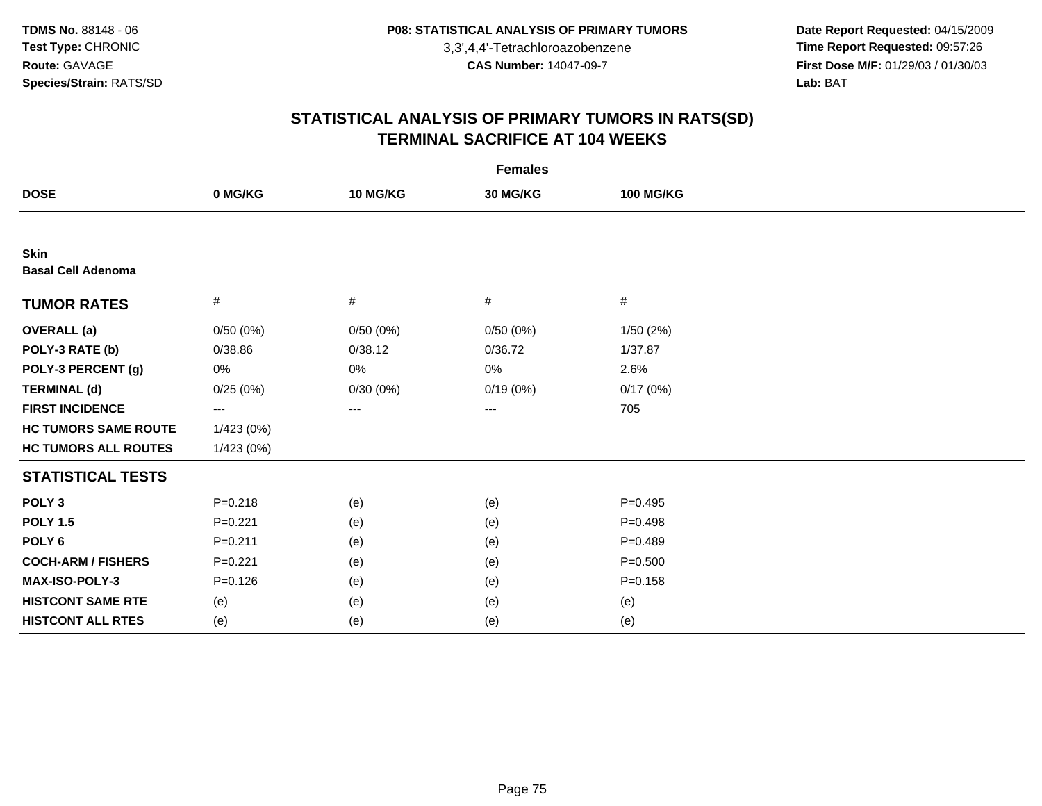**TDMS No.** 88148 - 06
**Test Type:** CHRONIC
**Route:** GAVAGE
**Species/Strain:** RATS/SD

**P08: STATISTICAL ANALYSIS OF PRIMARY TUMORS**
3,3',4,4'-Tetrachloroazobenzene
**CAS Number:** 14047-09-7

**Date Report Requested:** 04/15/2009
**Time Report Requested:** 09:57:26
**First Dose M/F:** 01/29/03 / 01/30/03
**Lab:** BAT

## STATISTICAL ANALYSIS OF PRIMARY TUMORS IN RATS(SD)
## TERMINAL SACRIFICE AT 104 WEEKS

| | Females | | | |
|---|---|---|---|---|
| **DOSE** | **0 MG/KG** | **10 MG/KG** | **30 MG/KG** | **100 MG/KG** |
| **Skin** | | | | |
| **Basal Cell Adenoma** | | | | |
| **TUMOR RATES** | # | # | # | # |
| **OVERALL (a)** | 0/50 (0%) | 0/50 (0%) | 0/50 (0%) | 1/50 (2%) |
| **POLY-3 RATE (b)** | 0/38.86 | 0/38.12 | 0/36.72 | 1/37.87 |
| **POLY-3 PERCENT (g)** | 0% | 0% | 0% | 2.6% |
| **TERMINAL (d)** | 0/25 (0%) | 0/30 (0%) | 0/19 (0%) | 0/17 (0%) |
| **FIRST INCIDENCE** | --- | --- | --- | 705 |
| **HC TUMORS SAME ROUTE** | 1/423 (0%) | | | |
| **HC TUMORS ALL ROUTES** | 1/423 (0%) | | | |
| **STATISTICAL TESTS** | | | | |
| **POLY 3** | P=0.218 | (e) | (e) | P=0.495 |
| **POLY 1.5** | P=0.221 | (e) | (e) | P=0.498 |
| **POLY 6** | P=0.211 | (e) | (e) | P=0.489 |
| **COCH-ARM / FISHERS** | P=0.221 | (e) | (e) | P=0.500 |
| **MAX-ISO-POLY-3** | P=0.126 | (e) | (e) | P=0.158 |
| **HISTCONT SAME RTE** | (e) | (e) | (e) | (e) |
| **HISTCONT ALL RTES** | (e) | (e) | (e) | (e) |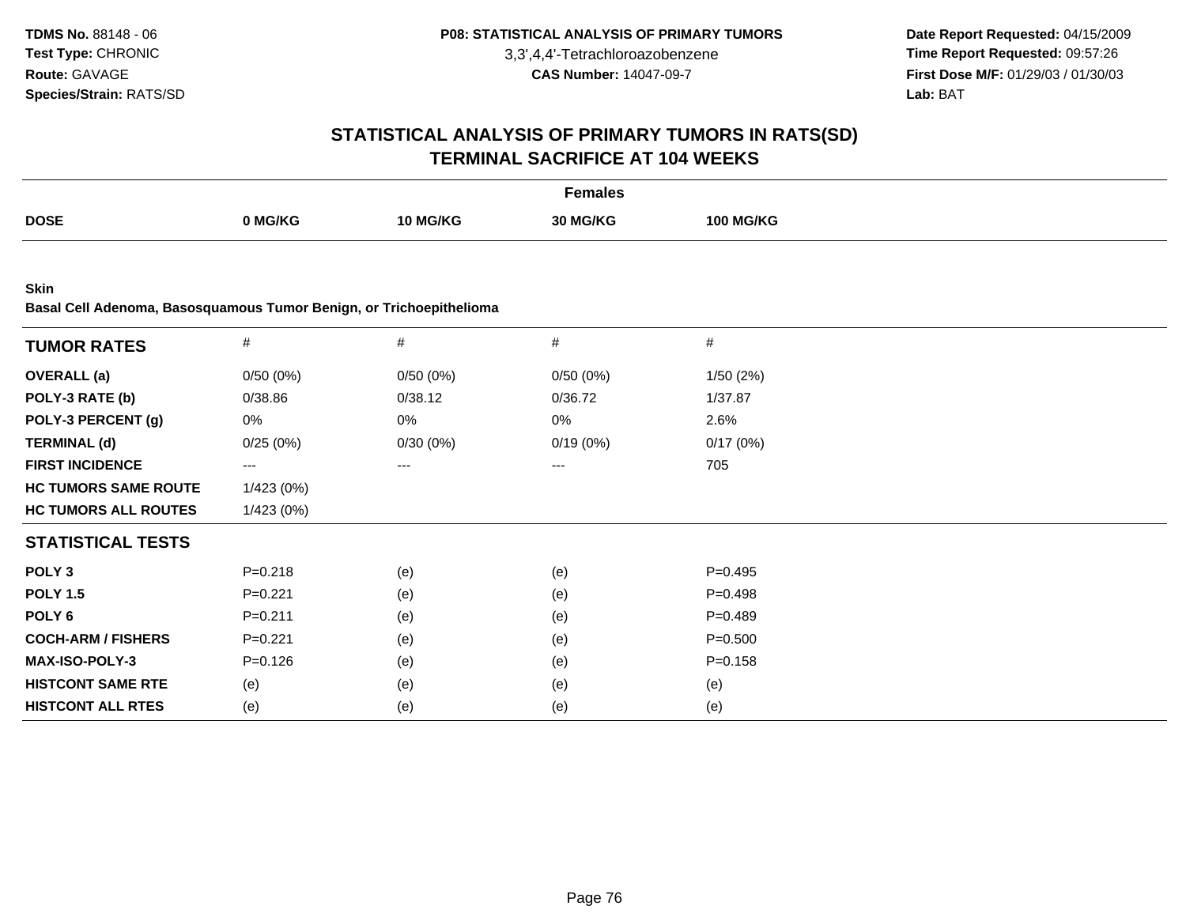TDMS No. 88148 - 06
Test Type: CHRONIC
Route: GAVAGE
Species/Strain: RATS/SD

P08: STATISTICAL ANALYSIS OF PRIMARY TUMORS
3,3',4,4'-Tetrachloroazobenzene
CAS Number: 14047-09-7

Date Report Requested: 04/15/2009
Time Report Requested: 09:57:26
First Dose M/F: 01/29/03 / 01/30/03
Lab: BAT

# STATISTICAL ANALYSIS OF PRIMARY TUMORS IN RATS(SD)
# TERMINAL SACRIFICE AT 104 WEEKS

| | Females | | | |
|---|---|---|---|---|
| DOSE | 0 MG/KG | 10 MG/KG | 30 MG/KG | 100 MG/KG |

**Skin**
**Basal Cell Adenoma, Basosquamous Tumor Benign, or Trichoepithelioma**

| TUMOR RATES | # | # | # | # |
|---|---|---|---|---|
| OVERALL (a) | 0/50 (0%) | 0/50 (0%) | 0/50 (0%) | 1/50 (2%) |
| POLY-3 RATE (b) | 0/38.86 | 0/38.12 | 0/36.72 | 1/37.87 |
| POLY-3 PERCENT (g) | 0% | 0% | 0% | 2.6% |
| TERMINAL (d) | 0/25 (0%) | 0/30 (0%) | 0/19 (0%) | 0/17 (0%) |
| FIRST INCIDENCE | --- | --- | --- | 705 |
| HC TUMORS SAME ROUTE | 1/423 (0%) | | | |
| HC TUMORS ALL ROUTES | 1/423 (0%) | | | |
| **STATISTICAL TESTS** | | | | |
| POLY 3 | P=0.218 | (e) | (e) | P=0.495 |
| POLY 1.5 | P=0.221 | (e) | (e) | P=0.498 |
| POLY 6 | P=0.211 | (e) | (e) | P=0.489 |
| COCH-ARM / FISHERS | P=0.221 | (e) | (e) | P=0.500 |
| MAX-ISO-POLY-3 | P=0.126 | (e) | (e) | P=0.158 |
| HISTCONT SAME RTE | (e) | (e) | (e) | (e) |
| HISTCONT ALL RTES | (e) | (e) | (e) | (e) |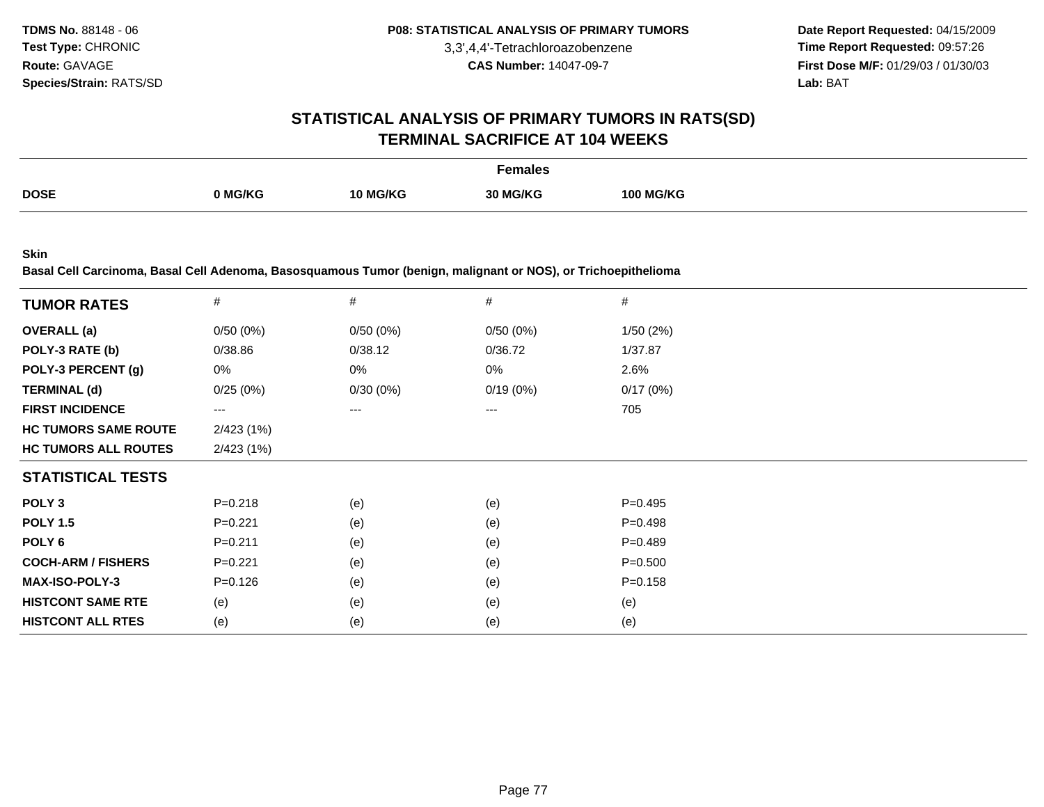# STATISTICAL ANALYSIS OF PRIMARY TUMORS IN RATS(SD)
## TERMINAL SACRIFICE AT 104 WEEKS

| | Females | | | |
|---|---|---|---|---|
| **DOSE** | **0 MG/KG** | **10 MG/KG** | **30 MG/KG** | **100 MG/KG** |

**Skin**

**Basal Cell Carcinoma, Basal Cell Adenoma, Basosquamous Tumor (benign, malignant or NOS), or Trichoepithelioma**

| **TUMOR RATES** | # | # | # | # |
|---|---|---|---|---|
| **OVERALL (a)** | 0/50 (0%) | 0/50 (0%) | 0/50 (0%) | 1/50 (2%) |
| **POLY-3 RATE (b)** | 0/38.86 | 0/38.12 | 0/36.72 | 1/37.87 |
| **POLY-3 PERCENT (g)** | 0% | 0% | 0% | 2.6% |
| **TERMINAL (d)** | 0/25 (0%) | 0/30 (0%) | 0/19 (0%) | 0/17 (0%) |
| **FIRST INCIDENCE** | --- | --- | --- | 705 |
| **HC TUMORS SAME ROUTE** | 2/423 (1%) | | | |
| **HC TUMORS ALL ROUTES** | 2/423 (1%) | | | |
| **STATISTICAL TESTS** | | | | |
| **POLY 3** | P=0.218 | (e) | (e) | P=0.495 |
| **POLY 1.5** | P=0.221 | (e) | (e) | P=0.498 |
| **POLY 6** | P=0.211 | (e) | (e) | P=0.489 |
| **COCH-ARM / FISHERS** | P=0.221 | (e) | (e) | P=0.500 |
| **MAX-ISO-POLY-3** | P=0.126 | (e) | (e) | P=0.158 |
| **HISTCONT SAME RTE** | (e) | (e) | (e) | (e) |
| **HISTCONT ALL RTES** | (e) | (e) | (e) | (e) |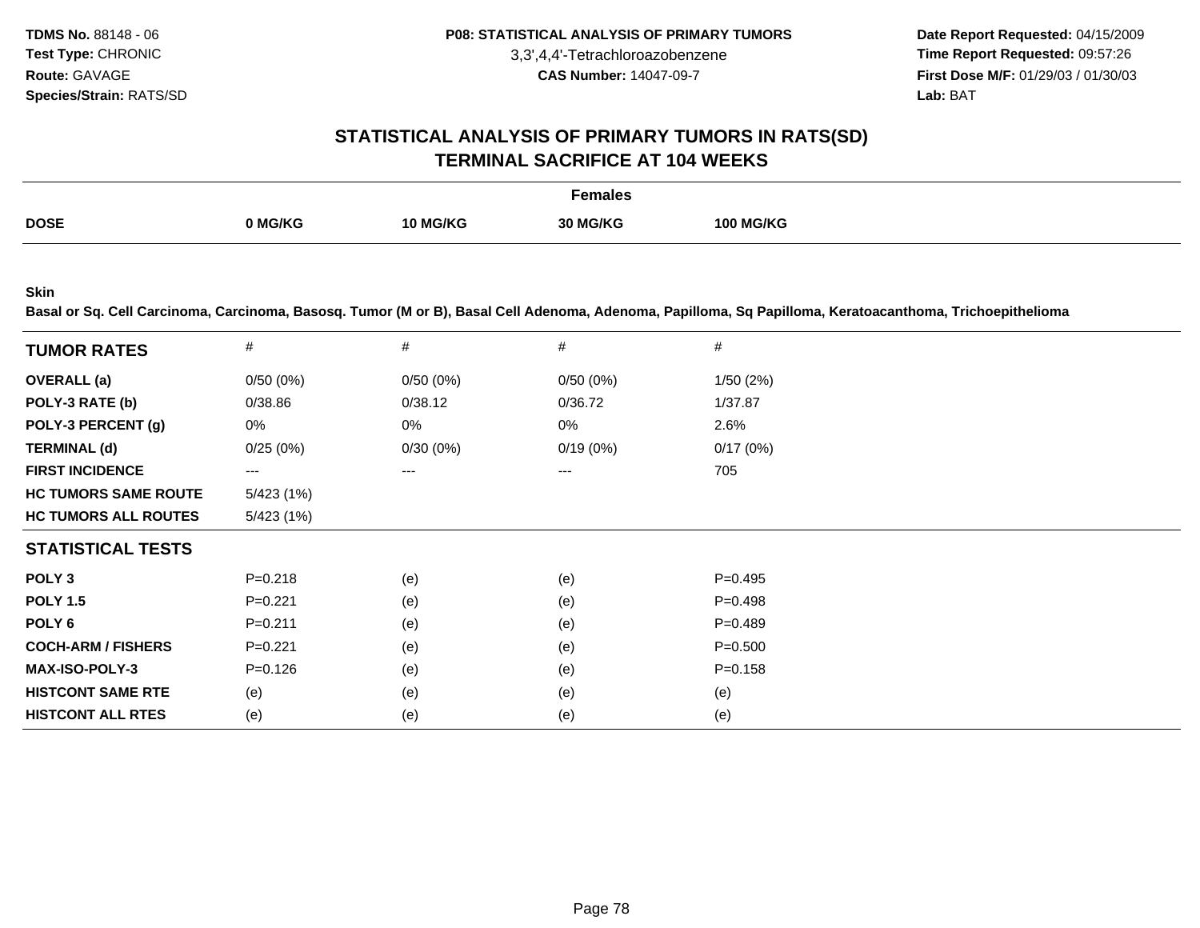## STATISTICAL ANALYSIS OF PRIMARY TUMORS IN RATS(SD)
## TERMINAL SACRIFICE AT 104 WEEKS

| | Females | | | |
|---|---|---|---|---|
| **DOSE** | **0 MG/KG** | **10 MG/KG** | **30 MG/KG** | **100 MG/KG** |

**Skin**

**Basal or Sq. Cell Carcinoma, Carcinoma, Basosq. Tumor (M or B), Basal Cell Adenoma, Adenoma, Papilloma, Sq Papilloma, Keratoacanthoma, Trichoepithelioma**

| **TUMOR RATES** | # | # | # | # |
|---|---|---|---|---|
| **OVERALL (a)** | 0/50 (0%) | 0/50 (0%) | 0/50 (0%) | 1/50 (2%) |
| **POLY-3 RATE (b)** | 0/38.86 | 0/38.12 | 0/36.72 | 1/37.87 |
| **POLY-3 PERCENT (g)** | 0% | 0% | 0% | 2.6% |
| **TERMINAL (d)** | 0/25 (0%) | 0/30 (0%) | 0/19 (0%) | 0/17 (0%) |
| **FIRST INCIDENCE** | --- | --- | --- | 705 |
| **HC TUMORS SAME ROUTE** | 5/423 (1%) | | | |
| **HC TUMORS ALL ROUTES** | 5/423 (1%) | | | |
| **STATISTICAL TESTS** | | | | |
| **POLY 3** | P=0.218 | (e) | (e) | P=0.495 |
| **POLY 1.5** | P=0.221 | (e) | (e) | P=0.498 |
| **POLY 6** | P=0.211 | (e) | (e) | P=0.489 |
| **COCH-ARM / FISHERS** | P=0.221 | (e) | (e) | P=0.500 |
| **MAX-ISO-POLY-3** | P=0.126 | (e) | (e) | P=0.158 |
| **HISTCONT SAME RTE** | (e) | (e) | (e) | (e) |
| **HISTCONT ALL RTES** | (e) | (e) | (e) | (e) |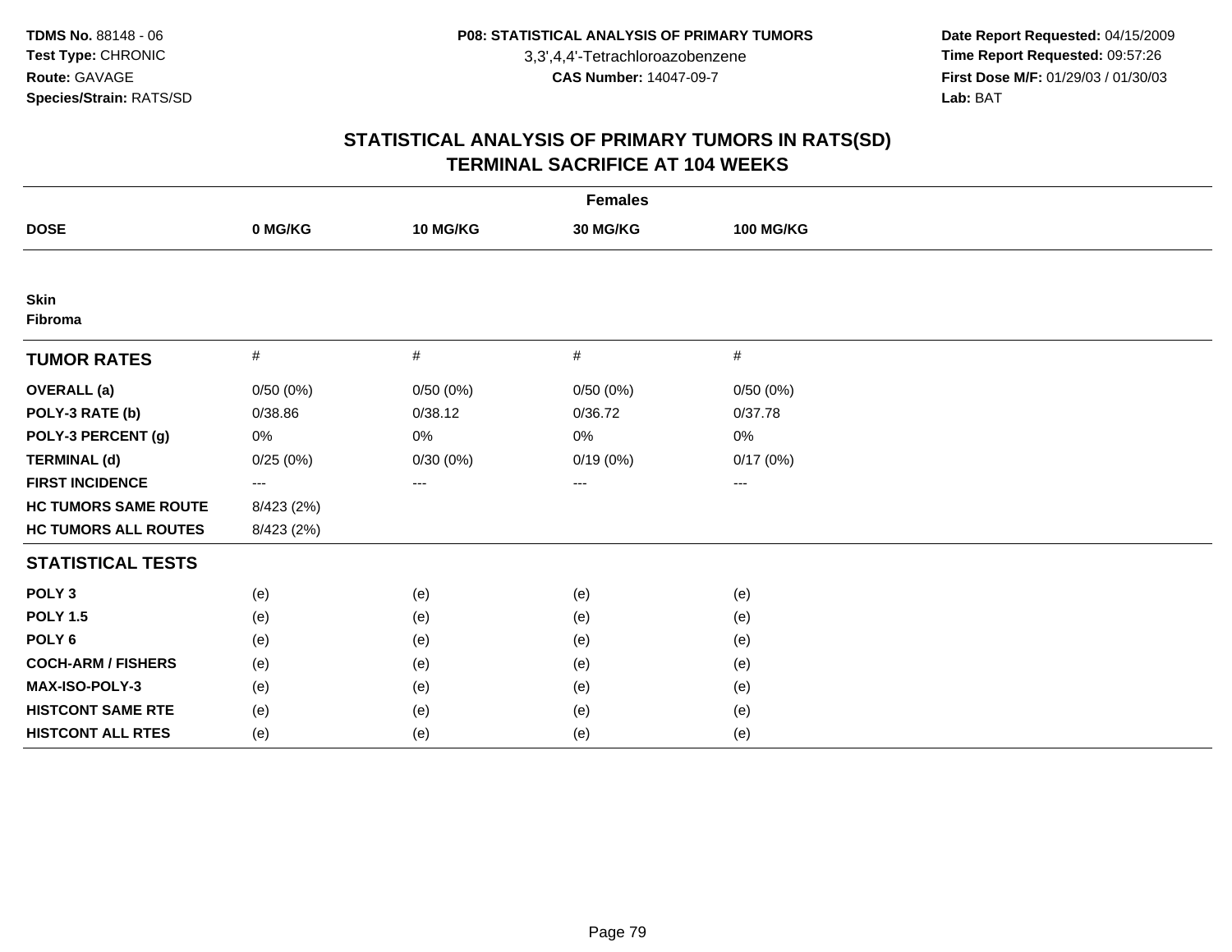**TDMS No.** 88148 - 06
**Test Type:** CHRONIC
**Route:** GAVAGE
**Species/Strain:** RATS/SD

**P08: STATISTICAL ANALYSIS OF PRIMARY TUMORS**
3,3',4,4'-Tetrachloroazobenzene
**CAS Number:** 14047-09-7

**Date Report Requested:** 04/15/2009
**Time Report Requested:** 09:57:26
**First Dose M/F:** 01/29/03 / 01/30/03
**Lab:** BAT

## STATISTICAL ANALYSIS OF PRIMARY TUMORS IN RATS(SD)
## TERMINAL SACRIFICE AT 104 WEEKS

| | Females | | | |
|---|---|---|---|---|
| **DOSE** | **0 MG/KG** | **10 MG/KG** | **30 MG/KG** | **100 MG/KG** |
| **Skin** | | | | |
| **Fibroma** | | | | |
| **TUMOR RATES** | # | # | # | # |
| **OVERALL (a)** | 0/50 (0%) | 0/50 (0%) | 0/50 (0%) | 0/50 (0%) |
| **POLY-3 RATE (b)** | 0/38.86 | 0/38.12 | 0/36.72 | 0/37.78 |
| **POLY-3 PERCENT (g)** | 0% | 0% | 0% | 0% |
| **TERMINAL (d)** | 0/25 (0%) | 0/30 (0%) | 0/19 (0%) | 0/17 (0%) |
| **FIRST INCIDENCE** | --- | --- | --- | --- |
| **HC TUMORS SAME ROUTE** | 8/423 (2%) | | | |
| **HC TUMORS ALL ROUTES** | 8/423 (2%) | | | |
| **STATISTICAL TESTS** | | | | |
| **POLY 3** | (e) | (e) | (e) | (e) |
| **POLY 1.5** | (e) | (e) | (e) | (e) |
| **POLY 6** | (e) | (e) | (e) | (e) |
| **COCH-ARM / FISHERS** | (e) | (e) | (e) | (e) |
| **MAX-ISO-POLY-3** | (e) | (e) | (e) | (e) |
| **HISTCONT SAME RTE** | (e) | (e) | (e) | (e) |
| **HISTCONT ALL RTES** | (e) | (e) | (e) | (e) |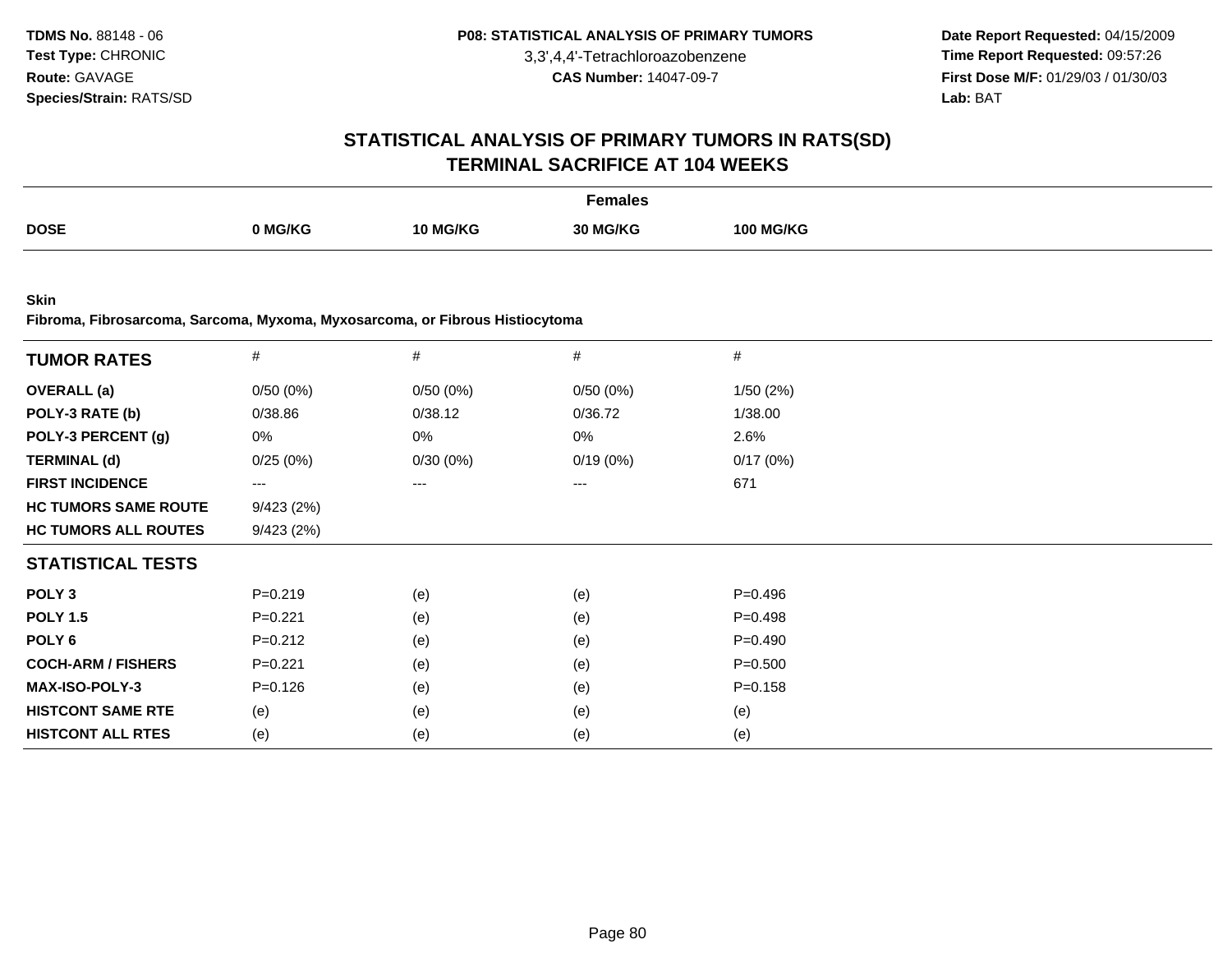**TDMS No.** 88148 - 06
**Test Type:** CHRONIC
**Route:** GAVAGE
**Species/Strain:** RATS/SD

**P08: STATISTICAL ANALYSIS OF PRIMARY TUMORS**
3,3',4,4'-Tetrachloroazobenzene
**CAS Number:** 14047-09-7

**Date Report Requested:** 04/15/2009
**Time Report Requested:** 09:57:26
**First Dose M/F:** 01/29/03 / 01/30/03
**Lab:** BAT

## STATISTICAL ANALYSIS OF PRIMARY TUMORS IN RATS(SD)
## TERMINAL SACRIFICE AT 104 WEEKS

| | Females | | | |
|---|---|---|---|---|
| **DOSE** | **0 MG/KG** | **10 MG/KG** | **30 MG/KG** | **100 MG/KG** |

**Skin**
**Fibroma, Fibrosarcoma, Sarcoma, Myxoma, Myxosarcoma, or Fibrous Histiocytoma**

| **TUMOR RATES** | # | # | # | # |
|---|---|---|---|---|
| **OVERALL (a)** | 0/50 (0%) | 0/50 (0%) | 0/50 (0%) | 1/50 (2%) |
| **POLY-3 RATE (b)** | 0/38.86 | 0/38.12 | 0/36.72 | 1/38.00 |
| **POLY-3 PERCENT (g)** | 0% | 0% | 0% | 2.6% |
| **TERMINAL (d)** | 0/25 (0%) | 0/30 (0%) | 0/19 (0%) | 0/17 (0%) |
| **FIRST INCIDENCE** | --- | --- | --- | 671 |
| **HC TUMORS SAME ROUTE** | 9/423 (2%) | | | |
| **HC TUMORS ALL ROUTES** | 9/423 (2%) | | | |
| **STATISTICAL TESTS** | | | | |
| **POLY 3** | P=0.219 | (e) | (e) | P=0.496 |
| **POLY 1.5** | P=0.221 | (e) | (e) | P=0.498 |
| **POLY 6** | P=0.212 | (e) | (e) | P=0.490 |
| **COCH-ARM / FISHERS** | P=0.221 | (e) | (e) | P=0.500 |
| **MAX-ISO-POLY-3** | P=0.126 | (e) | (e) | P=0.158 |
| **HISTCONT SAME RTE** | (e) | (e) | (e) | (e) |
| **HISTCONT ALL RTES** | (e) | (e) | (e) | (e) |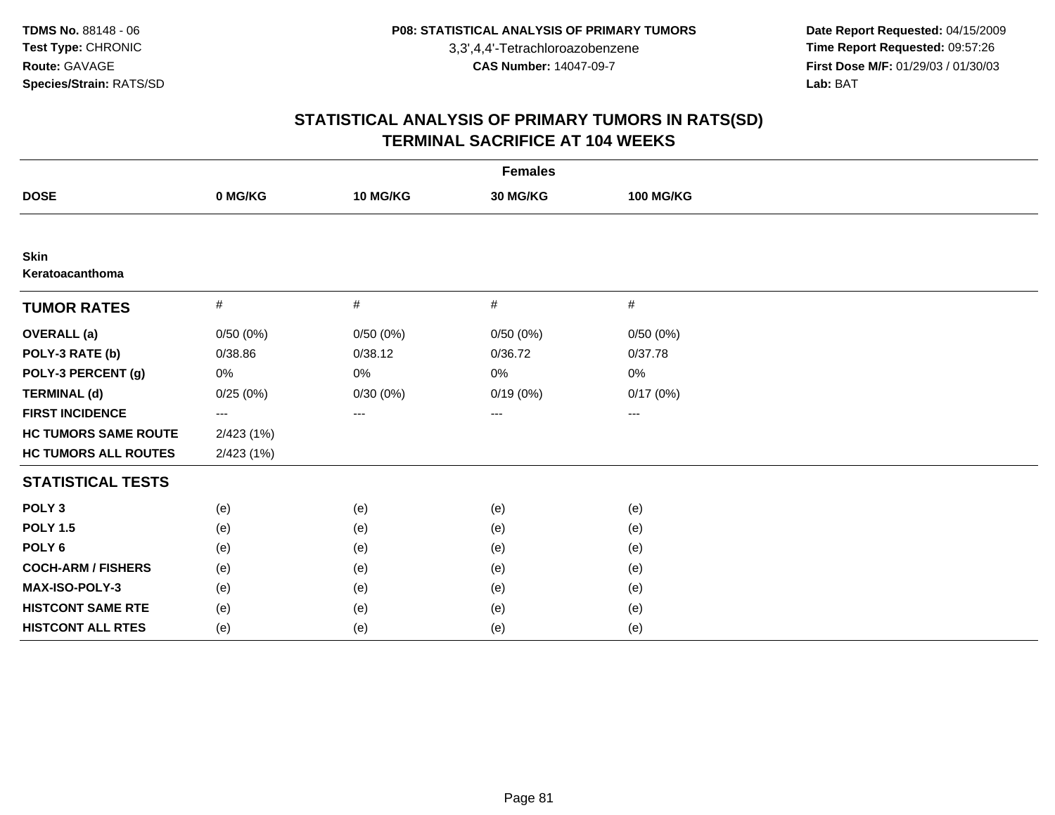**TDMS No.** 88148 - 06
**Test Type:** CHRONIC
**Route:** GAVAGE
**Species/Strain:** RATS/SD

**P08: STATISTICAL ANALYSIS OF PRIMARY TUMORS**
3,3',4,4'-Tetrachloroazobenzene
**CAS Number:** 14047-09-7

**Date Report Requested:** 04/15/2009
**Time Report Requested:** 09:57:26
**First Dose M/F:** 01/29/03 / 01/30/03
**Lab:** BAT

# STATISTICAL ANALYSIS OF PRIMARY TUMORS IN RATS(SD)
## TERMINAL SACRIFICE AT 104 WEEKS

| | Females | | | |
|---|---|---|---|---|
| **DOSE** | **0 MG/KG** | **10 MG/KG** | **30 MG/KG** | **100 MG/KG** |
| **Skin** | | | | |
| **Keratoacanthoma** | | | | |
| **TUMOR RATES** | # | # | # | # |
| **OVERALL (a)** | 0/50 (0%) | 0/50 (0%) | 0/50 (0%) | 0/50 (0%) |
| **POLY-3 RATE (b)** | 0/38.86 | 0/38.12 | 0/36.72 | 0/37.78 |
| **POLY-3 PERCENT (g)** | 0% | 0% | 0% | 0% |
| **TERMINAL (d)** | 0/25 (0%) | 0/30 (0%) | 0/19 (0%) | 0/17 (0%) |
| **FIRST INCIDENCE** | --- | --- | --- | --- |
| **HC TUMORS SAME ROUTE** | 2/423 (1%) | | | |
| **HC TUMORS ALL ROUTES** | 2/423 (1%) | | | |
| **STATISTICAL TESTS** | | | | |
| **POLY 3** | (e) | (e) | (e) | (e) |
| **POLY 1.5** | (e) | (e) | (e) | (e) |
| **POLY 6** | (e) | (e) | (e) | (e) |
| **COCH-ARM / FISHERS** | (e) | (e) | (e) | (e) |
| **MAX-ISO-POLY-3** | (e) | (e) | (e) | (e) |
| **HISTCONT SAME RTE** | (e) | (e) | (e) | (e) |
| **HISTCONT ALL RTES** | (e) | (e) | (e) | (e) |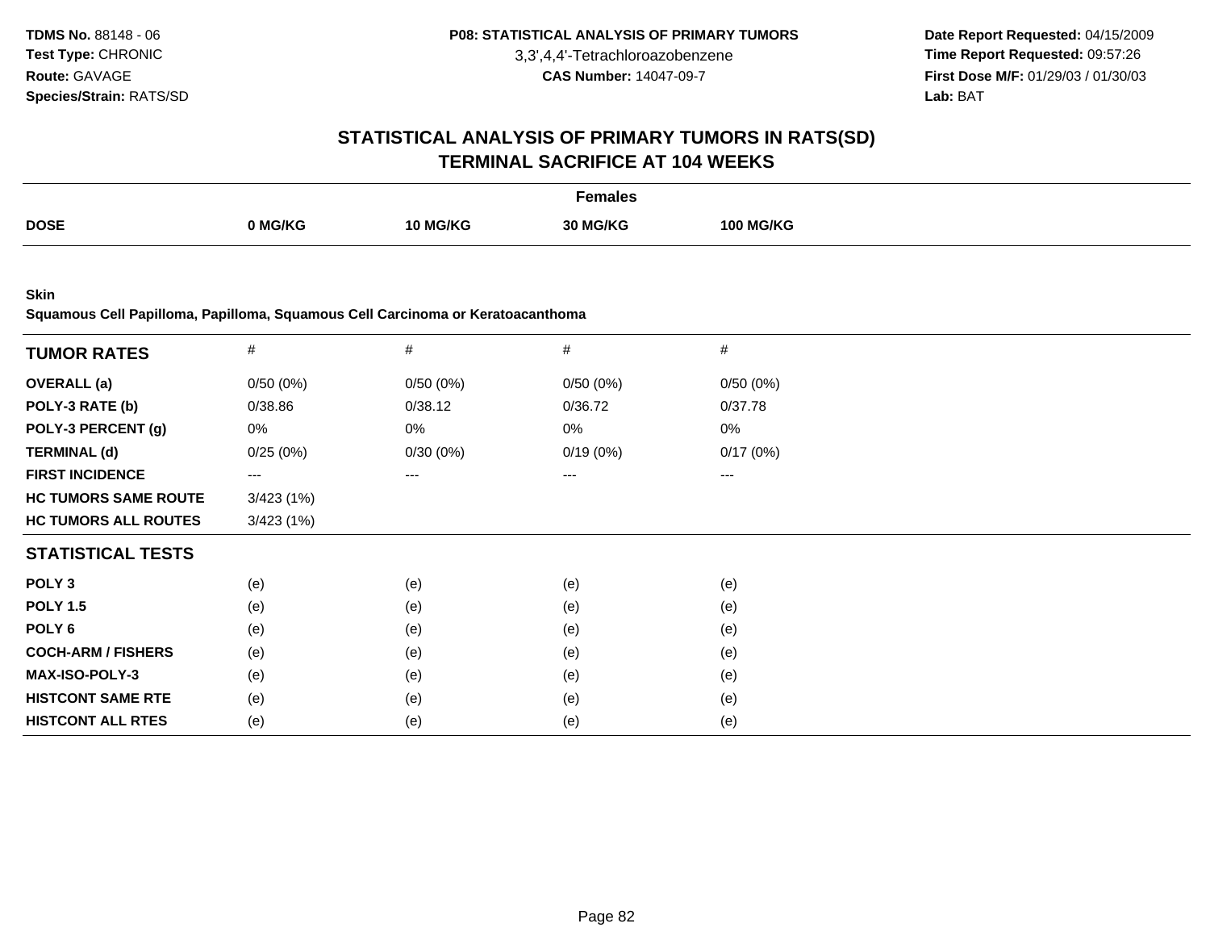**TDMS No.** 88148 - 06
**Test Type:** CHRONIC
**Route:** GAVAGE
**Species/Strain:** RATS/SD

**P08: STATISTICAL ANALYSIS OF PRIMARY TUMORS**
3,3',4,4'-Tetrachloroazobenzene
**CAS Number:** 14047-09-7

**Date Report Requested:** 04/15/2009
**Time Report Requested:** 09:57:26
**First Dose M/F:** 01/29/03 / 01/30/03
**Lab:** BAT

## STATISTICAL ANALYSIS OF PRIMARY TUMORS IN RATS(SD)
## TERMINAL SACRIFICE AT 104 WEEKS

| | Females | | | |
|---|---|---|---|---|
| **DOSE** | **0 MG/KG** | **10 MG/KG** | **30 MG/KG** | **100 MG/KG** |

**Skin**
**Squamous Cell Papilloma, Papilloma, Squamous Cell Carcinoma or Keratoacanthoma**

| **TUMOR RATES** | # | # | # | # |
|---|---|---|---|---|
| **OVERALL (a)** | 0/50 (0%) | 0/50 (0%) | 0/50 (0%) | 0/50 (0%) |
| **POLY-3 RATE (b)** | 0/38.86 | 0/38.12 | 0/36.72 | 0/37.78 |
| **POLY-3 PERCENT (g)** | 0% | 0% | 0% | 0% |
| **TERMINAL (d)** | 0/25 (0%) | 0/30 (0%) | 0/19 (0%) | 0/17 (0%) |
| **FIRST INCIDENCE** | --- | --- | --- | --- |
| **HC TUMORS SAME ROUTE** | 3/423 (1%) | | | |
| **HC TUMORS ALL ROUTES** | 3/423 (1%) | | | |
| **STATISTICAL TESTS** | | | | |
| **POLY 3** | (e) | (e) | (e) | (e) |
| **POLY 1.5** | (e) | (e) | (e) | (e) |
| **POLY 6** | (e) | (e) | (e) | (e) |
| **COCH-ARM / FISHERS** | (e) | (e) | (e) | (e) |
| **MAX-ISO-POLY-3** | (e) | (e) | (e) | (e) |
| **HISTCONT SAME RTE** | (e) | (e) | (e) | (e) |
| **HISTCONT ALL RTES** | (e) | (e) | (e) | (e) |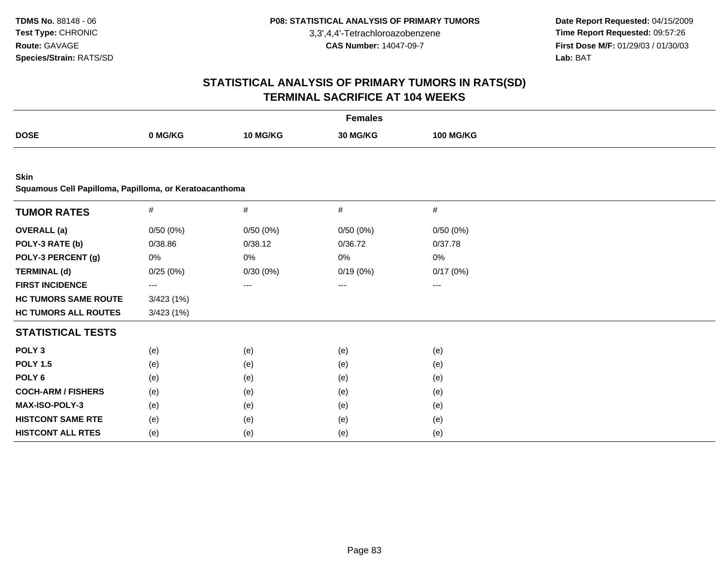TDMS No. 88148 - 06
Test Type: CHRONIC
Route: GAVAGE
Species/Strain: RATS/SD

P08: STATISTICAL ANALYSIS OF PRIMARY TUMORS
3,3',4,4'-Tetrachloroazobenzene
CAS Number: 14047-09-7

Date Report Requested: 04/15/2009
Time Report Requested: 09:57:26
First Dose M/F: 01/29/03 / 01/30/03
Lab: BAT

# STATISTICAL ANALYSIS OF PRIMARY TUMORS IN RATS(SD)
## TERMINAL SACRIFICE AT 104 WEEKS

| | Females | | | |
|---|---|---|---|---|
| **DOSE** | **0 MG/KG** | **10 MG/KG** | **30 MG/KG** | **100 MG/KG** |

**Skin**
**Squamous Cell Papilloma, Papilloma, or Keratoacanthoma**

| **TUMOR RATES** | # | # | # | # |
|---|---|---|---|---|
| **OVERALL (a)** | 0/50 (0%) | 0/50 (0%) | 0/50 (0%) | 0/50 (0%) |
| **POLY-3 RATE (b)** | 0/38.86 | 0/38.12 | 0/36.72 | 0/37.78 |
| **POLY-3 PERCENT (g)** | 0% | 0% | 0% | 0% |
| **TERMINAL (d)** | 0/25 (0%) | 0/30 (0%) | 0/19 (0%) | 0/17 (0%) |
| **FIRST INCIDENCE** | --- | --- | --- | --- |
| **HC TUMORS SAME ROUTE** | 3/423 (1%) | | | |
| **HC TUMORS ALL ROUTES** | 3/423 (1%) | | | |
| **STATISTICAL TESTS** | | | | |
| **POLY 3** | (e) | (e) | (e) | (e) |
| **POLY 1.5** | (e) | (e) | (e) | (e) |
| **POLY 6** | (e) | (e) | (e) | (e) |
| **COCH-ARM / FISHERS** | (e) | (e) | (e) | (e) |
| **MAX-ISO-POLY-3** | (e) | (e) | (e) | (e) |
| **HISTCONT SAME RTE** | (e) | (e) | (e) | (e) |
| **HISTCONT ALL RTES** | (e) | (e) | (e) | (e) |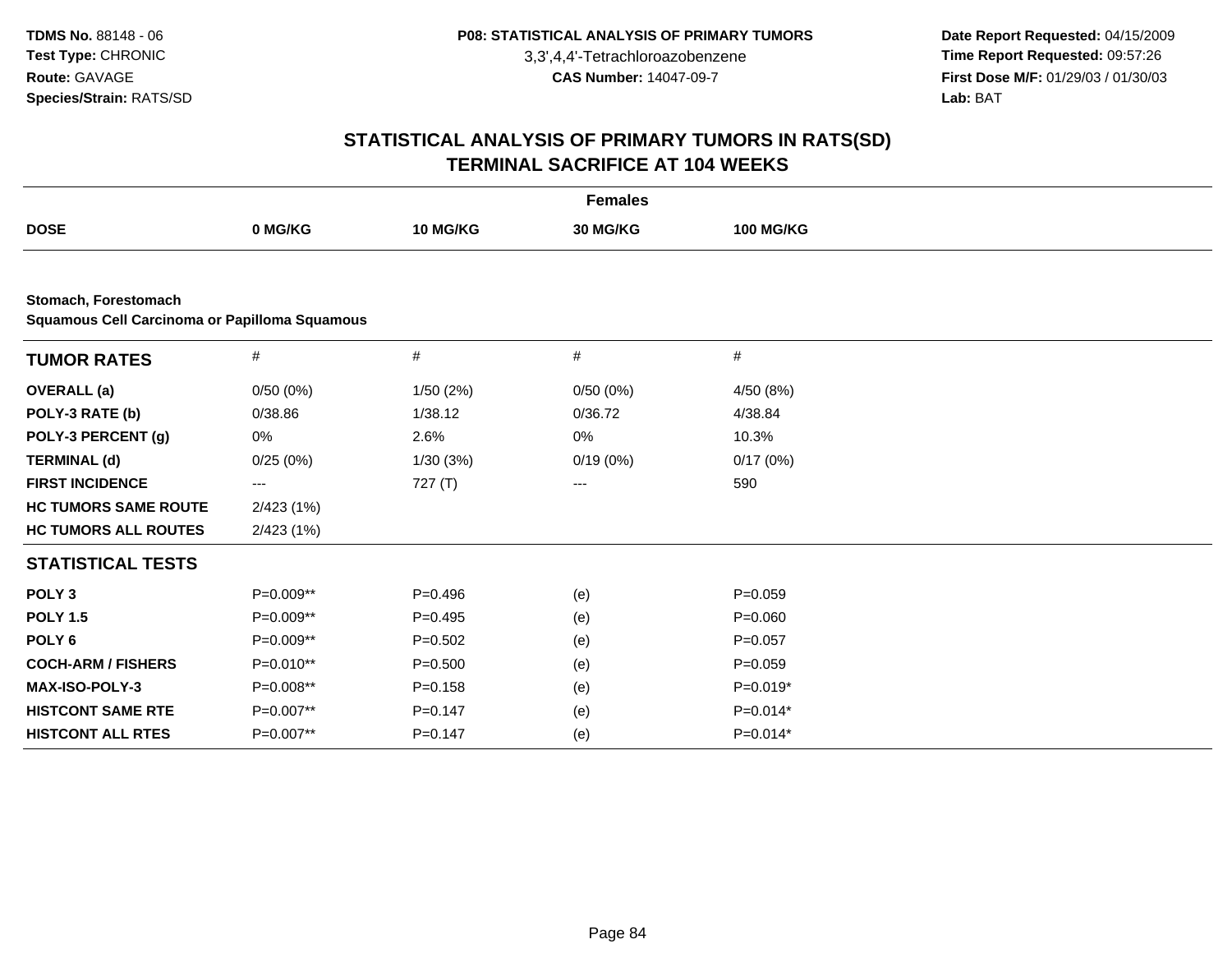**TDMS No.** 88148 - 06
**Test Type:** CHRONIC
**Route:** GAVAGE
**Species/Strain:** RATS/SD

**P08: STATISTICAL ANALYSIS OF PRIMARY TUMORS**
3,3',4,4'-Tetrachloroazobenzene
**CAS Number:** 14047-09-7

**Date Report Requested:** 04/15/2009
**Time Report Requested:** 09:57:26
**First Dose M/F:** 01/29/03 / 01/30/03
**Lab:** BAT

# STATISTICAL ANALYSIS OF PRIMARY TUMORS IN RATS(SD) TERMINAL SACRIFICE AT 104 WEEKS

| | Females | | | |
|---|---|---|---|---|
| **DOSE** | **0 MG/KG** | **10 MG/KG** | **30 MG/KG** | **100 MG/KG** |

**Stomach, Forestomach**
**Squamous Cell Carcinoma or Papilloma Squamous**

| **TUMOR RATES** | # | # | # | # |
|---|---|---|---|---|
| **OVERALL (a)** | 0/50 (0%) | 1/50 (2%) | 0/50 (0%) | 4/50 (8%) |
| **POLY-3 RATE (b)** | 0/38.86 | 1/38.12 | 0/36.72 | 4/38.84 |
| **POLY-3 PERCENT (g)** | 0% | 2.6% | 0% | 10.3% |
| **TERMINAL (d)** | 0/25 (0%) | 1/30 (3%) | 0/19 (0%) | 0/17 (0%) |
| **FIRST INCIDENCE** | --- | 727 (T) | --- | 590 |
| **HC TUMORS SAME ROUTE** | 2/423 (1%) | | | |
| **HC TUMORS ALL ROUTES** | 2/423 (1%) | | | |
| **STATISTICAL TESTS** | | | | |
| **POLY 3** | P=0.009** | P=0.496 | (e) | P=0.059 |
| **POLY 1.5** | P=0.009** | P=0.495 | (e) | P=0.060 |
| **POLY 6** | P=0.009** | P=0.502 | (e) | P=0.057 |
| **COCH-ARM / FISHERS** | P=0.010** | P=0.500 | (e) | P=0.059 |
| **MAX-ISO-POLY-3** | P=0.008** | P=0.158 | (e) | P=0.019* |
| **HISTCONT SAME RTE** | P=0.007** | P=0.147 | (e) | P=0.014* |
| **HISTCONT ALL RTES** | P=0.007** | P=0.147 | (e) | P=0.014* |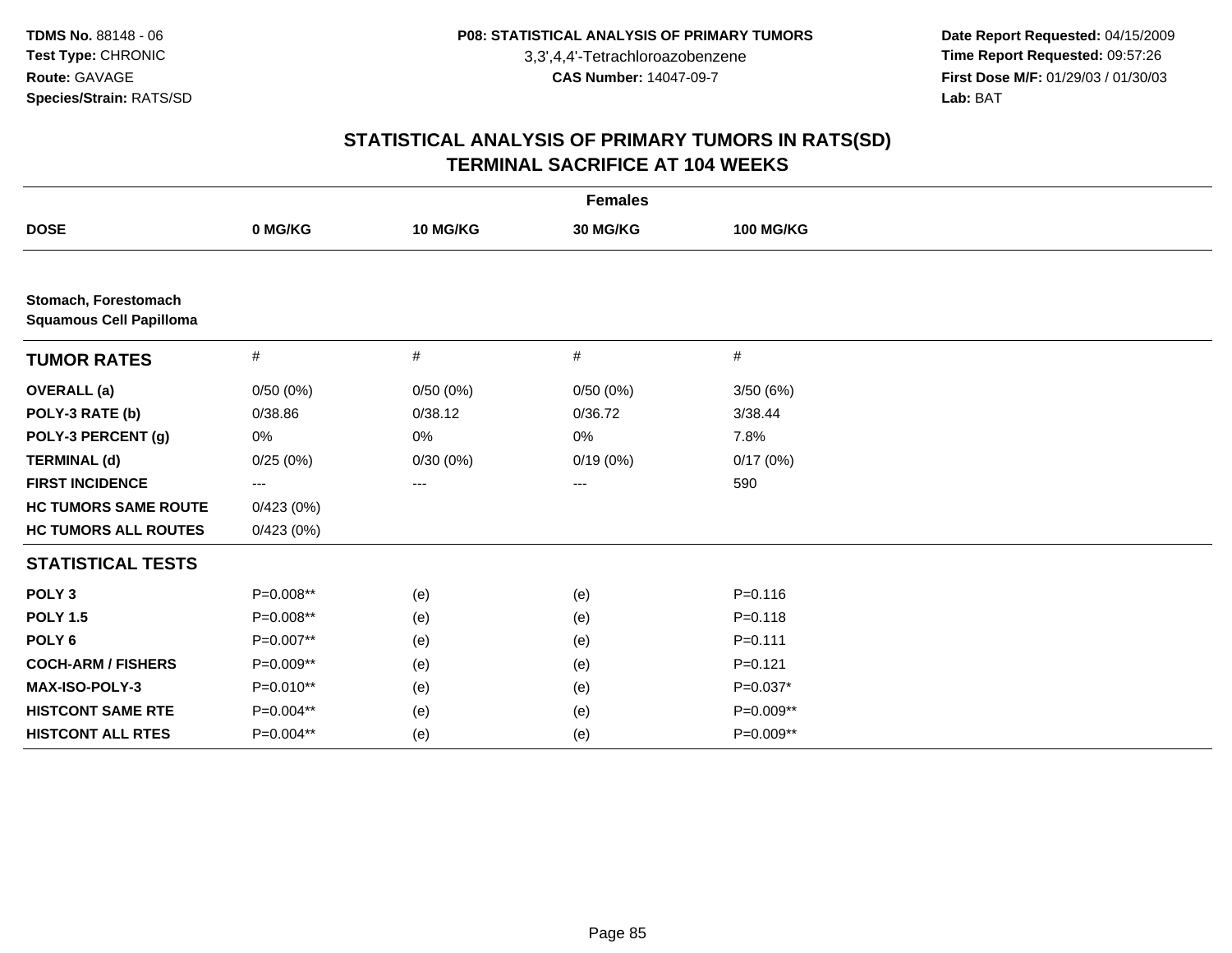TDMS No. 88148 - 06
Test Type: CHRONIC
Route: GAVAGE
Species/Strain: RATS/SD

**P08: STATISTICAL ANALYSIS OF PRIMARY TUMORS**
3,3',4,4'-Tetrachloroazobenzene
**CAS Number:** 14047-09-7

**Date Report Requested:** 04/15/2009
**Time Report Requested:** 09:57:26
**First Dose M/F:** 01/29/03 / 01/30/03
**Lab:** BAT

## STATISTICAL ANALYSIS OF PRIMARY TUMORS IN RATS(SD)
## TERMINAL SACRIFICE AT 104 WEEKS

| Females | | | | |
|---|---|---|---|---|
| **DOSE** | **0 MG/KG** | **10 MG/KG** | **30 MG/KG** | **100 MG/KG** |
| **Stomach, Forestomach** | | | | |
| **Squamous Cell Papilloma** | | | | |
| **TUMOR RATES** | # | # | # | # |
| **OVERALL (a)** | 0/50 (0%) | 0/50 (0%) | 0/50 (0%) | 3/50 (6%) |
| **POLY-3 RATE (b)** | 0/38.86 | 0/38.12 | 0/36.72 | 3/38.44 |
| **POLY-3 PERCENT (g)** | 0% | 0% | 0% | 7.8% |
| **TERMINAL (d)** | 0/25 (0%) | 0/30 (0%) | 0/19 (0%) | 0/17 (0%) |
| **FIRST INCIDENCE** | --- | --- | --- | 590 |
| **HC TUMORS SAME ROUTE** | 0/423 (0%) | | | |
| **HC TUMORS ALL ROUTES** | 0/423 (0%) | | | |
| **STATISTICAL TESTS** | | | | |
| **POLY 3** | P=0.008** | (e) | (e) | P=0.116 |
| **POLY 1.5** | P=0.008** | (e) | (e) | P=0.118 |
| **POLY 6** | P=0.007** | (e) | (e) | P=0.111 |
| **COCH-ARM / FISHERS** | P=0.009** | (e) | (e) | P=0.121 |
| **MAX-ISO-POLY-3** | P=0.010** | (e) | (e) | P=0.037* |
| **HISTCONT SAME RTE** | P=0.004** | (e) | (e) | P=0.009** |
| **HISTCONT ALL RTES** | P=0.004** | (e) | (e) | P=0.009** |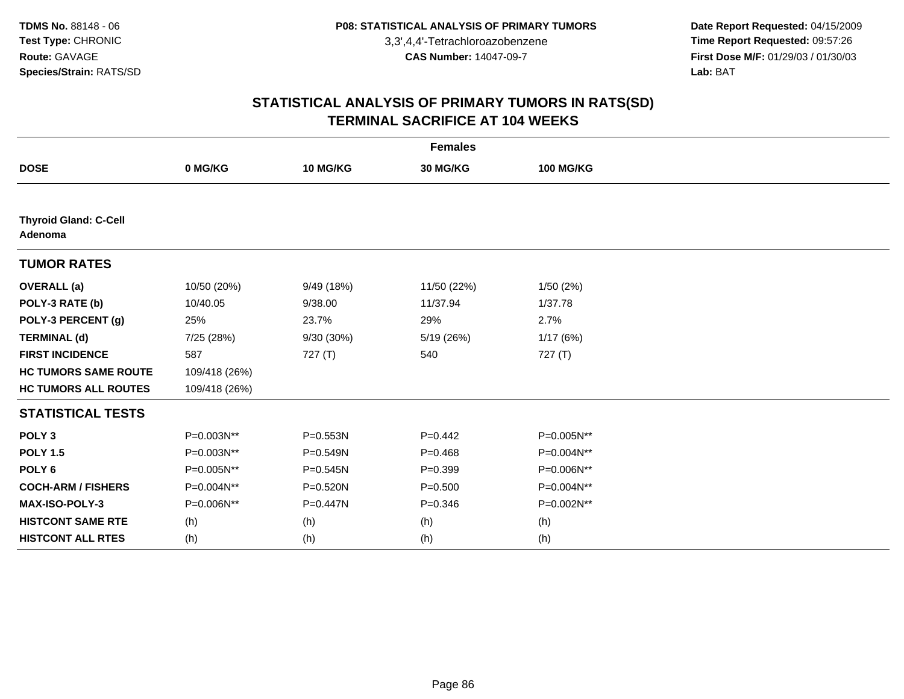**TDMS No.** 88148 - 06
**Test Type:** CHRONIC
**Route:** GAVAGE
**Species/Strain:** RATS/SD

**P08: STATISTICAL ANALYSIS OF PRIMARY TUMORS**
3,3',4,4'-Tetrachloroazobenzene
**CAS Number:** 14047-09-7

**Date Report Requested:** 04/15/2009
**Time Report Requested:** 09:57:26
**First Dose M/F:** 01/29/03 / 01/30/03
**Lab:** BAT

# STATISTICAL ANALYSIS OF PRIMARY TUMORS IN RATS(SD) TERMINAL SACRIFICE AT 104 WEEKS

| | Females | | | |
|---|---|---|---|---|
| **DOSE** | **0 MG/KG** | **10 MG/KG** | **30 MG/KG** | **100 MG/KG** |
| **Thyroid Gland: C-Cell Adenoma** | | | | |
| **TUMOR RATES** | | | | |
| **OVERALL (a)** | 10/50 (20%) | 9/49 (18%) | 11/50 (22%) | 1/50 (2%) |
| **POLY-3 RATE (b)** | 10/40.05 | 9/38.00 | 11/37.94 | 1/37.78 |
| **POLY-3 PERCENT (g)** | 25% | 23.7% | 29% | 2.7% |
| **TERMINAL (d)** | 7/25 (28%) | 9/30 (30%) | 5/19 (26%) | 1/17 (6%) |
| **FIRST INCIDENCE** | 587 | 727 (T) | 540 | 727 (T) |
| **HC TUMORS SAME ROUTE** | 109/418 (26%) | | | |
| **HC TUMORS ALL ROUTES** | 109/418 (26%) | | | |
| **STATISTICAL TESTS** | | | | |
| **POLY 3** | P=0.003N** | P=0.553N | P=0.442 | P=0.005N** |
| **POLY 1.5** | P=0.003N** | P=0.549N | P=0.468 | P=0.004N** |
| **POLY 6** | P=0.005N** | P=0.545N | P=0.399 | P=0.006N** |
| **COCH-ARM / FISHERS** | P=0.004N** | P=0.520N | P=0.500 | P=0.004N** |
| **MAX-ISO-POLY-3** | P=0.006N** | P=0.447N | P=0.346 | P=0.002N** |
| **HISTCONT SAME RTE** | (h) | (h) | (h) | (h) |
| **HISTCONT ALL RTES** | (h) | (h) | (h) | (h) |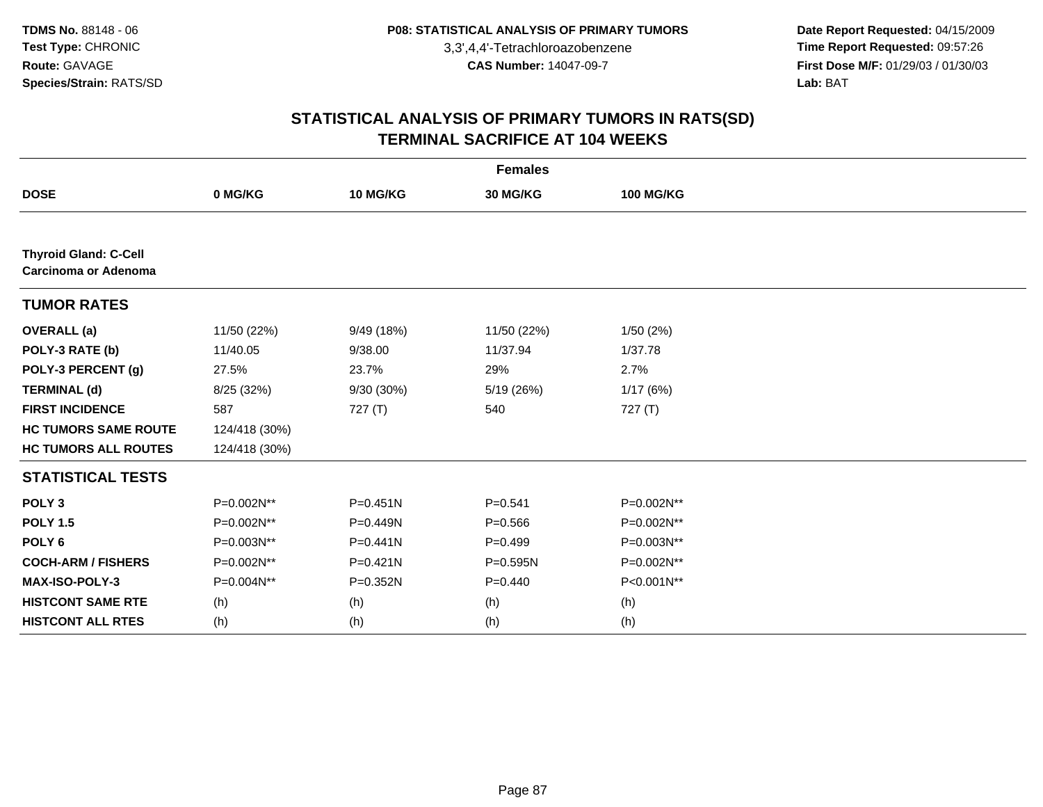# STATISTICAL ANALYSIS OF PRIMARY TUMORS IN RATS(SD)
## TERMINAL SACRIFICE AT 104 WEEKS

| | Females | | | |
|---|---|---|---|---|
| **DOSE** | **0 MG/KG** | **10 MG/KG** | **30 MG/KG** | **100 MG/KG** |
| **Thyroid Gland: C-Cell Carcinoma or Adenoma** | | | | |
| **TUMOR RATES** | | | | |
| **OVERALL (a)** | 11/50 (22%) | 9/49 (18%) | 11/50 (22%) | 1/50 (2%) |
| **POLY-3 RATE (b)** | 11/40.05 | 9/38.00 | 11/37.94 | 1/37.78 |
| **POLY-3 PERCENT (g)** | 27.5% | 23.7% | 29% | 2.7% |
| **TERMINAL (d)** | 8/25 (32%) | 9/30 (30%) | 5/19 (26%) | 1/17 (6%) |
| **FIRST INCIDENCE** | 587 | 727 (T) | 540 | 727 (T) |
| **HC TUMORS SAME ROUTE** | 124/418 (30%) | | | |
| **HC TUMORS ALL ROUTES** | 124/418 (30%) | | | |
| **STATISTICAL TESTS** | | | | |
| **POLY 3** | P=0.002N** | P=0.451N | P=0.541 | P=0.002N** |
| **POLY 1.5** | P=0.002N** | P=0.449N | P=0.566 | P=0.002N** |
| **POLY 6** | P=0.003N** | P=0.441N | P=0.499 | P=0.003N** |
| **COCH-ARM / FISHERS** | P=0.002N** | P=0.421N | P=0.595N | P=0.002N** |
| **MAX-ISO-POLY-3** | P=0.004N** | P=0.352N | P=0.440 | P<0.001N** |
| **HISTCONT SAME RTE** | (h) | (h) | (h) | (h) |
| **HISTCONT ALL RTES** | (h) | (h) | (h) | (h) |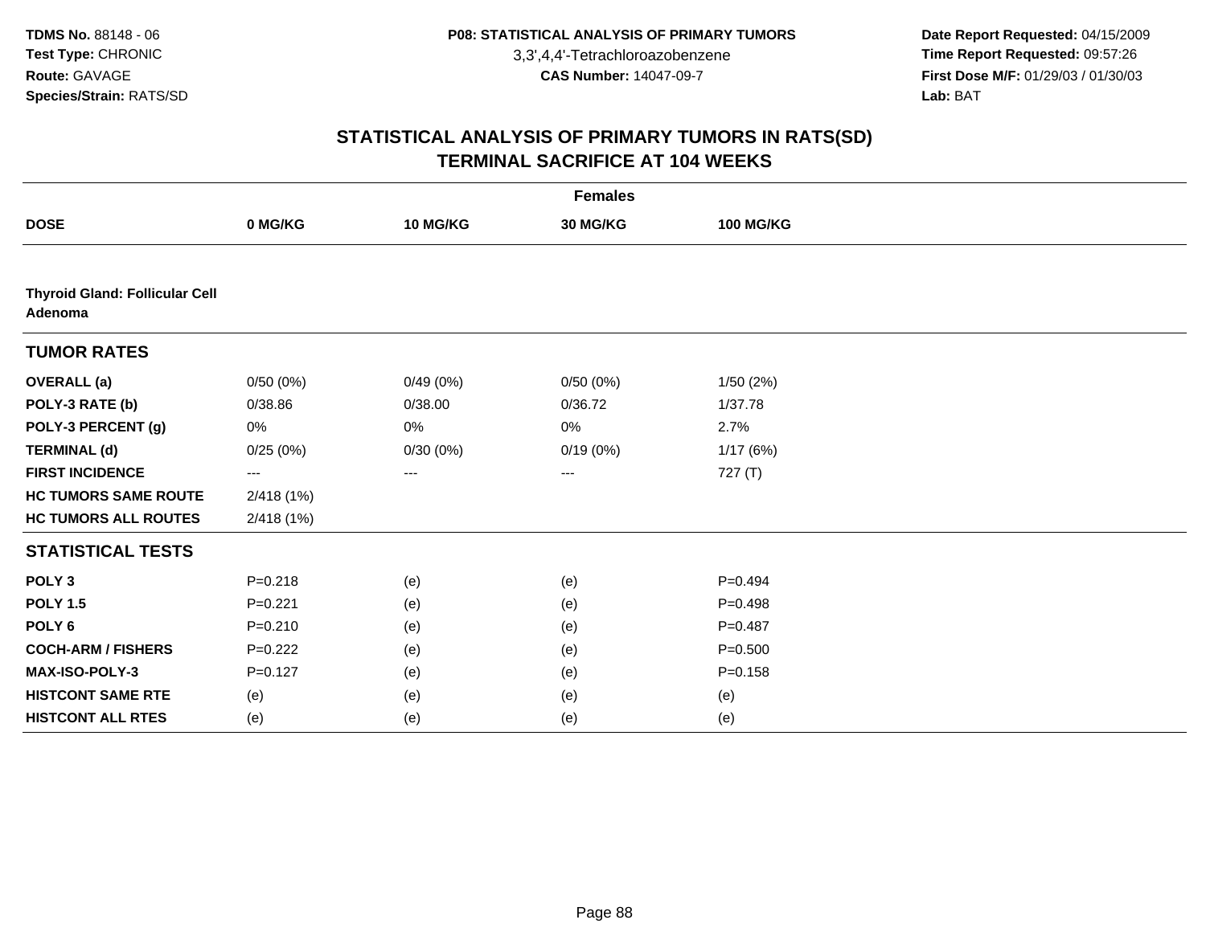**TDMS No.** 88148 - 06
**Test Type:** CHRONIC
**Route:** GAVAGE
**Species/Strain:** RATS/SD

**P08: STATISTICAL ANALYSIS OF PRIMARY TUMORS**
3,3',4,4'-Tetrachloroazobenzene
**CAS Number:** 14047-09-7

**Date Report Requested:** 04/15/2009
**Time Report Requested:** 09:57:26
**First Dose M/F:** 01/29/03 / 01/30/03
**Lab:** BAT

## STATISTICAL ANALYSIS OF PRIMARY TUMORS IN RATS(SD)
## TERMINAL SACRIFICE AT 104 WEEKS

| | Females | | | |
|---|---|---|---|---|
| **DOSE** | **0 MG/KG** | **10 MG/KG** | **30 MG/KG** | **100 MG/KG** |
| **Thyroid Gland: Follicular Cell Adenoma** | | | | |
| **TUMOR RATES** | | | | |
| **OVERALL (a)** | 0/50 (0%) | 0/49 (0%) | 0/50 (0%) | 1/50 (2%) |
| **POLY-3 RATE (b)** | 0/38.86 | 0/38.00 | 0/36.72 | 1/37.78 |
| **POLY-3 PERCENT (g)** | 0% | 0% | 0% | 2.7% |
| **TERMINAL (d)** | 0/25 (0%) | 0/30 (0%) | 0/19 (0%) | 1/17 (6%) |
| **FIRST INCIDENCE** | --- | --- | --- | 727 (T) |
| **HC TUMORS SAME ROUTE** | 2/418 (1%) | | | |
| **HC TUMORS ALL ROUTES** | 2/418 (1%) | | | |
| **STATISTICAL TESTS** | | | | |
| **POLY 3** | P=0.218 | (e) | (e) | P=0.494 |
| **POLY 1.5** | P=0.221 | (e) | (e) | P=0.498 |
| **POLY 6** | P=0.210 | (e) | (e) | P=0.487 |
| **COCH-ARM / FISHERS** | P=0.222 | (e) | (e) | P=0.500 |
| **MAX-ISO-POLY-3** | P=0.127 | (e) | (e) | P=0.158 |
| **HISTCONT SAME RTE** | (e) | (e) | (e) | (e) |
| **HISTCONT ALL RTES** | (e) | (e) | (e) | (e) |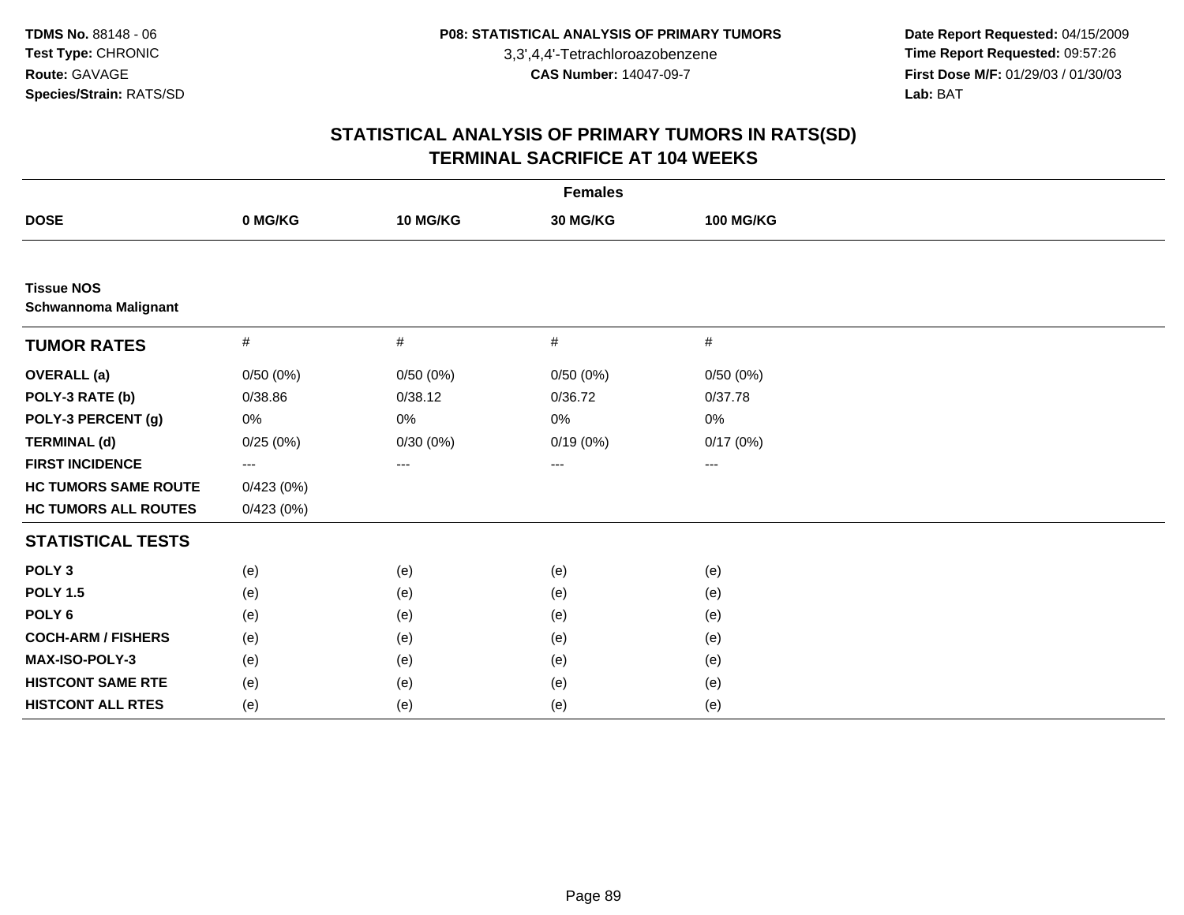**TDMS No.** 88148 - 06
**Test Type:** CHRONIC
**Route:** GAVAGE
**Species/Strain:** RATS/SD

**P08: STATISTICAL ANALYSIS OF PRIMARY TUMORS**
3,3',4,4'-Tetrachloroazobenzene
**CAS Number:** 14047-09-7

**Date Report Requested:** 04/15/2009
**Time Report Requested:** 09:57:26
**First Dose M/F:** 01/29/03 / 01/30/03
**Lab:** BAT

## STATISTICAL ANALYSIS OF PRIMARY TUMORS IN RATS(SD)
## TERMINAL SACRIFICE AT 104 WEEKS

| | Females | | | |
|---|---|---|---|---|
| **DOSE** | **0 MG/KG** | **10 MG/KG** | **30 MG/KG** | **100 MG/KG** |
| **Tissue NOS** **Schwannoma Malignant** | | | | |
| **TUMOR RATES** | # | # | # | # |
| **OVERALL (a)** | 0/50 (0%) | 0/50 (0%) | 0/50 (0%) | 0/50 (0%) |
| **POLY-3 RATE (b)** | 0/38.86 | 0/38.12 | 0/36.72 | 0/37.78 |
| **POLY-3 PERCENT (g)** | 0% | 0% | 0% | 0% |
| **TERMINAL (d)** | 0/25 (0%) | 0/30 (0%) | 0/19 (0%) | 0/17 (0%) |
| **FIRST INCIDENCE** | --- | --- | --- | --- |
| **HC TUMORS SAME ROUTE** | 0/423 (0%) | | | |
| **HC TUMORS ALL ROUTES** | 0/423 (0%) | | | |
| **STATISTICAL TESTS** | | | | |
| **POLY 3** | (e) | (e) | (e) | (e) |
| **POLY 1.5** | (e) | (e) | (e) | (e) |
| **POLY 6** | (e) | (e) | (e) | (e) |
| **COCH-ARM / FISHERS** | (e) | (e) | (e) | (e) |
| **MAX-ISO-POLY-3** | (e) | (e) | (e) | (e) |
| **HISTCONT SAME RTE** | (e) | (e) | (e) | (e) |
| **HISTCONT ALL RTES** | (e) | (e) | (e) | (e) |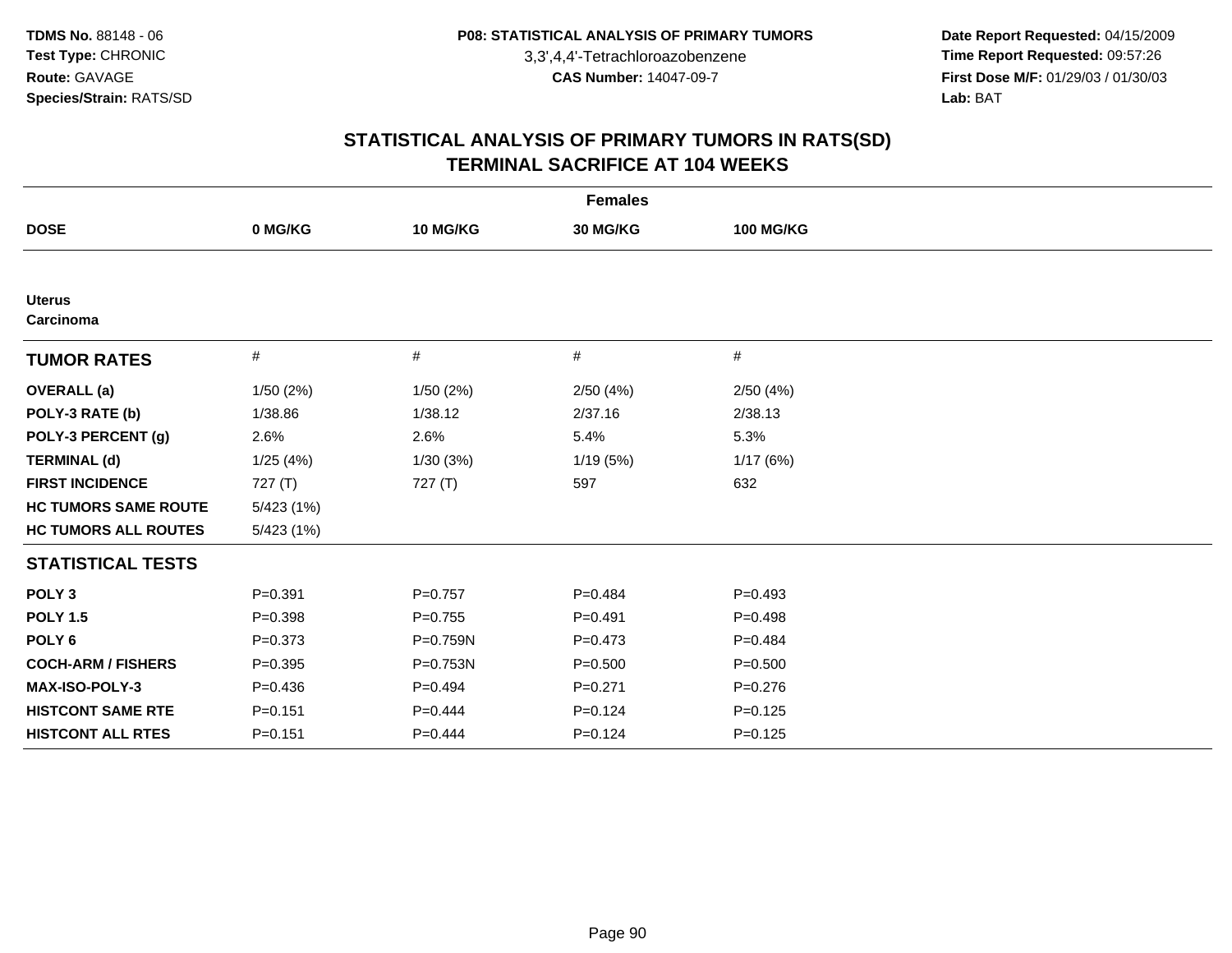TDMS No. 88148 - 06
Test Type: CHRONIC
Route: GAVAGE
Species/Strain: RATS/SD

P08: STATISTICAL ANALYSIS OF PRIMARY TUMORS
3,3',4,4'-Tetrachloroazobenzene
CAS Number: 14047-09-7

Date Report Requested: 04/15/2009
Time Report Requested: 09:57:26
First Dose M/F: 01/29/03 / 01/30/03
Lab: BAT

# STATISTICAL ANALYSIS OF PRIMARY TUMORS IN RATS(SD)
## TERMINAL SACRIFICE AT 104 WEEKS

**Females**

| DOSE | 0 MG/KG | 10 MG/KG | 30 MG/KG | 100 MG/KG |
|---|---|---|---|---|
| **Uterus** | | | | |
| **Carcinoma** | | | | |
| **TUMOR RATES** | # | # | # | # |
| **OVERALL (a)** | 1/50 (2%) | 1/50 (2%) | 2/50 (4%) | 2/50 (4%) |
| **POLY-3 RATE (b)** | 1/38.86 | 1/38.12 | 2/37.16 | 2/38.13 |
| **POLY-3 PERCENT (g)** | 2.6% | 2.6% | 5.4% | 5.3% |
| **TERMINAL (d)** | 1/25 (4%) | 1/30 (3%) | 1/19 (5%) | 1/17 (6%) |
| **FIRST INCIDENCE** | 727 (T) | 727 (T) | 597 | 632 |
| **HC TUMORS SAME ROUTE** | 5/423 (1%) | | | |
| **HC TUMORS ALL ROUTES** | 5/423 (1%) | | | |
| **STATISTICAL TESTS** | | | | |
| **POLY 3** | P=0.391 | P=0.757 | P=0.484 | P=0.493 |
| **POLY 1.5** | P=0.398 | P=0.755 | P=0.491 | P=0.498 |
| **POLY 6** | P=0.373 | P=0.759N | P=0.473 | P=0.484 |
| **COCH-ARM / FISHERS** | P=0.395 | P=0.753N | P=0.500 | P=0.500 |
| **MAX-ISO-POLY-3** | P=0.436 | P=0.494 | P=0.271 | P=0.276 |
| **HISTCONT SAME RTE** | P=0.151 | P=0.444 | P=0.124 | P=0.125 |
| **HISTCONT ALL RTES** | P=0.151 | P=0.444 | P=0.124 | P=0.125 |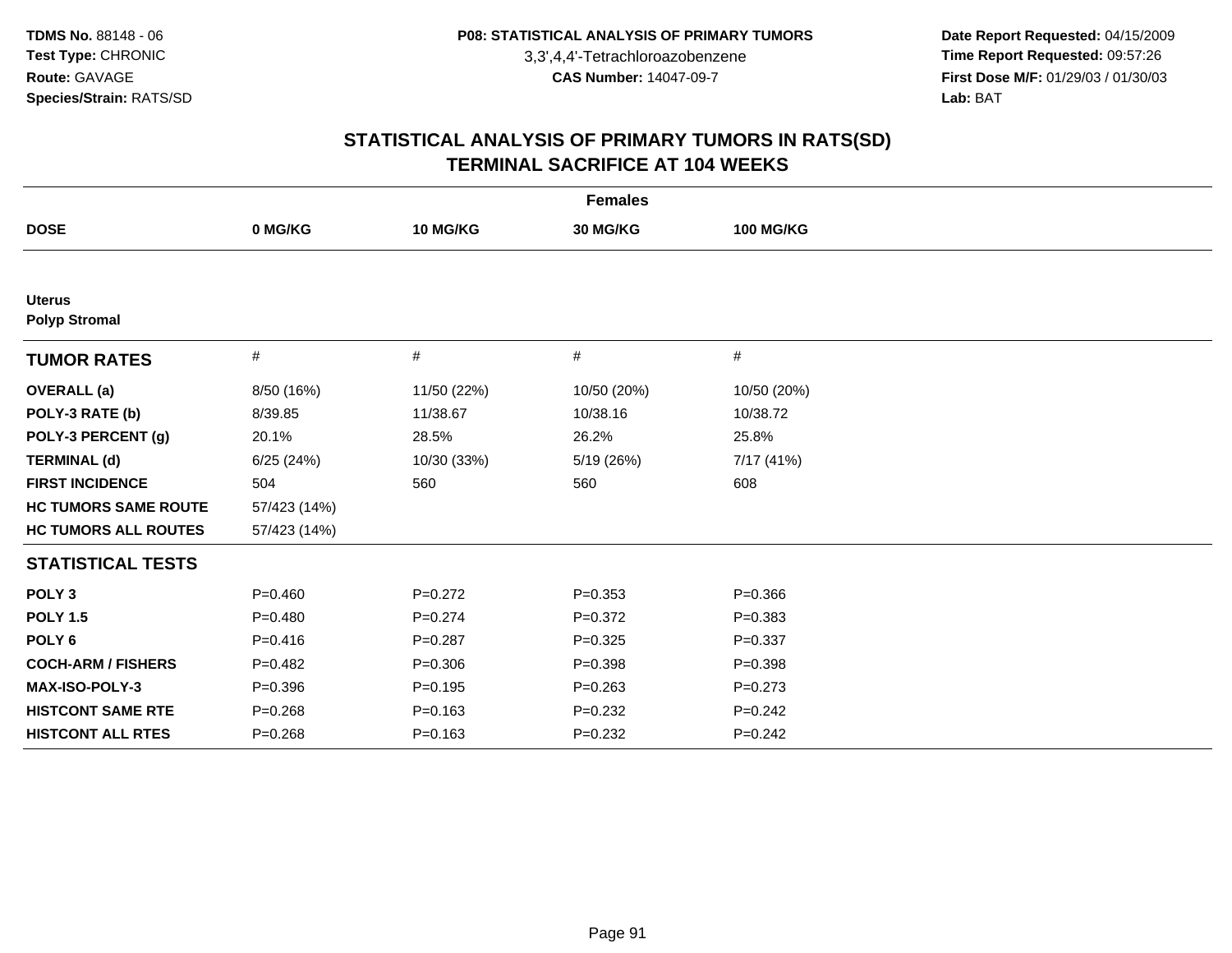**TDMS No.** 88148 - 06
**Test Type:** CHRONIC
**Route:** GAVAGE
**Species/Strain:** RATS/SD

**P08: STATISTICAL ANALYSIS OF PRIMARY TUMORS**
3,3',4,4'-Tetrachloroazobenzene
**CAS Number:** 14047-09-7

**Date Report Requested:** 04/15/2009
**Time Report Requested:** 09:57:26
**First Dose M/F:** 01/29/03 / 01/30/03
**Lab:** BAT

## STATISTICAL ANALYSIS OF PRIMARY TUMORS IN RATS(SD)
## TERMINAL SACRIFICE AT 104 WEEKS

| Females | | | | |
|---|---|---|---|---|
| **DOSE** | **0 MG/KG** | **10 MG/KG** | **30 MG/KG** | **100 MG/KG** |
| **Uterus** | | | | |
| **Polyp Stromal** | | | | |
| **TUMOR RATES** | # | # | # | # |
| **OVERALL (a)** | 8/50 (16%) | 11/50 (22%) | 10/50 (20%) | 10/50 (20%) |
| **POLY-3 RATE (b)** | 8/39.85 | 11/38.67 | 10/38.16 | 10/38.72 |
| **POLY-3 PERCENT (g)** | 20.1% | 28.5% | 26.2% | 25.8% |
| **TERMINAL (d)** | 6/25 (24%) | 10/30 (33%) | 5/19 (26%) | 7/17 (41%) |
| **FIRST INCIDENCE** | 504 | 560 | 560 | 608 |
| **HC TUMORS SAME ROUTE** | 57/423 (14%) | | | |
| **HC TUMORS ALL ROUTES** | 57/423 (14%) | | | |
| **STATISTICAL TESTS** | | | | |
| **POLY 3** | P=0.460 | P=0.272 | P=0.353 | P=0.366 |
| **POLY 1.5** | P=0.480 | P=0.274 | P=0.372 | P=0.383 |
| **POLY 6** | P=0.416 | P=0.287 | P=0.325 | P=0.337 |
| **COCH-ARM / FISHERS** | P=0.482 | P=0.306 | P=0.398 | P=0.398 |
| **MAX-ISO-POLY-3** | P=0.396 | P=0.195 | P=0.263 | P=0.273 |
| **HISTCONT SAME RTE** | P=0.268 | P=0.163 | P=0.232 | P=0.242 |
| **HISTCONT ALL RTES** | P=0.268 | P=0.163 | P=0.232 | P=0.242 |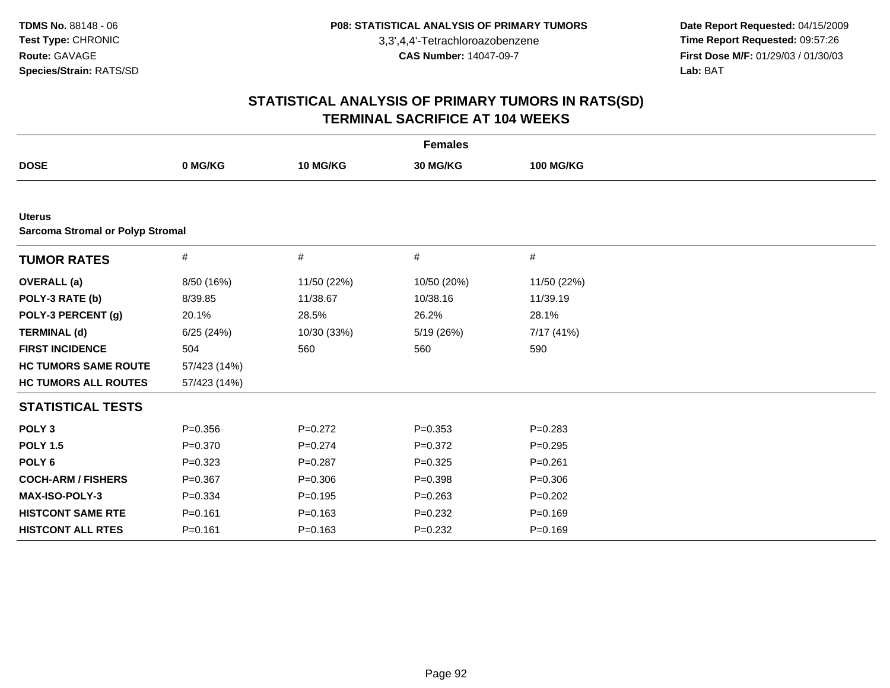**TDMS No.** 88148 - 06
**Test Type:** CHRONIC
**Route:** GAVAGE
**Species/Strain:** RATS/SD

**P08: STATISTICAL ANALYSIS OF PRIMARY TUMORS**
3,3',4,4'-Tetrachloroazobenzene
**CAS Number:** 14047-09-7

**Date Report Requested:** 04/15/2009
**Time Report Requested:** 09:57:26
**First Dose M/F:** 01/29/03 / 01/30/03
**Lab:** BAT

# STATISTICAL ANALYSIS OF PRIMARY TUMORS IN RATS(SD)
# TERMINAL SACRIFICE AT 104 WEEKS

| Females | | | | |
|---|---|---|---|---|
| **DOSE** | **0 MG/KG** | **10 MG/KG** | **30 MG/KG** | **100 MG/KG** |
| **Uterus** | | | | |
| **Sarcoma Stromal or Polyp Stromal** | | | | |
| **TUMOR RATES** | # | # | # | # |
| **OVERALL (a)** | 8/50 (16%) | 11/50 (22%) | 10/50 (20%) | 11/50 (22%) |
| **POLY-3 RATE (b)** | 8/39.85 | 11/38.67 | 10/38.16 | 11/39.19 |
| **POLY-3 PERCENT (g)** | 20.1% | 28.5% | 26.2% | 28.1% |
| **TERMINAL (d)** | 6/25 (24%) | 10/30 (33%) | 5/19 (26%) | 7/17 (41%) |
| **FIRST INCIDENCE** | 504 | 560 | 560 | 590 |
| **HC TUMORS SAME ROUTE** | 57/423 (14%) | | | |
| **HC TUMORS ALL ROUTES** | 57/423 (14%) | | | |
| **STATISTICAL TESTS** | | | | |
| **POLY 3** | P=0.356 | P=0.272 | P=0.353 | P=0.283 |
| **POLY 1.5** | P=0.370 | P=0.274 | P=0.372 | P=0.295 |
| **POLY 6** | P=0.323 | P=0.287 | P=0.325 | P=0.261 |
| **COCH-ARM / FISHERS** | P=0.367 | P=0.306 | P=0.398 | P=0.306 |
| **MAX-ISO-POLY-3** | P=0.334 | P=0.195 | P=0.263 | P=0.202 |
| **HISTCONT SAME RTE** | P=0.161 | P=0.163 | P=0.232 | P=0.169 |
| **HISTCONT ALL RTES** | P=0.161 | P=0.163 | P=0.232 | P=0.169 |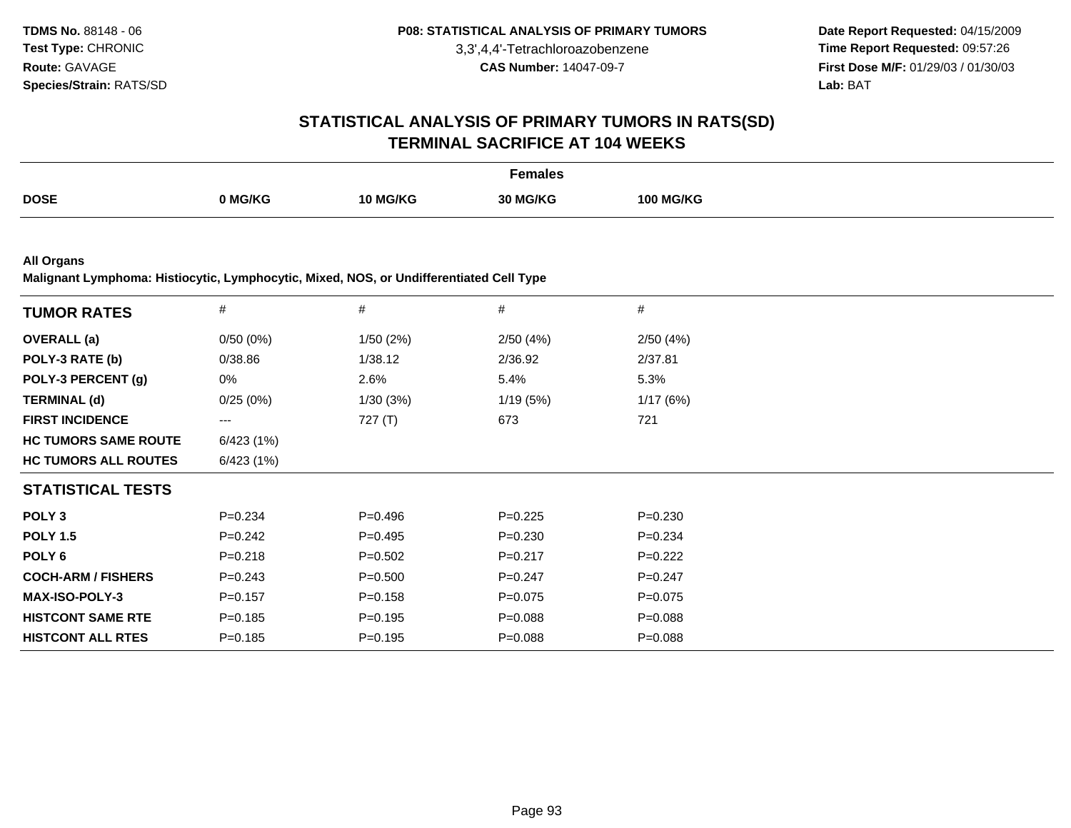**TDMS No.** 88148 - 06
**Test Type:** CHRONIC
**Route:** GAVAGE
**Species/Strain:** RATS/SD

**P08: STATISTICAL ANALYSIS OF PRIMARY TUMORS**
3,3',4,4'-Tetrachloroazobenzene
**CAS Number:** 14047-09-7

**Date Report Requested:** 04/15/2009
**Time Report Requested:** 09:57:26
**First Dose M/F:** 01/29/03 / 01/30/03
**Lab:** BAT

## STATISTICAL ANALYSIS OF PRIMARY TUMORS IN RATS(SD)
## TERMINAL SACRIFICE AT 104 WEEKS

**Females**

| DOSE | 0 MG/KG | 10 MG/KG | 30 MG/KG | 100 MG/KG |
|---|---|---|---|---|

**All Organs**
**Malignant Lymphoma: Histiocytic, Lymphocytic, Mixed, NOS, or Undifferentiated Cell Type**

| TUMOR RATES | # | # | # | # |
|---|---|---|---|---|
| **OVERALL (a)** | 0/50 (0%) | 1/50 (2%) | 2/50 (4%) | 2/50 (4%) |
| **POLY-3 RATE (b)** | 0/38.86 | 1/38.12 | 2/36.92 | 2/37.81 |
| **POLY-3 PERCENT (g)** | 0% | 2.6% | 5.4% | 5.3% |
| **TERMINAL (d)** | 0/25 (0%) | 1/30 (3%) | 1/19 (5%) | 1/17 (6%) |
| **FIRST INCIDENCE** | --- | 727 (T) | 673 | 721 |
| **HC TUMORS SAME ROUTE** | 6/423 (1%) | | | |
| **HC TUMORS ALL ROUTES** | 6/423 (1%) | | | |
| **STATISTICAL TESTS** | | | | |
| **POLY 3** | P=0.234 | P=0.496 | P=0.225 | P=0.230 |
| **POLY 1.5** | P=0.242 | P=0.495 | P=0.230 | P=0.234 |
| **POLY 6** | P=0.218 | P=0.502 | P=0.217 | P=0.222 |
| **COCH-ARM / FISHERS** | P=0.243 | P=0.500 | P=0.247 | P=0.247 |
| **MAX-ISO-POLY-3** | P=0.157 | P=0.158 | P=0.075 | P=0.075 |
| **HISTCONT SAME RTE** | P=0.185 | P=0.195 | P=0.088 | P=0.088 |
| **HISTCONT ALL RTES** | P=0.185 | P=0.195 | P=0.088 | P=0.088 |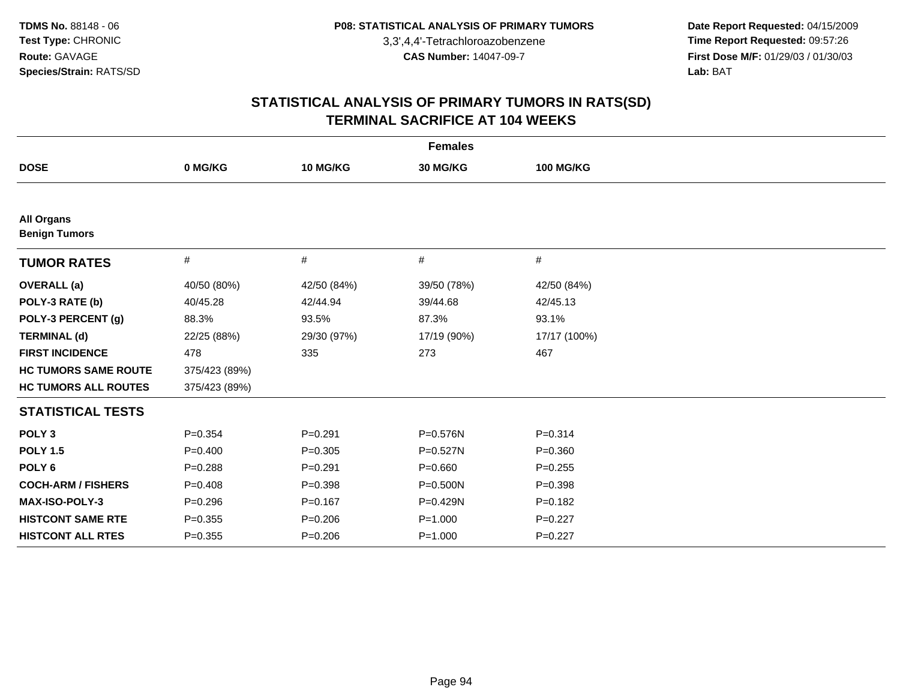**TDMS No.** 88148 - 06
**Test Type:** CHRONIC
**Route:** GAVAGE
**Species/Strain:** RATS/SD

**P08: STATISTICAL ANALYSIS OF PRIMARY TUMORS**
3,3',4,4'-Tetrachloroazobenzene
**CAS Number:** 14047-09-7

**Date Report Requested:** 04/15/2009
**Time Report Requested:** 09:57:26
**First Dose M/F:** 01/29/03 / 01/30/03
**Lab:** BAT

## STATISTICAL ANALYSIS OF PRIMARY TUMORS IN RATS(SD)
## TERMINAL SACRIFICE AT 104 WEEKS

| | Females | | | |
|---|---|---|---|---|
| **DOSE** | **0 MG/KG** | **10 MG/KG** | **30 MG/KG** | **100 MG/KG** |
| **All Organs** | | | | |
| **Benign Tumors** | | | | |
| **TUMOR RATES** | # | # | # | # |
| **OVERALL (a)** | 40/50 (80%) | 42/50 (84%) | 39/50 (78%) | 42/50 (84%) |
| **POLY-3 RATE (b)** | 40/45.28 | 42/44.94 | 39/44.68 | 42/45.13 |
| **POLY-3 PERCENT (g)** | 88.3% | 93.5% | 87.3% | 93.1% |
| **TERMINAL (d)** | 22/25 (88%) | 29/30 (97%) | 17/19 (90%) | 17/17 (100%) |
| **FIRST INCIDENCE** | 478 | 335 | 273 | 467 |
| **HC TUMORS SAME ROUTE** | 375/423 (89%) | | | |
| **HC TUMORS ALL ROUTES** | 375/423 (89%) | | | |
| **STATISTICAL TESTS** | | | | |
| **POLY 3** | P=0.354 | P=0.291 | P=0.576N | P=0.314 |
| **POLY 1.5** | P=0.400 | P=0.305 | P=0.527N | P=0.360 |
| **POLY 6** | P=0.288 | P=0.291 | P=0.660 | P=0.255 |
| **COCH-ARM / FISHERS** | P=0.408 | P=0.398 | P=0.500N | P=0.398 |
| **MAX-ISO-POLY-3** | P=0.296 | P=0.167 | P=0.429N | P=0.182 |
| **HISTCONT SAME RTE** | P=0.355 | P=0.206 | P=1.000 | P=0.227 |
| **HISTCONT ALL RTES** | P=0.355 | P=0.206 | P=1.000 | P=0.227 |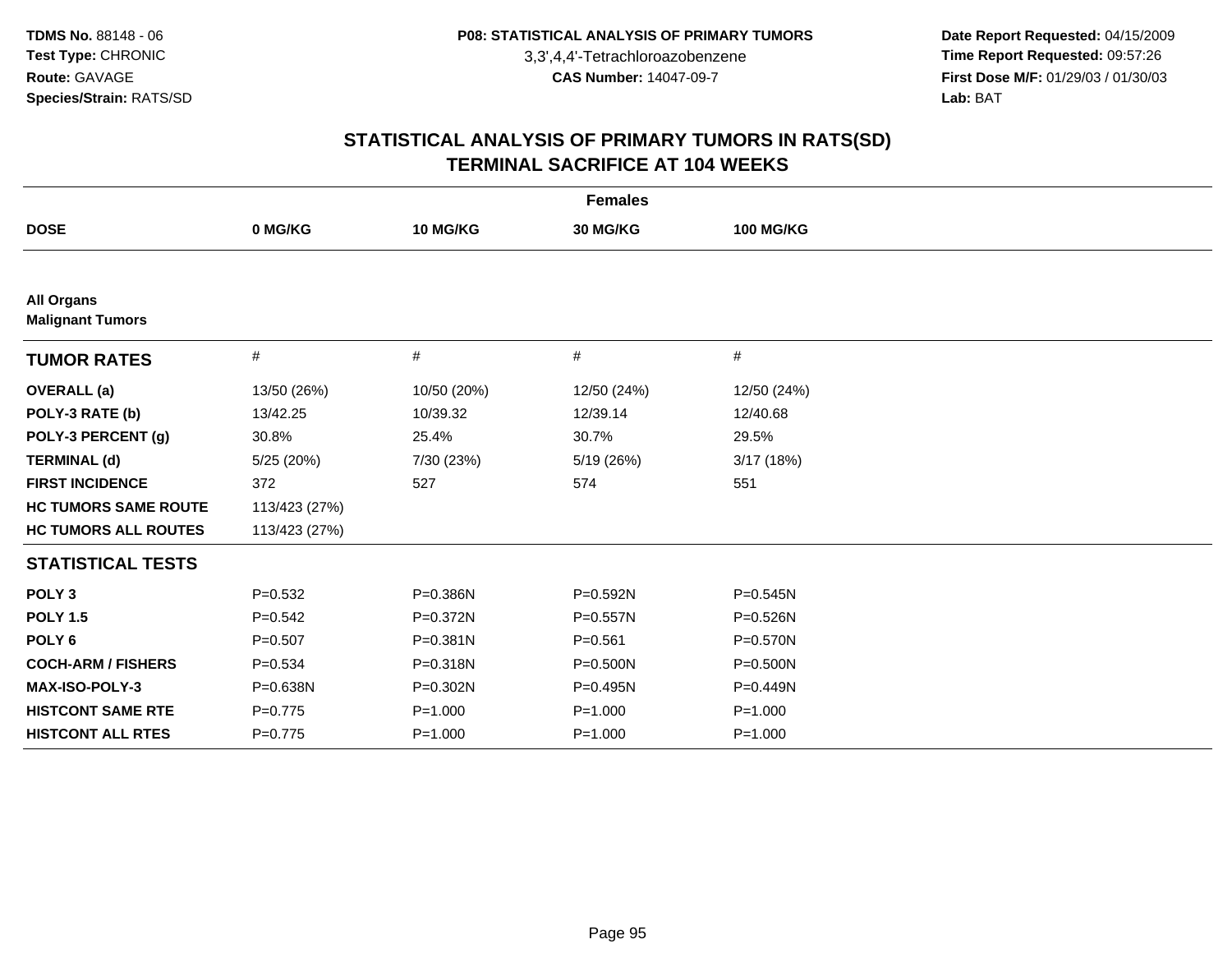**TDMS No.** 88148 - 06
**Test Type:** CHRONIC
**Route:** GAVAGE
**Species/Strain:** RATS/SD

**P08: STATISTICAL ANALYSIS OF PRIMARY TUMORS**
3,3',4,4'-Tetrachloroazobenzene
**CAS Number:** 14047-09-7

**Date Report Requested:** 04/15/2009
**Time Report Requested:** 09:57:26
**First Dose M/F:** 01/29/03 / 01/30/03
**Lab:** BAT

## STATISTICAL ANALYSIS OF PRIMARY TUMORS IN RATS(SD)
## TERMINAL SACRIFICE AT 104 WEEKS

| | Females | | | |
|---|---|---|---|---|
| **DOSE** | **0 MG/KG** | **10 MG/KG** | **30 MG/KG** | **100 MG/KG** |
| **All Organs** | | | | |
| **Malignant Tumors** | | | | |
| **TUMOR RATES** | # | # | # | # |
| **OVERALL (a)** | 13/50 (26%) | 10/50 (20%) | 12/50 (24%) | 12/50 (24%) |
| **POLY-3 RATE (b)** | 13/42.25 | 10/39.32 | 12/39.14 | 12/40.68 |
| **POLY-3 PERCENT (g)** | 30.8% | 25.4% | 30.7% | 29.5% |
| **TERMINAL (d)** | 5/25 (20%) | 7/30 (23%) | 5/19 (26%) | 3/17 (18%) |
| **FIRST INCIDENCE** | 372 | 527 | 574 | 551 |
| **HC TUMORS SAME ROUTE** | 113/423 (27%) | | | |
| **HC TUMORS ALL ROUTES** | 113/423 (27%) | | | |
| **STATISTICAL TESTS** | | | | |
| **POLY 3** | P=0.532 | P=0.386N | P=0.592N | P=0.545N |
| **POLY 1.5** | P=0.542 | P=0.372N | P=0.557N | P=0.526N |
| **POLY 6** | P=0.507 | P=0.381N | P=0.561 | P=0.570N |
| **COCH-ARM / FISHERS** | P=0.534 | P=0.318N | P=0.500N | P=0.500N |
| **MAX-ISO-POLY-3** | P=0.638N | P=0.302N | P=0.495N | P=0.449N |
| **HISTCONT SAME RTE** | P=0.775 | P=1.000 | P=1.000 | P=1.000 |
| **HISTCONT ALL RTES** | P=0.775 | P=1.000 | P=1.000 | P=1.000 |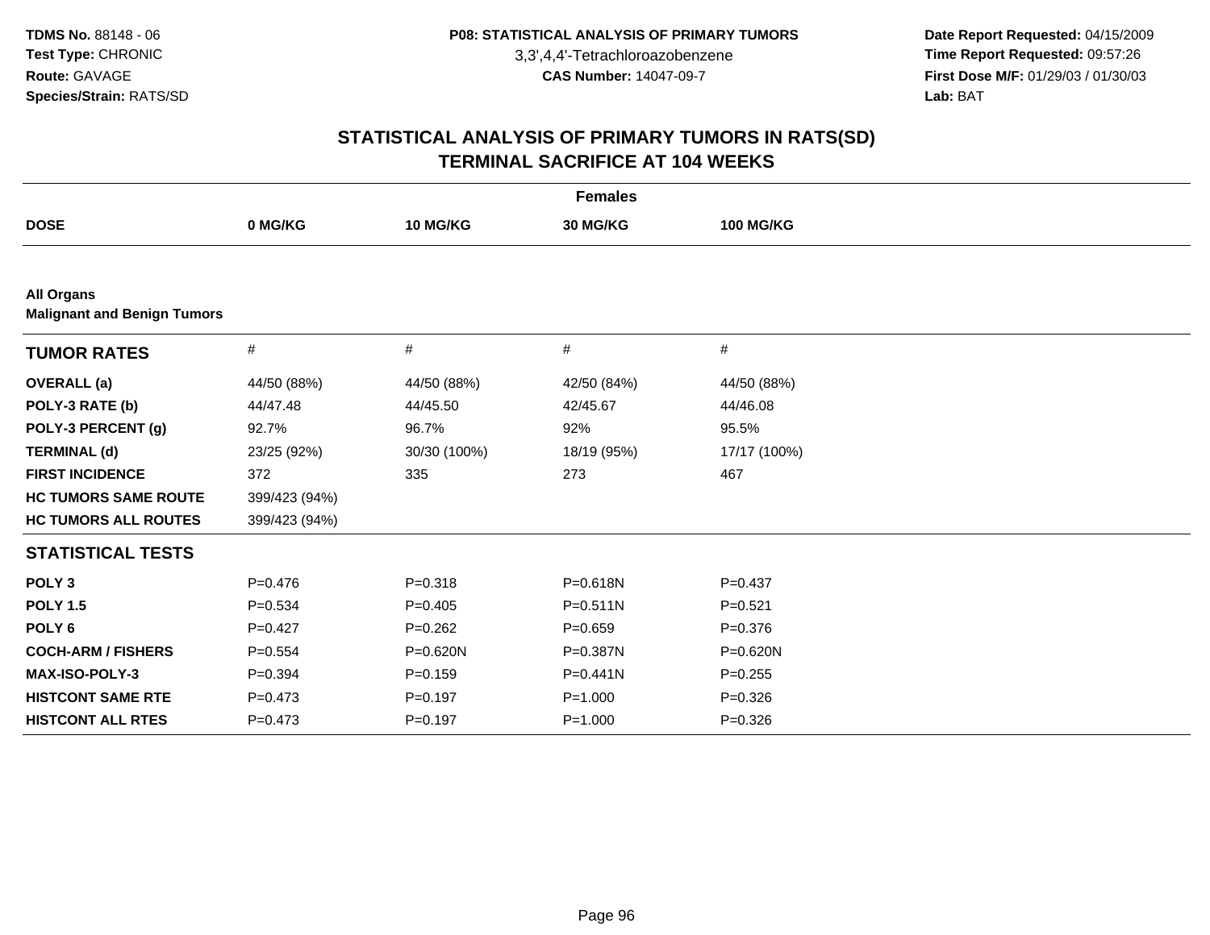**TDMS No.** 88148 - 06
**Test Type:** CHRONIC
**Route:** GAVAGE
**Species/Strain:** RATS/SD

**P08: STATISTICAL ANALYSIS OF PRIMARY TUMORS**
3,3',4,4'-Tetrachloroazobenzene
**CAS Number:** 14047-09-7

**Date Report Requested:** 04/15/2009
**Time Report Requested:** 09:57:26
**First Dose M/F:** 01/29/03 / 01/30/03
**Lab:** BAT

## STATISTICAL ANALYSIS OF PRIMARY TUMORS IN RATS(SD)
## TERMINAL SACRIFICE AT 104 WEEKS

| | Females | | | |
|---|---|---|---|---|
| **DOSE** | **0 MG/KG** | **10 MG/KG** | **30 MG/KG** | **100 MG/KG** |
| **All Organs** | | | | |
| **Malignant and Benign Tumors** | | | | |
| **TUMOR RATES** | # | # | # | # |
| **OVERALL (a)** | 44/50 (88%) | 44/50 (88%) | 42/50 (84%) | 44/50 (88%) |
| **POLY-3 RATE (b)** | 44/47.48 | 44/45.50 | 42/45.67 | 44/46.08 |
| **POLY-3 PERCENT (g)** | 92.7% | 96.7% | 92% | 95.5% |
| **TERMINAL (d)** | 23/25 (92%) | 30/30 (100%) | 18/19 (95%) | 17/17 (100%) |
| **FIRST INCIDENCE** | 372 | 335 | 273 | 467 |
| **HC TUMORS SAME ROUTE** | 399/423 (94%) | | | |
| **HC TUMORS ALL ROUTES** | 399/423 (94%) | | | |
| **STATISTICAL TESTS** | | | | |
| **POLY 3** | P=0.476 | P=0.318 | P=0.618N | P=0.437 |
| **POLY 1.5** | P=0.534 | P=0.405 | P=0.511N | P=0.521 |
| **POLY 6** | P=0.427 | P=0.262 | P=0.659 | P=0.376 |
| **COCH-ARM / FISHERS** | P=0.554 | P=0.620N | P=0.387N | P=0.620N |
| **MAX-ISO-POLY-3** | P=0.394 | P=0.159 | P=0.441N | P=0.255 |
| **HISTCONT SAME RTE** | P=0.473 | P=0.197 | P=1.000 | P=0.326 |
| **HISTCONT ALL RTES** | P=0.473 | P=0.197 | P=1.000 | P=0.326 |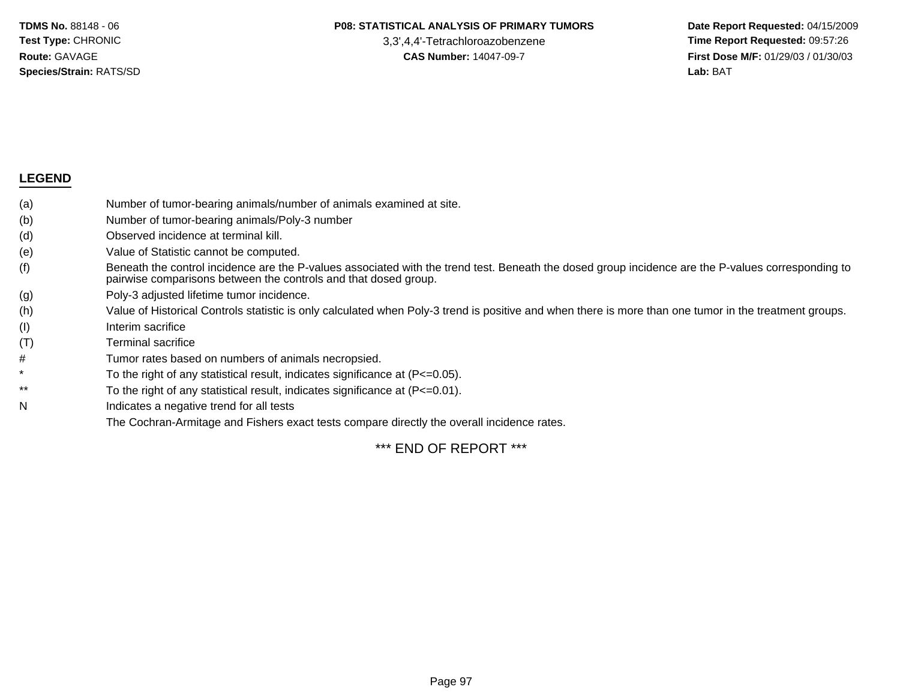## LEGEND

| | |
|---|---|
| (a) | Number of tumor-bearing animals/number of animals examined at site. |
| (b) | Number of tumor-bearing animals/Poly-3 number |
| (d) | Observed incidence at terminal kill. |
| (e) | Value of Statistic cannot be computed. |
| (f) | Beneath the control incidence are the P-values associated with the trend test. Beneath the dosed group incidence are the P-values corresponding to pairwise comparisons between the controls and that dosed group. |
| (g) | Poly-3 adjusted lifetime tumor incidence. |
| (h) | Value of Historical Controls statistic is only calculated when Poly-3 trend is positive and when there is more than one tumor in the treatment groups. |
| (I) | Interim sacrifice |
| (T) | Terminal sacrifice |
| # | Tumor rates based on numbers of animals necropsied. |
| * | To the right of any statistical result, indicates significance at (P<=0.05). |
| ** | To the right of any statistical result, indicates significance at (P<=0.01). |
| N | Indicates a negative trend for all tests |
| | The Cochran-Armitage and Fishers exact tests compare directly the overall incidence rates. |

*** END OF REPORT ***